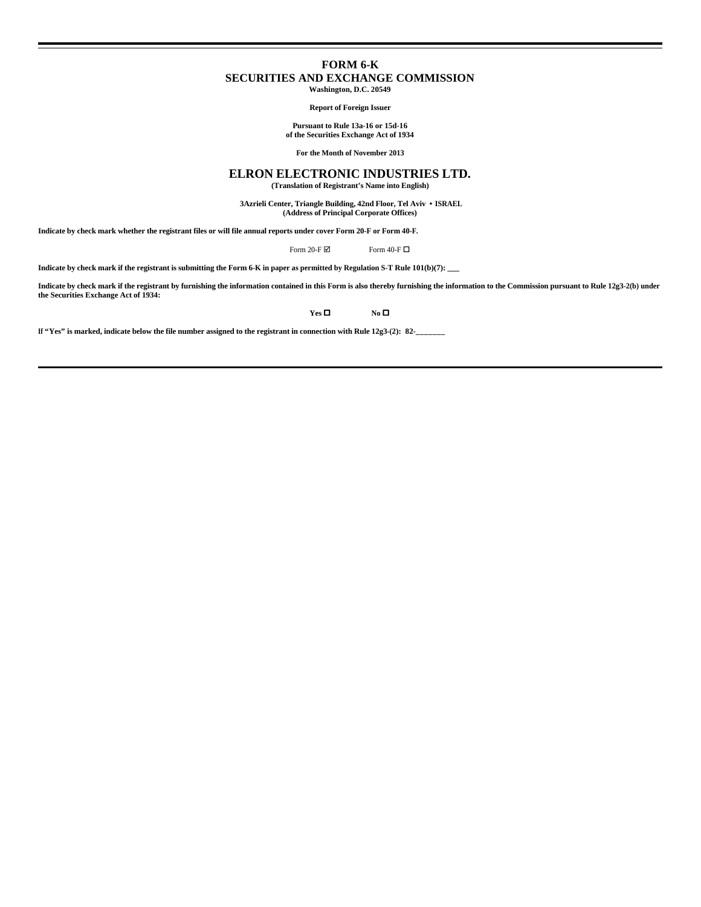# FORM 6-K
## SECURITIES AND EXCHANGE COMMISSION
**Washington, D.C. 20549**

**Report of Foreign Issuer**

**Pursuant to Rule 13a-16 or 15d-16**
**of the Securities Exchange Act of 1934**

**For the Month of November 2013**

# ELRON ELECTRONIC INDUSTRIES LTD.
**(Translation of Registrant's Name into English)**

**3Azrieli Center, Triangle Building, 42nd Floor, Tel Aviv • ISRAEL**
**(Address of Principal Corporate Offices)**

**Indicate by check mark whether the registrant files or will file annual reports under cover Form 20-F or Form 40-F.**

Form 20-F ☑ Form 40-F ☐

**Indicate by check mark if the registrant is submitting the Form 6-K in paper as permitted by Regulation S-T Rule 101(b)(7): \_\_\_**

**Indicate by check mark if the registrant by furnishing the information contained in this Form is also thereby furnishing the information to the Commission pursuant to Rule 12g3-2(b) under the Securities Exchange Act of 1934:**

**Yes** ☐ **No** ☐

**If "Yes" is marked, indicate below the file number assigned to the registrant in connection with Rule 12g3-(2): 82-\_\_\_\_\_\_\_**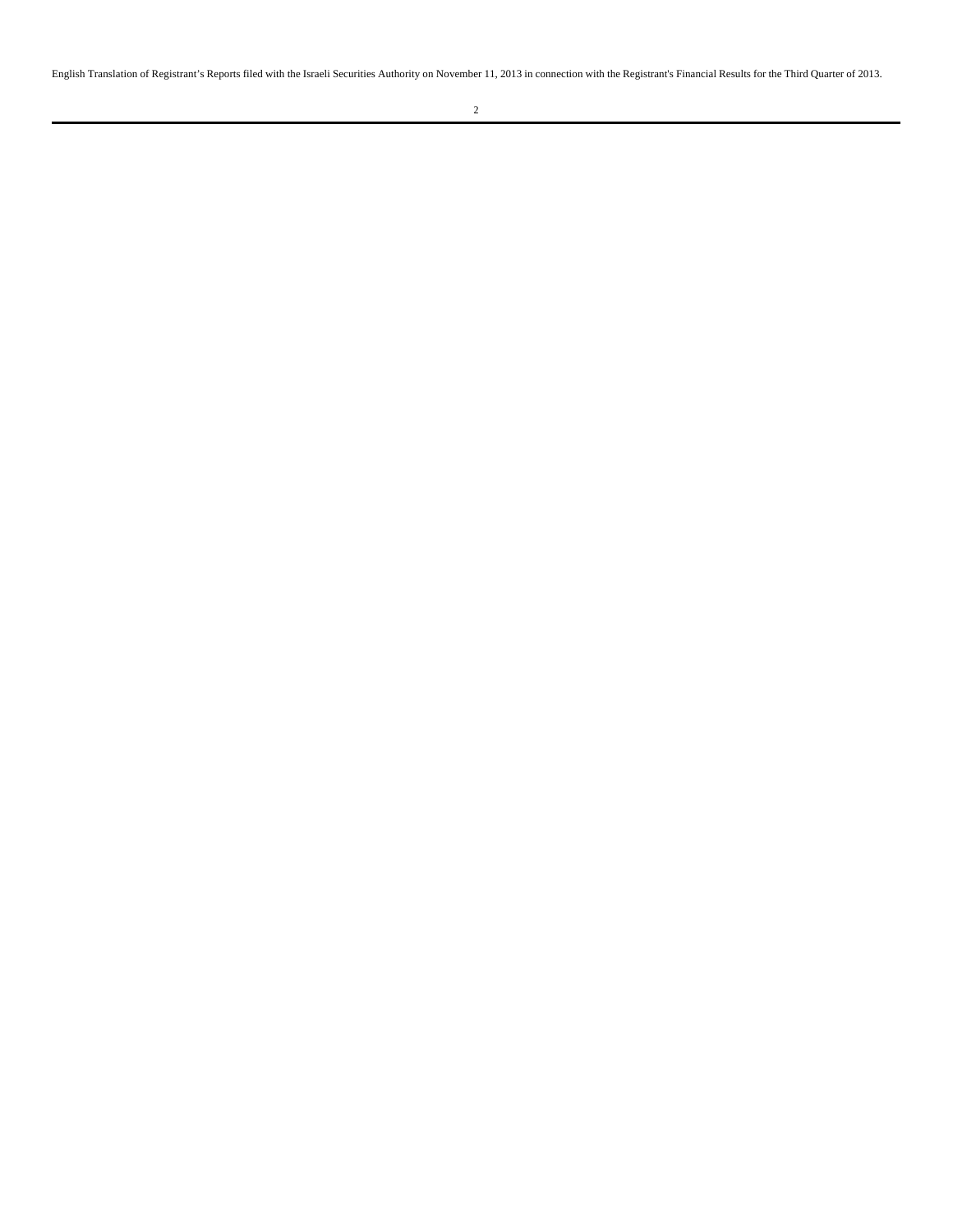English Translation of Registrant's Reports filed with the Israeli Securities Authority on November 11, 2013 in connection with the Registrant's Financial Results for the Third Quarter of 2013.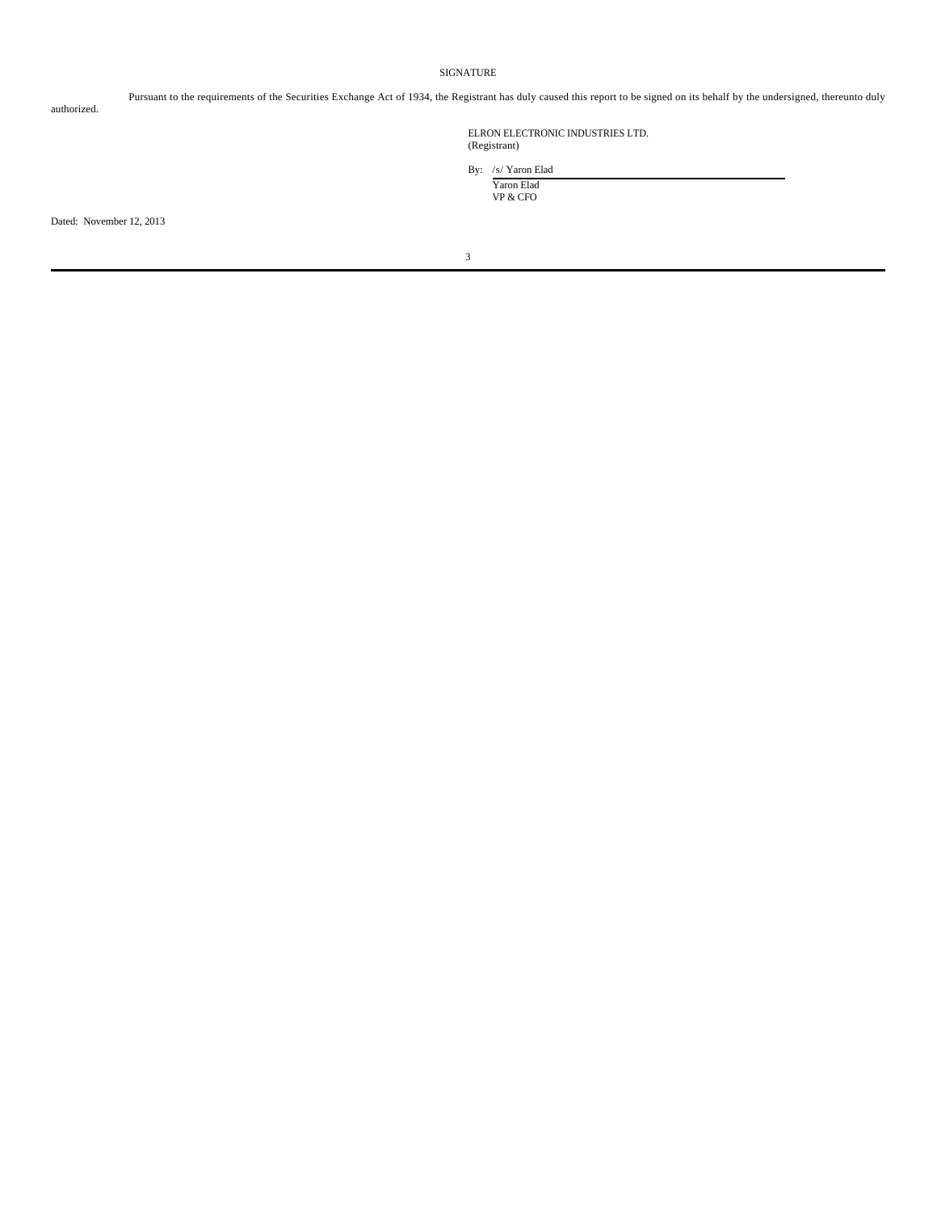SIGNATURE

Pursuant to the requirements of the Securities Exchange Act of 1934, the Registrant has duly caused this report to be signed on its behalf by the undersigned, thereunto duly authorized.

ELRON ELECTRONIC INDUSTRIES LTD.
(Registrant)

By: /s/ Yaron Elad
Yaron Elad
VP & CFO

Dated: November 12, 2013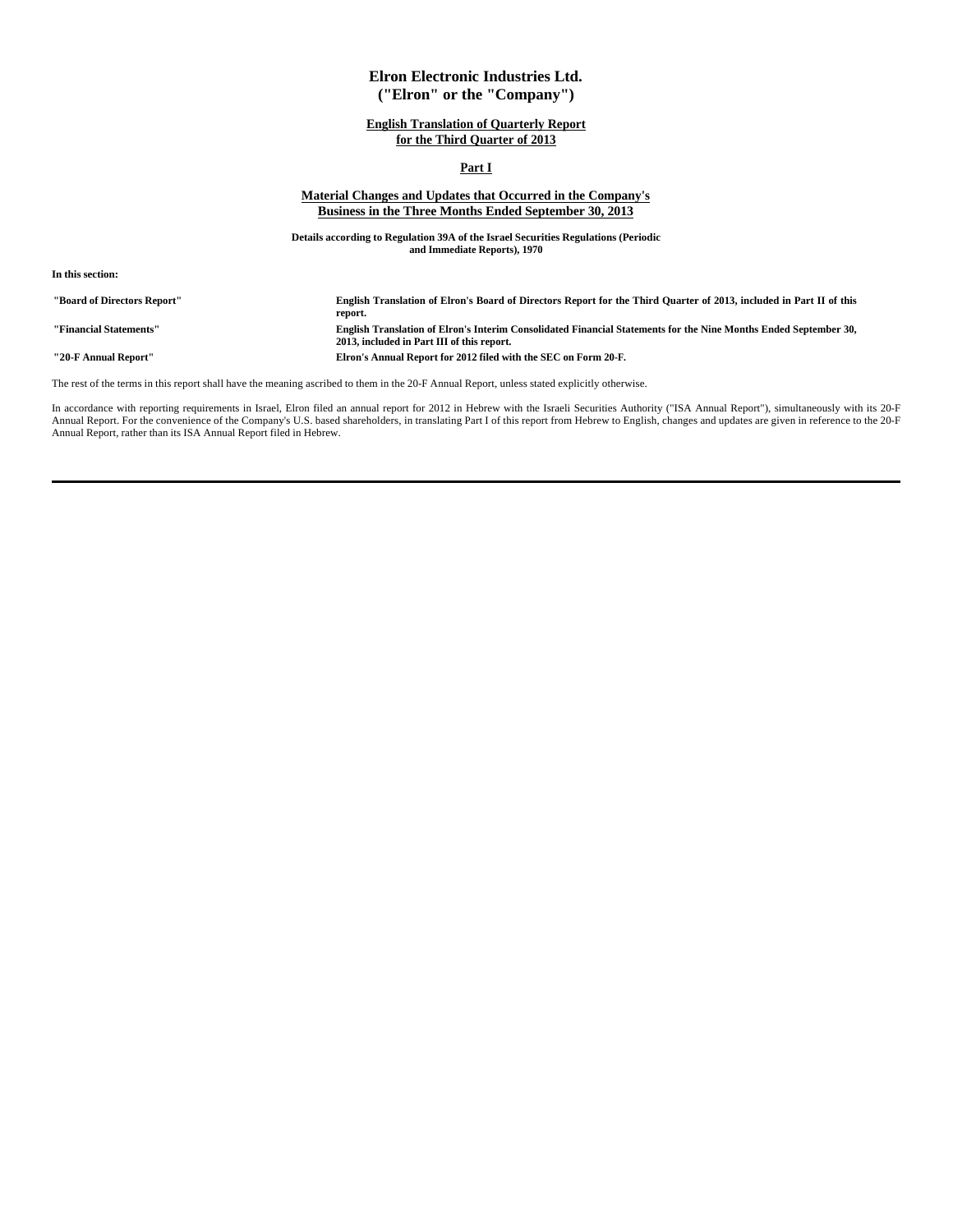# Elron Electronic Industries Ltd.
# ("Elron" or the "Company")

## English Translation of Quarterly Report for the Third Quarter of 2013

## Part I

## Material Changes and Updates that Occurred in the Company's Business in the Three Months Ended September 30, 2013

**Details according to Regulation 39A of the Israel Securities Regulations (Periodic and Immediate Reports), 1970**

**In this section:**

| | |
|---|---|
| **"Board of Directors Report"** | **English Translation of Elron's Board of Directors Report for the Third Quarter of 2013, included in Part II of this report.** |
| **"Financial Statements"** | **English Translation of Elron's Interim Consolidated Financial Statements for the Nine Months Ended September 30, 2013, included in Part III of this report.** |
| **"20-F Annual Report"** | **Elron's Annual Report for 2012 filed with the SEC on Form 20-F.** |

The rest of the terms in this report shall have the meaning ascribed to them in the 20-F Annual Report, unless stated explicitly otherwise.

In accordance with reporting requirements in Israel, Elron filed an annual report for 2012 in Hebrew with the Israeli Securities Authority ("ISA Annual Report"), simultaneously with its 20-F Annual Report. For the convenience of the Company's U.S. based shareholders, in translating Part I of this report from Hebrew to English, changes and updates are given in reference to the 20-F Annual Report, rather than its ISA Annual Report filed in Hebrew.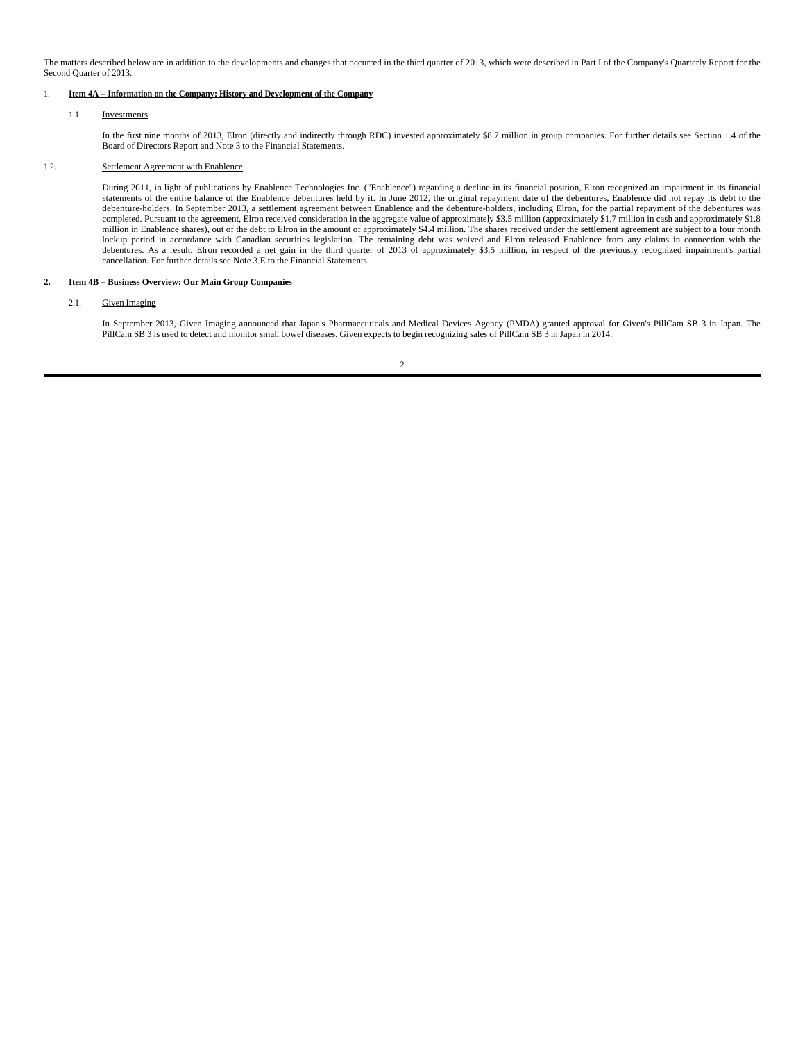The matters described below are in addition to the developments and changes that occurred in the third quarter of 2013, which were described in Part I of the Company's Quarterly Report for the Second Quarter of 2013.

1. **Item 4A – Information on the Company: History and Development of the Company**

1.1. Investments

In the first nine months of 2013, Elron (directly and indirectly through RDC) invested approximately $8.7 million in group companies. For further details see Section 1.4 of the Board of Directors Report and Note 3 to the Financial Statements.

1.2. Settlement Agreement with Enablence

During 2011, in light of publications by Enablence Technologies Inc. ("Enablence") regarding a decline in its financial position, Elron recognized an impairment in its financial statements of the entire balance of the Enablence debentures held by it. In June 2012, the original repayment date of the debentures, Enablence did not repay its debt to the debenture-holders. In September 2013, a settlement agreement between Enablence and the debenture-holders, including Elron, for the partial repayment of the debentures was completed. Pursuant to the agreement, Elron received consideration in the aggregate value of approximately $3.5 million (approximately $1.7 million in cash and approximately $1.8 million in Enablence shares), out of the debt to Elron in the amount of approximately $4.4 million. The shares received under the settlement agreement are subject to a four month lockup period in accordance with Canadian securities legislation. The remaining debt was waived and Elron released Enablence from any claims in connection with the debentures. As a result, Elron recorded a net gain in the third quarter of 2013 of approximately $3.5 million, in respect of the previously recognized impairment's partial cancellation. For further details see Note 3.E to the Financial Statements.

2. **Item 4B – Business Overview: Our Main Group Companies**

2.1. Given Imaging

In September 2013, Given Imaging announced that Japan's Pharmaceuticals and Medical Devices Agency (PMDA) granted approval for Given's PillCam SB 3 in Japan. The PillCam SB 3 is used to detect and monitor small bowel diseases. Given expects to begin recognizing sales of PillCam SB 3 in Japan in 2014.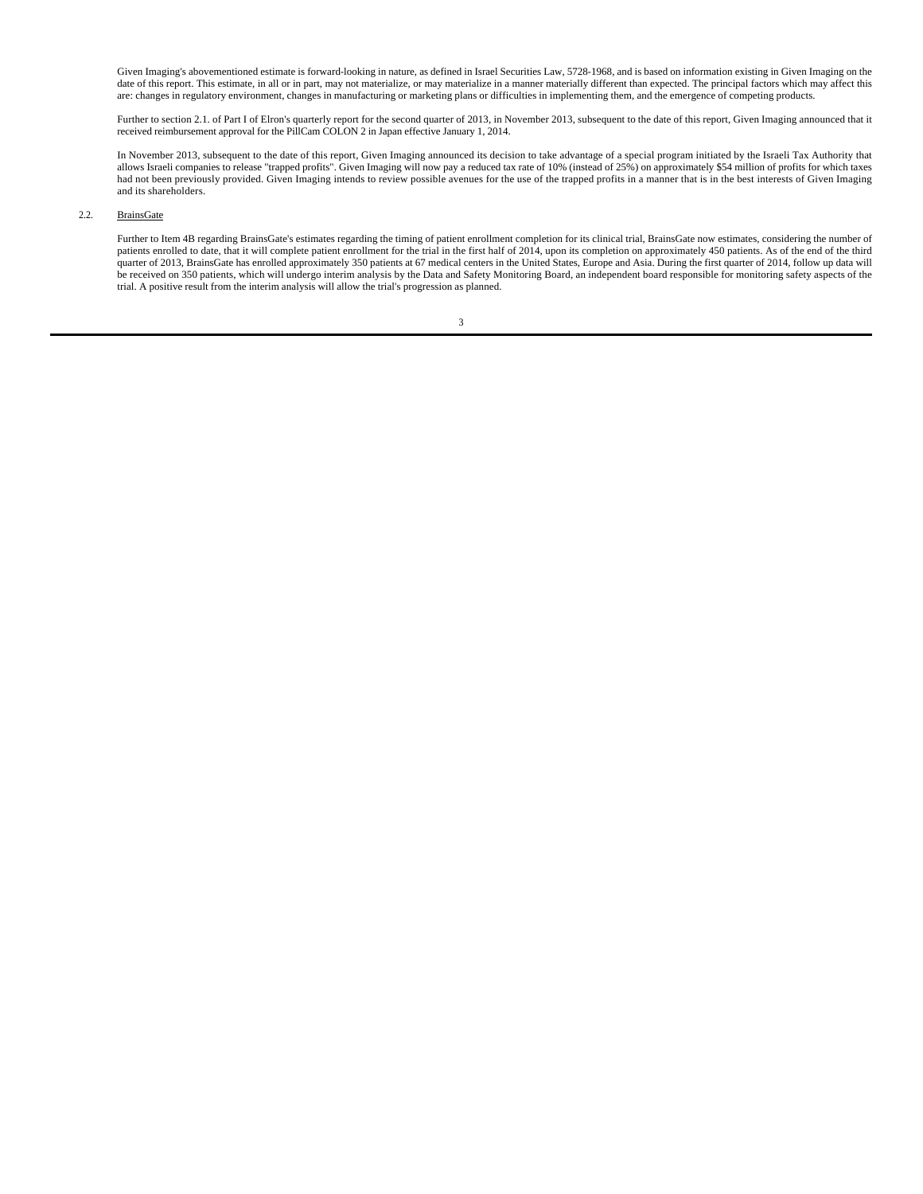Given Imaging's abovementioned estimate is forward-looking in nature, as defined in Israel Securities Law, 5728-1968, and is based on information existing in Given Imaging on the date of this report. This estimate, in all or in part, may not materialize, or may materialize in a manner materially different than expected. The principal factors which may affect this are: changes in regulatory environment, changes in manufacturing or marketing plans or difficulties in implementing them, and the emergence of competing products.

Further to section 2.1. of Part I of Elron's quarterly report for the second quarter of 2013, in November 2013, subsequent to the date of this report, Given Imaging announced that it received reimbursement approval for the PillCam COLON 2 in Japan effective January 1, 2014.

In November 2013, subsequent to the date of this report, Given Imaging announced its decision to take advantage of a special program initiated by the Israeli Tax Authority that allows Israeli companies to release "trapped profits". Given Imaging will now pay a reduced tax rate of 10% (instead of 25%) on approximately $54 million of profits for which taxes had not been previously provided. Given Imaging intends to review possible avenues for the use of the trapped profits in a manner that is in the best interests of Given Imaging and its shareholders.

2.2. BrainsGate

Further to Item 4B regarding BrainsGate's estimates regarding the timing of patient enrollment completion for its clinical trial, BrainsGate now estimates, considering the number of patients enrolled to date, that it will complete patient enrollment for the trial in the first half of 2014, upon its completion on approximately 450 patients. As of the end of the third quarter of 2013, BrainsGate has enrolled approximately 350 patients at 67 medical centers in the United States, Europe and Asia. During the first quarter of 2014, follow up data will be received on 350 patients, which will undergo interim analysis by the Data and Safety Monitoring Board, an independent board responsible for monitoring safety aspects of the trial. A positive result from the interim analysis will allow the trial's progression as planned.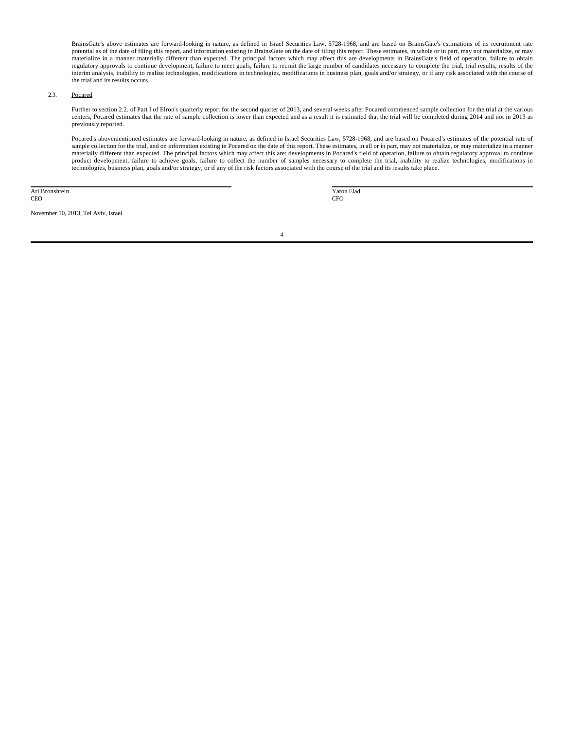BrainsGate's above estimates are forward-looking in nature, as defined in Israel Securities Law, 5728-1968, and are based on BrainsGate's estimations of its recruitment rate potential as of the date of filing this report, and information existing in BrainsGate on the date of filing this report. These estimates, in whole or in part, may not materialize, or may materialize in a manner materially different than expected. The principal factors which may affect this are developments in BrainsGate's field of operation, failure to obtain regulatory approvals to continue development, failure to meet goals, failure to recruit the large number of candidates necessary to complete the trial, trial results, results of the interim analysis, inability to realize technologies, modifications in technologies, modifications in business plan, goals and/or strategy, or if any risk associated with the course of the trial and its results occurs.

2.3. Pocared

Further to section 2.2. of Part I of Elron's quarterly report for the second quarter of 2013, and several weeks after Pocared commenced sample collection for the trial at the various centers, Pocared estimates that the rate of sample collection is lower than expected and as a result it is estimated that the trial will be completed during 2014 and not in 2013 as previously reported.

Pocared's abovementioned estimates are forward-looking in nature, as defined in Israel Securities Law, 5728-1968, and are based on Pocared's estimates of the potential rate of sample collection for the trial, and on information existing in Pocared on the date of this report. These estimates, in all or in part, may not materialize, or may materialize in a manner materially different than expected. The principal factors which may affect this are: developments in Pocared's field of operation, failure to obtain regulatory approval to continue product development, failure to achieve goals, failure to collect the number of samples necessary to complete the trial, inability to realize technologies, modifications in technologies, business plan, goals and/or strategy, or if any of the risk factors associated with the course of the trial and its results take place.

| Ari Bronshtein | Yaron Elad |
|---|---|
| CEO | CFO |

November 10, 2013, Tel Aviv, Israel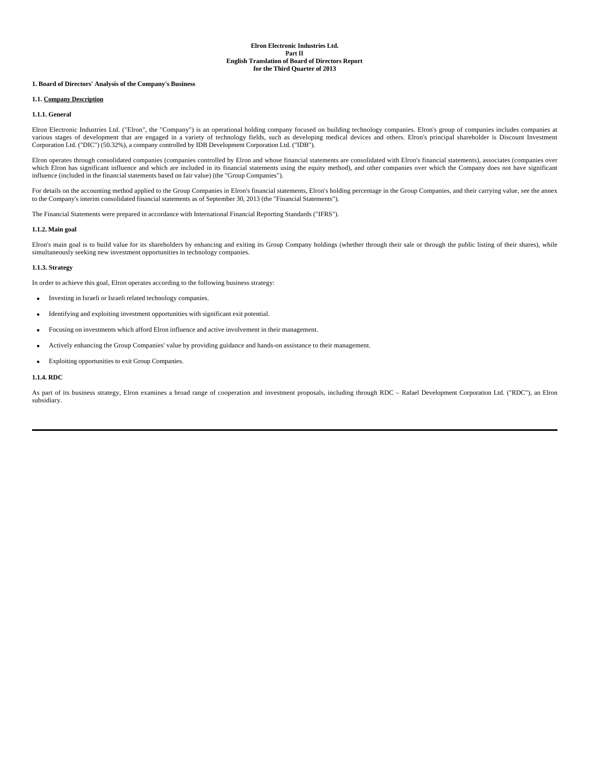**Elron Electronic Industries Ltd.**
**Part II**
**English Translation of Board of Directors Report**
**for the Third Quarter of 2013**

# 1. Board of Directors' Analysis of the Company's Business

## 1.1. Company Description

### 1.1.1. General

Elron Electronic Industries Ltd. ("Elron", the "Company") is an operational holding company focused on building technology companies. Elron's group of companies includes companies at various stages of development that are engaged in a variety of technology fields, such as developing medical devices and others. Elron's principal shareholder is Discount Investment Corporation Ltd. ("DIC") (50.32%), a company controlled by IDB Development Corporation Ltd. ("IDB").

Elron operates through consolidated companies (companies controlled by Elron and whose financial statements are consolidated with Elron's financial statements), associates (companies over which Elron has significant influence and which are included in its financial statements using the equity method), and other companies over which the Company does not have significant influence (included in the financial statements based on fair value) (the "Group Companies").

For details on the accounting method applied to the Group Companies in Elron's financial statements, Elron's holding percentage in the Group Companies, and their carrying value, see the annex to the Company's interim consolidated financial statements as of September 30, 2013 (the "Financial Statements").

The Financial Statements were prepared in accordance with International Financial Reporting Standards ("IFRS").

### 1.1.2. Main goal

Elron's main goal is to build value for its shareholders by enhancing and exiting its Group Company holdings (whether through their sale or through the public listing of their shares), while simultaneously seeking new investment opportunities in technology companies.

### 1.1.3. Strategy

In order to achieve this goal, Elron operates according to the following business strategy:

- Investing in Israeli or Israeli related technology companies.
- Identifying and exploiting investment opportunities with significant exit potential.
- Focusing on investments which afford Elron influence and active involvement in their management.
- Actively enhancing the Group Companies' value by providing guidance and hands-on assistance to their management.
- Exploiting opportunities to exit Group Companies.

### 1.1.4. RDC

As part of its business strategy, Elron examines a broad range of cooperation and investment proposals, including through RDC – Rafael Development Corporation Ltd. ("RDC"), an Elron subsidiary.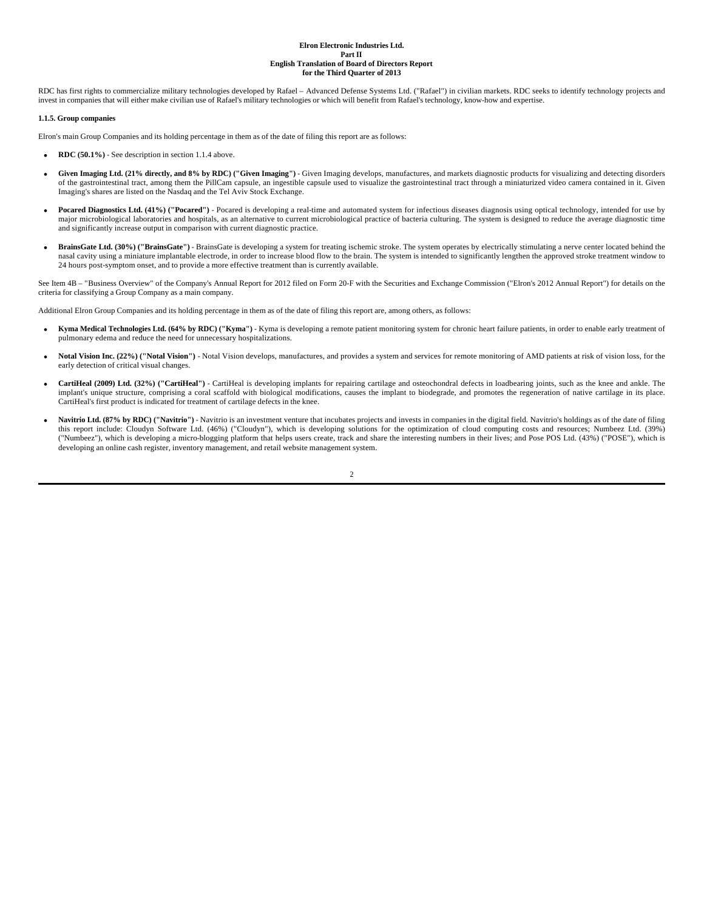RDC has first rights to commercialize military technologies developed by Rafael – Advanced Defense Systems Ltd. ("Rafael") in civilian markets. RDC seeks to identify technology projects and invest in companies that will either make civilian use of Rafael's military technologies or which will benefit from Rafael's technology, know-how and expertise.

**1.1.5. Group companies**

Elron's main Group Companies and its holding percentage in them as of the date of filing this report are as follows:

- **RDC (50.1%)** - See description in section 1.1.4 above.
- **Given Imaging Ltd. (21% directly, and 8% by RDC) ("Given Imaging")** - Given Imaging develops, manufactures, and markets diagnostic products for visualizing and detecting disorders of the gastrointestinal tract, among them the PillCam capsule, an ingestible capsule used to visualize the gastrointestinal tract through a miniaturized video camera contained in it. Given Imaging's shares are listed on the Nasdaq and the Tel Aviv Stock Exchange.
- **Pocared Diagnostics Ltd. (41%) ("Pocared")** - Pocared is developing a real-time and automated system for infectious diseases diagnosis using optical technology, intended for use by major microbiological laboratories and hospitals, as an alternative to current microbiological practice of bacteria culturing. The system is designed to reduce the average diagnostic time and significantly increase output in comparison with current diagnostic practice.
- **BrainsGate Ltd. (30%) ("BrainsGate")** - BrainsGate is developing a system for treating ischemic stroke. The system operates by electrically stimulating a nerve center located behind the nasal cavity using a miniature implantable electrode, in order to increase blood flow to the brain. The system is intended to significantly lengthen the approved stroke treatment window to 24 hours post-symptom onset, and to provide a more effective treatment than is currently available.

See Item 4B – "Business Overview" of the Company's Annual Report for 2012 filed on Form 20-F with the Securities and Exchange Commission ("Elron's 2012 Annual Report") for details on the criteria for classifying a Group Company as a main company.

Additional Elron Group Companies and its holding percentage in them as of the date of filing this report are, among others, as follows:

- **Kyma Medical Technologies Ltd. (64% by RDC) ("Kyma")** - Kyma is developing a remote patient monitoring system for chronic heart failure patients, in order to enable early treatment of pulmonary edema and reduce the need for unnecessary hospitalizations.
- **Notal Vision Inc. (22%) ("Notal Vision")** - Notal Vision develops, manufactures, and provides a system and services for remote monitoring of AMD patients at risk of vision loss, for the early detection of critical visual changes.
- **CartiHeal (2009) Ltd. (32%) ("CartiHeal")** - CartiHeal is developing implants for repairing cartilage and osteochondral defects in loadbearing joints, such as the knee and ankle. The implant's unique structure, comprising a coral scaffold with biological modifications, causes the implant to biodegrade, and promotes the regeneration of native cartilage in its place. CartiHeal's first product is indicated for treatment of cartilage defects in the knee.
- **Navitrio Ltd. (87% by RDC) ("Navitrio")** - Navitrio is an investment venture that incubates projects and invests in companies in the digital field. Navitrio's holdings as of the date of filing this report include: Cloudyn Software Ltd. (46%) ("Cloudyn"), which is developing solutions for the optimization of cloud computing costs and resources; Numbeez Ltd. (39%) ("Numbeez"), which is developing a micro-blogging platform that helps users create, track and share the interesting numbers in their lives; and Pose POS Ltd. (43%) ("POSE"), which is developing an online cash register, inventory management, and retail website management system.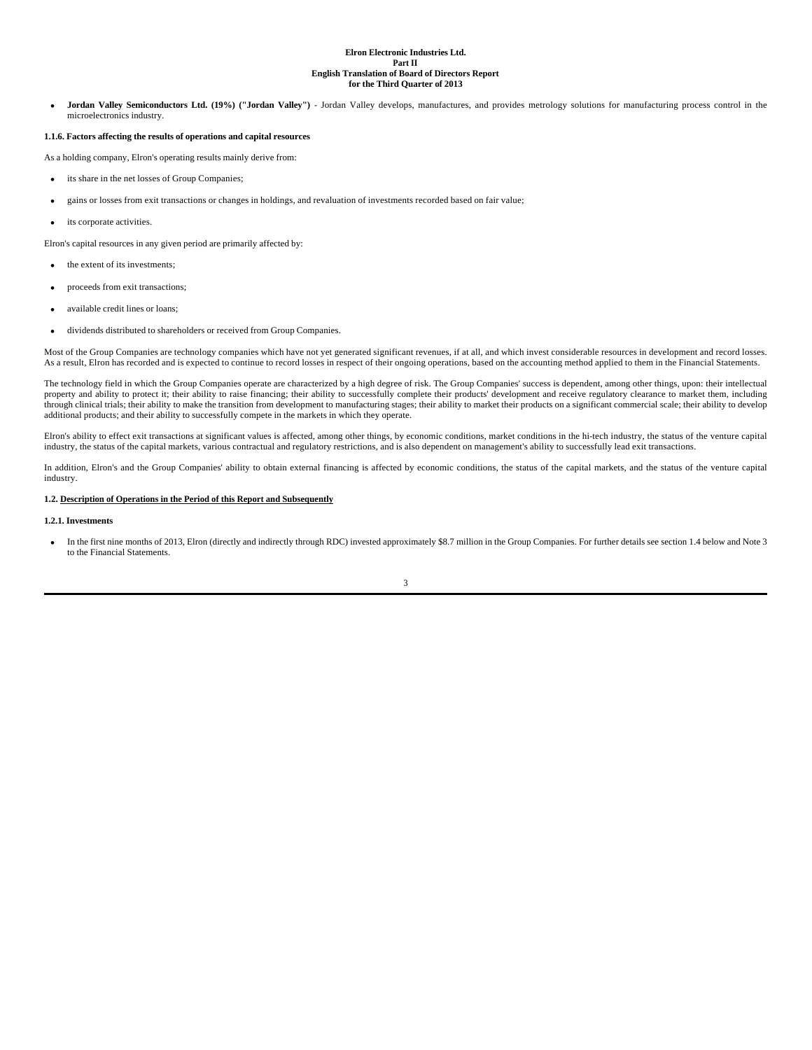- **Jordan Valley Semiconductors Ltd. (19%) ("Jordan Valley")** - Jordan Valley develops, manufactures, and provides metrology solutions for manufacturing process control in the microelectronics industry.

**1.1.6. Factors affecting the results of operations and capital resources**

As a holding company, Elron's operating results mainly derive from:

- its share in the net losses of Group Companies;
- gains or losses from exit transactions or changes in holdings, and revaluation of investments recorded based on fair value;
- its corporate activities.

Elron's capital resources in any given period are primarily affected by:

- the extent of its investments;
- proceeds from exit transactions;
- available credit lines or loans;
- dividends distributed to shareholders or received from Group Companies.

Most of the Group Companies are technology companies which have not yet generated significant revenues, if at all, and which invest considerable resources in development and record losses. As a result, Elron has recorded and is expected to continue to record losses in respect of their ongoing operations, based on the accounting method applied to them in the Financial Statements.

The technology field in which the Group Companies operate are characterized by a high degree of risk. The Group Companies' success is dependent, among other things, upon: their intellectual property and ability to protect it; their ability to raise financing; their ability to successfully complete their products' development and receive regulatory clearance to market them, including through clinical trials; their ability to make the transition from development to manufacturing stages; their ability to market their products on a significant commercial scale; their ability to develop additional products; and their ability to successfully compete in the markets in which they operate.

Elron's ability to effect exit transactions at significant values is affected, among other things, by economic conditions, market conditions in the hi-tech industry, the status of the venture capital industry, the status of the capital markets, various contractual and regulatory restrictions, and is also dependent on management's ability to successfully lead exit transactions.

In addition, Elron's and the Group Companies' ability to obtain external financing is affected by economic conditions, the status of the capital markets, and the status of the venture capital industry.

**1.2. Description of Operations in the Period of this Report and Subsequently**

**1.2.1. Investments**

- In the first nine months of 2013, Elron (directly and indirectly through RDC) invested approximately $8.7 million in the Group Companies. For further details see section 1.4 below and Note 3 to the Financial Statements.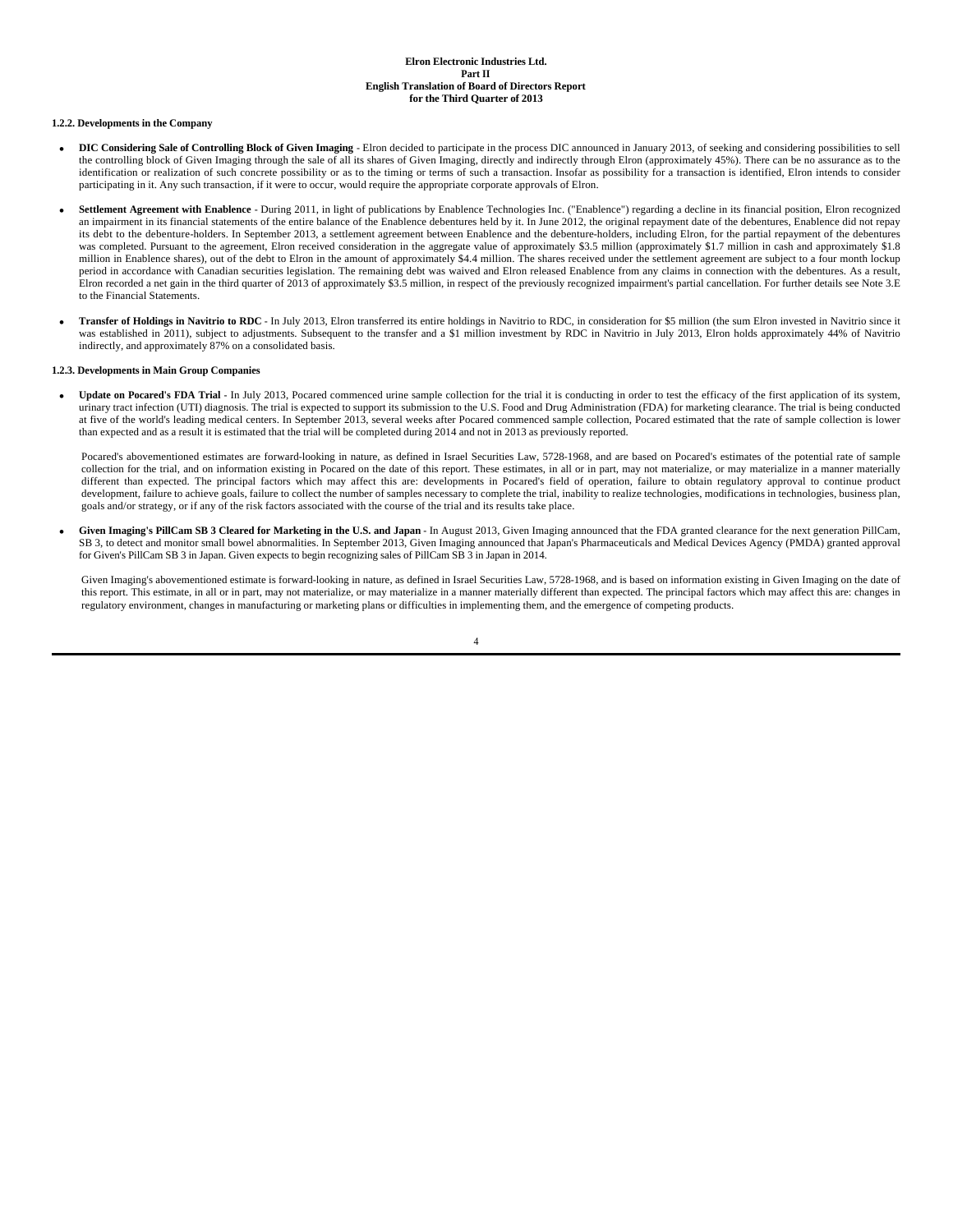**Elron Electronic Industries Ltd.**
**Part II**
**English Translation of Board of Directors Report**
**for the Third Quarter of 2013**

**1.2.2. Developments in the Company**

- **DIC Considering Sale of Controlling Block of Given Imaging** - Elron decided to participate in the process DIC announced in January 2013, of seeking and considering possibilities to sell the controlling block of Given Imaging through the sale of all its shares of Given Imaging, directly and indirectly through Elron (approximately 45%). There can be no assurance as to the identification or realization of such concrete possibility or as to the timing or terms of such a transaction. Insofar as possibility for a transaction is identified, Elron intends to consider participating in it. Any such transaction, if it were to occur, would require the appropriate corporate approvals of Elron.

- **Settlement Agreement with Enablence** - During 2011, in light of publications by Enablence Technologies Inc. ("Enablence") regarding a decline in its financial position, Elron recognized an impairment in its financial statements of the entire balance of the Enablence debentures held by it. In June 2012, the original repayment date of the debentures, Enablence did not repay its debt to the debenture-holders. In September 2013, a settlement agreement between Enablence and the debenture-holders, including Elron, for the partial repayment of the debentures was completed. Pursuant to the agreement, Elron received consideration in the aggregate value of approximately $3.5 million (approximately $1.7 million in cash and approximately $1.8 million in Enablence shares), out of the debt to Elron in the amount of approximately $4.4 million. The shares received under the settlement agreement are subject to a four month lockup period in accordance with Canadian securities legislation. The remaining debt was waived and Elron released Enablence from any claims in connection with the debentures. As a result, Elron recorded a net gain in the third quarter of 2013 of approximately $3.5 million, in respect of the previously recognized impairment's partial cancellation. For further details see Note 3.E to the Financial Statements.

- **Transfer of Holdings in Navitrio to RDC** - In July 2013, Elron transferred its entire holdings in Navitrio to RDC, in consideration for $5 million (the sum Elron invested in Navitrio since it was established in 2011), subject to adjustments. Subsequent to the transfer and a $1 million investment by RDC in Navitrio in July 2013, Elron holds approximately 44% of Navitrio indirectly, and approximately 87% on a consolidated basis.

**1.2.3. Developments in Main Group Companies**

- **Update on Pocared's FDA Trial** - In July 2013, Pocared commenced urine sample collection for the trial it is conducting in order to test the efficacy of the first application of its system, urinary tract infection (UTI) diagnosis. The trial is expected to support its submission to the U.S. Food and Drug Administration (FDA) for marketing clearance. The trial is being conducted at five of the world's leading medical centers. In September 2013, several weeks after Pocared commenced sample collection, Pocared estimated that the rate of sample collection is lower than expected and as a result it is estimated that the trial will be completed during 2014 and not in 2013 as previously reported.

  Pocared's abovementioned estimates are forward-looking in nature, as defined in Israel Securities Law, 5728-1968, and are based on Pocared's estimates of the potential rate of sample collection for the trial, and on information existing in Pocared on the date of this report. These estimates, in all or in part, may not materialize, or may materialize in a manner materially different than expected. The principal factors which may affect this are: developments in Pocared's field of operation, failure to obtain regulatory approval to continue product development, failure to achieve goals, failure to collect the number of samples necessary to complete the trial, inability to realize technologies, modifications in technologies, business plan, goals and/or strategy, or if any of the risk factors associated with the course of the trial and its results take place.

- **Given Imaging's PillCam SB 3 Cleared for Marketing in the U.S. and Japan** - In August 2013, Given Imaging announced that the FDA granted clearance for the next generation PillCam, SB 3, to detect and monitor small bowel abnormalities. In September 2013, Given Imaging announced that Japan's Pharmaceuticals and Medical Devices Agency (PMDA) granted approval for Given's PillCam SB 3 in Japan. Given expects to begin recognizing sales of PillCam SB 3 in Japan in 2014.

  Given Imaging's abovementioned estimate is forward-looking in nature, as defined in Israel Securities Law, 5728-1968, and is based on information existing in Given Imaging on the date of this report. This estimate, in all or in part, may not materialize, or may materialize in a manner materially different than expected. The principal factors which may affect this are: changes in regulatory environment, changes in manufacturing or marketing plans or difficulties in implementing them, and the emergence of competing products.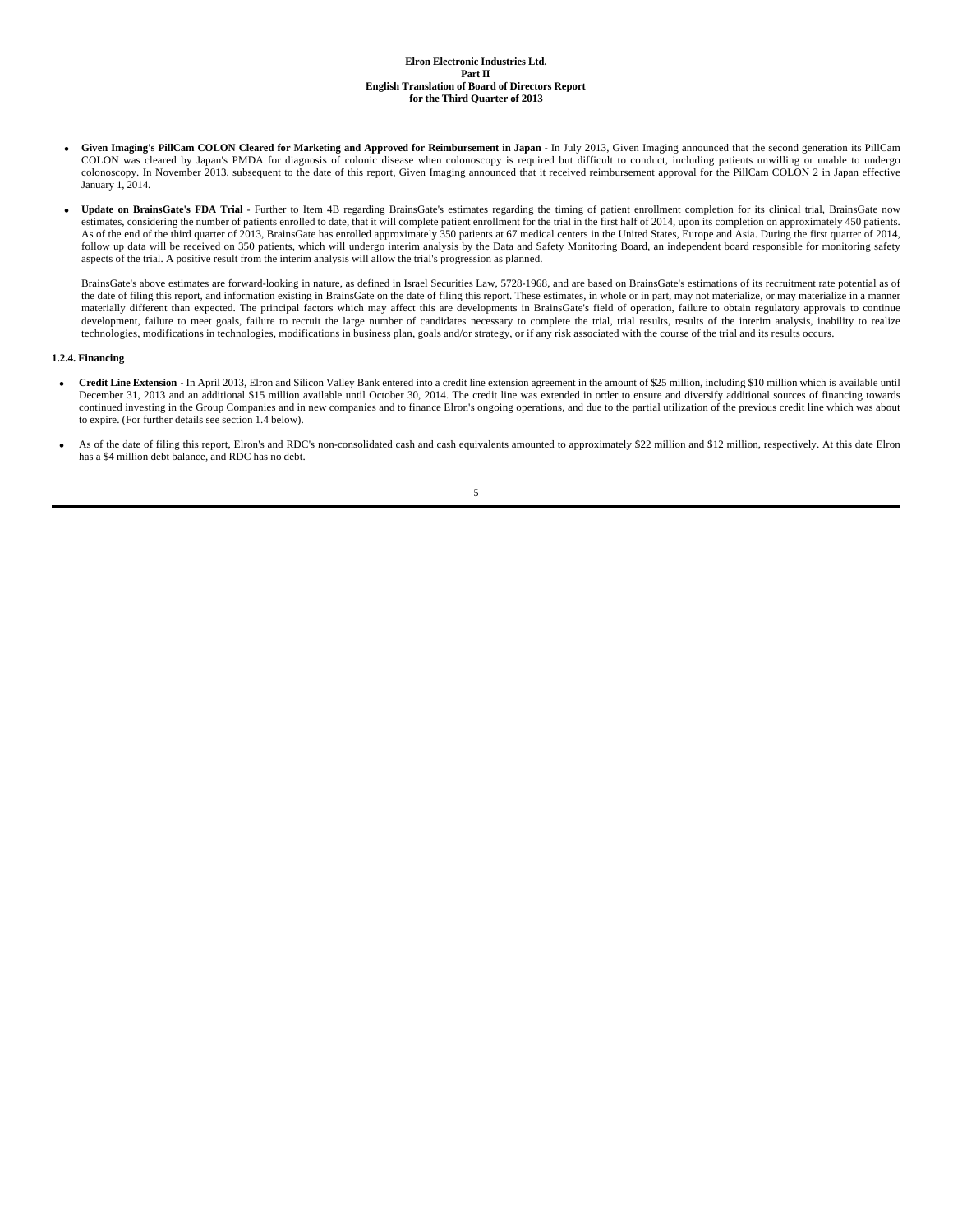- **Given Imaging's PillCam COLON Cleared for Marketing and Approved for Reimbursement in Japan** - In July 2013, Given Imaging announced that the second generation its PillCam COLON was cleared by Japan's PMDA for diagnosis of colonic disease when colonoscopy is required but difficult to conduct, including patients unwilling or unable to undergo colonoscopy. In November 2013, subsequent to the date of this report, Given Imaging announced that it received reimbursement approval for the PillCam COLON 2 in Japan effective January 1, 2014.

- **Update on BrainsGate's FDA Trial** - Further to Item 4B regarding BrainsGate's estimates regarding the timing of patient enrollment completion for its clinical trial, BrainsGate now estimates, considering the number of patients enrolled to date, that it will complete patient enrollment for the trial in the first half of 2014, upon its completion on approximately 450 patients. As of the end of the third quarter of 2013, BrainsGate has enrolled approximately 350 patients at 67 medical centers in the United States, Europe and Asia. During the first quarter of 2014, follow up data will be received on 350 patients, which will undergo interim analysis by the Data and Safety Monitoring Board, an independent board responsible for monitoring safety aspects of the trial. A positive result from the interim analysis will allow the trial's progression as planned.

  BrainsGate's above estimates are forward-looking in nature, as defined in Israel Securities Law, 5728-1968, and are based on BrainsGate's estimations of its recruitment rate potential as of the date of filing this report, and information existing in BrainsGate on the date of filing this report. These estimates, in whole or in part, may not materialize, or may materialize in a manner materially different than expected. The principal factors which may affect this are developments in BrainsGate's field of operation, failure to obtain regulatory approvals to continue development, failure to meet goals, failure to recruit the large number of candidates necessary to complete the trial, trial results, results of the interim analysis, inability to realize technologies, modifications in technologies, modifications in business plan, goals and/or strategy, or if any risk associated with the course of the trial and its results occurs.

**1.2.4. Financing**

- **Credit Line Extension** - In April 2013, Elron and Silicon Valley Bank entered into a credit line extension agreement in the amount of $25 million, including $10 million which is available until December 31, 2013 and an additional $15 million available until October 30, 2014. The credit line was extended in order to ensure and diversify additional sources of financing towards continued investing in the Group Companies and in new companies and to finance Elron's ongoing operations, and due to the partial utilization of the previous credit line which was about to expire. (For further details see section 1.4 below).

- As of the date of filing this report, Elron's and RDC's non-consolidated cash and cash equivalents amounted to approximately $22 million and $12 million, respectively. At this date Elron has a $4 million debt balance, and RDC has no debt.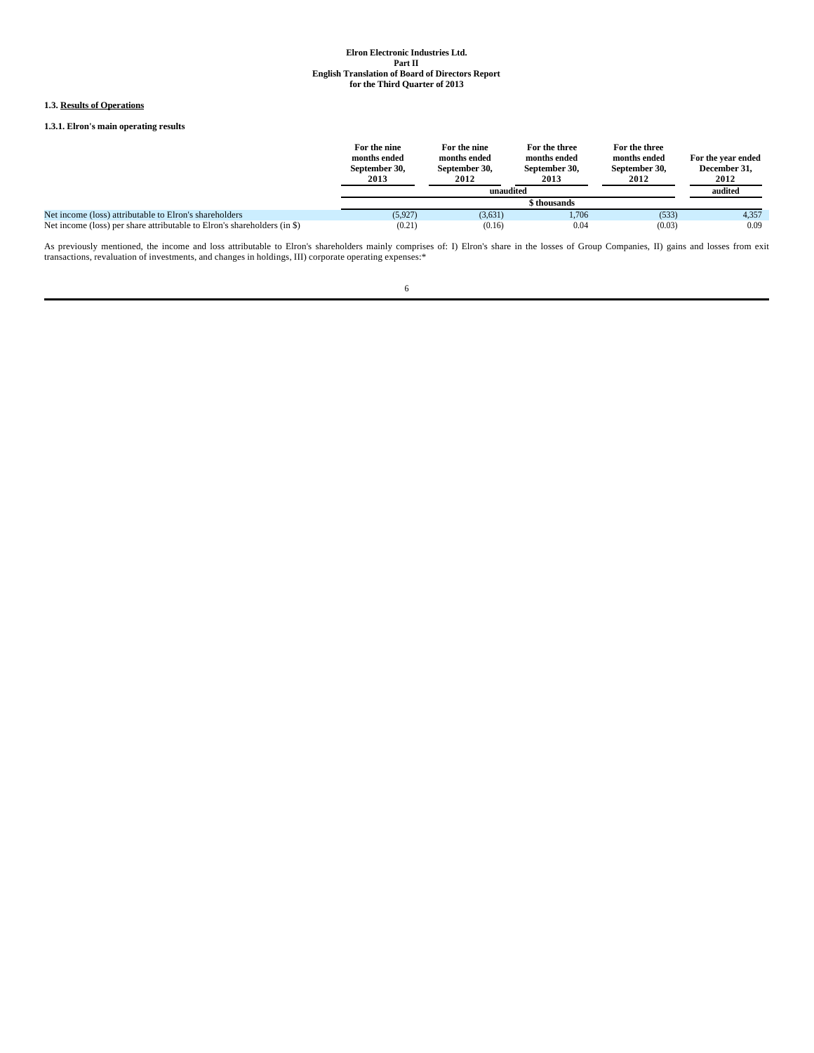**Elron Electronic Industries Ltd.**
**Part II**
**English Translation of Board of Directors Report**
**for the Third Quarter of 2013**

### 1.3. Results of Operations

#### 1.3.1. Elron's main operating results

| | For the nine months ended September 30, 2013 | For the nine months ended September 30, 2012 | For the three months ended September 30, 2013 | For the three months ended September 30, 2012 | For the year ended December 31, 2012 |
|---|---|---|---|---|---|
| | unaudited | | | | audited |
| | $ thousands | | | | |
| Net income (loss) attributable to Elron's shareholders | (5,927) | (3,631) | 1,706 | (533) | 4,357 |
| Net income (loss) per share attributable to Elron's shareholders (in $) | (0.21) | (0.16) | 0.04 | (0.03) | 0.09 |

As previously mentioned, the income and loss attributable to Elron's shareholders mainly comprises of: I) Elron's share in the losses of Group Companies, II) gains and losses from exit transactions, revaluation of investments, and changes in holdings, III) corporate operating expenses:*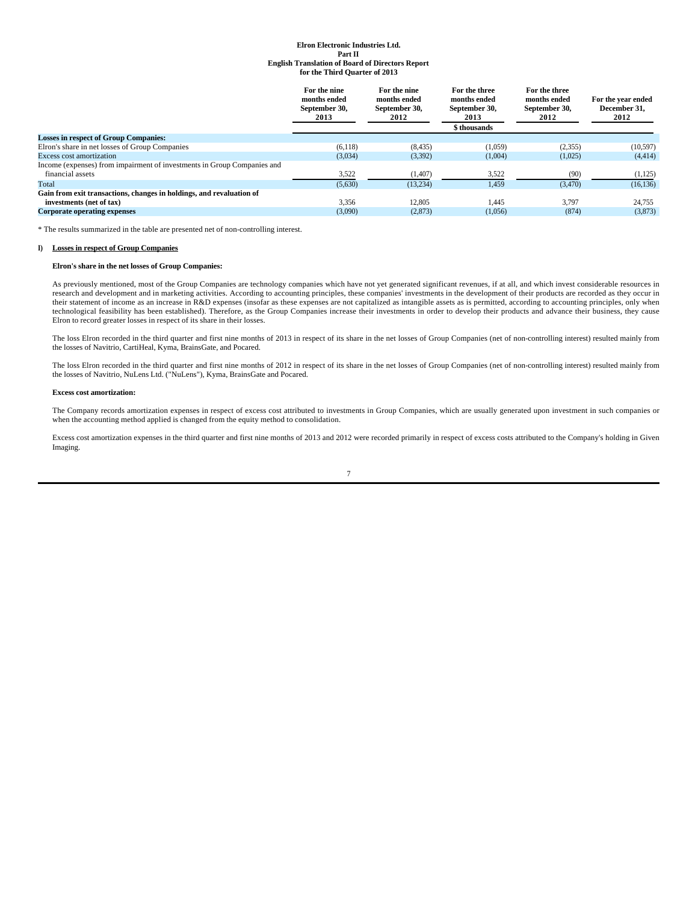| | For the nine months ended September 30, 2013 | For the nine months ended September 30, 2012 | For the three months ended September 30, 2013 | For the three months ended September 30, 2012 | For the year ended December 31, 2012 |
|---|---|---|---|---|---|
| | | | $ thousands | | |
| **Losses in respect of Group Companies:** | | | | | |
| Elron's share in net losses of Group Companies | (6,118) | (8,435) | (1,059) | (2,355) | (10,597) |
| Excess cost amortization | (3,034) | (3,392) | (1,004) | (1,025) | (4,414) |
| Income (expenses) from impairment of investments in Group Companies and financial assets | 3,522 | (1,407) | 3,522 | (90) | (1,125) |
| Total | (5,630) | (13,234) | 1,459 | (3,470) | (16,136) |
| **Gain from exit transactions, changes in holdings, and revaluation of investments (net of tax)** | 3,356 | 12,805 | 1,445 | 3,797 | 24,755 |
| **Corporate operating expenses** | (3,090) | (2,873) | (1,056) | (874) | (3,873) |

* The results summarized in the table are presented net of non-controlling interest.

**I) Losses in respect of Group Companies**

**Elron's share in the net losses of Group Companies:**

As previously mentioned, most of the Group Companies are technology companies which have not yet generated significant revenues, if at all, and which invest considerable resources in research and development and in marketing activities. According to accounting principles, these companies' investments in the development of their products are recorded as they occur in their statement of income as an increase in R&D expenses (insofar as these expenses are not capitalized as intangible assets as is permitted, according to accounting principles, only when technological feasibility has been established). Therefore, as the Group Companies increase their investments in order to develop their products and advance their business, they cause Elron to record greater losses in respect of its share in their losses.

The loss Elron recorded in the third quarter and first nine months of 2013 in respect of its share in the net losses of Group Companies (net of non-controlling interest) resulted mainly from the losses of Navitrio, CartiHeal, Kyma, BrainsGate, and Pocared.

The loss Elron recorded in the third quarter and first nine months of 2012 in respect of its share in the net losses of Group Companies (net of non-controlling interest) resulted mainly from the losses of Navitrio, NuLens Ltd. ("NuLens"), Kyma, BrainsGate and Pocared.

**Excess cost amortization:**

The Company records amortization expenses in respect of excess cost attributed to investments in Group Companies, which are usually generated upon investment in such companies or when the accounting method applied is changed from the equity method to consolidation.

Excess cost amortization expenses in the third quarter and first nine months of 2013 and 2012 were recorded primarily in respect of excess costs attributed to the Company's holding in Given Imaging.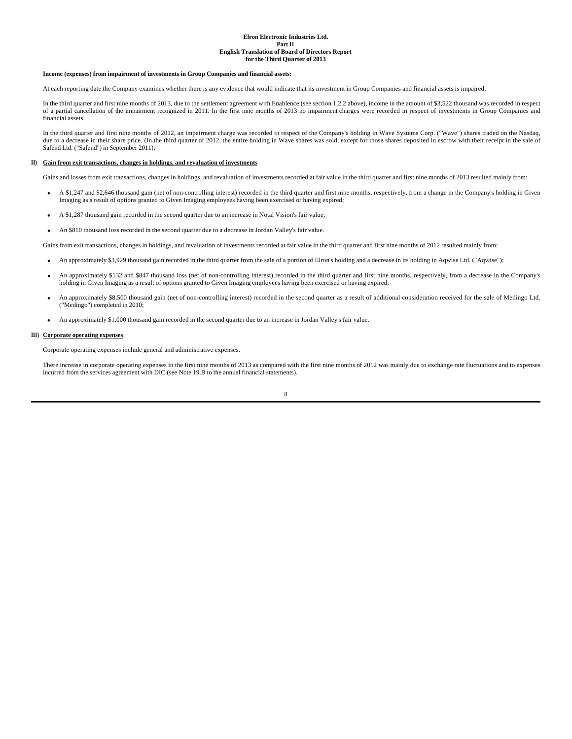**Income (expenses) from impairment of investments in Group Companies and financial assets:**

At each reporting date the Company examines whether there is any evidence that would indicate that its investment in Group Companies and financial assets is impaired.

In the third quarter and first nine months of 2013, due to the settlement agreement with Enablence (see section 1.2.2 above), income in the amount of $3,522 thousand was recorded in respect of a partial cancellation of the impairment recognized in 2011. In the first nine months of 2013 no impairment charges were recorded in respect of investments in Group Companies and financial assets.

In the third quarter and first nine months of 2012, an impairment charge was recorded in respect of the Company's holding in Wave Systems Corp. ("Wave") shares traded on the Nasdaq, due to a decrease in their share price. (In the third quarter of 2012, the entire holding in Wave shares was sold, except for those shares deposited in escrow with their receipt in the sale of Safend Ltd. ("Safend") in September 2011).

**II) Gain from exit transactions, changes in holdings, and revaluation of investments**

Gains and losses from exit transactions, changes in holdings, and revaluation of investments recorded at fair value in the third quarter and first nine months of 2013 resulted mainly from:

- A $1,247 and $2,646 thousand gain (net of non-controlling interest) recorded in the third quarter and first nine months, respectively, from a change in the Company's holding in Given Imaging as a result of options granted to Given Imaging employees having been exercised or having expired;
- A $1,287 thousand gain recorded in the second quarter due to an increase in Notal Vision's fair value;
- An $810 thousand loss recorded in the second quarter due to a decrease in Jordan Valley's fair value.

Gains from exit transactions, changes in holdings, and revaluation of investments recorded at fair value in the third quarter and first nine months of 2012 resulted mainly from:

- An approximately $3,929 thousand gain recorded in the third quarter from the sale of a portion of Elron's holding and a decrease in its holding in Aqwise Ltd. ("Aqwise");
- An approximately $132 and $847 thousand loss (net of non-controlling interest) recorded in the third quarter and first nine months, respectively, from a decrease in the Company's holding in Given Imaging as a result of options granted to Given Imaging employees having been exercised or having expired;
- An approximately $8,500 thousand gain (net of non-controlling interest) recorded in the second quarter as a result of additional consideration received for the sale of Medingo Ltd. ("Medingo") completed in 2010;
- An approximately $1,000 thousand gain recorded in the second quarter due to an increase in Jordan Valley's fair value.

**III) Corporate operating expenses**

Corporate operating expenses include general and administrative expenses.

There increase in corporate operating expenses in the first nine months of 2013 as compared with the first nine months of 2012 was mainly due to exchange rate fluctuations and to expenses incurred from the services agreement with DIC (see Note 19.B to the annual financial statements).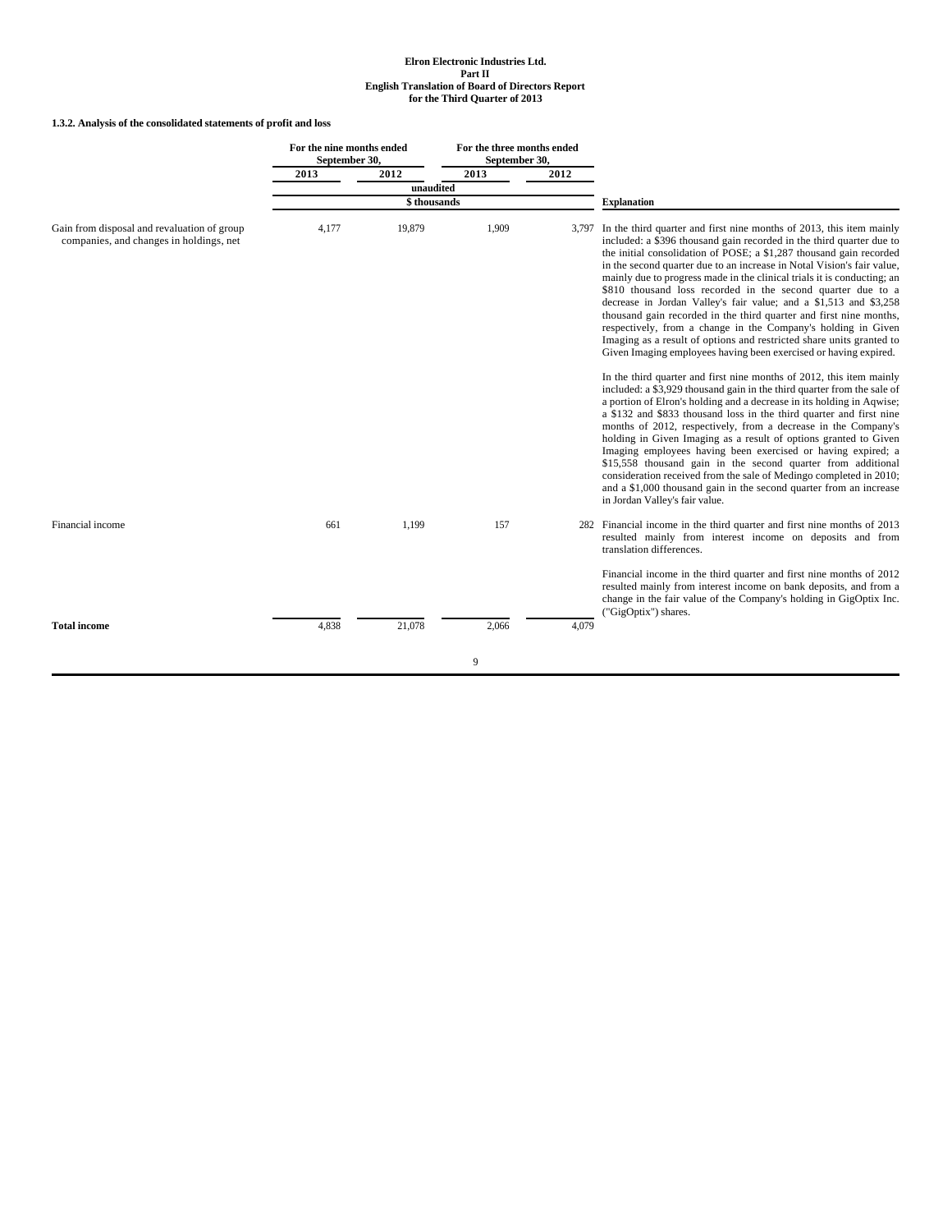Elron Electronic Industries Ltd.
Part II
English Translation of Board of Directors Report
for the Third Quarter of 2013

**1.3.2. Analysis of the consolidated statements of profit and loss**

| | For the nine months ended September 30, | | For the three months ended September 30, | | |
|---|---|---|---|---|---|
| | 2013 | 2012 | 2013 | 2012 | |
| | unaudited | | | | |
| | $ thousands | | | | Explanation |
| Gain from disposal and revaluation of group companies, and changes in holdings, net | 4,177 | 19,879 | 1,909 | 3,797 | In the third quarter and first nine months of 2013, this item mainly included: a $396 thousand gain recorded in the third quarter due to the initial consolidation of POSE; a $1,287 thousand gain recorded in the second quarter due to an increase in Notal Vision's fair value, mainly due to progress made in the clinical trials it is conducting; an $810 thousand loss recorded in the second quarter due to a decrease in Jordan Valley's fair value; and a $1,513 and $3,258 thousand gain recorded in the third quarter and first nine months, respectively, from a change in the Company's holding in Given Imaging as a result of options and restricted share units granted to Given Imaging employees having been exercised or having expired.<br><br>In the third quarter and first nine months of 2012, this item mainly included: a $3,929 thousand gain in the third quarter from the sale of a portion of Elron's holding and a decrease in its holding in Aqwise; a $132 and $833 thousand loss in the third quarter and first nine months of 2012, respectively, from a decrease in the Company's holding in Given Imaging as a result of options granted to Given Imaging employees having been exercised or having expired; a $15,558 thousand gain in the second quarter from additional consideration received from the sale of Medingo completed in 2010; and a $1,000 thousand gain in the second quarter from an increase in Jordan Valley's fair value. |
| Financial income | 661 | 1,199 | 157 | 282 | Financial income in the third quarter and first nine months of 2013 resulted mainly from interest income on deposits and from translation differences.<br><br>Financial income in the third quarter and first nine months of 2012 resulted mainly from interest income on bank deposits, and from a change in the fair value of the Company's holding in GigOptix Inc. ("GigOptix") shares. |
| **Total income** | 4,838 | 21,078 | 2,066 | 4,079 | |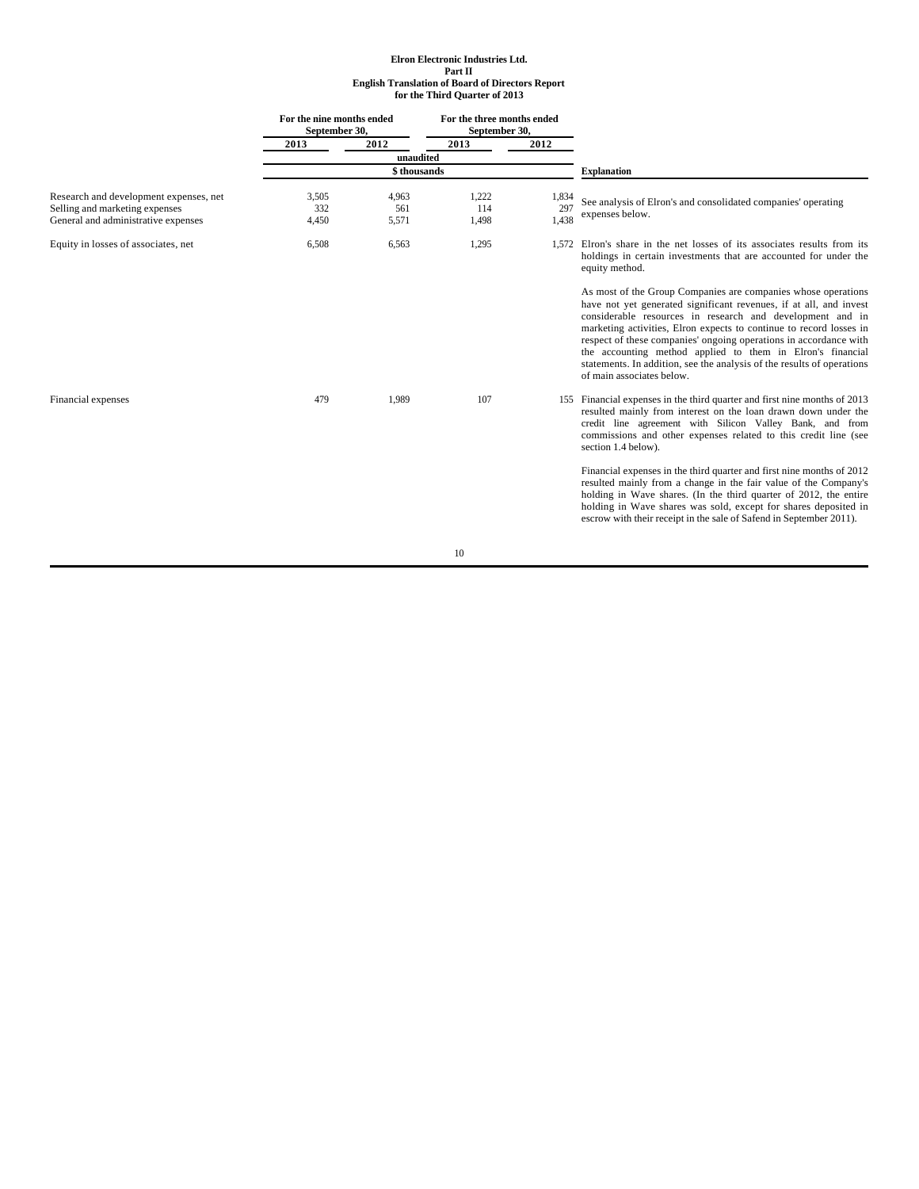**Elron Electronic Industries Ltd.**
**Part II**
**English Translation of Board of Directors Report**
**for the Third Quarter of 2013**

| | For the nine months ended September 30, | | For the three months ended September 30, | | |
|---|---|---|---|---|---|
| | 2013 | 2012 | 2013 | 2012 | |
| | unaudited | | | | |
| | $ thousands | | | | **Explanation** |
| Research and development expenses, net | 3,505 | 4,963 | 1,222 | 1,834 | See analysis of Elron's and consolidated companies' operating expenses below. |
| Selling and marketing expenses | 332 | 561 | 114 | 297 | |
| General and administrative expenses | 4,450 | 5,571 | 1,498 | 1,438 | |
| Equity in losses of associates, net | 6,508 | 6,563 | 1,295 | 1,572 | Elron's share in the net losses of its associates results from its holdings in certain investments that are accounted for under the equity method.<br><br>As most of the Group Companies are companies whose operations have not yet generated significant revenues, if at all, and invest considerable resources in research and development and in marketing activities, Elron expects to continue to record losses in respect of these companies' ongoing operations in accordance with the accounting method applied to them in Elron's financial statements. In addition, see the analysis of the results of operations of main associates below. |
| Financial expenses | 479 | 1,989 | 107 | 155 | Financial expenses in the third quarter and first nine months of 2013 resulted mainly from interest on the loan drawn down under the credit line agreement with Silicon Valley Bank, and from commissions and other expenses related to this credit line (see section 1.4 below).<br><br>Financial expenses in the third quarter and first nine months of 2012 resulted mainly from a change in the fair value of the Company's holding in Wave shares. (In the third quarter of 2012, the entire holding in Wave shares was sold, except for shares deposited in escrow with their receipt in the sale of Safend in September 2011). |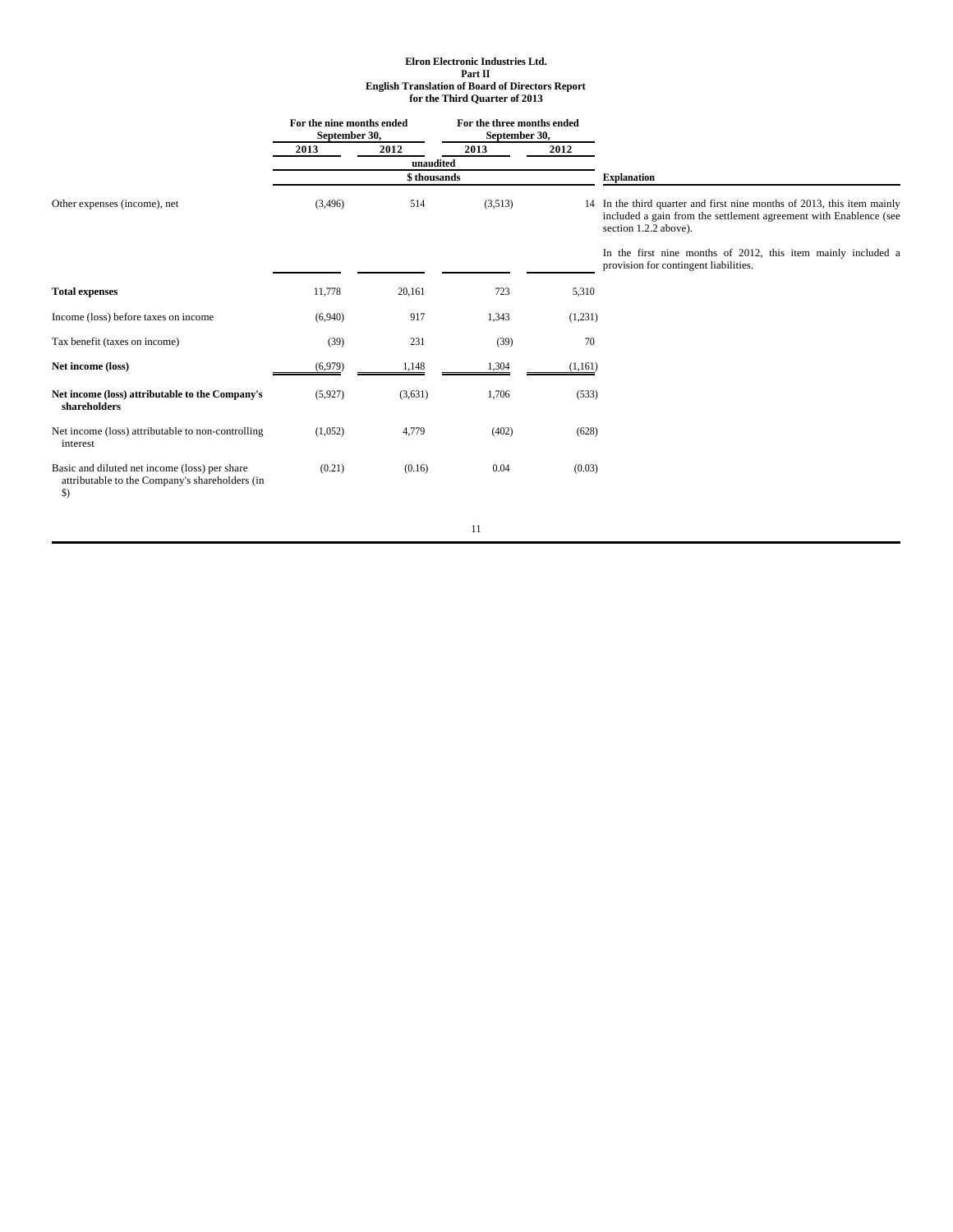# Elron Electronic Industries Ltd.
## Part II
## English Translation of Board of Directors Report for the Third Quarter of 2013

| | For the nine months ended September 30, | | For the three months ended September 30, | | |
|---|---|---|---|---|---|
| | 2013 | 2012 | 2013 | 2012 | |
| | unaudited | | | | |
| | $ thousands | | | | Explanation |
| Other expenses (income), net | (3,496) | 514 | (3,513) | 14 | In the third quarter and first nine months of 2013, this item mainly included a gain from the settlement agreement with Enablence (see section 1.2.2 above).<br><br>In the first nine months of 2012, this item mainly included a provision for contingent liabilities. |
| **Total expenses** | 11,778 | 20,161 | 723 | 5,310 | |
| Income (loss) before taxes on income | (6,940) | 917 | 1,343 | (1,231) | |
| Tax benefit (taxes on income) | (39) | 231 | (39) | 70 | |
| **Net income (loss)** | (6,979) | 1,148 | 1,304 | (1,161) | |
| **Net income (loss) attributable to the Company's shareholders** | (5,927) | (3,631) | 1,706 | (533) | |
| Net income (loss) attributable to non-controlling interest | (1,052) | 4,779 | (402) | (628) | |
| Basic and diluted net income (loss) per share attributable to the Company's shareholders (in $) | (0.21) | (0.16) | 0.04 | (0.03) | |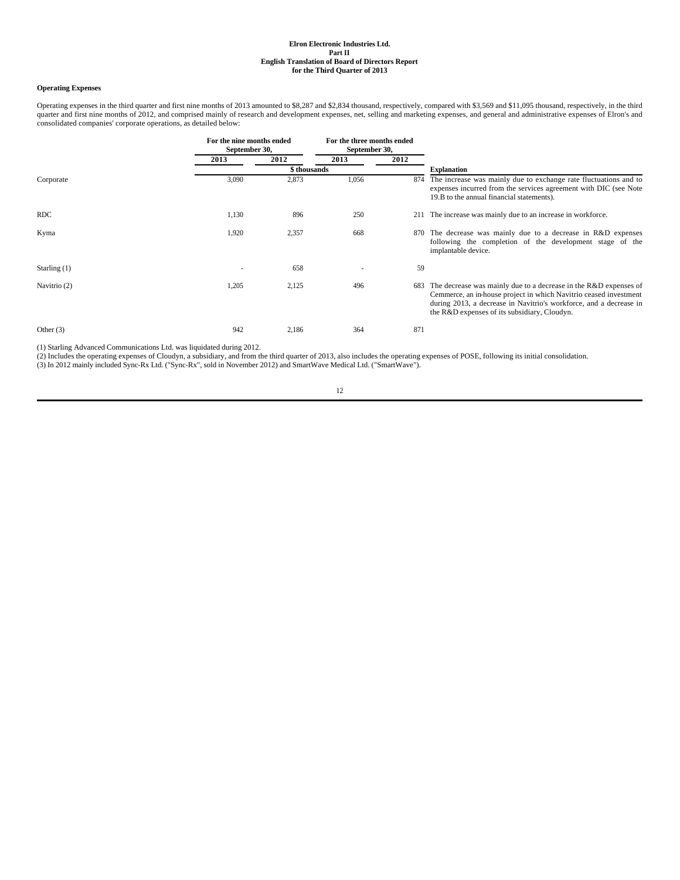**Elron Electronic Industries Ltd.**
**Part II**
**English Translation of Board of Directors Report**
**for the Third Quarter of 2013**

**Operating Expenses**

Operating expenses in the third quarter and first nine months of 2013 amounted to $8,287 and $2,834 thousand, respectively, compared with $3,569 and $11,095 thousand, respectively, in the third quarter and first nine months of 2012, and comprised mainly of research and development expenses, net, selling and marketing expenses, and general and administrative expenses of Elron's and consolidated companies' corporate operations, as detailed below:

| | For the nine months ended September 30, | | For the three months ended September 30, | | |
|---|---|---|---|---|---|
| | 2013 | 2012 | 2013 | 2012 | |
| | \$ thousands | | | | Explanation |
| Corporate | 3,090 | 2,873 | 1,056 | 874 | The increase was mainly due to exchange rate fluctuations and to expenses incurred from the services agreement with DIC (see Note 19.B to the annual financial statements). |
| RDC | 1,130 | 896 | 250 | 211 | The increase was mainly due to an increase in workforce. |
| Kyma | 1,920 | 2,357 | 668 | 870 | The decrease was mainly due to a decrease in R&D expenses following the completion of the development stage of the implantable device. |
| Starling (1) | - | 658 | - | 59 | |
| Navitrio (2) | 1,205 | 2,125 | 496 | 683 | The decrease was mainly due to a decrease in the R&D expenses of Cemmerce, an in-house project in which Navitrio ceased investment during 2013, a decrease in Navitrio's workforce, and a decrease in the R&D expenses of its subsidiary, Cloudyn. |
| Other (3) | 942 | 2,186 | 364 | 871 | |

(1) Starling Advanced Communications Ltd. was liquidated during 2012.
(2) Includes the operating expenses of Cloudyn, a subsidiary, and from the third quarter of 2013, also includes the operating expenses of POSE, following its initial consolidation.
(3) In 2012 mainly included Sync-Rx Ltd. ("Sync-Rx", sold in November 2012) and SmartWave Medical Ltd. ("SmartWave").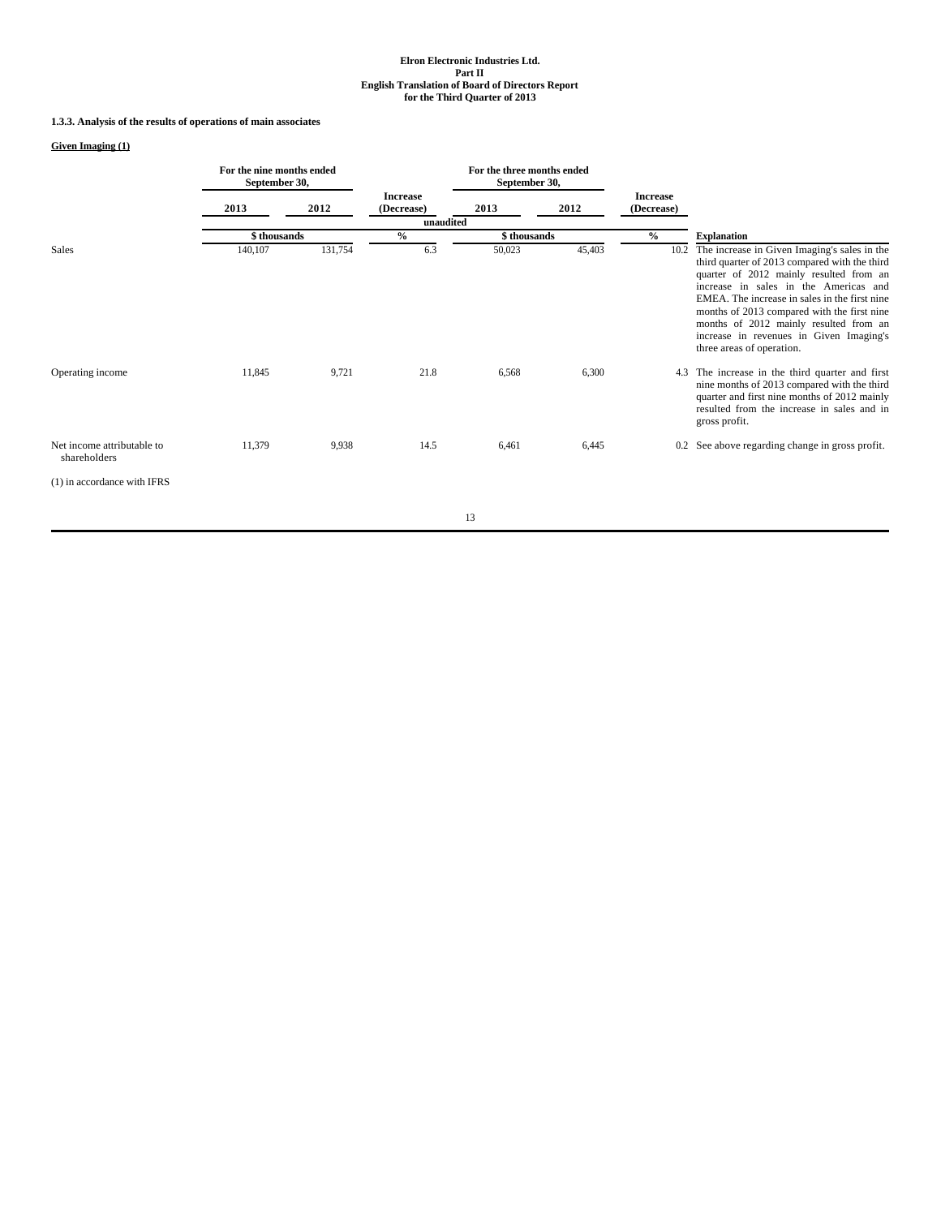Elron Electronic Industries Ltd.
Part II
English Translation of Board of Directors Report
for the Third Quarter of 2013

### 1.3.3. Analysis of the results of operations of main associates

**Given Imaging (1)**

| | For the nine months ended September 30, | | Increase (Decrease) | For the three months ended September 30, | | Increase (Decrease) | |
|---|---|---|---|---|---|---|---|
| | 2013 | 2012 | | 2013 | 2012 | | |
| | unaudited | | | | | | |
| | $ thousands | | % | $ thousands | | % | Explanation |
| Sales | 140,107 | 131,754 | 6.3 | 50,023 | 45,403 | 10.2 | The increase in Given Imaging's sales in the third quarter of 2013 compared with the third quarter of 2012 mainly resulted from an increase in sales in the Americas and EMEA. The increase in sales in the first nine months of 2013 compared with the first nine months of 2012 mainly resulted from an increase in revenues in Given Imaging's three areas of operation. |
| Operating income | 11,845 | 9,721 | 21.8 | 6,568 | 6,300 | 4.3 | The increase in the third quarter and first nine months of 2013 compared with the third quarter and first nine months of 2012 mainly resulted from the increase in sales and in gross profit. |
| Net income attributable to shareholders | 11,379 | 9,938 | 14.5 | 6,461 | 6,445 | 0.2 | See above regarding change in gross profit. |

(1) in accordance with IFRS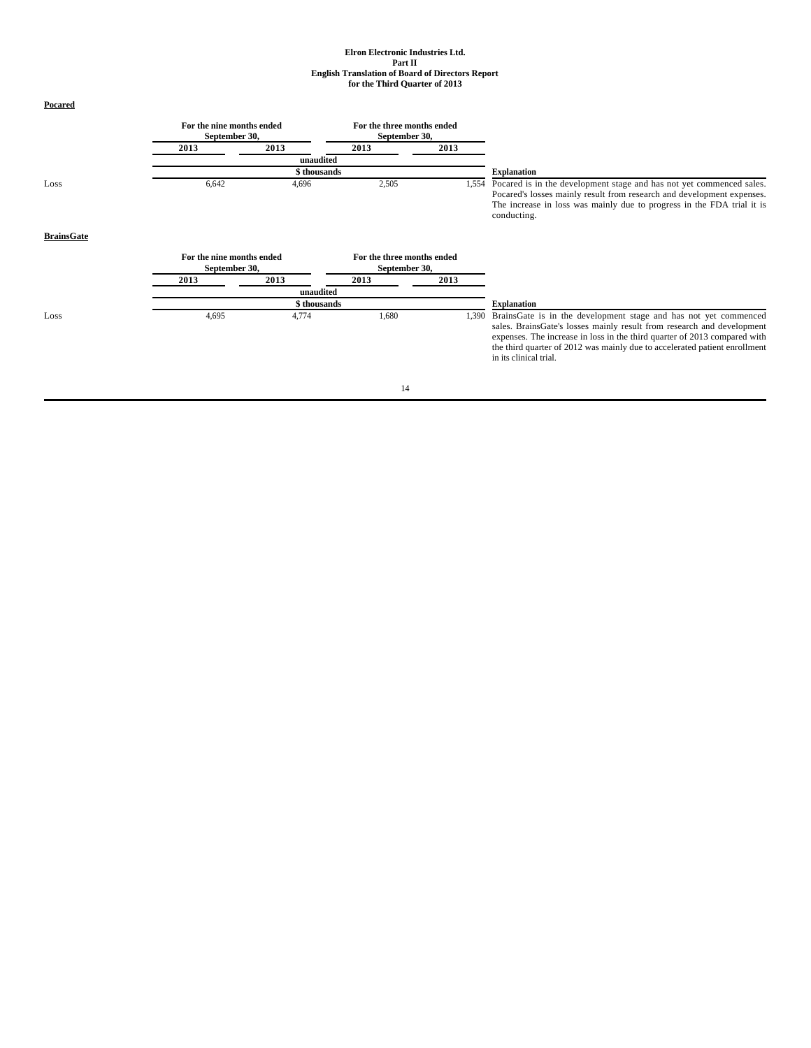**Pocared**

| | For the nine months ended September 30, | | For the three months ended September 30, | | |
|---|---|---|---|---|---|
| | 2013 | 2013 | 2013 | 2013 | |
| | unaudited | | | | |
| | $ thousands | | | | Explanation |
| Loss | 6,642 | 4,696 | 2,505 | 1,554 | Pocared is in the development stage and has not yet commenced sales. Pocared's losses mainly result from research and development expenses. The increase in loss was mainly due to progress in the FDA trial it is conducting. |

**BrainsGate**

| | For the nine months ended September 30, | | For the three months ended September 30, | | |
|---|---|---|---|---|---|
| | 2013 | 2013 | 2013 | 2013 | |
| | unaudited | | | | |
| | $ thousands | | | | Explanation |
| Loss | 4,695 | 4,774 | 1,680 | 1,390 | BrainsGate is in the development stage and has not yet commenced sales. BrainsGate's losses mainly result from research and development expenses. The increase in loss in the third quarter of 2013 compared with the third quarter of 2012 was mainly due to accelerated patient enrollment in its clinical trial. |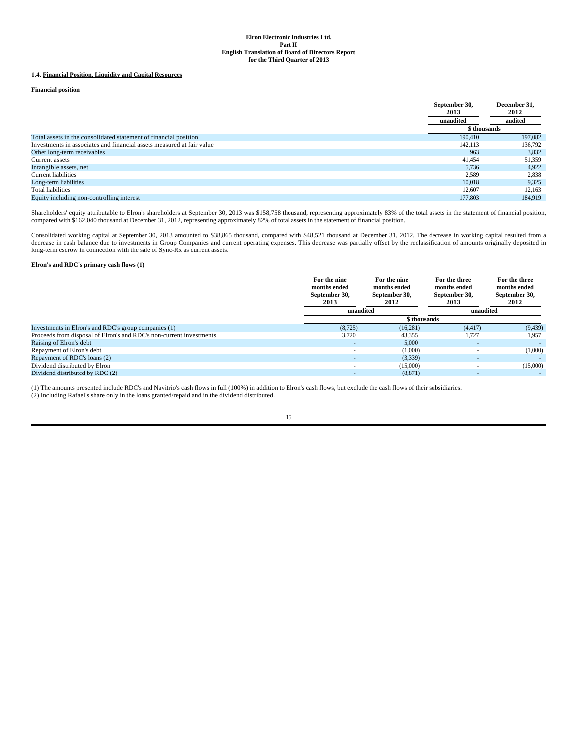**Elron Electronic Industries Ltd.**
**Part II**
**English Translation of Board of Directors Report**
**for the Third Quarter of 2013**

**1.4. Financial Position, Liquidity and Capital Resources**

**Financial position**

| | September 30, 2013 | December 31, 2012 |
|---|---|---|
| | unaudited | audited |
| | $ thousands | |
| Total assets in the consolidated statement of financial position | 190,410 | 197,082 |
| Investments in associates and financial assets measured at fair value | 142,113 | 136,792 |
| Other long-term receivables | 963 | 3,832 |
| Current assets | 41,454 | 51,359 |
| Intangible assets, net | 5,736 | 4,922 |
| Current liabilities | 2,589 | 2,838 |
| Long-term liabilities | 10,018 | 9,325 |
| Total liabilities | 12,607 | 12,163 |
| Equity including non-controlling interest | 177,803 | 184,919 |

Shareholders' equity attributable to Elron's shareholders at September 30, 2013 was $158,758 thousand, representing approximately 83% of the total assets in the statement of financial position, compared with $162,040 thousand at December 31, 2012, representing approximately 82% of total assets in the statement of financial position.

Consolidated working capital at September 30, 2013 amounted to $38,865 thousand, compared with $48,521 thousand at December 31, 2012. The decrease in working capital resulted from a decrease in cash balance due to investments in Group Companies and current operating expenses. This decrease was partially offset by the reclassification of amounts originally deposited in long-term escrow in connection with the sale of Sync-Rx as current assets.

**Elron's and RDC's primary cash flows (1)**

| | For the nine months ended September 30, 2013 | For the nine months ended September 30, 2012 | For the three months ended September 30, 2013 | For the three months ended September 30, 2012 |
|---|---|---|---|---|
| | unaudited | | unaudited | |
| | $ thousands | | | |
| Investments in Elron's and RDC's group companies (1) | (8,725) | (16,281) | (4,417) | (9,439) |
| Proceeds from disposal of Elron's and RDC's non-current investments | 3,720 | 43,355 | 1,727 | 1,957 |
| Raising of Elron's debt | - | 5,000 | - | - |
| Repayment of Elron's debt | - | (1,000) | - | (1,000) |
| Repayment of RDC's loans (2) | - | (3,339) | - | - |
| Dividend distributed by Elron | - | (15,000) | - | (15,000) |
| Dividend distributed by RDC (2) | - | (8,871) | - | - |

(1) The amounts presented include RDC's and Navitrio's cash flows in full (100%) in addition to Elron's cash flows, but exclude the cash flows of their subsidiaries.
(2) Including Rafael's share only in the loans granted/repaid and in the dividend distributed.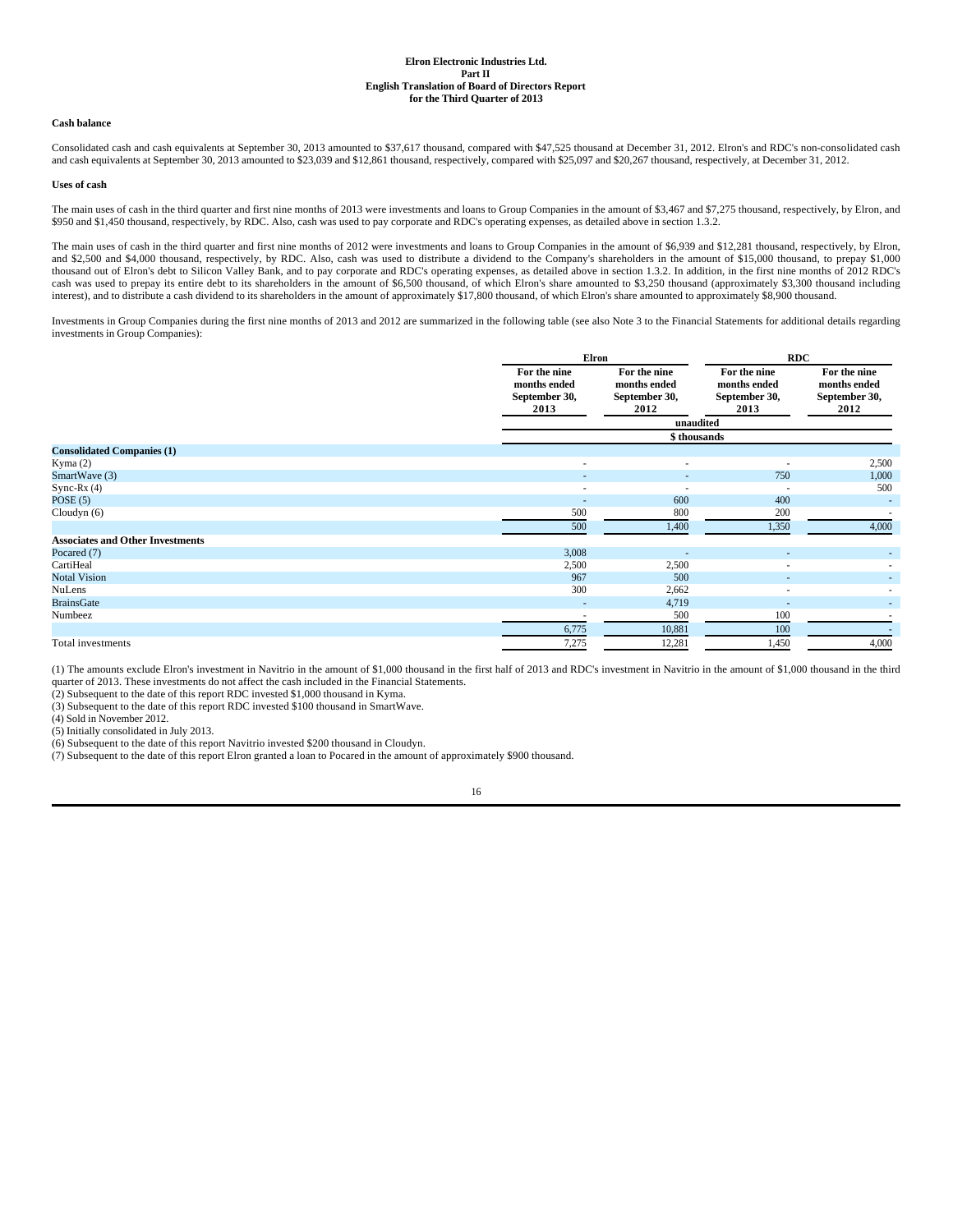**Elron Electronic Industries Ltd.**
**Part II**
**English Translation of Board of Directors Report**
**for the Third Quarter of 2013**

**Cash balance**

Consolidated cash and cash equivalents at September 30, 2013 amounted to $37,617 thousand, compared with $47,525 thousand at December 31, 2012. Elron's and RDC's non-consolidated cash and cash equivalents at September 30, 2013 amounted to $23,039 and $12,861 thousand, respectively, compared with $25,097 and $20,267 thousand, respectively, at December 31, 2012.

**Uses of cash**

The main uses of cash in the third quarter and first nine months of 2013 were investments and loans to Group Companies in the amount of $3,467 and $7,275 thousand, respectively, by Elron, and $950 and $1,450 thousand, respectively, by RDC. Also, cash was used to pay corporate and RDC's operating expenses, as detailed above in section 1.3.2.

The main uses of cash in the third quarter and first nine months of 2012 were investments and loans to Group Companies in the amount of $6,939 and $12,281 thousand, respectively, by Elron, and $2,500 and $4,000 thousand, respectively, by RDC. Also, cash was used to distribute a dividend to the Company's shareholders in the amount of $15,000 thousand, to prepay $1,000 thousand out of Elron's debt to Silicon Valley Bank, and to pay corporate and RDC's operating expenses, as detailed above in section 1.3.2. In addition, in the first nine months of 2012 RDC's cash was used to prepay its entire debt to its shareholders in the amount of $6,500 thousand, of which Elron's share amounted to $3,250 thousand (approximately $3,300 thousand including interest), and to distribute a cash dividend to its shareholders in the amount of approximately $17,800 thousand, of which Elron's share amounted to approximately $8,900 thousand.

Investments in Group Companies during the first nine months of 2013 and 2012 are summarized in the following table (see also Note 3 to the Financial Statements for additional details regarding investments in Group Companies):

| | Elron | | RDC | |
|---|---|---|---|---|
| | For the nine months ended September 30, 2013 | For the nine months ended September 30, 2012 | For the nine months ended September 30, 2013 | For the nine months ended September 30, 2012 |
| | unaudited | | | |
| | $ thousands | | | |
| **Consolidated Companies (1)** | | | | |
| Kyma (2) | - | - | - | 2,500 |
| SmartWave (3) | - | - | 750 | 1,000 |
| Sync-Rx (4) | - | - | - | 500 |
| POSE (5) | - | 600 | 400 | - |
| Cloudyn (6) | 500 | 800 | 200 | - |
| | 500 | 1,400 | 1,350 | 4,000 |
| **Associates and Other Investments** | | | | |
| Pocared (7) | 3,008 | - | - | - |
| CartiHeal | 2,500 | 2,500 | - | - |
| Notal Vision | 967 | 500 | - | - |
| NuLens | 300 | 2,662 | - | - |
| BrainsGate | - | 4,719 | - | - |
| Numbeez | - | 500 | 100 | - |
| | 6,775 | 10,881 | 100 | - |
| Total investments | 7,275 | 12,281 | 1,450 | 4,000 |

(1) The amounts exclude Elron's investment in Navitrio in the amount of $1,000 thousand in the first half of 2013 and RDC's investment in Navitrio in the amount of $1,000 thousand in the third quarter of 2013. These investments do not affect the cash included in the Financial Statements.
(2) Subsequent to the date of this report RDC invested $1,000 thousand in Kyma.
(3) Subsequent to the date of this report RDC invested $100 thousand in SmartWave.
(4) Sold in November 2012.
(5) Initially consolidated in July 2013.
(6) Subsequent to the date of this report Navitrio invested $200 thousand in Cloudyn.
(7) Subsequent to the date of this report Elron granted a loan to Pocared in the amount of approximately $900 thousand.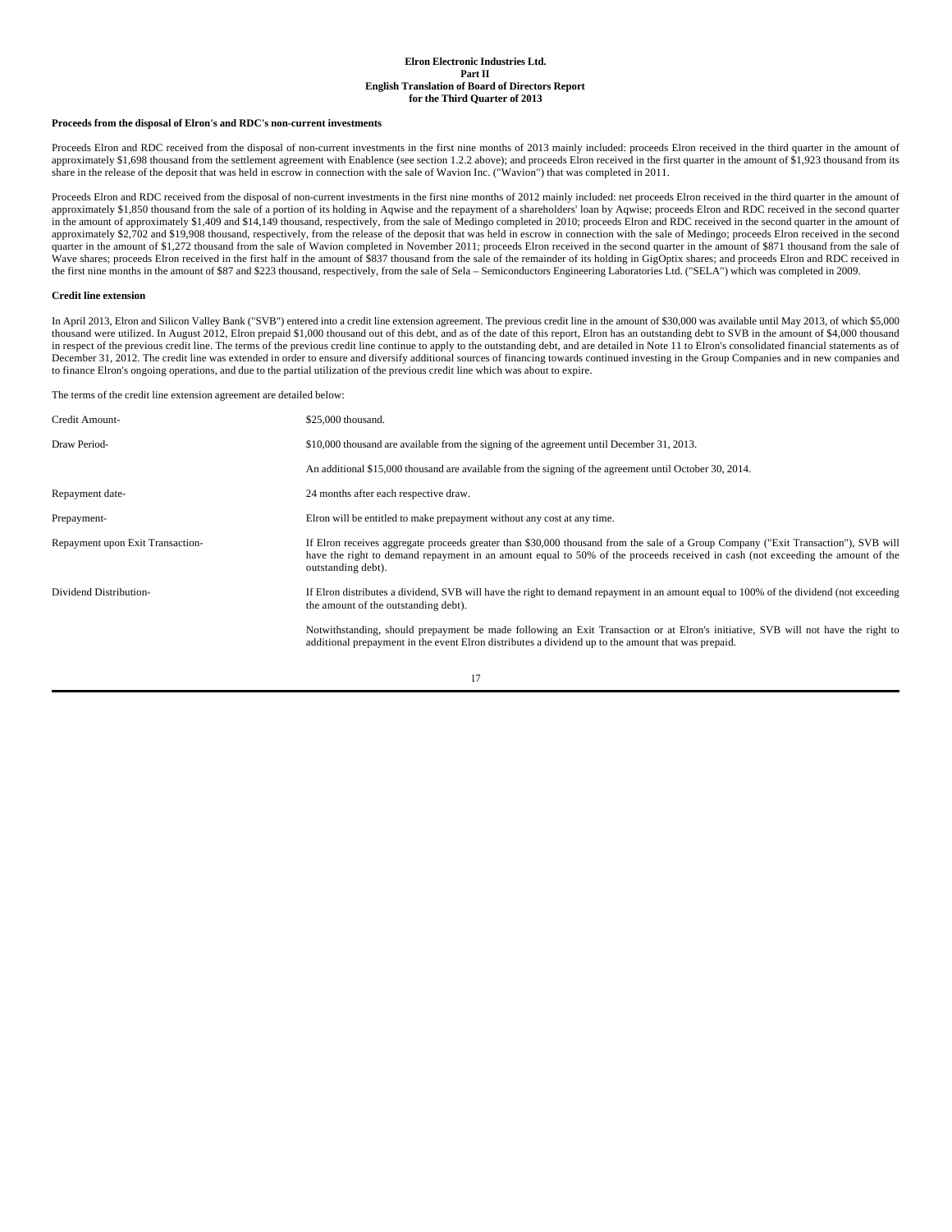**Proceeds from the disposal of Elron's and RDC's non-current investments**

Proceeds Elron and RDC received from the disposal of non-current investments in the first nine months of 2013 mainly included: proceeds Elron received in the third quarter in the amount of approximately $1,698 thousand from the settlement agreement with Enablence (see section 1.2.2 above); and proceeds Elron received in the first quarter in the amount of $1,923 thousand from its share in the release of the deposit that was held in escrow in connection with the sale of Wavion Inc. ("Wavion") that was completed in 2011.

Proceeds Elron and RDC received from the disposal of non-current investments in the first nine months of 2012 mainly included: net proceeds Elron received in the third quarter in the amount of approximately $1,850 thousand from the sale of a portion of its holding in Aqwise and the repayment of a shareholders' loan by Aqwise; proceeds Elron and RDC received in the second quarter in the amount of approximately $1,409 and $14,149 thousand, respectively, from the sale of Medingo completed in 2010; proceeds Elron and RDC received in the second quarter in the amount of approximately $2,702 and $19,908 thousand, respectively, from the release of the deposit that was held in escrow in connection with the sale of Medingo; proceeds Elron received in the second quarter in the amount of $1,272 thousand from the sale of Wavion completed in November 2011; proceeds Elron received in the second quarter in the amount of $871 thousand from the sale of Wave shares; proceeds Elron received in the first half in the amount of $837 thousand from the sale of the remainder of its holding in GigOptix shares; and proceeds Elron and RDC received in the first nine months in the amount of $87 and $223 thousand, respectively, from the sale of Sela – Semiconductors Engineering Laboratories Ltd. ("SELA") which was completed in 2009.

**Credit line extension**

In April 2013, Elron and Silicon Valley Bank ("SVB") entered into a credit line extension agreement. The previous credit line in the amount of $30,000 was available until May 2013, of which $5,000 thousand were utilized. In August 2012, Elron prepaid $1,000 thousand out of this debt, and as of the date of this report, Elron has an outstanding debt to SVB in the amount of $4,000 thousand in respect of the previous credit line. The terms of the previous credit line continue to apply to the outstanding debt, and are detailed in Note 11 to Elron's consolidated financial statements as of December 31, 2012. The credit line was extended in order to ensure and diversify additional sources of financing towards continued investing in the Group Companies and in new companies and to finance Elron's ongoing operations, and due to the partial utilization of the previous credit line which was about to expire.

The terms of the credit line extension agreement are detailed below:

| | |
|---|---|
| Credit Amount- | $25,000 thousand. |
| Draw Period- | $10,000 thousand are available from the signing of the agreement until December 31, 2013. |
| | An additional $15,000 thousand are available from the signing of the agreement until October 30, 2014. |
| Repayment date- | 24 months after each respective draw. |
| Prepayment- | Elron will be entitled to make prepayment without any cost at any time. |
| Repayment upon Exit Transaction- | If Elron receives aggregate proceeds greater than $30,000 thousand from the sale of a Group Company ("Exit Transaction"), SVB will have the right to demand repayment in an amount equal to 50% of the proceeds received in cash (not exceeding the amount of the outstanding debt). |
| Dividend Distribution- | If Elron distributes a dividend, SVB will have the right to demand repayment in an amount equal to 100% of the dividend (not exceeding the amount of the outstanding debt). |
| | Notwithstanding, should prepayment be made following an Exit Transaction or at Elron's initiative, SVB will not have the right to additional prepayment in the event Elron distributes a dividend up to the amount that was prepaid. |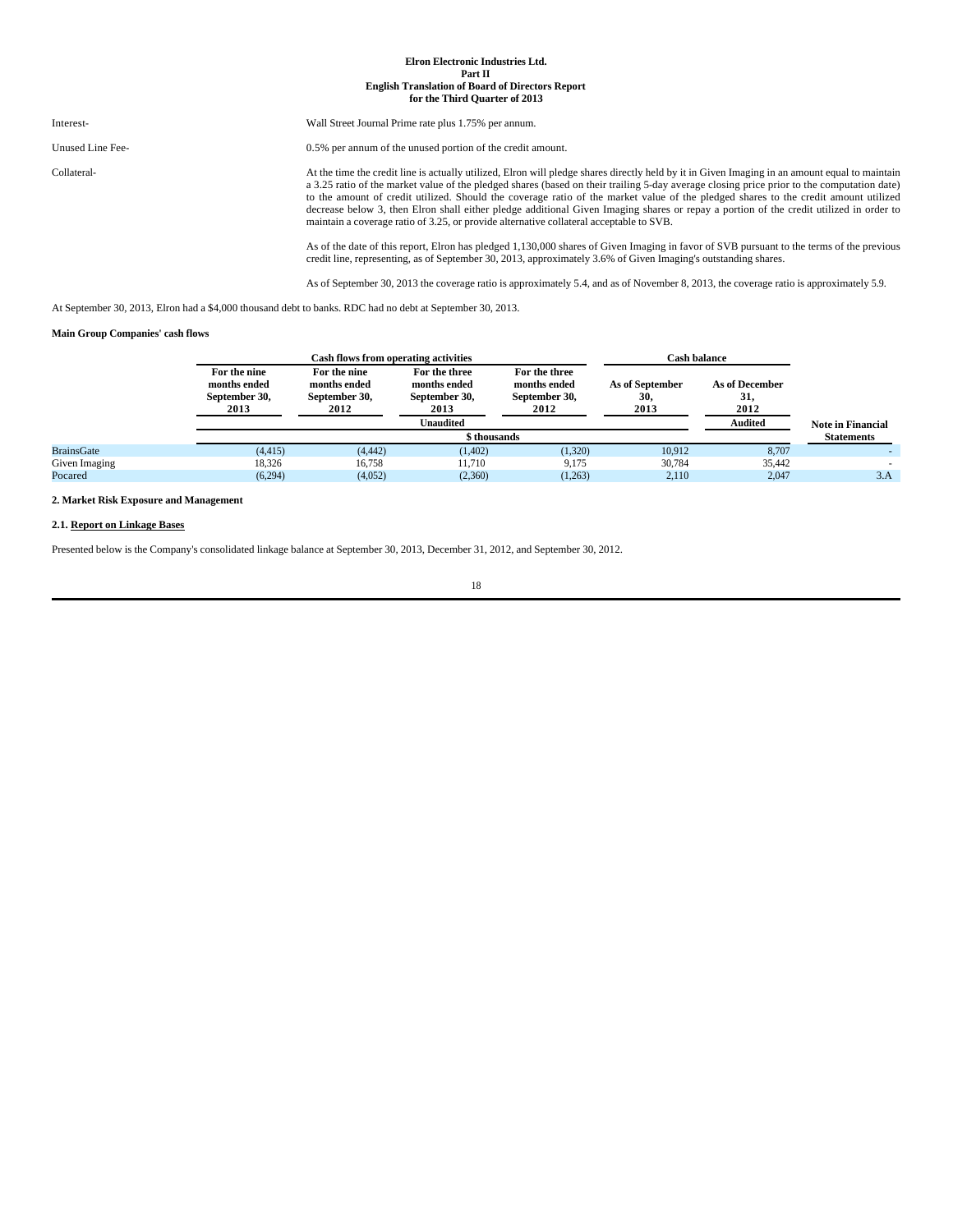Interest- Wall Street Journal Prime rate plus 1.75% per annum.

Unused Line Fee- 0.5% per annum of the unused portion of the credit amount.

Collateral- At the time the credit line is actually utilized, Elron will pledge shares directly held by it in Given Imaging in an amount equal to maintain a 3.25 ratio of the market value of the pledged shares (based on their trailing 5-day average closing price prior to the computation date) to the amount of credit utilized. Should the coverage ratio of the market value of the pledged shares to the credit amount utilized decrease below 3, then Elron shall either pledge additional Given Imaging shares or repay a portion of the credit utilized in order to maintain a coverage ratio of 3.25, or provide alternative collateral acceptable to SVB.

As of the date of this report, Elron has pledged 1,130,000 shares of Given Imaging in favor of SVB pursuant to the terms of the previous credit line, representing, as of September 30, 2013, approximately 3.6% of Given Imaging's outstanding shares.

As of September 30, 2013 the coverage ratio is approximately 5.4, and as of November 8, 2013, the coverage ratio is approximately 5.9.

At September 30, 2013, Elron had a $4,000 thousand debt to banks. RDC had no debt at September 30, 2013.

**Main Group Companies' cash flows**

| | Cash flows from operating activities | | | | Cash balance | | |
|---|---|---|---|---|---|---|---|
| | For the nine months ended September 30, 2013 | For the nine months ended September 30, 2012 | For the three months ended September 30, 2013 | For the three months ended September 30, 2012 | As of September 30, 2013 | As of December 31, 2012 | |
| | Unaudited | | | | | Audited | Note in Financial Statements |
| | $ thousands | | | | | | |
| BrainsGate | (4,415) | (4,442) | (1,402) | (1,320) | 10,912 | 8,707 | - |
| Given Imaging | 18,326 | 16,758 | 11,710 | 9,175 | 30,784 | 35,442 | - |
| Pocared | (6,294) | (4,052) | (2,360) | (1,263) | 2,110 | 2,047 | 3.A |

**2. Market Risk Exposure and Management**

**2.1. Report on Linkage Bases**

Presented below is the Company's consolidated linkage balance at September 30, 2013, December 31, 2012, and September 30, 2012.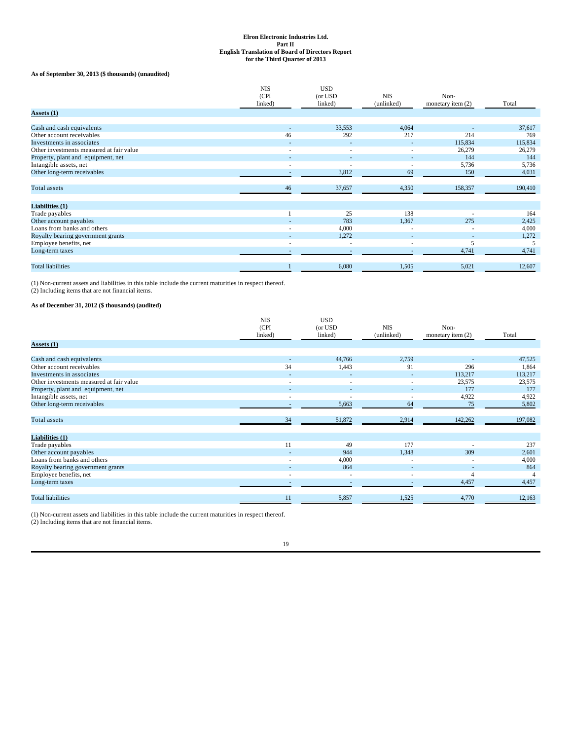**Elron Electronic Industries Ltd.**
**Part II**
**English Translation of Board of Directors Report**
**for the Third Quarter of 2013**

**As of September 30, 2013 ($ thousands) (unaudited)**

| | NIS (CPI linked) | USD (or USD linked) | NIS (unlinked) | Non-monetary item (2) | Total |
|---|---|---|---|---|---|
| **Assets (1)** | | | | | |
| Cash and cash equivalents | - | 33,553 | 4,064 | - | 37,617 |
| Other account receivables | 46 | 292 | 217 | 214 | 769 |
| Investments in associates | - | - | - | 115,834 | 115,834 |
| Other investments measured at fair value | - | - | - | 26,279 | 26,279 |
| Property, plant and equipment, net | - | - | - | 144 | 144 |
| Intangible assets, net | - | - | - | 5,736 | 5,736 |
| Other long-term receivables | - | 3,812 | 69 | 150 | 4,031 |
| Total assets | 46 | 37,657 | 4,350 | 158,357 | 190,410 |
| **Liabilities (1)** | | | | | |
| Trade payables | 1 | 25 | 138 | - | 164 |
| Other account payables | - | 783 | 1,367 | 275 | 2,425 |
| Loans from banks and others | - | 4,000 | - | - | 4,000 |
| Royalty bearing government grants | - | 1,272 | - | - | 1,272 |
| Employee benefits, net | - | - | - | 5 | 5 |
| Long-term taxes | - | - | - | 4,741 | 4,741 |
| Total liabilities | 1 | 6,080 | 1,505 | 5,021 | 12,607 |

(1) Non-current assets and liabilities in this table include the current maturities in respect thereof.
(2) Including items that are not financial items.

**As of December 31, 2012 ($ thousands) (audited)**

| | NIS (CPI linked) | USD (or USD linked) | NIS (unlinked) | Non-monetary item (2) | Total |
|---|---|---|---|---|---|
| **Assets (1)** | | | | | |
| Cash and cash equivalents | - | 44,766 | 2,759 | - | 47,525 |
| Other account receivables | 34 | 1,443 | 91 | 296 | 1,864 |
| Investments in associates | - | - | - | 113,217 | 113,217 |
| Other investments measured at fair value | - | - | - | 23,575 | 23,575 |
| Property, plant and equipment, net | - | - | - | 177 | 177 |
| Intangible assets, net | - | - | - | 4,922 | 4,922 |
| Other long-term receivables | - | 5,663 | 64 | 75 | 5,802 |
| Total assets | 34 | 51,872 | 2,914 | 142,262 | 197,082 |
| **Liabilities (1)** | | | | | |
| Trade payables | 11 | 49 | 177 | - | 237 |
| Other account payables | - | 944 | 1,348 | 309 | 2,601 |
| Loans from banks and others | - | 4,000 | - | - | 4,000 |
| Royalty bearing government grants | - | 864 | - | - | 864 |
| Employee benefits, net | - | - | - | 4 | 4 |
| Long-term taxes | - | - | - | 4,457 | 4,457 |
| Total liabilities | 11 | 5,857 | 1,525 | 4,770 | 12,163 |

(1) Non-current assets and liabilities in this table include the current maturities in respect thereof.
(2) Including items that are not financial items.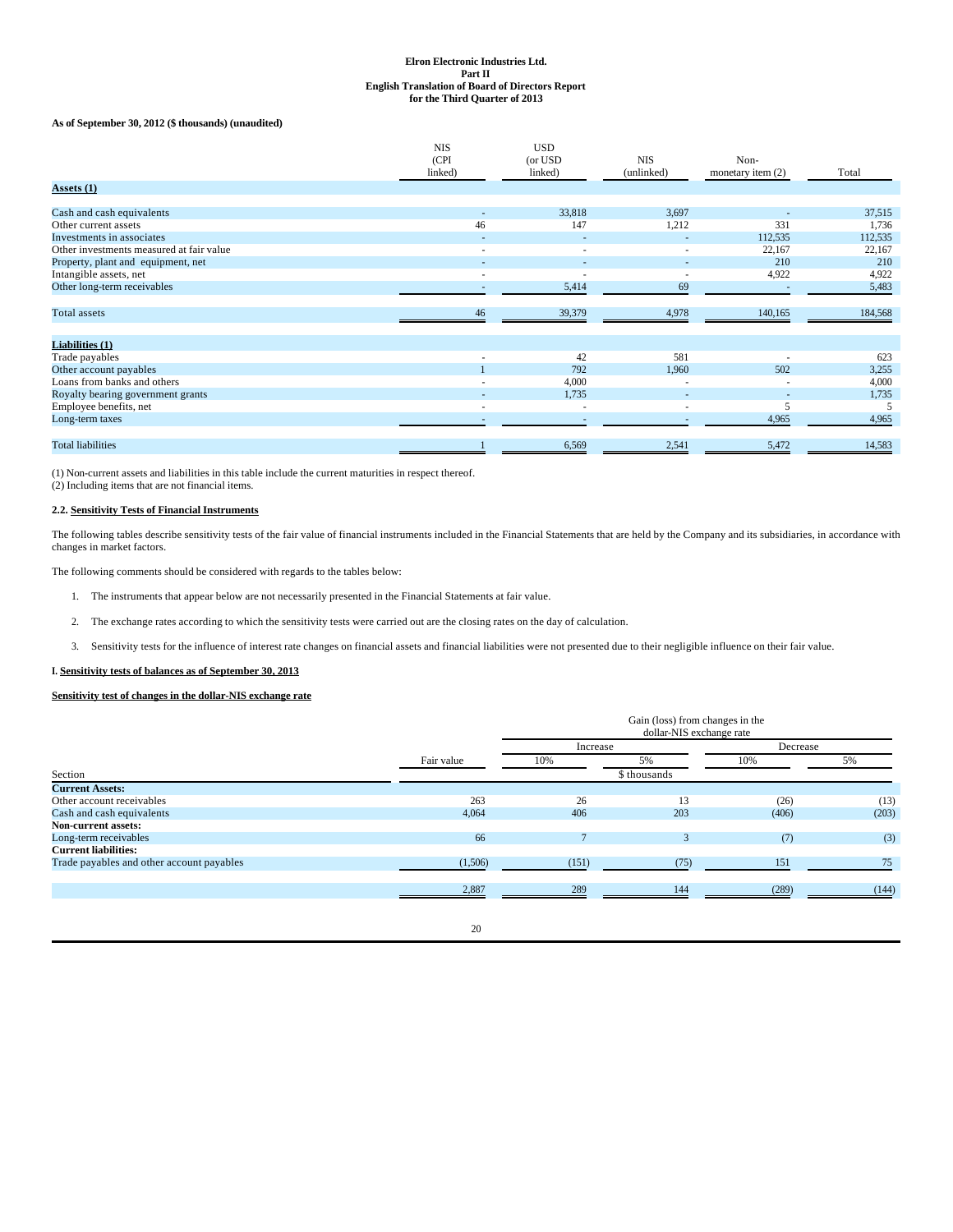**Elron Electronic Industries Ltd.**
**Part II**
**English Translation of Board of Directors Report**
**for the Third Quarter of 2013**

**As of September 30, 2012 ($ thousands) (unaudited)**

| | NIS (CPI linked) | USD (or USD linked) | NIS (unlinked) | Non-monetary item (2) | Total |
|---|---|---|---|---|---|
| **Assets (1)** | | | | | |
| Cash and cash equivalents | - | 33,818 | 3,697 | - | 37,515 |
| Other current assets | 46 | 147 | 1,212 | 331 | 1,736 |
| Investments in associates | - | - | - | 112,535 | 112,535 |
| Other investments measured at fair value | - | - | - | 22,167 | 22,167 |
| Property, plant and equipment, net | - | - | - | 210 | 210 |
| Intangible assets, net | - | - | - | 4,922 | 4,922 |
| Other long-term receivables | - | 5,414 | 69 | - | 5,483 |
| Total assets | 46 | 39,379 | 4,978 | 140,165 | 184,568 |
| **Liabilities (1)** | | | | | |
| Trade payables | - | 42 | 581 | - | 623 |
| Other account payables | 1 | 792 | 1,960 | 502 | 3,255 |
| Loans from banks and others | - | 4,000 | - | - | 4,000 |
| Royalty bearing government grants | - | 1,735 | - | - | 1,735 |
| Employee benefits, net | - | - | - | 5 | 5 |
| Long-term taxes | - | - | - | 4,965 | 4,965 |
| Total liabilities | 1 | 6,569 | 2,541 | 5,472 | 14,583 |

(1) Non-current assets and liabilities in this table include the current maturities in respect thereof.
(2) Including items that are not financial items.

**2.2. Sensitivity Tests of Financial Instruments**

The following tables describe sensitivity tests of the fair value of financial instruments included in the Financial Statements that are held by the Company and its subsidiaries, in accordance with changes in market factors.

The following comments should be considered with regards to the tables below:

1. The instruments that appear below are not necessarily presented in the Financial Statements at fair value.

2. The exchange rates according to which the sensitivity tests were carried out are the closing rates on the day of calculation.

3. Sensitivity tests for the influence of interest rate changes on financial assets and financial liabilities were not presented due to their negligible influence on their fair value.

**I. Sensitivity tests of balances as of September 30, 2013**

**Sensitivity test of changes in the dollar-NIS exchange rate**

| | | Gain (loss) from changes in the dollar-NIS exchange rate | | | |
|---|---|---|---|---|---|
| | | Increase | | Decrease | |
| | Fair value | 10% | 5% | 10% | 5% |
| Section | | $ thousands | | | |
| **Current Assets:** | | | | | |
| Other account receivables | 263 | 26 | 13 | (26) | (13) |
| Cash and cash equivalents | 4,064 | 406 | 203 | (406) | (203) |
| **Non-current assets:** | | | | | |
| Long-term receivables | 66 | 7 | 3 | (7) | (3) |
| **Current liabilities:** | | | | | |
| Trade payables and other account payables | (1,506) | (151) | (75) | 151 | 75 |
| | 2,887 | 289 | 144 | (289) | (144) |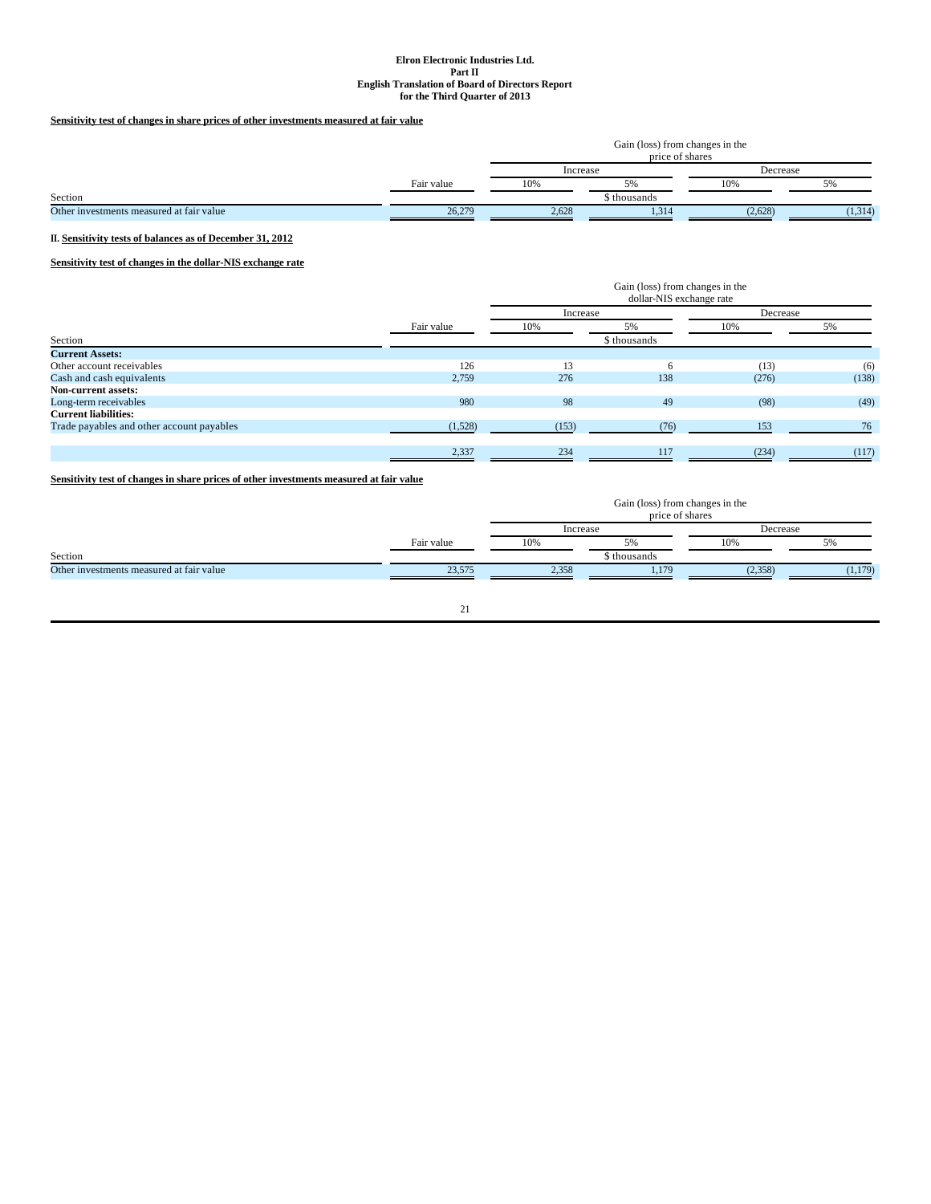**Sensitivity test of changes in share prices of other investments measured at fair value**

| | | Gain (loss) from changes in the price of shares | | | |
|---|---|---|---|---|---|
| | | Increase | | Decrease | |
| | Fair value | 10% | 5% | 10% | 5% |
| Section | | | $ thousands | | |
| Other investments measured at fair value | 26,279 | 2,628 | 1,314 | (2,628) | (1,314) |

II. **Sensitivity tests of balances as of December 31, 2012**

**Sensitivity test of changes in the dollar-NIS exchange rate**

| | | Gain (loss) from changes in the dollar-NIS exchange rate | | | |
|---|---|---|---|---|---|
| | | Increase | | Decrease | |
| | Fair value | 10% | 5% | 10% | 5% |
| Section | | | $ thousands | | |
| **Current Assets:** | | | | | |
| Other account receivables | 126 | 13 | 6 | (13) | (6) |
| Cash and cash equivalents | 2,759 | 276 | 138 | (276) | (138) |
| **Non-current assets:** | | | | | |
| Long-term receivables | 980 | 98 | 49 | (98) | (49) |
| **Current liabilities:** | | | | | |
| Trade payables and other account payables | (1,528) | (153) | (76) | 153 | 76 |
| | 2,337 | 234 | 117 | (234) | (117) |

**Sensitivity test of changes in share prices of other investments measured at fair value**

| | | Gain (loss) from changes in the price of shares | | | |
|---|---|---|---|---|---|
| | | Increase | | Decrease | |
| | Fair value | 10% | 5% | 10% | 5% |
| Section | | | $ thousands | | |
| Other investments measured at fair value | 23,575 | 2,358 | 1,179 | (2,358) | (1,179) |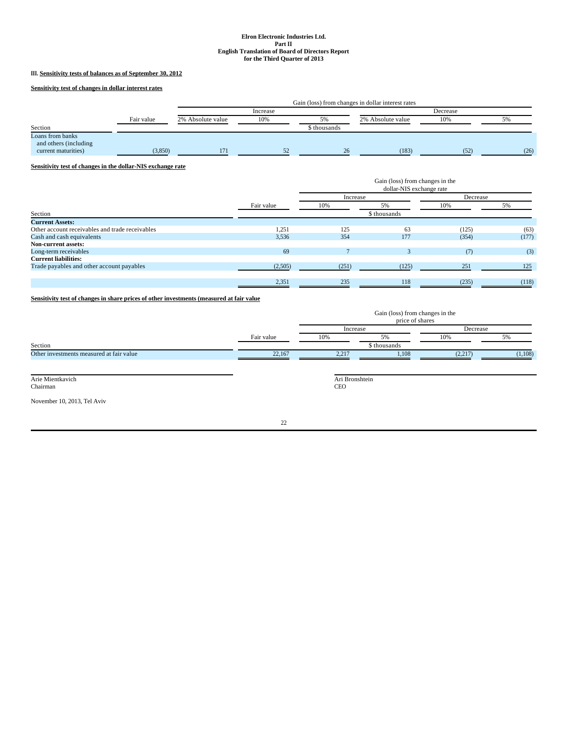Elron Electronic Industries Ltd.
Part II
English Translation of Board of Directors Report
for the Third Quarter of 2013

### III. Sensitivity tests of balances as of September 30, 2012

**Sensitivity test of changes in dollar interest rates**

| | | Gain (loss) from changes in dollar interest rates | | | | | |
|---|---|---|---|---|---|---|---|
| | | Increase | | | Decrease | | |
| | Fair value | 2% Absolute value | 10% | 5% | 2% Absolute value | 10% | 5% |
| Section | | | | $ thousands | | | |
| Loans from banks and others (including current maturities) | (3,850) | 171 | 52 | 26 | (183) | (52) | (26) |

**Sensitivity test of changes in the dollar-NIS exchange rate**

| | | Gain (loss) from changes in the dollar-NIS exchange rate | | | |
|---|---|---|---|---|---|
| | | Increase | | Decrease | |
| | Fair value | 10% | 5% | 10% | 5% |
| Section | | | $ thousands | | |
| **Current Assets:** | | | | | |
| Other account receivables and trade receivables | 1,251 | 125 | 63 | (125) | (63) |
| Cash and cash equivalents | 3,536 | 354 | 177 | (354) | (177) |
| **Non-current assets:** | | | | | |
| Long-term receivables | 69 | 7 | 3 | (7) | (3) |
| **Current liabilities:** | | | | | |
| Trade payables and other account payables | (2,505) | (251) | (125) | 251 | 125 |
| | 2,351 | 235 | 118 | (235) | (118) |

**Sensitivity test of changes in share prices of other investments (measured at fair value**

| | | Gain (loss) from changes in the price of shares | | | |
|---|---|---|---|---|---|
| | | Increase | | Decrease | |
| | Fair value | 10% | 5% | 10% | 5% |
| Section | | | $ thousands | | |
| Other investments measured at fair value | 22,167 | 2,217 | 1,108 | (2,217) | (1,108) |

Arie Mientkavich
Chairman

Ari Bronshtein
CEO

November 10, 2013, Tel Aviv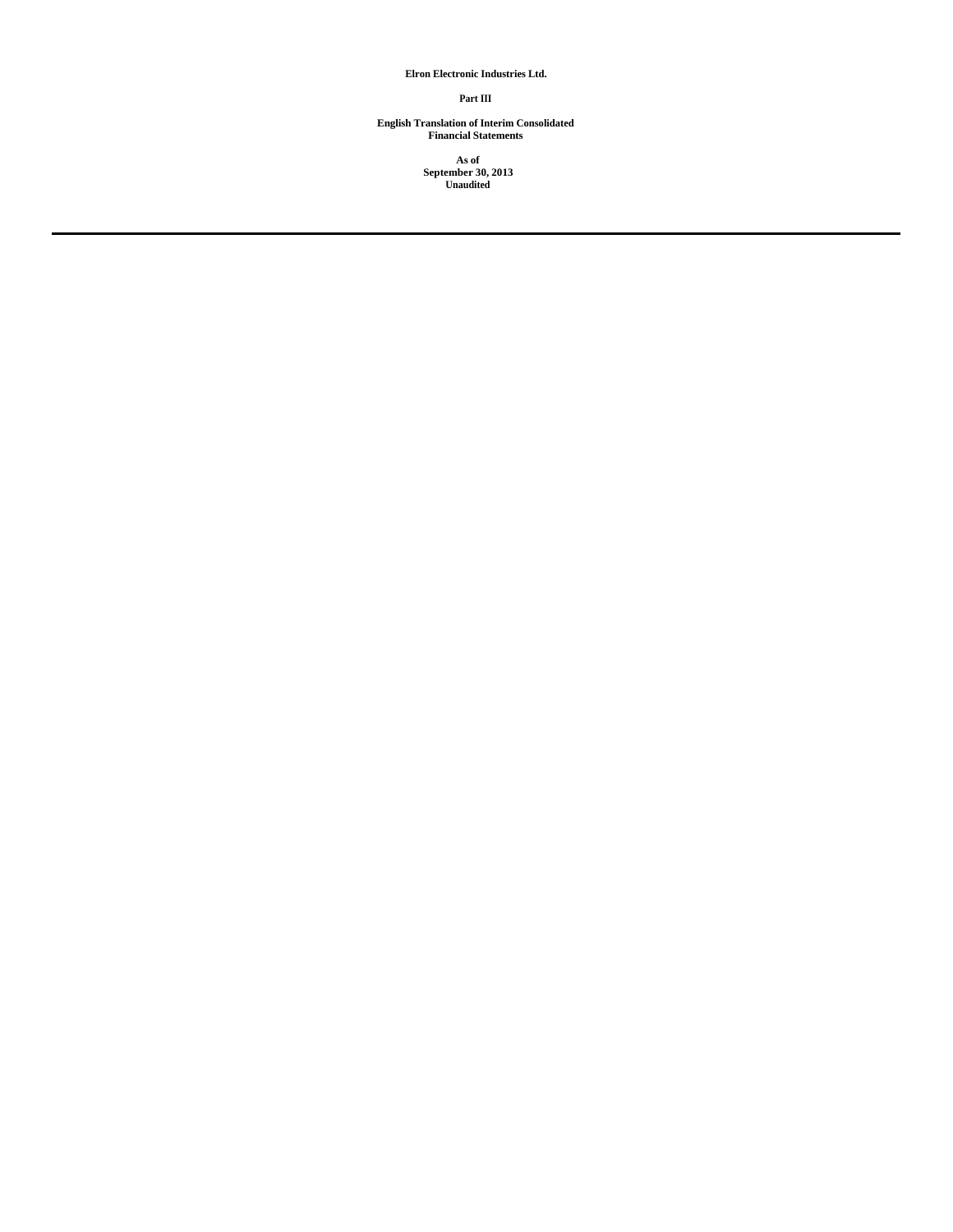**Elron Electronic Industries Ltd.**

**Part III**

**English Translation of Interim Consolidated Financial Statements**

**As of September 30, 2013 Unaudited**

---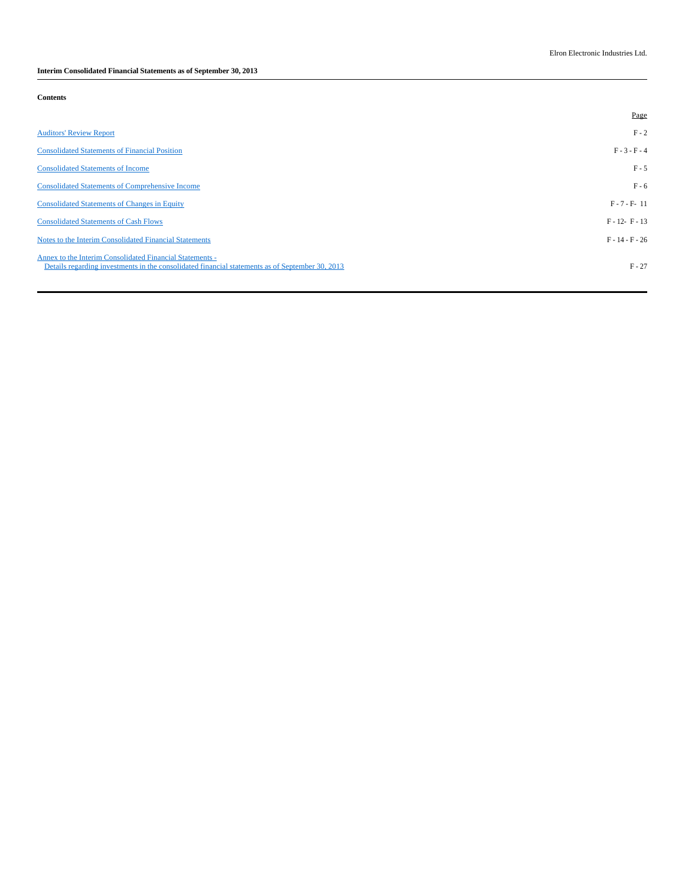Elron Electronic Industries Ltd.

**Interim Consolidated Financial Statements as of September 30, 2013**

**Contents**

| | Page |
|---|---|
| Auditors' Review Report | F - 2 |
| Consolidated Statements of Financial Position | F - 3 - F - 4 |
| Consolidated Statements of Income | F - 5 |
| Consolidated Statements of Comprehensive Income | F - 6 |
| Consolidated Statements of Changes in Equity | F - 7 - F- 11 |
| Consolidated Statements of Cash Flows | F - 12- F - 13 |
| Notes to the Interim Consolidated Financial Statements | F - 14 - F - 26 |
| Annex to the Interim Consolidated Financial Statements - Details regarding investments in the consolidated financial statements as of September 30, 2013 | F - 27 |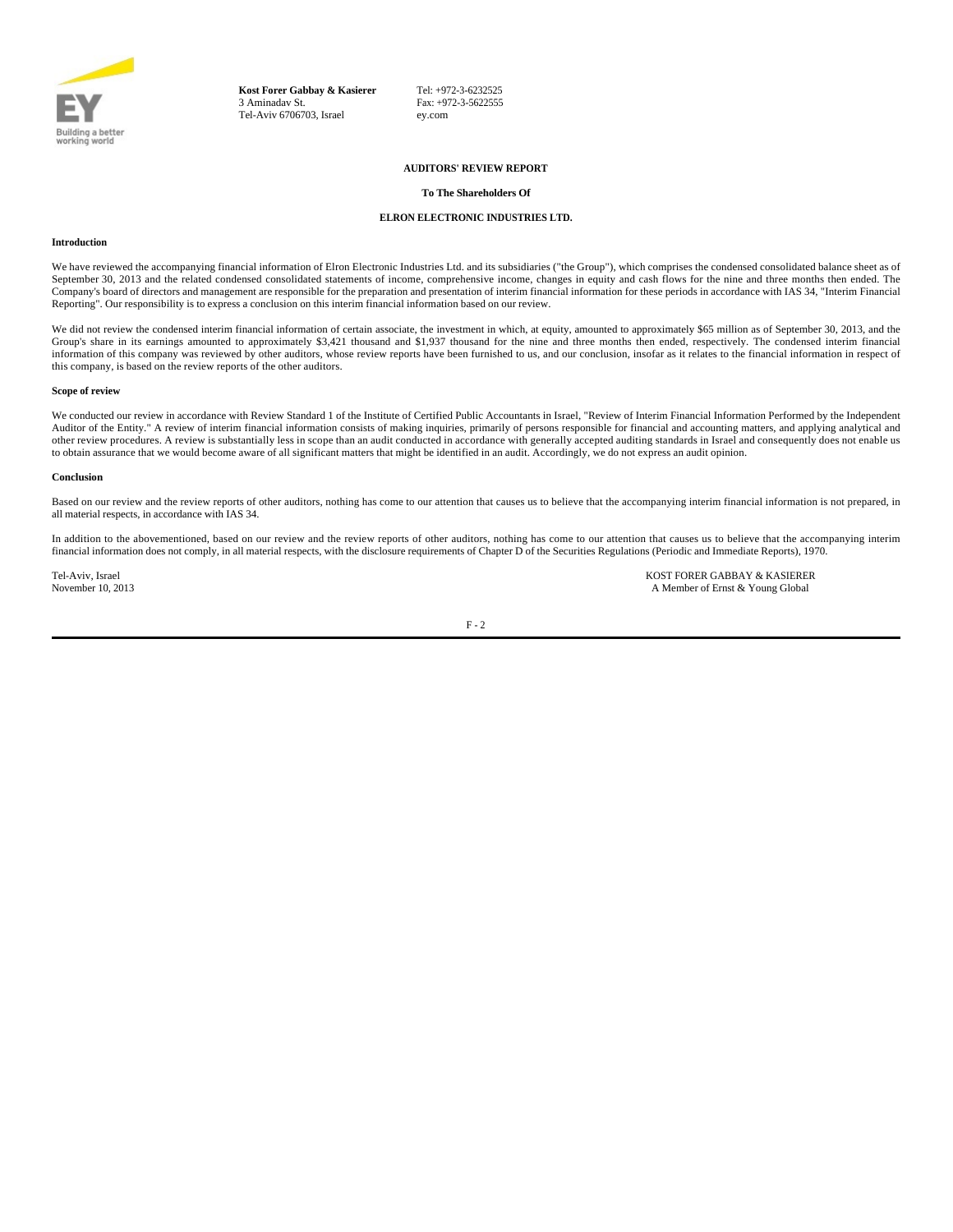Kost Forer Gabbay & Kasierer
3 Aminadav St.
Tel-Aviv 6706703, Israel

Tel: +972-3-6232525
Fax: +972-3-5622555
ey.com

**AUDITORS' REVIEW REPORT**

**To The Shareholders Of**

**ELRON ELECTRONIC INDUSTRIES LTD.**

**Introduction**

We have reviewed the accompanying financial information of Elron Electronic Industries Ltd. and its subsidiaries ("the Group"), which comprises the condensed consolidated balance sheet as of September 30, 2013 and the related condensed consolidated statements of income, comprehensive income, changes in equity and cash flows for the nine and three months then ended. The Company's board of directors and management are responsible for the preparation and presentation of interim financial information for these periods in accordance with IAS 34, "Interim Financial Reporting". Our responsibility is to express a conclusion on this interim financial information based on our review.

We did not review the condensed interim financial information of certain associate, the investment in which, at equity, amounted to approximately $65 million as of September 30, 2013, and the Group's share in its earnings amounted to approximately $3,421 thousand and $1,937 thousand for the nine and three months then ended, respectively. The condensed interim financial information of this company was reviewed by other auditors, whose review reports have been furnished to us, and our conclusion, insofar as it relates to the financial information in respect of this company, is based on the review reports of the other auditors.

**Scope of review**

We conducted our review in accordance with Review Standard 1 of the Institute of Certified Public Accountants in Israel, "Review of Interim Financial Information Performed by the Independent Auditor of the Entity." A review of interim financial information consists of making inquiries, primarily of persons responsible for financial and accounting matters, and applying analytical and other review procedures. A review is substantially less in scope than an audit conducted in accordance with generally accepted auditing standards in Israel and consequently does not enable us to obtain assurance that we would become aware of all significant matters that might be identified in an audit. Accordingly, we do not express an audit opinion.

**Conclusion**

Based on our review and the review reports of other auditors, nothing has come to our attention that causes us to believe that the accompanying interim financial information is not prepared, in all material respects, in accordance with IAS 34.

In addition to the abovementioned, based on our review and the review reports of other auditors, nothing has come to our attention that causes us to believe that the accompanying interim financial information does not comply, in all material respects, with the disclosure requirements of Chapter D of the Securities Regulations (Periodic and Immediate Reports), 1970.

Tel-Aviv, Israel
November 10, 2013

KOST FORER GABBAY & KASIERER
A Member of Ernst & Young Global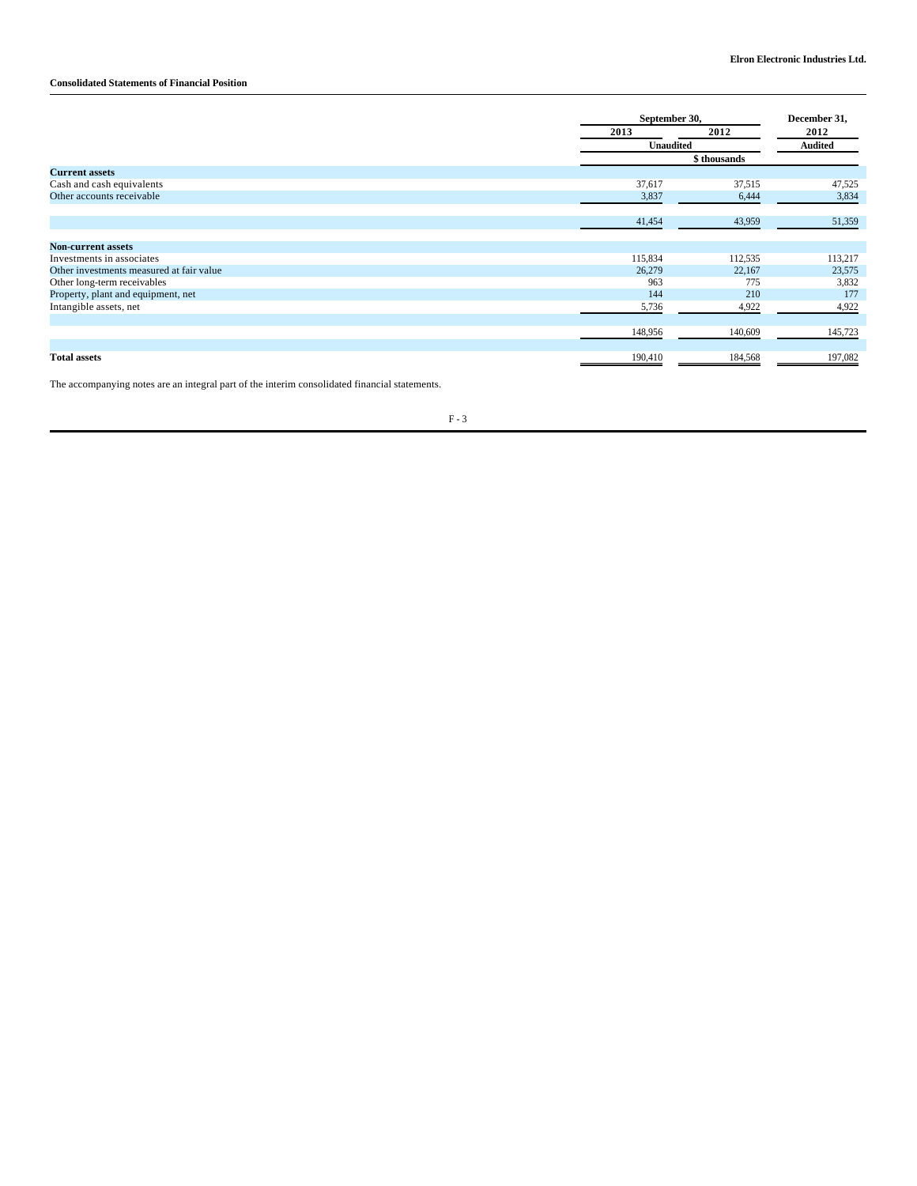Elron Electronic Industries Ltd.

**Consolidated Statements of Financial Position**

| | September 30, | | December 31, |
|---|---|---|---|
| | 2013 | 2012 | 2012 |
| | Unaudited | | Audited |
| | $ thousands | | |
| **Current assets** | | | |
| Cash and cash equivalents | 37,617 | 37,515 | 47,525 |
| Other accounts receivable | 3,837 | 6,444 | 3,834 |
| | 41,454 | 43,959 | 51,359 |
| **Non-current assets** | | | |
| Investments in associates | 115,834 | 112,535 | 113,217 |
| Other investments measured at fair value | 26,279 | 22,167 | 23,575 |
| Other long-term receivables | 963 | 775 | 3,832 |
| Property, plant and equipment, net | 144 | 210 | 177 |
| Intangible assets, net | 5,736 | 4,922 | 4,922 |
| | 148,956 | 140,609 | 145,723 |
| **Total assets** | 190,410 | 184,568 | 197,082 |

The accompanying notes are an integral part of the interim consolidated financial statements.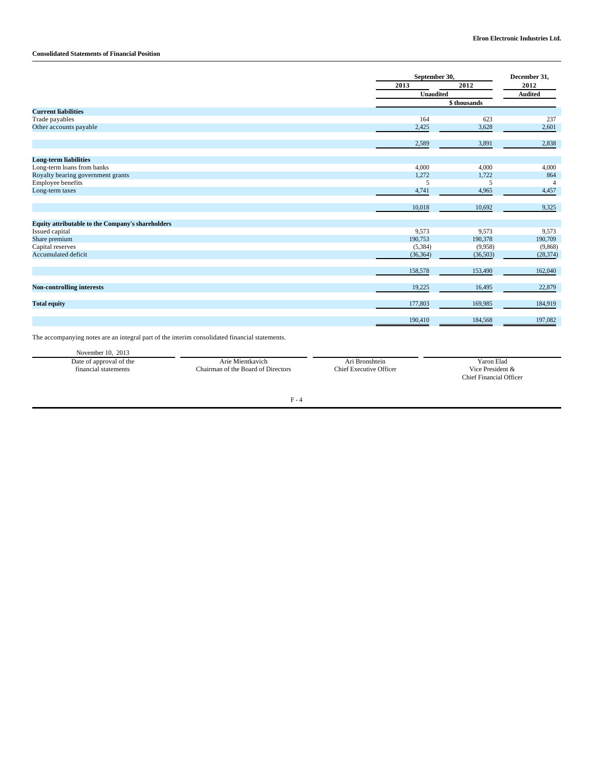**Elron Electronic Industries Ltd.**

**Consolidated Statements of Financial Position**

| | September 30, 2013 | September 30, 2012 | December 31, 2012 |
|---|---|---|---|
| | Unaudited | | Audited |
| | $ thousands | | |
| **Current liabilities** | | | |
| Trade payables | 164 | 623 | 237 |
| Other accounts payable | 2,425 | 3,628 | 2,601 |
| | 2,589 | 3,891 | 2,838 |
| **Long-term liabilities** | | | |
| Long-term loans from banks | 4,000 | 4,000 | 4,000 |
| Royalty bearing government grants | 1,272 | 1,722 | 864 |
| Employee benefits | 5 | 5 | 4 |
| Long-term taxes | 4,741 | 4,965 | 4,457 |
| | 10,018 | 10,692 | 9,325 |
| **Equity attributable to the Company's shareholders** | | | |
| Issued capital | 9,573 | 9,573 | 9,573 |
| Share premium | 190,753 | 190,378 | 190,709 |
| Capital reserves | (5,384) | (9,958) | (9,868) |
| Accumulated deficit | (36,364) | (36,503) | (28,374) |
| | 158,578 | 153,490 | 162,040 |
| **Non-controlling interests** | 19,225 | 16,495 | 22,879 |
| **Total equity** | 177,803 | 169,985 | 184,919 |
| | 190,410 | 184,568 | 197,082 |

The accompanying notes are an integral part of the interim consolidated financial statements.

| November 10, 2013 | | | |
|---|---|---|---|
| Date of approval of the financial statements | Arie Mientkavich<br>Chairman of the Board of Directors | Ari Bronshtein<br>Chief Executive Officer | Yaron Elad<br>Vice President &<br>Chief Financial Officer |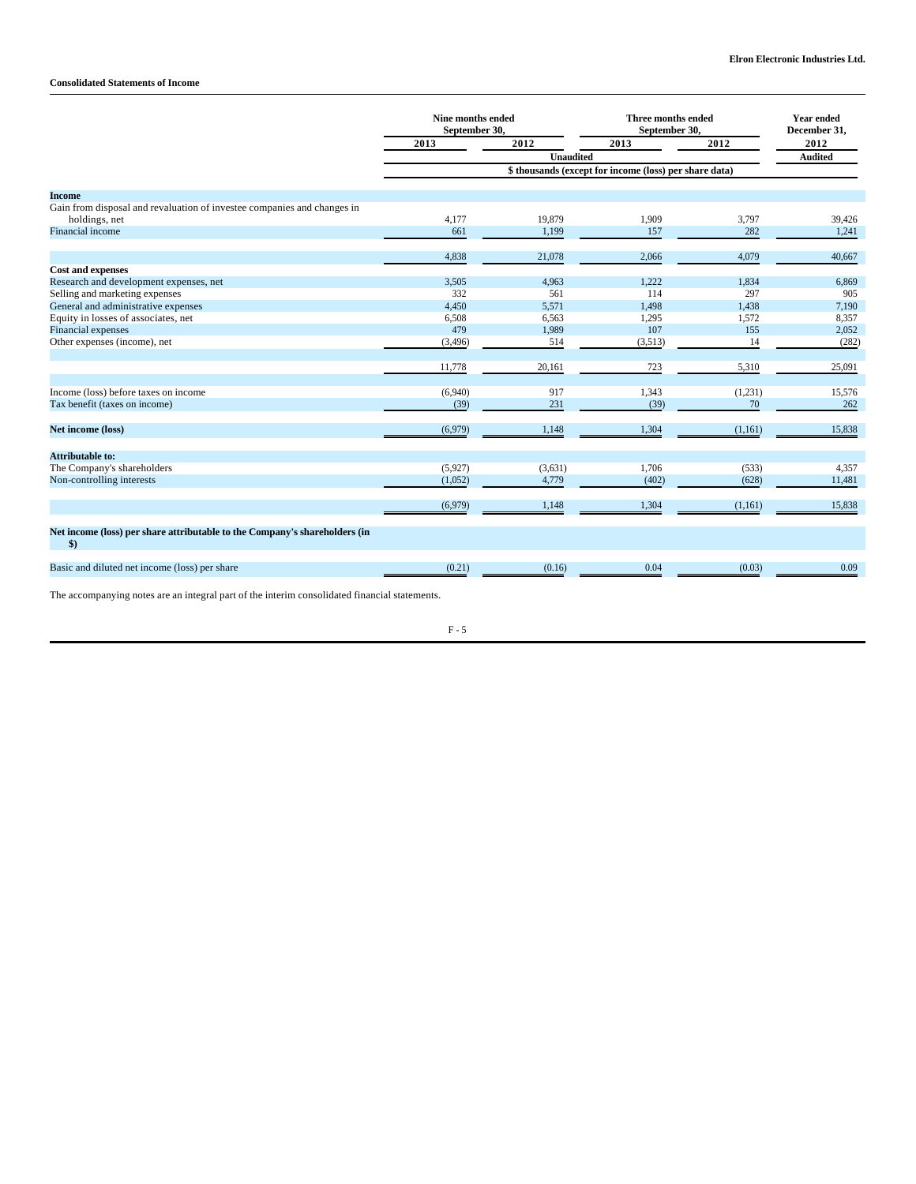**Elron Electronic Industries Ltd.**

**Consolidated Statements of Income**

| | Nine months ended September 30, | | Three months ended September 30, | | Year ended December 31, |
|---|---|---|---|---|---|
| | 2013 | 2012 | 2013 | 2012 | 2012 |
| | Unaudited | | | | Audited |
| | $ thousands (except for income (loss) per share data) | | | | |
| **Income** | | | | | |
| Gain from disposal and revaluation of investee companies and changes in holdings, net | 4,177 | 19,879 | 1,909 | 3,797 | 39,426 |
| Financial income | 661 | 1,199 | 157 | 282 | 1,241 |
| | 4,838 | 21,078 | 2,066 | 4,079 | 40,667 |
| **Cost and expenses** | | | | | |
| Research and development expenses, net | 3,505 | 4,963 | 1,222 | 1,834 | 6,869 |
| Selling and marketing expenses | 332 | 561 | 114 | 297 | 905 |
| General and administrative expenses | 4,450 | 5,571 | 1,498 | 1,438 | 7,190 |
| Equity in losses of associates, net | 6,508 | 6,563 | 1,295 | 1,572 | 8,357 |
| Financial expenses | 479 | 1,989 | 107 | 155 | 2,052 |
| Other expenses (income), net | (3,496) | 514 | (3,513) | 14 | (282) |
| | 11,778 | 20,161 | 723 | 5,310 | 25,091 |
| Income (loss) before taxes on income | (6,940) | 917 | 1,343 | (1,231) | 15,576 |
| Tax benefit (taxes on income) | (39) | 231 | (39) | 70 | 262 |
| **Net income (loss)** | (6,979) | 1,148 | 1,304 | (1,161) | 15,838 |
| **Attributable to:** | | | | | |
| The Company's shareholders | (5,927) | (3,631) | 1,706 | (533) | 4,357 |
| Non-controlling interests | (1,052) | 4,779 | (402) | (628) | 11,481 |
| | (6,979) | 1,148 | 1,304 | (1,161) | 15,838 |
| **Net income (loss) per share attributable to the Company's shareholders (in $)** | | | | | |
| Basic and diluted net income (loss) per share | (0.21) | (0.16) | 0.04 | (0.03) | 0.09 |

The accompanying notes are an integral part of the interim consolidated financial statements.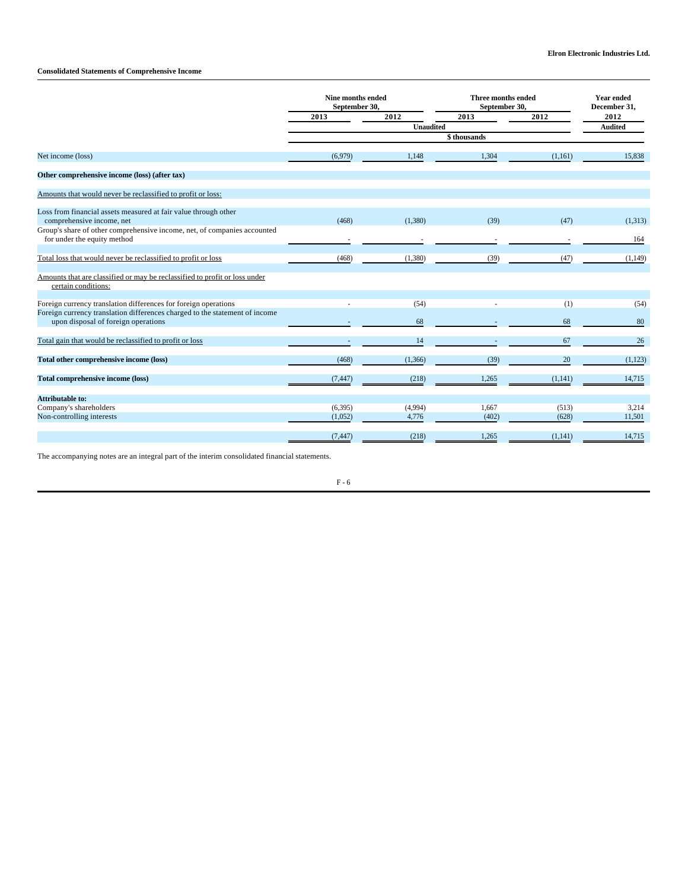**Elron Electronic Industries Ltd.**

**Consolidated Statements of Comprehensive Income**

| | Nine months ended September 30, | | Three months ended September 30, | | Year ended December 31, |
|---|---|---|---|---|---|
| | 2013 | 2012 | 2013 | 2012 | 2012 |
| | Unaudited | | | | Audited |
| | $ thousands | | | | |
| Net income (loss) | (6,979) | 1,148 | 1,304 | (1,161) | 15,838 |
| **Other comprehensive income (loss) (after tax)** | | | | | |
| Amounts that would never be reclassified to profit or loss: | | | | | |
| Loss from financial assets measured at fair value through other comprehensive income, net | (468) | (1,380) | (39) | (47) | (1,313) |
| Group's share of other comprehensive income, net, of companies accounted for under the equity method | - | - | - | - | 164 |
| Total loss that would never be reclassified to profit or loss | (468) | (1,380) | (39) | (47) | (1,149) |
| Amounts that are classified or may be reclassified to profit or loss under certain conditions: | | | | | |
| Foreign currency translation differences for foreign operations | - | (54) | - | (1) | (54) |
| Foreign currency translation differences charged to the statement of income upon disposal of foreign operations | - | 68 | - | 68 | 80 |
| Total gain that would be reclassified to profit or loss | - | 14 | - | 67 | 26 |
| **Total other comprehensive income (loss)** | (468) | (1,366) | (39) | 20 | (1,123) |
| **Total comprehensive income (loss)** | (7,447) | (218) | 1,265 | (1,141) | 14,715 |
| **Attributable to:** | | | | | |
| Company's shareholders | (6,395) | (4,994) | 1,667 | (513) | 3,214 |
| Non-controlling interests | (1,052) | 4,776 | (402) | (628) | 11,501 |
| | (7,447) | (218) | 1,265 | (1,141) | 14,715 |

The accompanying notes are an integral part of the interim consolidated financial statements.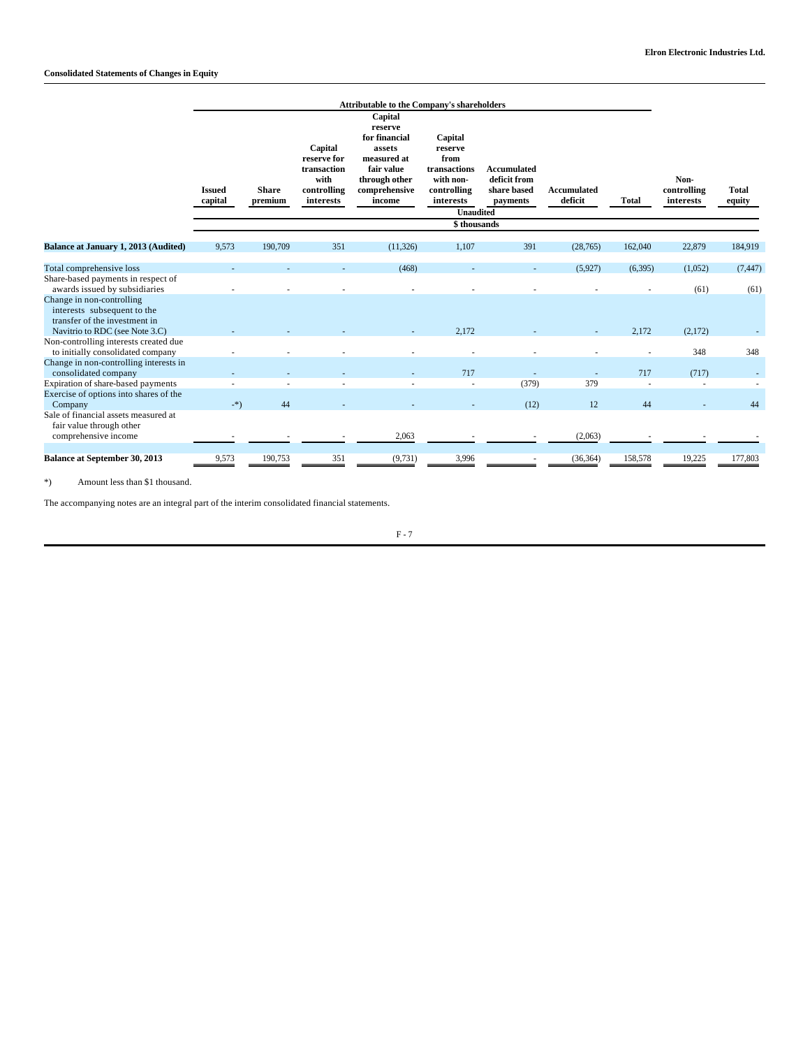## Consolidated Statements of Changes in Equity

| | Attributable to the Company's shareholders | | | | | | | | | |
|---|---|---|---|---|---|---|---|---|---|---|
| | Issued capital | Share premium | Capital reserve for transaction with controlling interests | Capital reserve for financial assets measured at fair value through other comprehensive income | Capital reserve from transactions with non-controlling interests | Accumulated deficit from share based payments | Accumulated deficit | Total | Non-controlling interests | Total equity |
| | Unaudited | | | | | | | | | |
| | $ thousands | | | | | | | | | |
| **Balance at January 1, 2013 (Audited)** | 9,573 | 190,709 | 351 | (11,326) | 1,107 | 391 | (28,765) | 162,040 | 22,879 | 184,919 |
| Total comprehensive loss | - | - | - | (468) | - | - | (5,927) | (6,395) | (1,052) | (7,447) |
| Share-based payments in respect of awards issued by subsidiaries | - | - | - | - | - | - | - | - | (61) | (61) |
| Change in non-controlling interests subsequent to the transfer of the investment in Navitrio to RDC (see Note 3.C) | - | - | - | - | 2,172 | - | - | 2,172 | (2,172) | - |
| Non-controlling interests created due to initially consolidated company | - | - | - | - | - | - | - | - | 348 | 348 |
| Change in non-controlling interests in consolidated company | - | - | - | - | 717 | - | - | 717 | (717) | - |
| Expiration of share-based payments | - | - | - | - | - | (379) | 379 | - | - | - |
| Exercise of options into shares of the Company | -*) | 44 | - | - | - | (12) | 12 | 44 | - | 44 |
| Sale of financial assets measured at fair value through other comprehensive income | - | - | - | 2,063 | - | - | (2,063) | - | - | - |
| **Balance at September 30, 2013** | 9,573 | 190,753 | 351 | (9,731) | 3,996 | - | (36,364) | 158,578 | 19,225 | 177,803 |

*) Amount less than $1 thousand.

The accompanying notes are an integral part of the interim consolidated financial statements.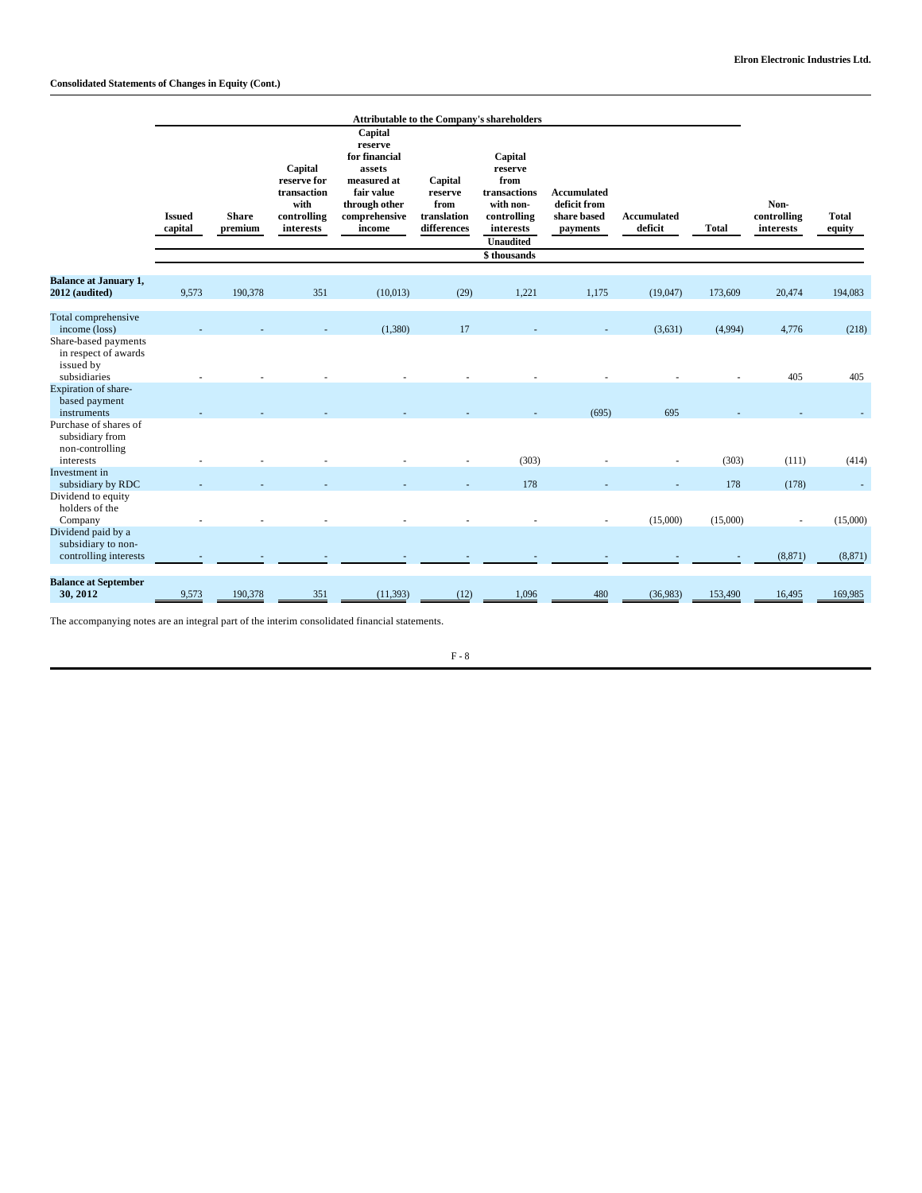**Elron Electronic Industries Ltd.**

**Consolidated Statements of Changes in Equity (Cont.)**

| | Attributable to the Company's shareholders | | | | | | | | | | |
|---|---|---|---|---|---|---|---|---|---|---|---|
| | Issued capital | Share premium | Capital reserve for transaction with controlling interests | Capital reserve for financial assets measured at fair value through other comprehensive income | Capital reserve from translation differences | Capital reserve from transactions with non-controlling interests | Accumulated deficit from share based payments | Accumulated deficit | Total | Non-controlling interests | Total equity |
| | Unaudited | | | | | | | | | | |
| | $ thousands | | | | | | | | | | |
| **Balance at January 1, 2012 (audited)** | 9,573 | 190,378 | 351 | (10,013) | (29) | 1,221 | 1,175 | (19,047) | 173,609 | 20,474 | 194,083 |
| Total comprehensive income (loss) | - | - | - | (1,380) | 17 | - | - | (3,631) | (4,994) | 4,776 | (218) |
| Share-based payments in respect of awards issued by subsidiaries | - | - | - | - | - | - | - | - | - | 405 | 405 |
| Expiration of share-based payment instruments | - | - | - | - | - | - | (695) | 695 | - | - | - |
| Purchase of shares of subsidiary from non-controlling interests | - | - | - | - | - | (303) | - | - | (303) | (111) | (414) |
| Investment in subsidiary by RDC | - | - | - | - | - | 178 | - | - | 178 | (178) | - |
| Dividend to equity holders of the Company | - | - | - | - | - | - | - | (15,000) | (15,000) | - | (15,000) |
| Dividend paid by a subsidiary to non-controlling interests | - | - | - | - | - | - | - | - | - | (8,871) | (8,871) |
| **Balance at September 30, 2012** | 9,573 | 190,378 | 351 | (11,393) | (12) | 1,096 | 480 | (36,983) | 153,490 | 16,495 | 169,985 |

The accompanying notes are an integral part of the interim consolidated financial statements.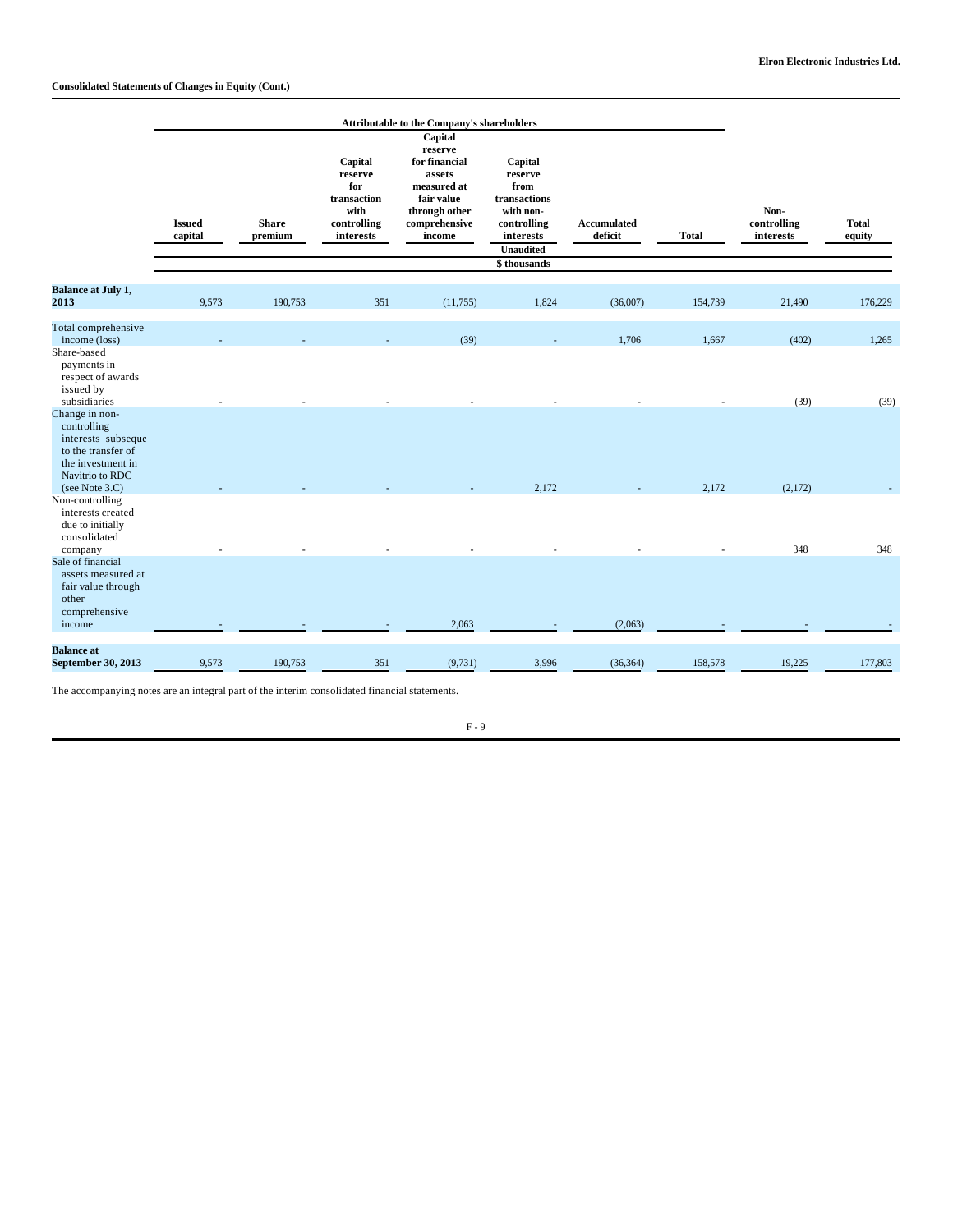**Elron Electronic Industries Ltd.**

**Consolidated Statements of Changes in Equity (Cont.)**

| | Attributable to the Company's shareholders | | | | | | | | |
|---|---|---|---|---|---|---|---|---|---|
| | Issued capital | Share premium | Capital reserve for transaction with controlling interests | Capital reserve for financial assets measured at fair value through other comprehensive income | Capital reserve from transactions with non-controlling interests | Accumulated deficit | Total | Non-controlling interests | Total equity |
| | Unaudited | | | | | | | | |
| | $ thousands | | | | | | | | |
| **Balance at July 1, 2013** | 9,573 | 190,753 | 351 | (11,755) | 1,824 | (36,007) | 154,739 | 21,490 | 176,229 |
| Total comprehensive income (loss) | - | - | - | (39) | - | 1,706 | 1,667 | (402) | 1,265 |
| Share-based payments in respect of awards issued by subsidiaries | - | - | - | - | - | - | - | (39) | (39) |
| Change in non-controlling interests subsequent to the transfer of the investment in Navitrio to RDC (see Note 3.C) | - | - | - | - | 2,172 | - | 2,172 | (2,172) | - |
| Non-controlling interests created due to initially consolidated company | - | - | - | - | - | - | - | 348 | 348 |
| Sale of financial assets measured at fair value through other comprehensive income | - | - | - | 2,063 | - | (2,063) | - | - | - |
| **Balance at September 30, 2013** | 9,573 | 190,753 | 351 | (9,731) | 3,996 | (36,364) | 158,578 | 19,225 | 177,803 |

The accompanying notes are an integral part of the interim consolidated financial statements.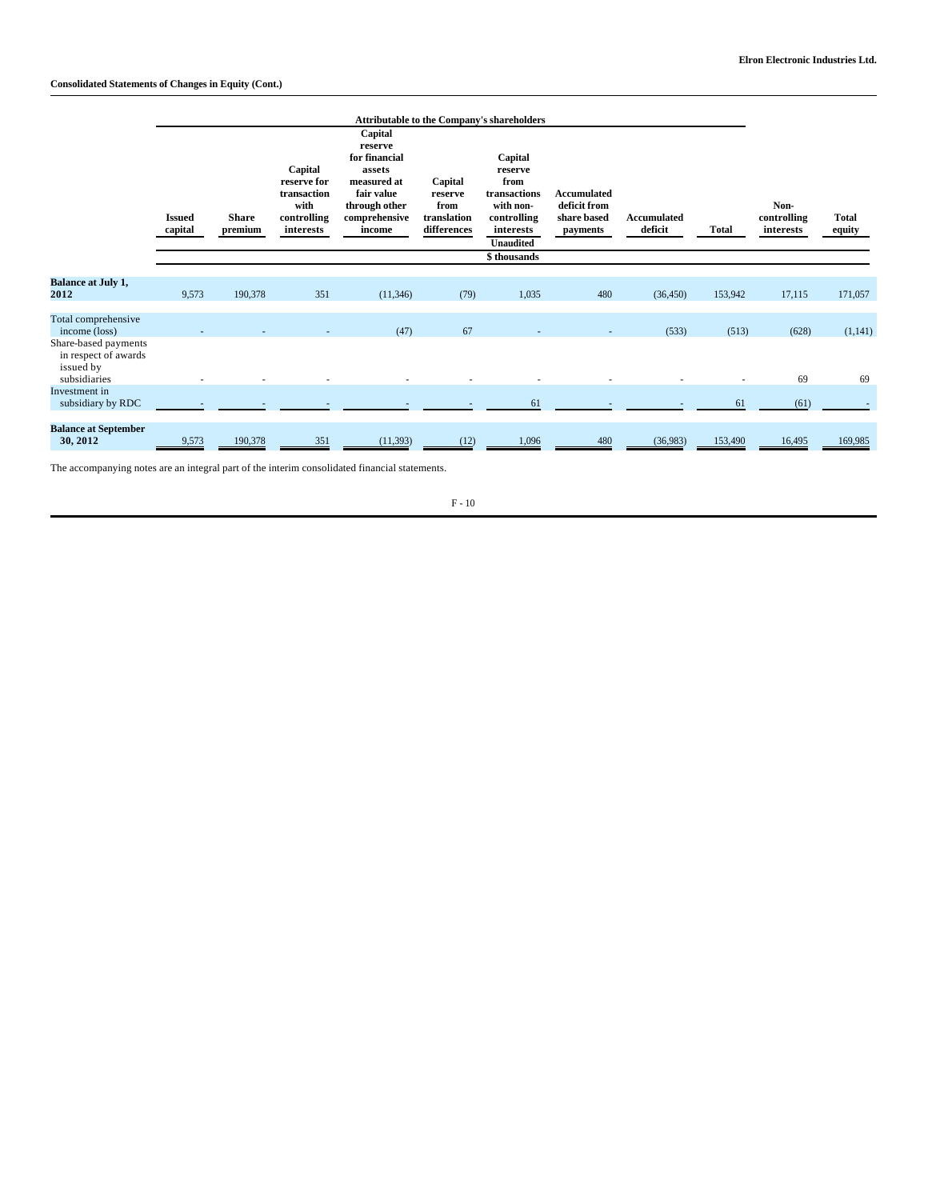**Consolidated Statements of Changes in Equity (Cont.)**

| | Attributable to the Company's shareholders | | | | | | | | | | |
|---|---|---|---|---|---|---|---|---|---|---|---|
| | Issued capital | Share premium | Capital reserve for transaction with controlling interests | Capital reserve for financial assets measured at fair value through other comprehensive income | Capital reserve from translation differences | Capital reserve from transactions with non-controlling interests | Accumulated deficit from share based payments | Accumulated deficit | Total | Non-controlling interests | Total equity |
| | Unaudited | | | | | | | | | | |
| | $ thousands | | | | | | | | | | |
| **Balance at July 1, 2012** | 9,573 | 190,378 | 351 | (11,346) | (79) | 1,035 | 480 | (36,450) | 153,942 | 17,115 | 171,057 |
| Total comprehensive income (loss) | - | - | - | (47) | 67 | - | - | (533) | (513) | (628) | (1,141) |
| Share-based payments in respect of awards issued by subsidiaries | - | - | - | - | - | - | - | - | - | 69 | 69 |
| Investment in subsidiary by RDC | - | - | - | - | - | 61 | - | - | 61 | (61) | - |
| **Balance at September 30, 2012** | 9,573 | 190,378 | 351 | (11,393) | (12) | 1,096 | 480 | (36,983) | 153,490 | 16,495 | 169,985 |

The accompanying notes are an integral part of the interim consolidated financial statements.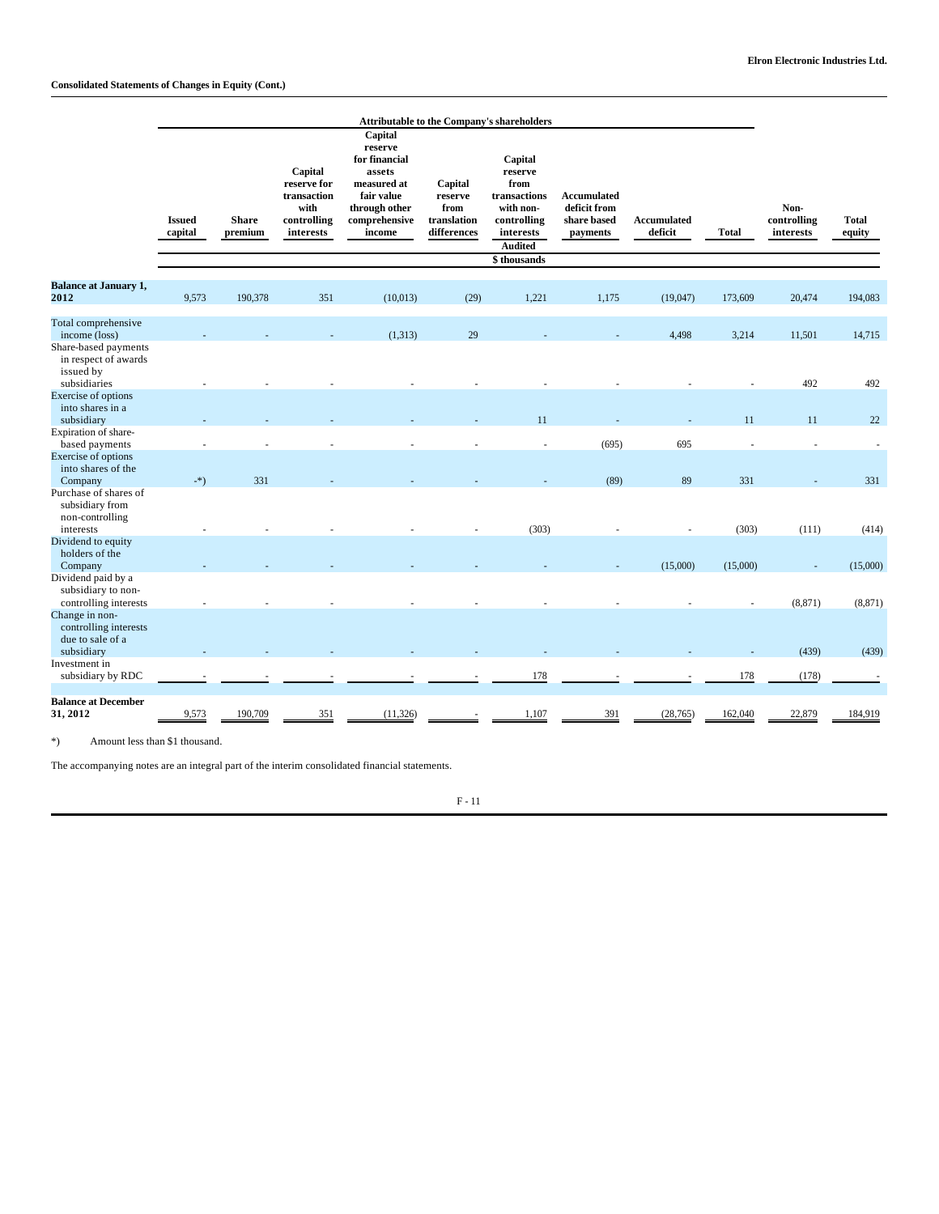**Elron Electronic Industries Ltd.**

**Consolidated Statements of Changes in Equity (Cont.)**

| | Attributable to the Company's shareholders | | | | | | | | | | |
|---|---|---|---|---|---|---|---|---|---|---|---|
| | **Issued capital** | **Share premium** | **Capital reserve for transaction with controlling interests** | **Capital reserve for financial assets measured at fair value through other comprehensive income** | **Capital reserve from translation differences** | **Capital reserve from transactions with non-controlling interests** | **Accumulated deficit from share based payments** | **Accumulated deficit** | **Total** | **Non-controlling interests** | **Total equity** |
| | | | | | | **Audited** | | | | | |
| | | | | | | **$ thousands** | | | | | |
| **Balance at January 1, 2012** | 9,573 | 190,378 | 351 | (10,013) | (29) | 1,221 | 1,175 | (19,047) | 173,609 | 20,474 | 194,083 |
| Total comprehensive income (loss) | - | - | - | (1,313) | 29 | - | - | 4,498 | 3,214 | 11,501 | 14,715 |
| Share-based payments in respect of awards issued by subsidiaries | - | - | - | - | - | - | - | - | - | 492 | 492 |
| Exercise of options into shares in a subsidiary | - | - | - | - | - | 11 | - | - | 11 | 11 | 22 |
| Expiration of share-based payments | - | - | - | - | - | - | (695) | 695 | - | - | - |
| Exercise of options into shares of the Company | -*) | 331 | - | - | - | - | (89) | 89 | 331 | - | 331 |
| Purchase of shares of subsidiary from non-controlling interests | - | - | - | - | - | (303) | - | - | (303) | (111) | (414) |
| Dividend to equity holders of the Company | - | - | - | - | - | - | - | (15,000) | (15,000) | - | (15,000) |
| Dividend paid by a subsidiary to non-controlling interests | - | - | - | - | - | - | - | - | - | (8,871) | (8,871) |
| Change in non-controlling interests due to sale of a subsidiary | - | - | - | - | - | - | - | - | - | (439) | (439) |
| Investment in subsidiary by RDC | - | - | - | - | - | 178 | - | - | 178 | (178) | - |
| **Balance at December 31, 2012** | 9,573 | 190,709 | 351 | (11,326) | - | 1,107 | 391 | (28,765) | 162,040 | 22,879 | 184,919 |

*) Amount less than $1 thousand.

The accompanying notes are an integral part of the interim consolidated financial statements.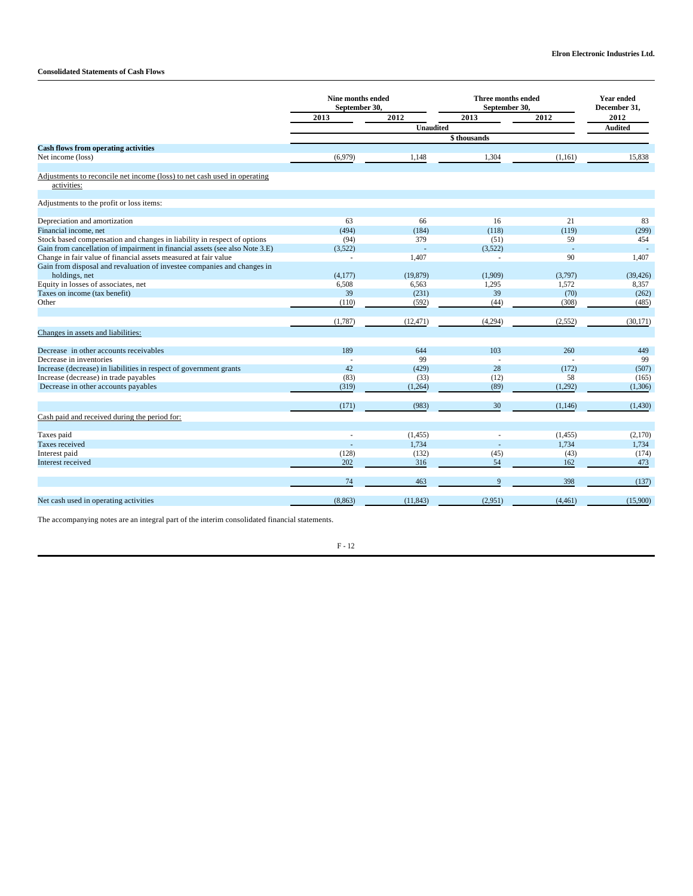**Elron Electronic Industries Ltd.**

**Consolidated Statements of Cash Flows**

| | Nine months ended September 30, | | Three months ended September 30, | | Year ended December 31, |
|---|---|---|---|---|---|
| | 2013 | 2012 | 2013 | 2012 | 2012 |
| | Unaudited | | | | Audited |
| | $ thousands | | | | |
| **Cash flows from operating activities** | | | | | |
| Net income (loss) | (6,979) | 1,148 | 1,304 | (1,161) | 15,838 |
| Adjustments to reconcile net income (loss) to net cash used in operating activities: | | | | | |
| Adjustments to the profit or loss items: | | | | | |
| Depreciation and amortization | 63 | 66 | 16 | 21 | 83 |
| Financial income, net | (494) | (184) | (118) | (119) | (299) |
| Stock based compensation and changes in liability in respect of options | (94) | 379 | (51) | 59 | 454 |
| Gain from cancellation of impairment in financial assets (see also Note 3.E) | (3,522) | - | (3,522) | - | - |
| Change in fair value of financial assets measured at fair value | - | 1,407 | - | 90 | 1,407 |
| Gain from disposal and revaluation of investee companies and changes in holdings, net | (4,177) | (19,879) | (1,909) | (3,797) | (39,426) |
| Equity in losses of associates, net | 6,508 | 6,563 | 1,295 | 1,572 | 8,357 |
| Taxes on income (tax benefit) | 39 | (231) | 39 | (70) | (262) |
| Other | (110) | (592) | (44) | (308) | (485) |
| | (1,787) | (12,471) | (4,294) | (2,552) | (30,171) |
| Changes in assets and liabilities: | | | | | |
| Decrease in other accounts receivables | 189 | 644 | 103 | 260 | 449 |
| Decrease in inventories | - | 99 | - | - | 99 |
| Increase (decrease) in liabilities in respect of government grants | 42 | (429) | 28 | (172) | (507) |
| Increase (decrease) in trade payables | (83) | (33) | (12) | 58 | (165) |
| Decrease in other accounts payables | (319) | (1,264) | (89) | (1,292) | (1,306) |
| | (171) | (983) | 30 | (1,146) | (1,430) |
| Cash paid and received during the period for: | | | | | |
| Taxes paid | - | (1,455) | - | (1,455) | (2,170) |
| Taxes received | - | 1,734 | - | 1,734 | 1,734 |
| Interest paid | (128) | (132) | (45) | (43) | (174) |
| Interest received | 202 | 316 | 54 | 162 | 473 |
| | 74 | 463 | 9 | 398 | (137) |
| Net cash used in operating activities | (8,863) | (11,843) | (2,951) | (4,461) | (15,900) |

The accompanying notes are an integral part of the interim consolidated financial statements.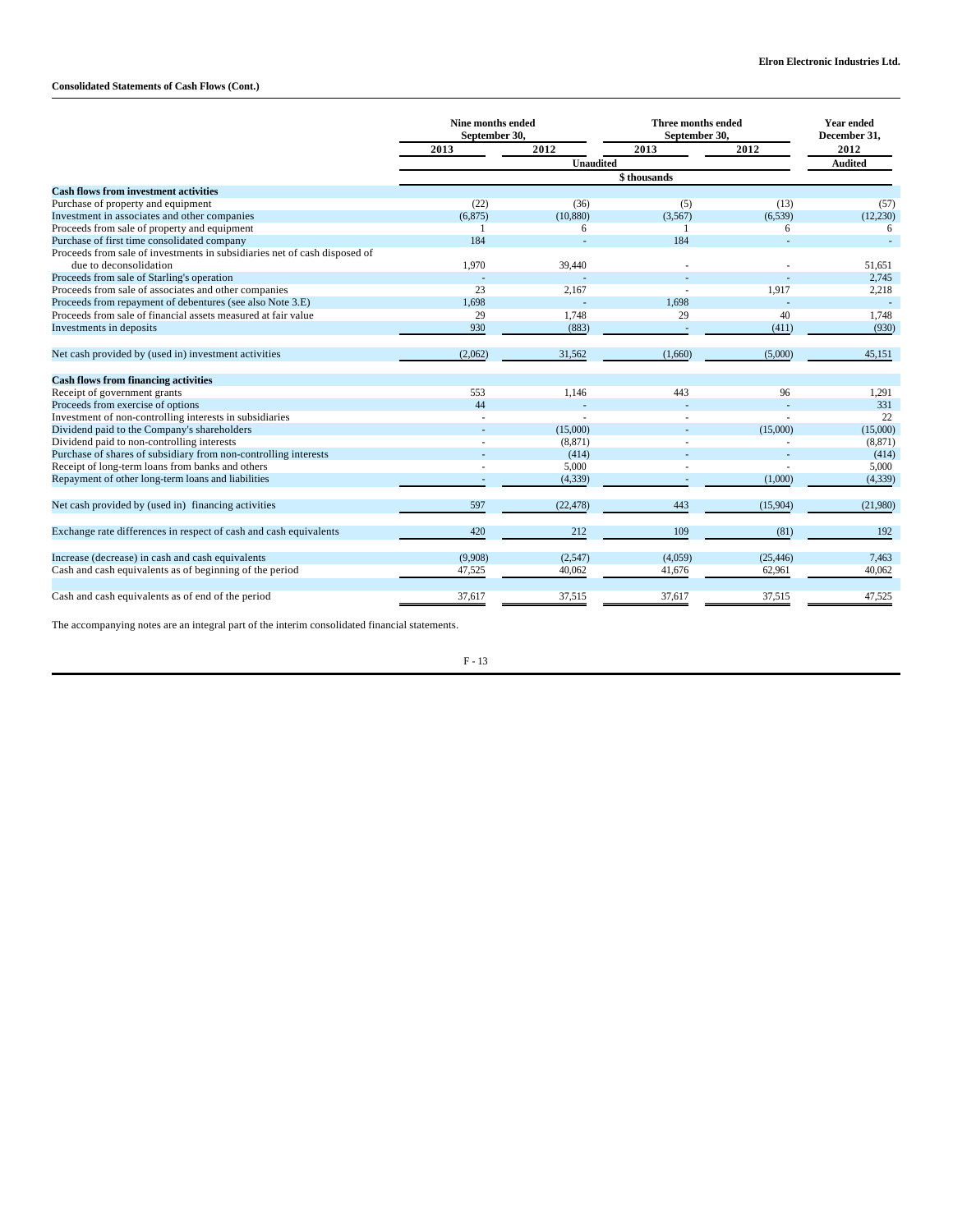**Elron Electronic Industries Ltd.**

**Consolidated Statements of Cash Flows (Cont.)**

| | Nine months ended September 30, | | Three months ended September 30, | | Year ended December 31, |
|---|---|---|---|---|---|
| | 2013 | 2012 | 2013 | 2012 | 2012 |
| | Unaudited | | | | Audited |
| | $ thousands | | | | |
| **Cash flows from investment activities** | | | | | |
| Purchase of property and equipment | (22) | (36) | (5) | (13) | (57) |
| Investment in associates and other companies | (6,875) | (10,880) | (3,567) | (6,539) | (12,230) |
| Proceeds from sale of property and equipment | 1 | 6 | 1 | 6 | 6 |
| Purchase of first time consolidated company | 184 | - | 184 | - | - |
| Proceeds from sale of investments in subsidiaries net of cash disposed of due to deconsolidation | 1,970 | 39,440 | - | - | 51,651 |
| Proceeds from sale of Starling's operation | - | - | - | - | 2,745 |
| Proceeds from sale of associates and other companies | 23 | 2,167 | - | 1,917 | 2,218 |
| Proceeds from repayment of debentures (see also Note 3.E) | 1,698 | - | 1,698 | - | - |
| Proceeds from sale of financial assets measured at fair value | 29 | 1,748 | 29 | 40 | 1,748 |
| Investments in deposits | 930 | (883) | - | (411) | (930) |
| Net cash provided by (used in) investment activities | (2,062) | 31,562 | (1,660) | (5,000) | 45,151 |
| **Cash flows from financing activities** | | | | | |
| Receipt of government grants | 553 | 1,146 | 443 | 96 | 1,291 |
| Proceeds from exercise of options | 44 | - | - | - | 331 |
| Investment of non-controlling interests in subsidiaries | - | - | - | - | 22 |
| Dividend paid to the Company's shareholders | - | (15,000) | - | (15,000) | (15,000) |
| Dividend paid to non-controlling interests | - | (8,871) | - | - | (8,871) |
| Purchase of shares of subsidiary from non-controlling interests | - | (414) | - | - | (414) |
| Receipt of long-term loans from banks and others | - | 5,000 | - | - | 5,000 |
| Repayment of other long-term loans and liabilities | - | (4,339) | - | (1,000) | (4,339) |
| Net cash provided by (used in) financing activities | 597 | (22,478) | 443 | (15,904) | (21,980) |
| Exchange rate differences in respect of cash and cash equivalents | 420 | 212 | 109 | (81) | 192 |
| Increase (decrease) in cash and cash equivalents | (9,908) | (2,547) | (4,059) | (25,446) | 7,463 |
| Cash and cash equivalents as of beginning of the period | 47,525 | 40,062 | 41,676 | 62,961 | 40,062 |
| Cash and cash equivalents as of end of the period | 37,617 | 37,515 | 37,617 | 37,515 | 47,525 |

The accompanying notes are an integral part of the interim consolidated financial statements.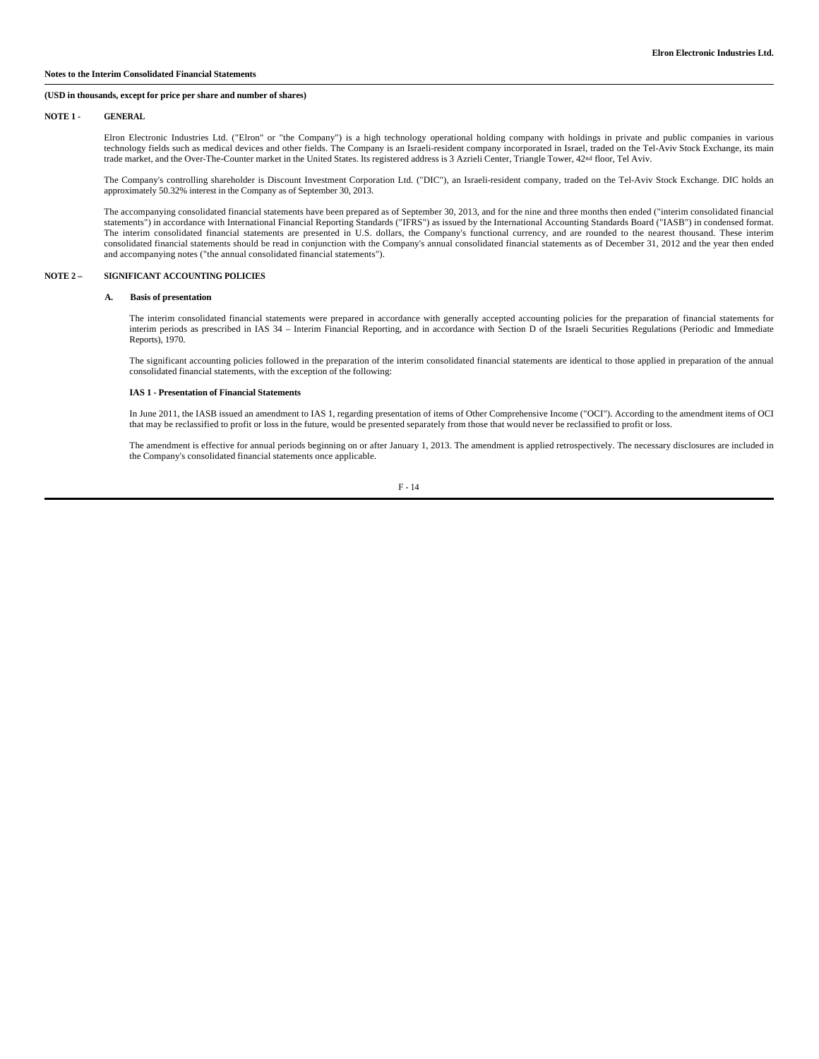**Notes to the Interim Consolidated Financial Statements**

**(USD in thousands, except for price per share and number of shares)**

## NOTE 1 - GENERAL

Elron Electronic Industries Ltd. ("Elron" or "the Company") is a high technology operational holding company with holdings in private and public companies in various technology fields such as medical devices and other fields. The Company is an Israeli-resident company incorporated in Israel, traded on the Tel-Aviv Stock Exchange, its main trade market, and the Over-The-Counter market in the United States. Its registered address is 3 Azrieli Center, Triangle Tower, 42nd floor, Tel Aviv.

The Company's controlling shareholder is Discount Investment Corporation Ltd. ("DIC"), an Israeli-resident company, traded on the Tel-Aviv Stock Exchange. DIC holds an approximately 50.32% interest in the Company as of September 30, 2013.

The accompanying consolidated financial statements have been prepared as of September 30, 2013, and for the nine and three months then ended ("interim consolidated financial statements") in accordance with International Financial Reporting Standards ("IFRS") as issued by the International Accounting Standards Board ("IASB") in condensed format. The interim consolidated financial statements are presented in U.S. dollars, the Company's functional currency, and are rounded to the nearest thousand. These interim consolidated financial statements should be read in conjunction with the Company's annual consolidated financial statements as of December 31, 2012 and the year then ended and accompanying notes ("the annual consolidated financial statements").

## NOTE 2 – SIGNIFICANT ACCOUNTING POLICIES

### A. Basis of presentation

The interim consolidated financial statements were prepared in accordance with generally accepted accounting policies for the preparation of financial statements for interim periods as prescribed in IAS 34 – Interim Financial Reporting, and in accordance with Section D of the Israeli Securities Regulations (Periodic and Immediate Reports), 1970.

The significant accounting policies followed in the preparation of the interim consolidated financial statements are identical to those applied in preparation of the annual consolidated financial statements, with the exception of the following:

**IAS 1 - Presentation of Financial Statements**

In June 2011, the IASB issued an amendment to IAS 1, regarding presentation of items of Other Comprehensive Income ("OCI"). According to the amendment items of OCI that may be reclassified to profit or loss in the future, would be presented separately from those that would never be reclassified to profit or loss.

The amendment is effective for annual periods beginning on or after January 1, 2013. The amendment is applied retrospectively. The necessary disclosures are included in the Company's consolidated financial statements once applicable.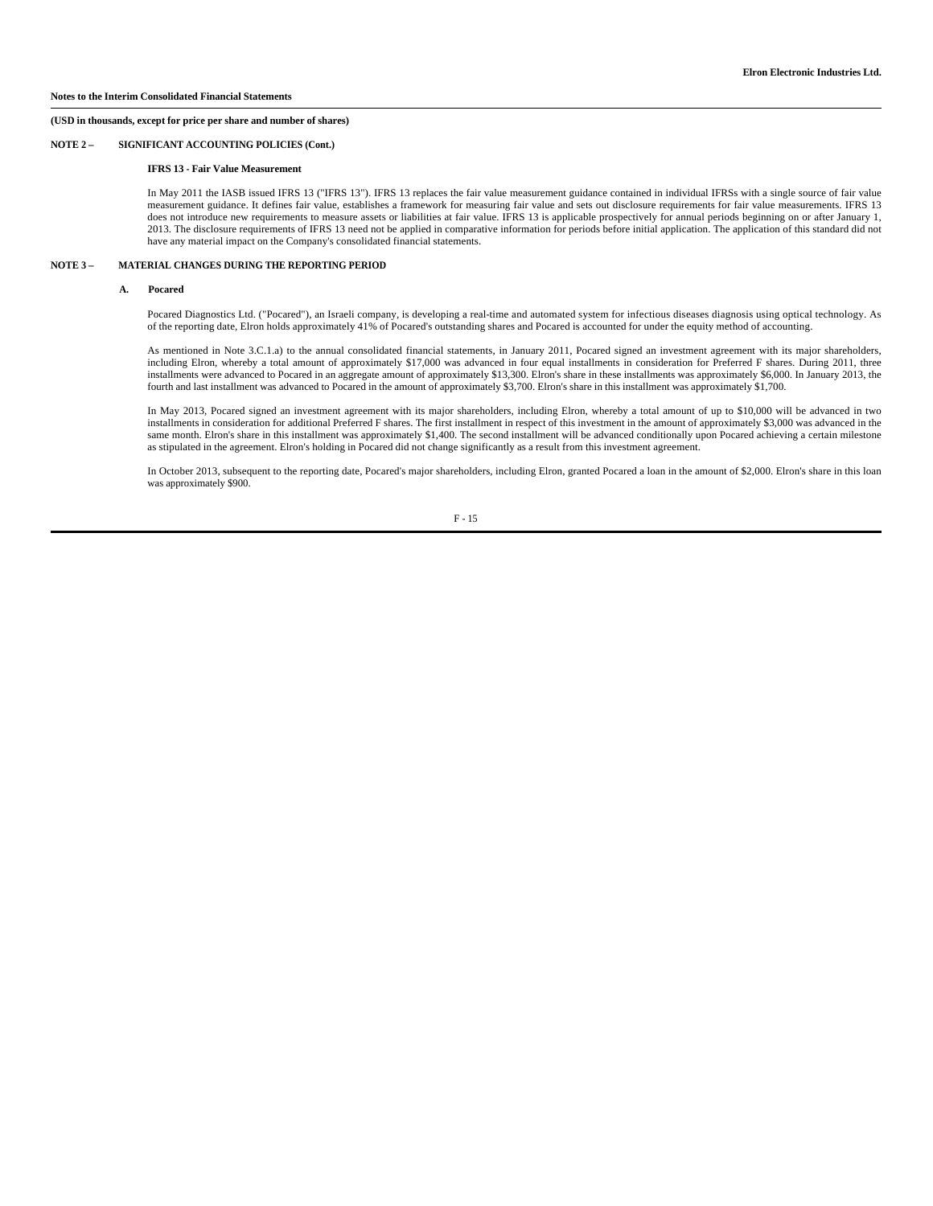**Notes to the Interim Consolidated Financial Statements**

**(USD in thousands, except for price per share and number of shares)**

**NOTE 2 – SIGNIFICANT ACCOUNTING POLICIES (Cont.)**

**IFRS 13 - Fair Value Measurement**

In May 2011 the IASB issued IFRS 13 ("IFRS 13"). IFRS 13 replaces the fair value measurement guidance contained in individual IFRSs with a single source of fair value measurement guidance. It defines fair value, establishes a framework for measuring fair value and sets out disclosure requirements for fair value measurements. IFRS 13 does not introduce new requirements to measure assets or liabilities at fair value. IFRS 13 is applicable prospectively for annual periods beginning on or after January 1, 2013. The disclosure requirements of IFRS 13 need not be applied in comparative information for periods before initial application. The application of this standard did not have any material impact on the Company's consolidated financial statements.

**NOTE 3 – MATERIAL CHANGES DURING THE REPORTING PERIOD**

**A. Pocared**

Pocared Diagnostics Ltd. ("Pocared"), an Israeli company, is developing a real-time and automated system for infectious diseases diagnosis using optical technology. As of the reporting date, Elron holds approximately 41% of Pocared's outstanding shares and Pocared is accounted for under the equity method of accounting.

As mentioned in Note 3.C.1.a) to the annual consolidated financial statements, in January 2011, Pocared signed an investment agreement with its major shareholders, including Elron, whereby a total amount of approximately $17,000 was advanced in four equal installments in consideration for Preferred F shares. During 2011, three installments were advanced to Pocared in an aggregate amount of approximately $13,300. Elron's share in these installments was approximately $6,000. In January 2013, the fourth and last installment was advanced to Pocared in the amount of approximately $3,700. Elron's share in this installment was approximately $1,700.

In May 2013, Pocared signed an investment agreement with its major shareholders, including Elron, whereby a total amount of up to $10,000 will be advanced in two installments in consideration for additional Preferred F shares. The first installment in respect of this investment in the amount of approximately $3,000 was advanced in the same month. Elron's share in this installment was approximately $1,400. The second installment will be advanced conditionally upon Pocared achieving a certain milestone as stipulated in the agreement. Elron's holding in Pocared did not change significantly as a result from this investment agreement.

In October 2013, subsequent to the reporting date, Pocared's major shareholders, including Elron, granted Pocared a loan in the amount of $2,000. Elron's share in this loan was approximately $900.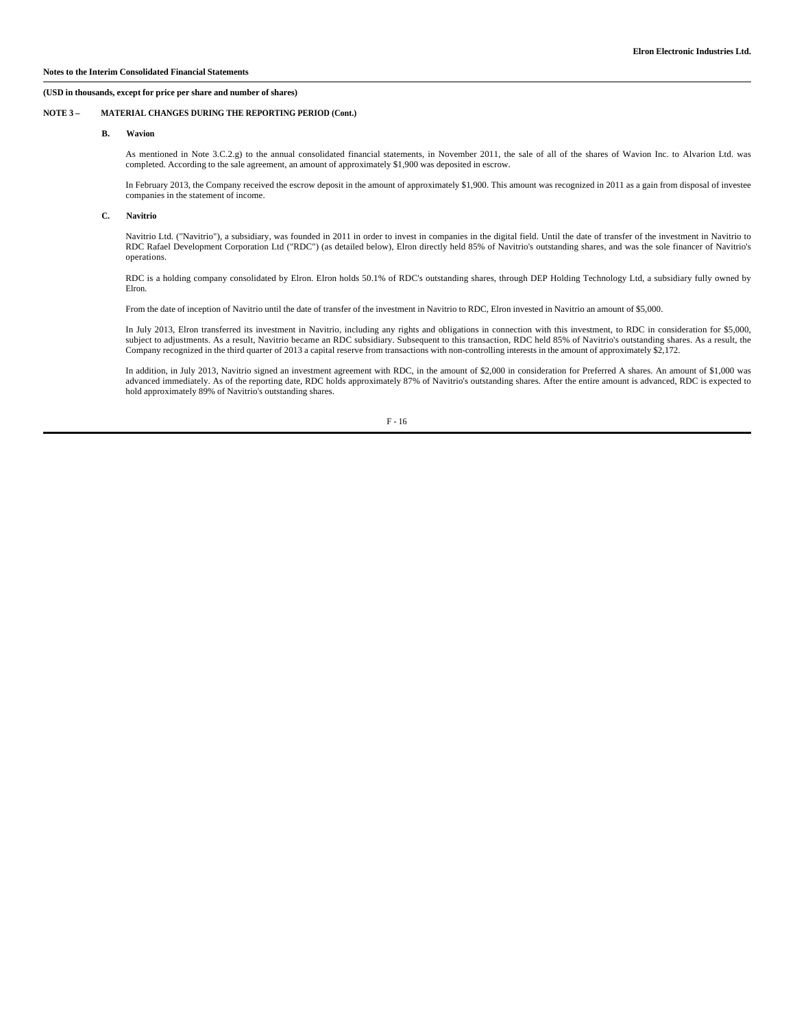**Notes to the Interim Consolidated Financial Statements**

**(USD in thousands, except for price per share and number of shares)**

**NOTE 3 – MATERIAL CHANGES DURING THE REPORTING PERIOD (Cont.)**

**B. Wavion**

As mentioned in Note 3.C.2.g) to the annual consolidated financial statements, in November 2011, the sale of all of the shares of Wavion Inc. to Alvarion Ltd. was completed. According to the sale agreement, an amount of approximately $1,900 was deposited in escrow.

In February 2013, the Company received the escrow deposit in the amount of approximately $1,900. This amount was recognized in 2011 as a gain from disposal of investee companies in the statement of income.

**C. Navitrio**

Navitrio Ltd. ("Navitrio"), a subsidiary, was founded in 2011 in order to invest in companies in the digital field. Until the date of transfer of the investment in Navitrio to RDC Rafael Development Corporation Ltd ("RDC") (as detailed below), Elron directly held 85% of Navitrio's outstanding shares, and was the sole financer of Navitrio's operations.

RDC is a holding company consolidated by Elron. Elron holds 50.1% of RDC's outstanding shares, through DEP Holding Technology Ltd, a subsidiary fully owned by Elron.

From the date of inception of Navitrio until the date of transfer of the investment in Navitrio to RDC, Elron invested in Navitrio an amount of $5,000.

In July 2013, Elron transferred its investment in Navitrio, including any rights and obligations in connection with this investment, to RDC in consideration for $5,000, subject to adjustments. As a result, Navitrio became an RDC subsidiary. Subsequent to this transaction, RDC held 85% of Navitrio's outstanding shares. As a result, the Company recognized in the third quarter of 2013 a capital reserve from transactions with non-controlling interests in the amount of approximately $2,172.

In addition, in July 2013, Navitrio signed an investment agreement with RDC, in the amount of $2,000 in consideration for Preferred A shares. An amount of $1,000 was advanced immediately. As of the reporting date, RDC holds approximately 87% of Navitrio's outstanding shares. After the entire amount is advanced, RDC is expected to hold approximately 89% of Navitrio's outstanding shares.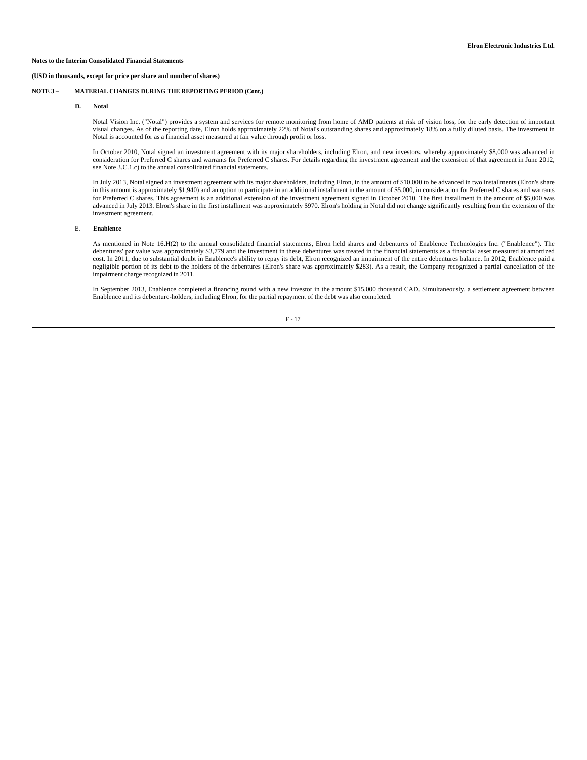**Notes to the Interim Consolidated Financial Statements**

**(USD in thousands, except for price per share and number of shares)**

**NOTE 3 – MATERIAL CHANGES DURING THE REPORTING PERIOD (Cont.)**

**D. Notal**

Notal Vision Inc. ("Notal") provides a system and services for remote monitoring from home of AMD patients at risk of vision loss, for the early detection of important visual changes. As of the reporting date, Elron holds approximately 22% of Notal's outstanding shares and approximately 18% on a fully diluted basis. The investment in Notal is accounted for as a financial asset measured at fair value through profit or loss.

In October 2010, Notal signed an investment agreement with its major shareholders, including Elron, and new investors, whereby approximately $8,000 was advanced in consideration for Preferred C shares and warrants for Preferred C shares. For details regarding the investment agreement and the extension of that agreement in June 2012, see Note 3.C.1.c) to the annual consolidated financial statements.

In July 2013, Notal signed an investment agreement with its major shareholders, including Elron, in the amount of $10,000 to be advanced in two installments (Elron's share in this amount is approximately $1,940) and an option to participate in an additional installment in the amount of $5,000, in consideration for Preferred C shares and warrants for Preferred C shares. This agreement is an additional extension of the investment agreement signed in October 2010. The first installment in the amount of $5,000 was advanced in July 2013. Elron's share in the first installment was approximately $970. Elron's holding in Notal did not change significantly resulting from the extension of the investment agreement.

**E. Enablence**

As mentioned in Note 16.H(2) to the annual consolidated financial statements, Elron held shares and debentures of Enablence Technologies Inc. ("Enablence"). The debentures' par value was approximately $3,779 and the investment in these debentures was treated in the financial statements as a financial asset measured at amortized cost. In 2011, due to substantial doubt in Enablence's ability to repay its debt, Elron recognized an impairment of the entire debentures balance. In 2012, Enablence paid a negligible portion of its debt to the holders of the debentures (Elron's share was approximately $283). As a result, the Company recognized a partial cancellation of the impairment charge recognized in 2011.

In September 2013, Enablence completed a financing round with a new investor in the amount $15,000 thousand CAD. Simultaneously, a settlement agreement between Enablence and its debenture-holders, including Elron, for the partial repayment of the debt was also completed.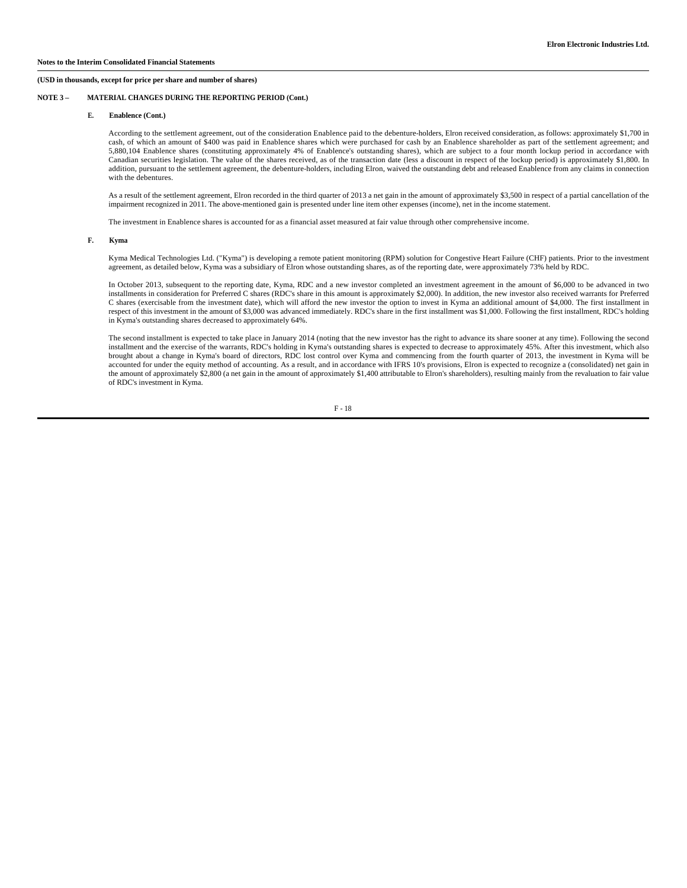**(USD in thousands, except for price per share and number of shares)**

**NOTE 3 – MATERIAL CHANGES DURING THE REPORTING PERIOD (Cont.)**

**E. Enablence (Cont.)**

According to the settlement agreement, out of the consideration Enablence paid to the debenture-holders, Elron received consideration, as follows: approximately $1,700 in cash, of which an amount of $400 was paid in Enablence shares which were purchased for cash by an Enablence shareholder as part of the settlement agreement; and 5,880,104 Enablence shares (constituting approximately 4% of Enablence's outstanding shares), which are subject to a four month lockup period in accordance with Canadian securities legislation. The value of the shares received, as of the transaction date (less a discount in respect of the lockup period) is approximately $1,800. In addition, pursuant to the settlement agreement, the debenture-holders, including Elron, waived the outstanding debt and released Enablence from any claims in connection with the debentures.

As a result of the settlement agreement, Elron recorded in the third quarter of 2013 a net gain in the amount of approximately $3,500 in respect of a partial cancellation of the impairment recognized in 2011. The above-mentioned gain is presented under line item other expenses (income), net in the income statement.

The investment in Enablence shares is accounted for as a financial asset measured at fair value through other comprehensive income.

**F. Kyma**

Kyma Medical Technologies Ltd. ("Kyma") is developing a remote patient monitoring (RPM) solution for Congestive Heart Failure (CHF) patients. Prior to the investment agreement, as detailed below, Kyma was a subsidiary of Elron whose outstanding shares, as of the reporting date, were approximately 73% held by RDC.

In October 2013, subsequent to the reporting date, Kyma, RDC and a new investor completed an investment agreement in the amount of $6,000 to be advanced in two installments in consideration for Preferred C shares (RDC's share in this amount is approximately $2,000). In addition, the new investor also received warrants for Preferred C shares (exercisable from the investment date), which will afford the new investor the option to invest in Kyma an additional amount of $4,000. The first installment in respect of this investment in the amount of $3,000 was advanced immediately. RDC's share in the first installment was $1,000. Following the first installment, RDC's holding in Kyma's outstanding shares decreased to approximately 64%.

The second installment is expected to take place in January 2014 (noting that the new investor has the right to advance its share sooner at any time). Following the second installment and the exercise of the warrants, RDC's holding in Kyma's outstanding shares is expected to decrease to approximately 45%. After this investment, which also brought about a change in Kyma's board of directors, RDC lost control over Kyma and commencing from the fourth quarter of 2013, the investment in Kyma will be accounted for under the equity method of accounting. As a result, and in accordance with IFRS 10's provisions, Elron is expected to recognize a (consolidated) net gain in the amount of approximately $2,800 (a net gain in the amount of approximately $1,400 attributable to Elron's shareholders), resulting mainly from the revaluation to fair value of RDC's investment in Kyma.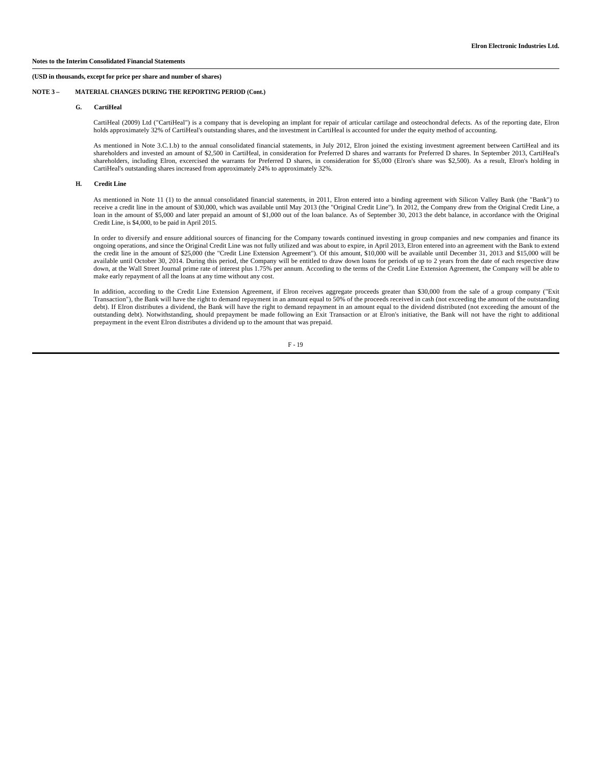**Notes to the Interim Consolidated Financial Statements**

**(USD in thousands, except for price per share and number of shares)**

**NOTE 3 – MATERIAL CHANGES DURING THE REPORTING PERIOD (Cont.)**

**G. CartiHeal**

CartiHeal (2009) Ltd ("CartiHeal") is a company that is developing an implant for repair of articular cartilage and osteochondral defects. As of the reporting date, Elron holds approximately 32% of CartiHeal's outstanding shares, and the investment in CartiHeal is accounted for under the equity method of accounting.

As mentioned in Note 3.C.1.b) to the annual consolidated financial statements, in July 2012, Elron joined the existing investment agreement between CartiHeal and its shareholders and invested an amount of $2,500 in CartiHeal, in consideration for Preferred D shares and warrants for Preferred D shares. In September 2013, CartiHeal's shareholders, including Elron, excercised the warrants for Preferred D shares, in consideration for $5,000 (Elron's share was $2,500). As a result, Elron's holding in CartiHeal's outstanding shares increased from approximately 24% to approximately 32%.

**H. Credit Line**

As mentioned in Note 11 (1) to the annual consolidated financial statements, in 2011, Elron entered into a binding agreement with Silicon Valley Bank (the "Bank") to receive a credit line in the amount of $30,000, which was available until May 2013 (the "Original Credit Line"). In 2012, the Company drew from the Original Credit Line, a loan in the amount of $5,000 and later prepaid an amount of $1,000 out of the loan balance. As of September 30, 2013 the debt balance, in accordance with the Original Credit Line, is $4,000, to be paid in April 2015.

In order to diversify and ensure additional sources of financing for the Company towards continued investing in group companies and new companies and finance its ongoing operations, and since the Original Credit Line was not fully utilized and was about to expire, in April 2013, Elron entered into an agreement with the Bank to extend the credit line in the amount of $25,000 (the "Credit Line Extension Agreement"). Of this amount, $10,000 will be available until December 31, 2013 and $15,000 will be available until October 30, 2014. During this period, the Company will be entitled to draw down loans for periods of up to 2 years from the date of each respective draw down, at the Wall Street Journal prime rate of interest plus 1.75% per annum. According to the terms of the Credit Line Extension Agreement, the Company will be able to make early repayment of all the loans at any time without any cost.

In addition, according to the Credit Line Extension Agreement, if Elron receives aggregate proceeds greater than $30,000 from the sale of a group company ("Exit Transaction"), the Bank will have the right to demand repayment in an amount equal to 50% of the proceeds received in cash (not exceeding the amount of the outstanding debt). If Elron distributes a dividend, the Bank will have the right to demand repayment in an amount equal to the dividend distributed (not exceeding the amount of the outstanding debt). Notwithstanding, should prepayment be made following an Exit Transaction or at Elron's initiative, the Bank will not have the right to additional prepayment in the event Elron distributes a dividend up to the amount that was prepaid.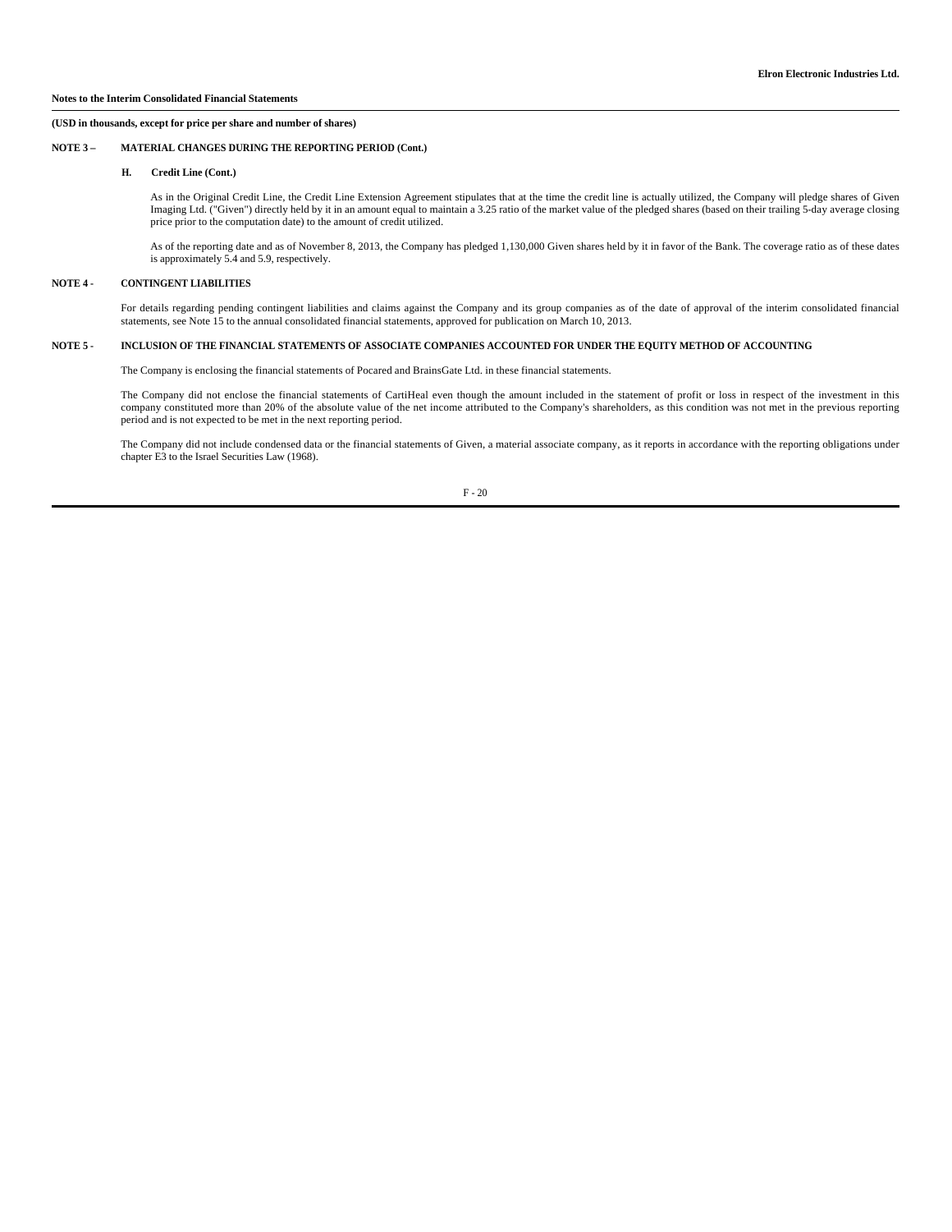**Notes to the Interim Consolidated Financial Statements**

**(USD in thousands, except for price per share and number of shares)**

**NOTE 3 – MATERIAL CHANGES DURING THE REPORTING PERIOD (Cont.)**

**H. Credit Line (Cont.)**

As in the Original Credit Line, the Credit Line Extension Agreement stipulates that at the time the credit line is actually utilized, the Company will pledge shares of Given Imaging Ltd. ("Given") directly held by it in an amount equal to maintain a 3.25 ratio of the market value of the pledged shares (based on their trailing 5-day average closing price prior to the computation date) to the amount of credit utilized.

As of the reporting date and as of November 8, 2013, the Company has pledged 1,130,000 Given shares held by it in favor of the Bank. The coverage ratio as of these dates is approximately 5.4 and 5.9, respectively.

**NOTE 4 - CONTINGENT LIABILITIES**

For details regarding pending contingent liabilities and claims against the Company and its group companies as of the date of approval of the interim consolidated financial statements, see Note 15 to the annual consolidated financial statements, approved for publication on March 10, 2013.

**NOTE 5 - INCLUSION OF THE FINANCIAL STATEMENTS OF ASSOCIATE COMPANIES ACCOUNTED FOR UNDER THE EQUITY METHOD OF ACCOUNTING**

The Company is enclosing the financial statements of Pocared and BrainsGate Ltd. in these financial statements.

The Company did not enclose the financial statements of CartiHeal even though the amount included in the statement of profit or loss in respect of the investment in this company constituted more than 20% of the absolute value of the net income attributed to the Company's shareholders, as this condition was not met in the previous reporting period and is not expected to be met in the next reporting period.

The Company did not include condensed data or the financial statements of Given, a material associate company, as it reports in accordance with the reporting obligations under chapter E3 to the Israel Securities Law (1968).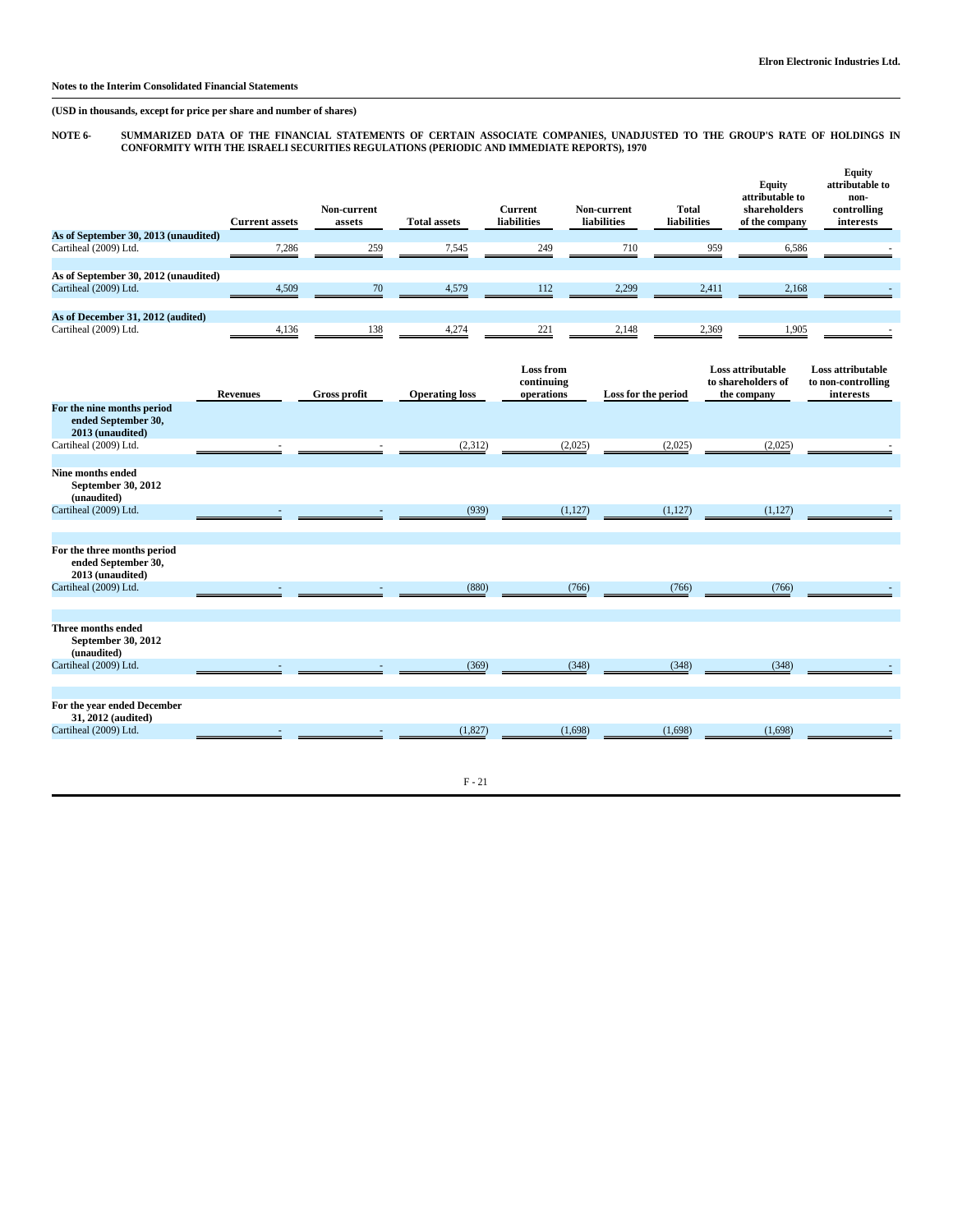Notes to the Interim Consolidated Financial Statements

**(USD in thousands, except for price per share and number of shares)**

**NOTE 6- SUMMARIZED DATA OF THE FINANCIAL STATEMENTS OF CERTAIN ASSOCIATE COMPANIES, UNADJUSTED TO THE GROUP'S RATE OF HOLDINGS IN CONFORMITY WITH THE ISRAELI SECURITIES REGULATIONS (PERIODIC AND IMMEDIATE REPORTS), 1970**

| | Current assets | Non-current assets | Total assets | Current liabilities | Non-current liabilities | Total liabilities | Equity attributable to shareholders of the company | Equity attributable to non-controlling interests |
|---|---|---|---|---|---|---|---|---|
| **As of September 30, 2013 (unaudited)** | | | | | | | | |
| Cartiheal (2009) Ltd. | 7,286 | 259 | 7,545 | 249 | 710 | 959 | 6,586 | - |
| **As of September 30, 2012 (unaudited)** | | | | | | | | |
| Cartiheal (2009) Ltd. | 4,509 | 70 | 4,579 | 112 | 2,299 | 2,411 | 2,168 | - |
| **As of December 31, 2012 (audited)** | | | | | | | | |
| Cartiheal (2009) Ltd. | 4,136 | 138 | 4,274 | 221 | 2,148 | 2,369 | 1,905 | - |

| | Revenues | Gross profit | Operating loss | Loss from continuing operations | Loss for the period | Loss attributable to shareholders of the company | Loss attributable to non-controlling interests |
|---|---|---|---|---|---|---|---|
| **For the nine months period ended September 30, 2013 (unaudited)** | | | | | | | |
| Cartiheal (2009) Ltd. | - | - | (2,312) | (2,025) | (2,025) | (2,025) | - |
| **Nine months ended September 30, 2012 (unaudited)** | | | | | | | |
| Cartiheal (2009) Ltd. | - | - | (939) | (1,127) | (1,127) | (1,127) | - |
| **For the three months period ended September 30, 2013 (unaudited)** | | | | | | | |
| Cartiheal (2009) Ltd. | - | - | (880) | (766) | (766) | (766) | - |
| **Three months ended September 30, 2012 (unaudited)** | | | | | | | |
| Cartiheal (2009) Ltd. | - | - | (369) | (348) | (348) | (348) | - |
| **For the year ended December 31, 2012 (audited)** | | | | | | | |
| Cartiheal (2009) Ltd. | - | - | (1,827) | (1,698) | (1,698) | (1,698) | - |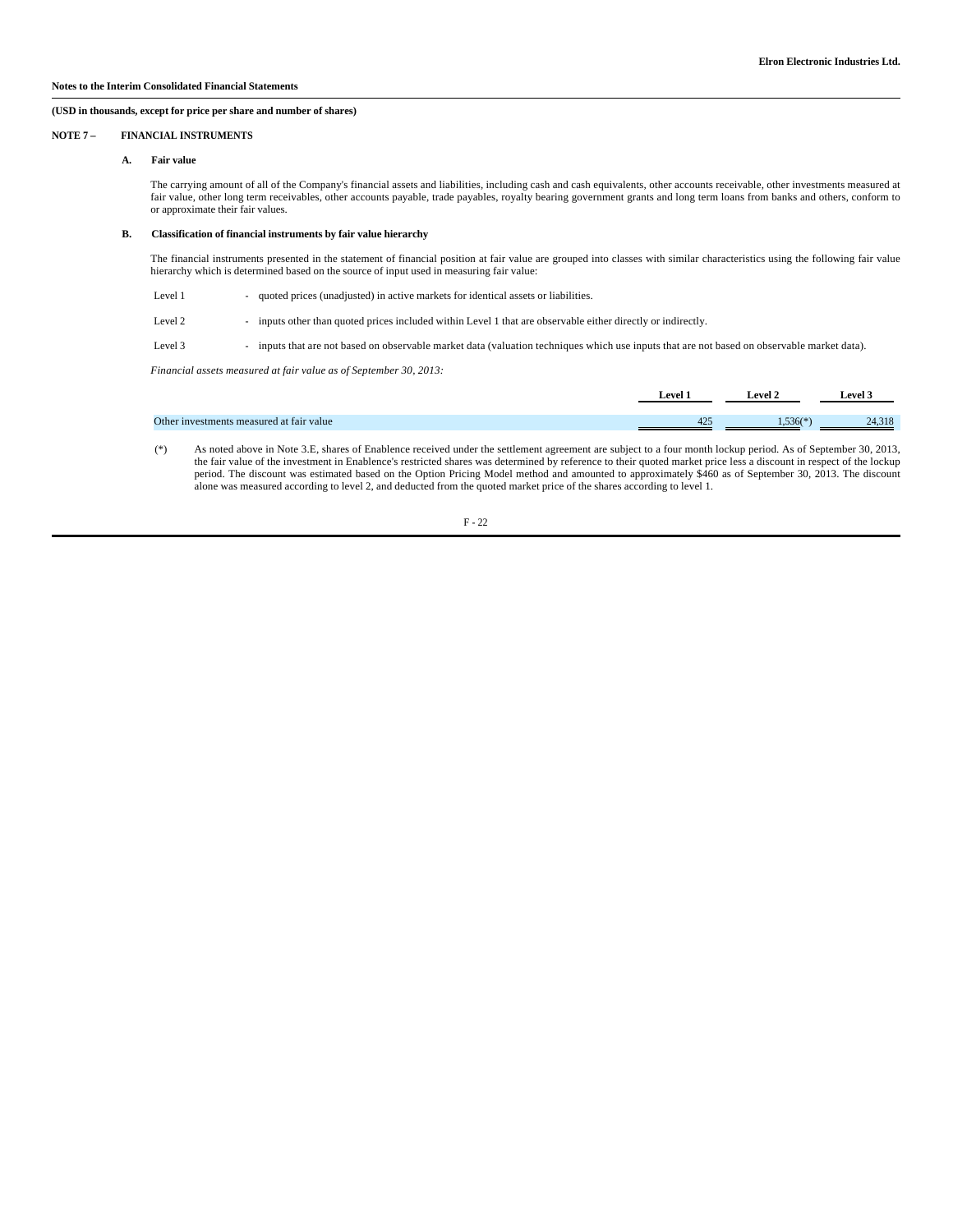**Notes to the Interim Consolidated Financial Statements**

**(USD in thousands, except for price per share and number of shares)**

**NOTE 7 – FINANCIAL INSTRUMENTS**

**A. Fair value**

The carrying amount of all of the Company's financial assets and liabilities, including cash and cash equivalents, other accounts receivable, other investments measured at fair value, other long term receivables, other accounts payable, trade payables, royalty bearing government grants and long term loans from banks and others, conform to or approximate their fair values.

**B. Classification of financial instruments by fair value hierarchy**

The financial instruments presented in the statement of financial position at fair value are grouped into classes with similar characteristics using the following fair value hierarchy which is determined based on the source of input used in measuring fair value:

Level 1 - quoted prices (unadjusted) in active markets for identical assets or liabilities.

Level 2 - inputs other than quoted prices included within Level 1 that are observable either directly or indirectly.

Level 3 - inputs that are not based on observable market data (valuation techniques which use inputs that are not based on observable market data).

*Financial assets measured at fair value as of September 30, 2013:*

| | Level 1 | Level 2 | Level 3 |
|---|---|---|---|
| Other investments measured at fair value | 425 | 1,536(*) | 24,318 |

(*) As noted above in Note 3.E, shares of Enablence received under the settlement agreement are subject to a four month lockup period. As of September 30, 2013, the fair value of the investment in Enablence's restricted shares was determined by reference to their quoted market price less a discount in respect of the lockup period. The discount was estimated based on the Option Pricing Model method and amounted to approximately $460 as of September 30, 2013. The discount alone was measured according to level 2, and deducted from the quoted market price of the shares according to level 1.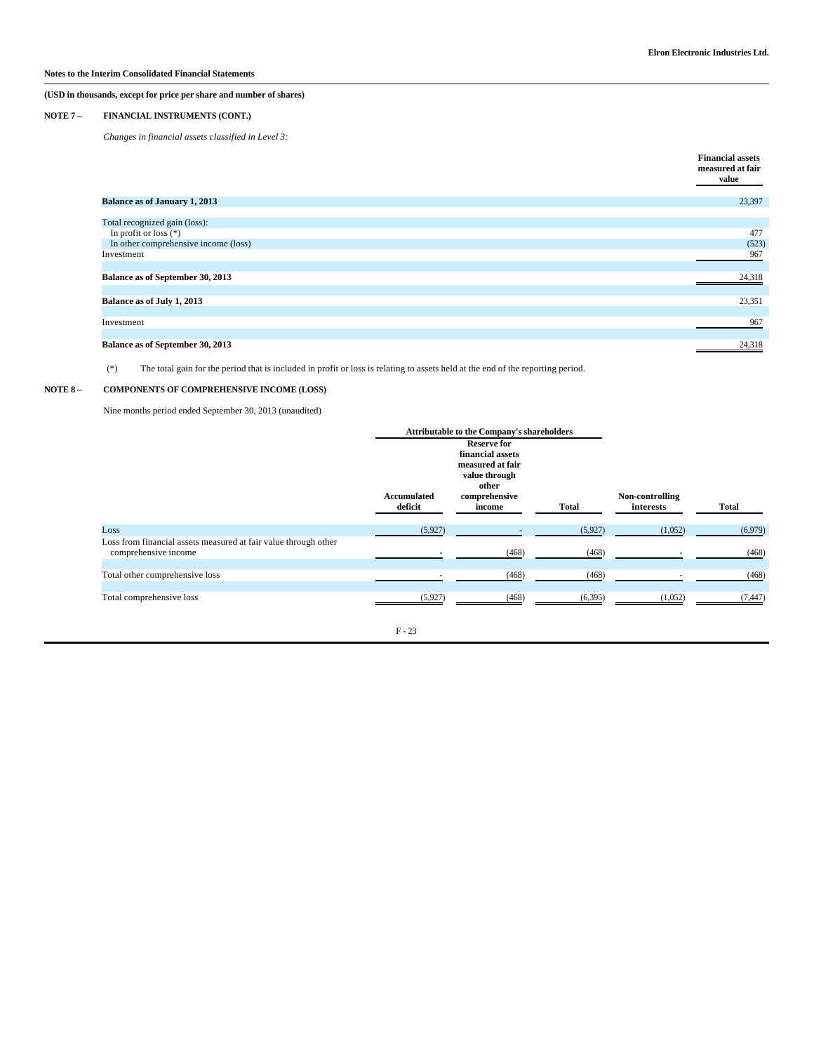**Notes to the Interim Consolidated Financial Statements**

**(USD in thousands, except for price per share and number of shares)**

**NOTE 7 – FINANCIAL INSTRUMENTS (CONT.)**

*Changes in financial assets classified in Level 3:*

| | Financial assets measured at fair value |
|---|---|
| **Balance as of January 1, 2013** | 23,397 |
| | |
| Total recognized gain (loss): | |
| In profit or loss (*) | 477 |
| In other comprehensive income (loss) | (523) |
| Investment | 967 |
| | |
| **Balance as of September 30, 2013** | 24,318 |
| | |
| **Balance as of July 1, 2013** | 23,351 |
| | |
| Investment | 967 |
| | |
| **Balance as of September 30, 2013** | 24,318 |

(*) The total gain for the period that is included in profit or loss is relating to assets held at the end of the reporting period.

**NOTE 8 – COMPONENTS OF COMPREHENSIVE INCOME (LOSS)**

Nine months period ended September 30, 2013 (unaudited)

| | Attributable to the Company's shareholders | | | | |
|---|---|---|---|---|---|
| | Accumulated deficit | Reserve for financial assets measured at fair value through other comprehensive income | Total | Non-controlling interests | Total |
| Loss | (5,927) | - | (5,927) | (1,052) | (6,979) |
| Loss from financial assets measured at fair value through other comprehensive income | - | (468) | (468) | - | (468) |
| | | | | | |
| Total other comprehensive loss | - | (468) | (468) | - | (468) |
| | | | | | |
| Total comprehensive loss | (5,927) | (468) | (6,395) | (1,052) | (7,447) |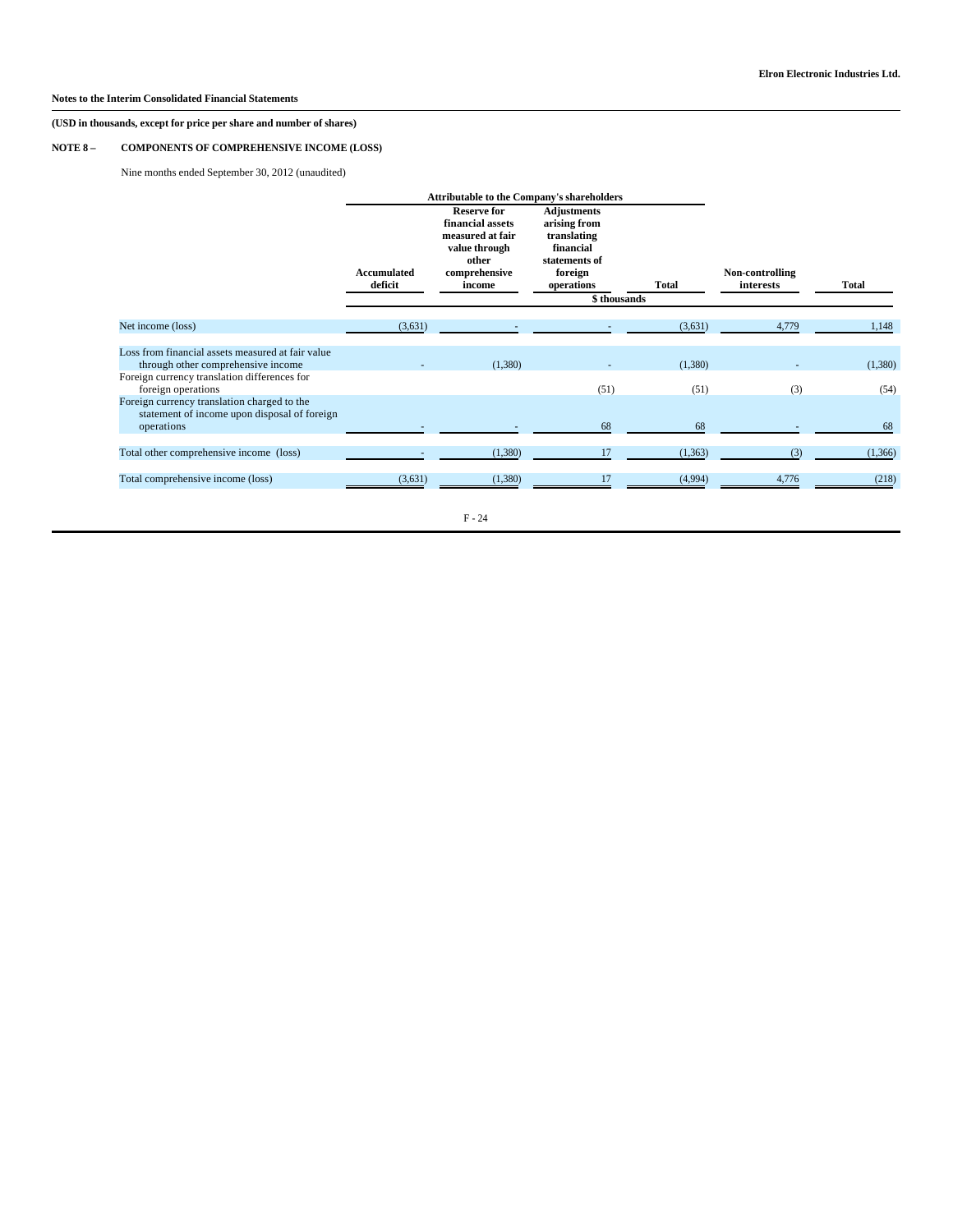**Notes to the Interim Consolidated Financial Statements**

**(USD in thousands, except for price per share and number of shares)**

**NOTE 8 – COMPONENTS OF COMPREHENSIVE INCOME (LOSS)**

Nine months ended September 30, 2012 (unaudited)

| | Attributable to the Company's shareholders | | | | | |
|---|---|---|---|---|---|---|
| | Accumulated deficit | Reserve for financial assets measured at fair value through other comprehensive income | Adjustments arising from translating financial statements of foreign operations | Total | Non-controlling interests | Total |
| | \$ thousands | | | | | |
| Net income (loss) | (3,631) | - | - | (3,631) | 4,779 | 1,148 |
| Loss from financial assets measured at fair value through other comprehensive income | - | (1,380) | - | (1,380) | - | (1,380) |
| Foreign currency translation differences for foreign operations | | | (51) | (51) | (3) | (54) |
| Foreign currency translation charged to the statement of income upon disposal of foreign operations | - | - | 68 | 68 | - | 68 |
| Total other comprehensive income (loss) | - | (1,380) | 17 | (1,363) | (3) | (1,366) |
| Total comprehensive income (loss) | (3,631) | (1,380) | 17 | (4,994) | 4,776 | (218) |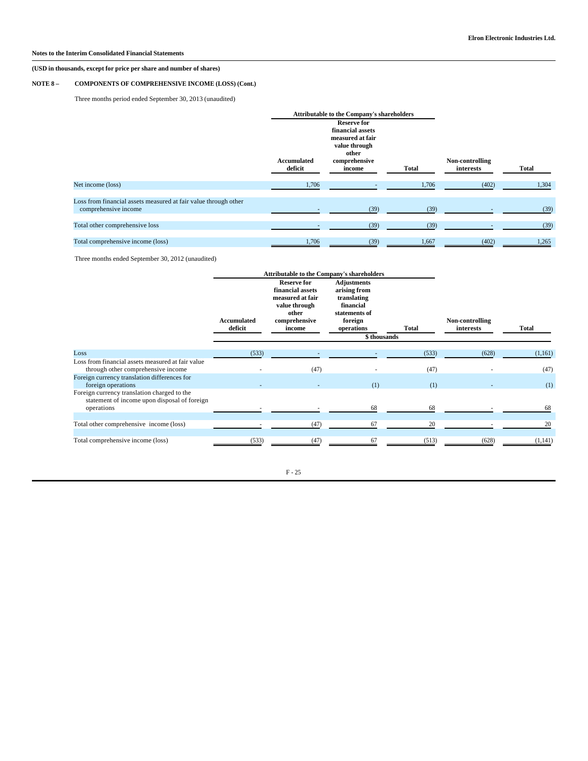**Notes to the Interim Consolidated Financial Statements**

**(USD in thousands, except for price per share and number of shares)**

**NOTE 8 – COMPONENTS OF COMPREHENSIVE INCOME (LOSS) (Cont.)**

Three months period ended September 30, 2013 (unaudited)

| | Attributable to the Company's shareholders | | | | |
|---|---|---|---|---|---|
| | Accumulated deficit | Reserve for financial assets measured at fair value through other comprehensive income | Total | Non-controlling interests | Total |
| Net income (loss) | 1,706 | - | 1,706 | (402) | 1,304 |
| Loss from financial assets measured at fair value through other comprehensive income | - | (39) | (39) | - | (39) |
| Total other comprehensive loss | - | (39) | (39) | - | (39) |
| Total comprehensive income (loss) | 1,706 | (39) | 1,667 | (402) | 1,265 |

Three months ended September 30, 2012 (unaudited)

| | Attributable to the Company's shareholders | | | | | |
|---|---|---|---|---|---|---|
| | Accumulated deficit | Reserve for financial assets measured at fair value through other comprehensive income | Adjustments arising from translating financial statements of foreign operations | Total | Non-controlling interests | Total |
| | $ thousands | | | | | |
| Loss | (533) | - | - | (533) | (628) | (1,161) |
| Loss from financial assets measured at fair value through other comprehensive income | - | (47) | - | (47) | - | (47) |
| Foreign currency translation differences for foreign operations | - | - | (1) | (1) | - | (1) |
| Foreign currency translation charged to the statement of income upon disposal of foreign operations | - | - | 68 | 68 | - | 68 |
| Total other comprehensive income (loss) | - | (47) | 67 | 20 | - | 20 |
| Total comprehensive income (loss) | (533) | (47) | 67 | (513) | (628) | (1,141) |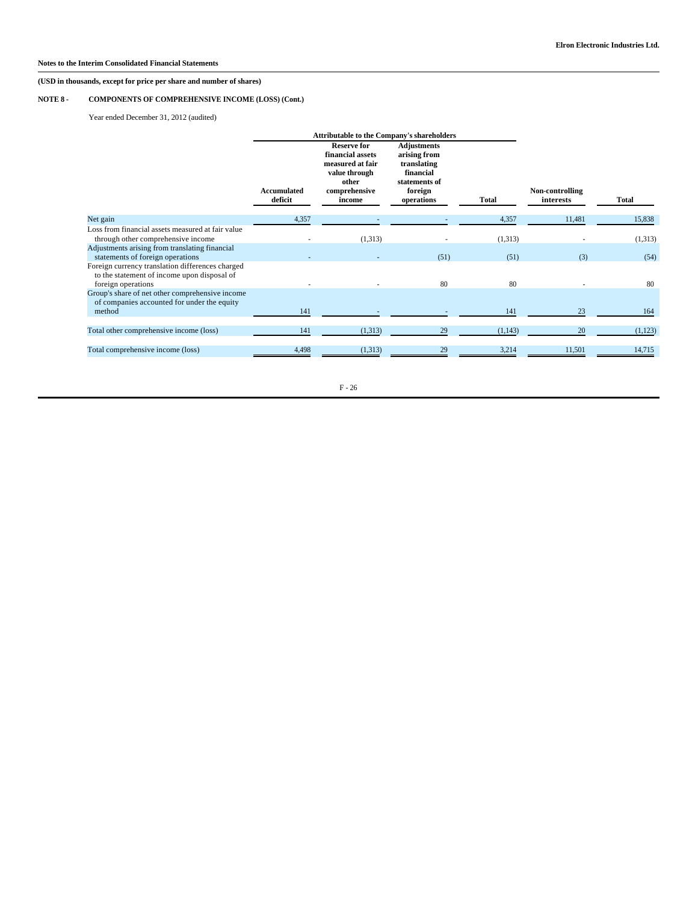**Notes to the Interim Consolidated Financial Statements**

**(USD in thousands, except for price per share and number of shares)**

**NOTE 8 - COMPONENTS OF COMPREHENSIVE INCOME (LOSS) (Cont.)**

Year ended December 31, 2012 (audited)

| | Attributable to the Company's shareholders | | | | | |
|---|---|---|---|---|---|---|
| | **Accumulated deficit** | **Reserve for financial assets measured at fair value through other comprehensive income** | **Adjustments arising from translating financial statements of foreign operations** | **Total** | **Non-controlling interests** | **Total** |
| Net gain | 4,357 | - | - | 4,357 | 11,481 | 15,838 |
| Loss from financial assets measured at fair value through other comprehensive income | - | (1,313) | - | (1,313) | - | (1,313) |
| Adjustments arising from translating financial statements of foreign operations | - | - | (51) | (51) | (3) | (54) |
| Foreign currency translation differences charged to the statement of income upon disposal of foreign operations | - | - | 80 | 80 | - | 80 |
| Group's share of net other comprehensive income of companies accounted for under the equity method | 141 | - | - | 141 | 23 | 164 |
| Total other comprehensive income (loss) | 141 | (1,313) | 29 | (1,143) | 20 | (1,123) |
| Total comprehensive income (loss) | 4,498 | (1,313) | 29 | 3,214 | 11,501 | 14,715 |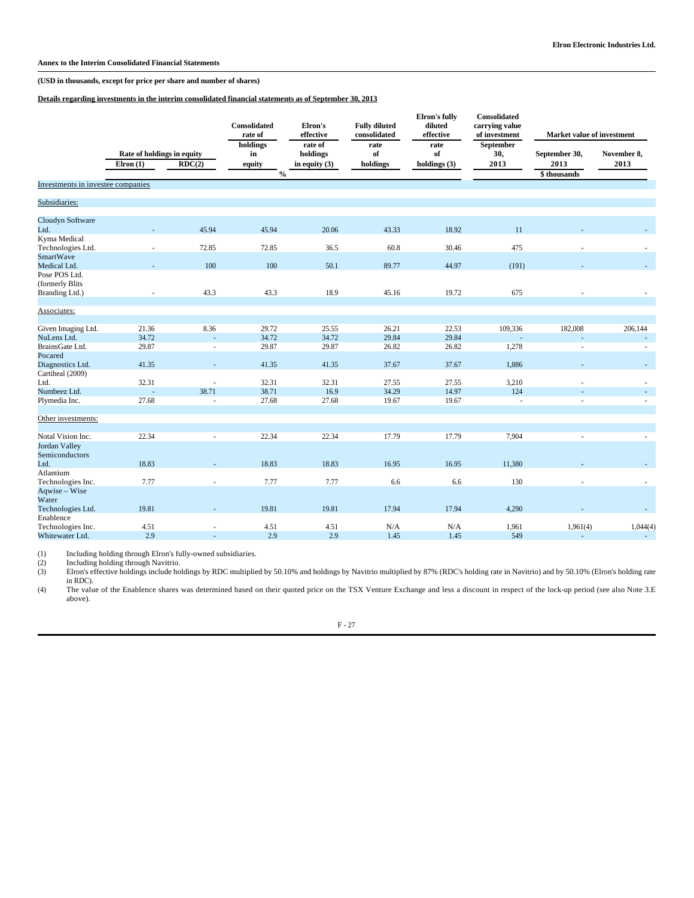**Annex to the Interim Consolidated Financial Statements**

**(USD in thousands, except for price per share and number of shares)**

**Details regarding investments in the interim consolidated financial statements as of September 30, 2013**

| | Rate of holdings in equity | | Consolidated rate of holdings in equity | Elron's effective rate of holdings in equity (3) | Fully diluted consolidated rate of holdings | Elron's fully diluted effective rate of holdings (3) | Consolidated carrying value of investment September 30, 2013 | Market value of investment | |
|---|---|---|---|---|---|---|---|---|---|
| | Elron (1) | RDC(2) | | | | | | September 30, 2013 | November 8, 2013 |
| | % | | | | | | | $ thousands | |
| **Investments in investee companies** | | | | | | | | | |
| **Subsidiaries:** | | | | | | | | | |
| Cloudyn Software Ltd. | - | 45.94 | 45.94 | 20.06 | 43.33 | 18.92 | 11 | - | - |
| Kyma Medical Technologies Ltd. | - | 72.85 | 72.85 | 36.5 | 60.8 | 30.46 | 475 | - | - |
| SmartWave Medical Ltd. | - | 100 | 100 | 50.1 | 89.77 | 44.97 | (191) | - | - |
| Pose POS Ltd. (formerly Blits Branding Ltd.) | - | 43.3 | 43.3 | 18.9 | 45.16 | 19.72 | 675 | - | - |
| **Associates:** | | | | | | | | | |
| Given Imaging Ltd. | 21.36 | 8.36 | 29.72 | 25.55 | 26.21 | 22.53 | 109,336 | 182,008 | 206,144 |
| NuLens Ltd. | 34.72 | - | 34.72 | 34.72 | 29.84 | 29.84 | - | - | - |
| BrainsGate Ltd. | 29.87 | - | 29.87 | 29.87 | 26.82 | 26.82 | 1,278 | - | - |
| Pocared Diagnostics Ltd. | 41.35 | - | 41.35 | 41.35 | 37.67 | 37.67 | 1,886 | - | - |
| Cartiheal (2009) Ltd. | 32.31 | - | 32.31 | 32.31 | 27.55 | 27.55 | 3,210 | - | - |
| Numbeez Ltd. | - | 38.71 | 38.71 | 16.9 | 34.29 | 14.97 | 124 | - | - |
| Plymedia Inc. | 27.68 | - | 27.68 | 27.68 | 19.67 | 19.67 | - | - | - |
| **Other investments:** | | | | | | | | | |
| Notal Vision Inc. | 22.34 | - | 22.34 | 22.34 | 17.79 | 17.79 | 7,904 | - | - |
| Jordan Valley Semiconductors Ltd. | 18.83 | - | 18.83 | 18.83 | 16.95 | 16.95 | 11,380 | - | - |
| Atlantium Technologies Inc. | 7.77 | - | 7.77 | 7.77 | 6.6 | 6.6 | 130 | - | - |
| Aqwise – Wise Water Technologies Ltd. | 19.81 | - | 19.81 | 19.81 | 17.94 | 17.94 | 4,290 | - | - |
| Enablence Technologies Inc. | 4.51 | - | 4.51 | 4.51 | N/A | N/A | 1,961 | 1,961(4) | 1,044(4) |
| Whitewater Ltd. | 2.9 | - | 2.9 | 2.9 | 1.45 | 1.45 | 549 | - | - |

(1) Including holding through Elron's fully-owned subsidiaries.

(2) Including holding through Navitrio.

(3) Elron's effective holdings include holdings by RDC multiplied by 50.10% and holdings by Navitrio multiplied by 87% (RDC's holding rate in Navitrio) and by 50.10% (Elron's holding rate in RDC).

(4) The value of the Enablence shares was determined based on their quoted price on the TSX Venture Exchange and less a discount in respect of the lock-up period (see also Note 3.E above).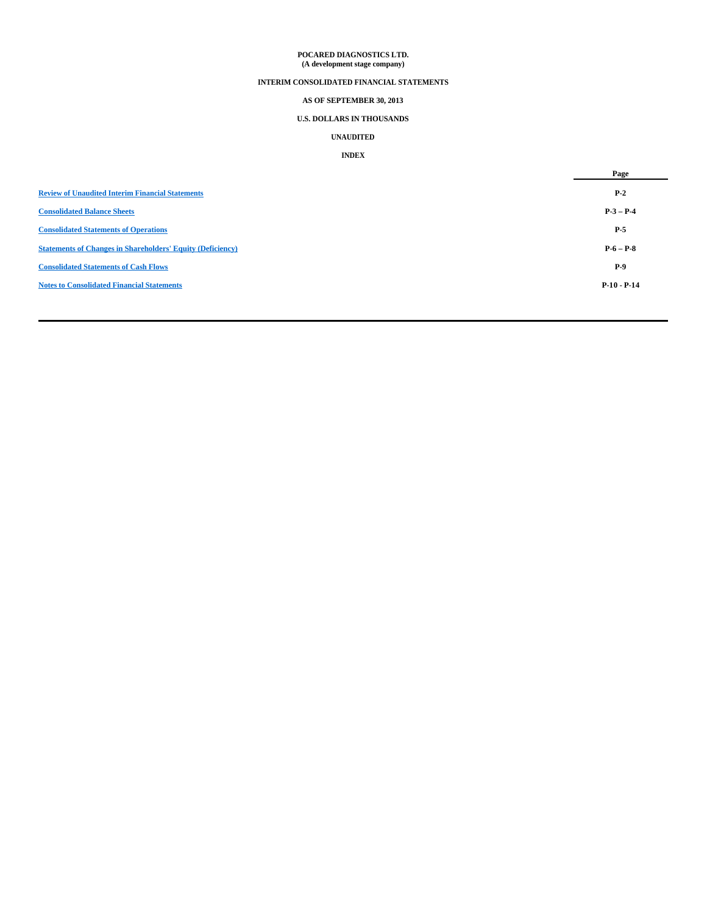**POCARED DIAGNOSTICS LTD.**
**(A development stage company)**

**INTERIM CONSOLIDATED FINANCIAL STATEMENTS**

**AS OF SEPTEMBER 30, 2013**

**U.S. DOLLARS IN THOUSANDS**

**UNAUDITED**

**INDEX**

| | Page |
|---|---|
| Review of Unaudited Interim Financial Statements | P-2 |
| Consolidated Balance Sheets | P-3 – P-4 |
| Consolidated Statements of Operations | P-5 |
| Statements of Changes in Shareholders' Equity (Deficiency) | P-6 – P-8 |
| Consolidated Statements of Cash Flows | P-9 |
| Notes to Consolidated Financial Statements | P-10 - P-14 |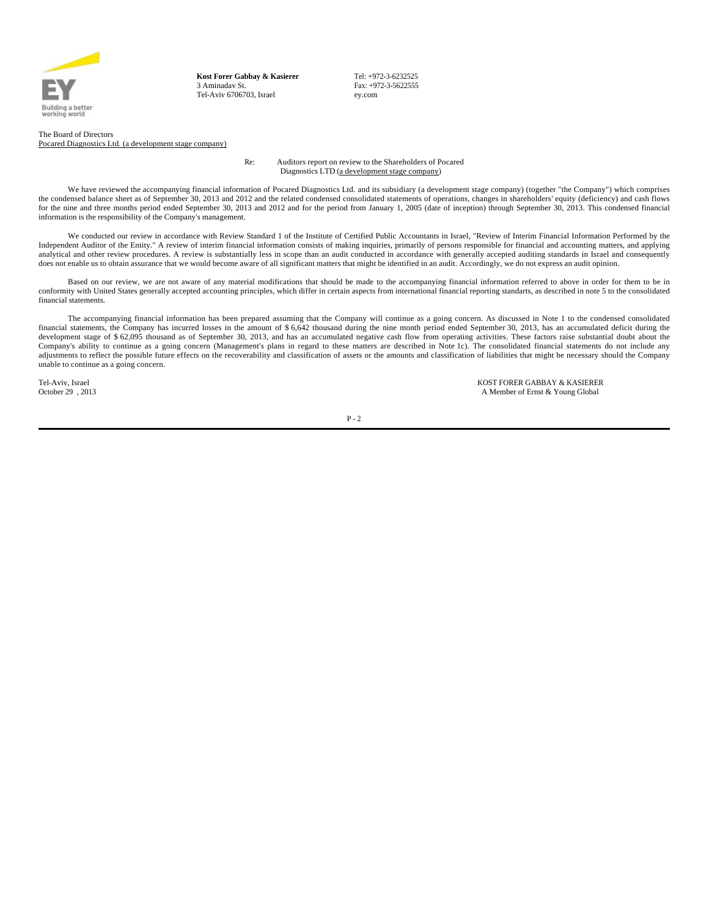EY
Building a better working world

**Kost Forer Gabbay & Kasierer**
3 Aminadav St.
Tel-Aviv 6706703, Israel

Tel: +972-3-6232525
Fax: +972-3-5622555
ey.com

The Board of Directors
Pocared Diagnostics Ltd. (a development stage company)

Re: Auditors report on review to the Shareholders of Pocared Diagnostics LTD (a development stage company)

We have reviewed the accompanying financial information of Pocared Diagnostics Ltd. and its subsidiary (a development stage company) (together "the Company") which comprises the condensed balance sheet as of September 30, 2013 and 2012 and the related condensed consolidated statements of operations, changes in shareholders' equity (deficiency) and cash flows for the nine and three months period ended September 30, 2013 and 2012 and for the period from January 1, 2005 (date of inception) through September 30, 2013. This condensed financial information is the responsibility of the Company's management.

We conducted our review in accordance with Review Standard 1 of the Institute of Certified Public Accountants in Israel, "Review of Interim Financial Information Performed by the Independent Auditor of the Entity." A review of interim financial information consists of making inquiries, primarily of persons responsible for financial and accounting matters, and applying analytical and other review procedures. A review is substantially less in scope than an audit conducted in accordance with generally accepted auditing standards in Israel and consequently does not enable us to obtain assurance that we would become aware of all significant matters that might be identified in an audit. Accordingly, we do not express an audit opinion.

Based on our review, we are not aware of any material modifications that should be made to the accompanying financial information referred to above in order for them to be in conformity with United States generally accepted accounting principles, which differ in certain aspects from international financial reporting standarts, as described in note 5 to the consolidated financial statements.

The accompanying financial information has been prepared assuming that the Company will continue as a going concern. As discussed in Note 1 to the condensed consolidated financial statements, the Company has incurred losses in the amount of $ 6,642 thousand during the nine month period ended September 30, 2013, has an accumulated deficit during the development stage of $ 62,095 thousand as of September 30, 2013, and has an accumulated negative cash flow from operating activities. These factors raise substantial doubt about the Company's ability to continue as a going concern (Management's plans in regard to these matters are described in Note 1c). The consolidated financial statements do not include any adjustments to reflect the possible future effects on the recoverability and classification of assets or the amounts and classification of liabilities that might be necessary should the Company unable to continue as a going concern.

Tel-Aviv, Israel
October 29 , 2013

KOST FORER GABBAY & KASIERER
A Member of Ernst & Young Global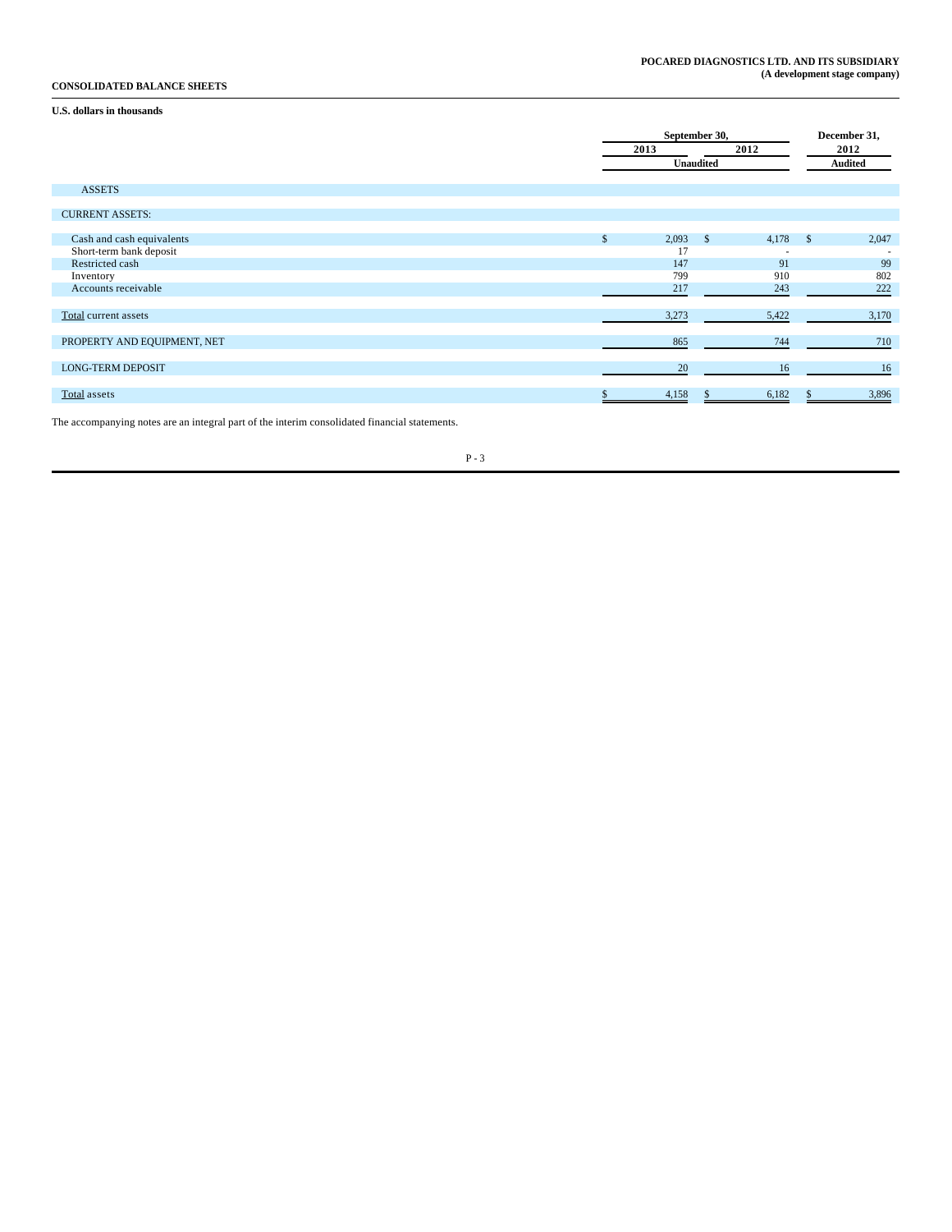**POCARED DIAGNOSTICS LTD. AND ITS SUBSIDIARY**
**(A development stage company)**

**CONSOLIDATED BALANCE SHEETS**

**U.S. dollars in thousands**

| | September 30, 2013 | September 30, 2012 | December 31, 2012 |
|---|---|---|---|
| | Unaudited | Unaudited | Audited |
| ASSETS | | | |
| CURRENT ASSETS: | | | |
| Cash and cash equivalents | $ 2,093 | $ 4,178 | $ 2,047 |
| Short-term bank deposit | 17 | - | - |
| Restricted cash | 147 | 91 | 99 |
| Inventory | 799 | 910 | 802 |
| Accounts receivable | 217 | 243 | 222 |
| Total current assets | 3,273 | 5,422 | 3,170 |
| PROPERTY AND EQUIPMENT, NET | 865 | 744 | 710 |
| LONG-TERM DEPOSIT | 20 | 16 | 16 |
| Total assets | $ 4,158 | $ 6,182 | $ 3,896 |

The accompanying notes are an integral part of the interim consolidated financial statements.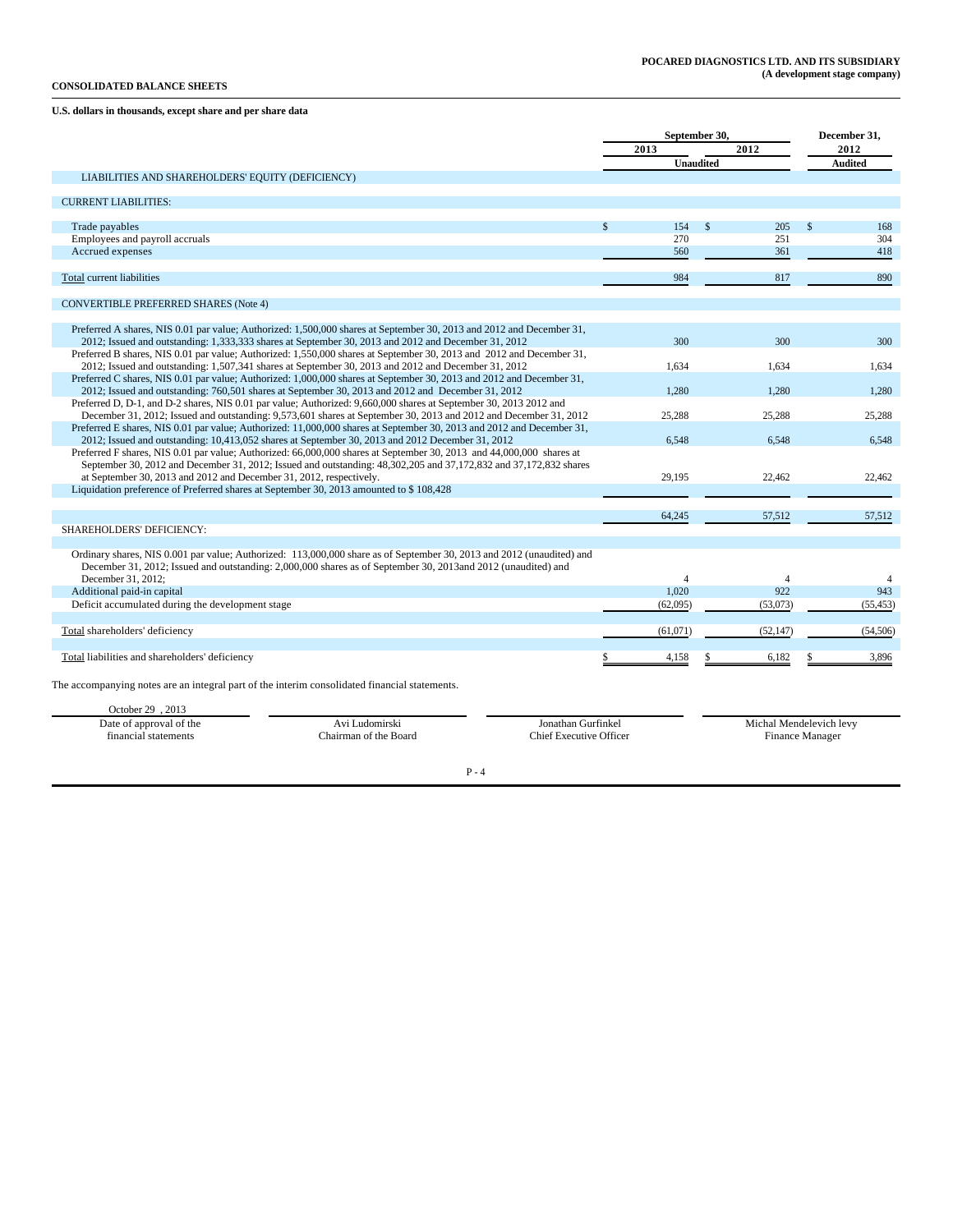**POCARED DIAGNOSTICS LTD. AND ITS SUBSIDIARY**
**(A development stage company)**

**CONSOLIDATED BALANCE SHEETS**

**U.S. dollars in thousands, except share and per share data**

| | September 30, 2013 | September 30, 2012 | December 31, 2012 |
|---|---|---|---|
| | Unaudited | | Audited |
| LIABILITIES AND SHAREHOLDERS' EQUITY (DEFICIENCY) | | | |
| CURRENT LIABILITIES: | | | |
| Trade payables | $ 154 | $ 205 | $ 168 |
| Employees and payroll accruals | 270 | 251 | 304 |
| Accrued expenses | 560 | 361 | 418 |
| Total current liabilities | 984 | 817 | 890 |
| CONVERTIBLE PREFERRED SHARES (Note 4) | | | |
| Preferred A shares, NIS 0.01 par value; Authorized: 1,500,000 shares at September 30, 2013 and 2012 and December 31, 2012; Issued and outstanding: 1,333,333 shares at September 30, 2013 and 2012 and December 31, 2012 | 300 | 300 | 300 |
| Preferred B shares, NIS 0.01 par value; Authorized: 1,550,000 shares at September 30, 2013 and 2012 and December 31, 2012; Issued and outstanding: 1,507,341 shares at September 30, 2013 and 2012 and December 31, 2012 | 1,634 | 1,634 | 1,634 |
| Preferred C shares, NIS 0.01 par value; Authorized: 1,000,000 shares at September 30, 2013 and 2012 and December 31, 2012; Issued and outstanding: 760,501 shares at September 30, 2013 and 2012 and December 31, 2012 | 1,280 | 1,280 | 1,280 |
| Preferred D, D-1, and D-2 shares, NIS 0.01 par value; Authorized: 9,660,000 shares at September 30, 2013 2012 and December 31, 2012; Issued and outstanding: 9,573,601 shares at September 30, 2013 and 2012 and December 31, 2012 | 25,288 | 25,288 | 25,288 |
| Preferred E shares, NIS 0.01 par value; Authorized: 11,000,000 shares at September 30, 2013 and 2012 and December 31, 2012; Issued and outstanding: 10,413,052 shares at September 30, 2013 and 2012 December 31, 2012 | 6,548 | 6,548 | 6,548 |
| Preferred F shares, NIS 0.01 par value; Authorized: 66,000,000 shares at September 30, 2013 and 44,000,000 shares at September 30, 2012 and December 31, 2012; Issued and outstanding: 48,302,205 and 37,172,832 and 37,172,832 shares at September 30, 2013 and 2012 and December 31, 2012, respectively. | 29,195 | 22,462 | 22,462 |
| Liquidation preference of Preferred shares at September 30, 2013 amounted to $ 108,428 | | | |
| | 64,245 | 57,512 | 57,512 |
| SHAREHOLDERS' DEFICIENCY: | | | |
| Ordinary shares, NIS 0.001 par value; Authorized: 113,000,000 share as of September 30, 2013 and 2012 (unaudited) and December 31, 2012; Issued and outstanding: 2,000,000 shares as of September 30, 2013and 2012 (unaudited) and December 31, 2012; | 4 | 4 | 4 |
| Additional paid-in capital | 1,020 | 922 | 943 |
| Deficit accumulated during the development stage | (62,095) | (53,073) | (55,453) |
| Total shareholders' deficiency | (61,071) | (52,147) | (54,506) |
| Total liabilities and shareholders' deficiency | $ 4,158 | $ 6,182 | $ 3,896 |

The accompanying notes are an integral part of the interim consolidated financial statements.

| October 29 , 2013 | | | |
|---|---|---|---|
| Date of approval of the financial statements | Avi Ludomirski Chairman of the Board | Jonathan Gurfinkel Chief Executive Officer | Michal Mendelevich levy Finance Manager |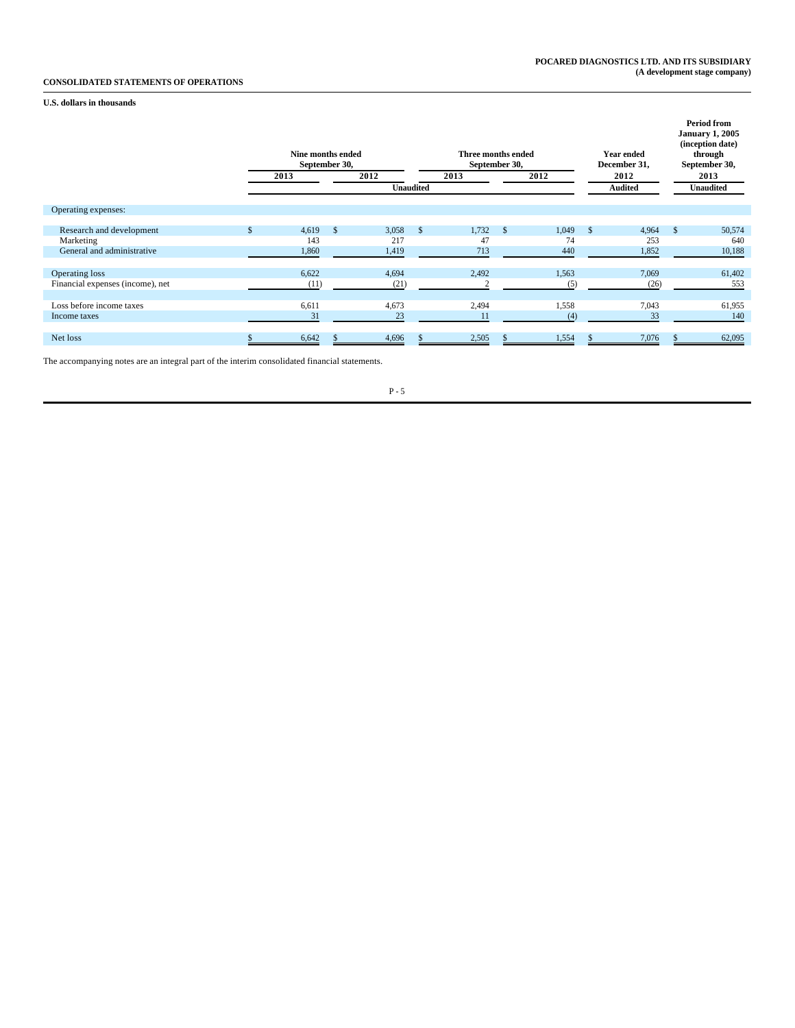**POCARED DIAGNOSTICS LTD. AND ITS SUBSIDIARY**
**(A development stage company)**

**CONSOLIDATED STATEMENTS OF OPERATIONS**

**U.S. dollars in thousands**

| | Nine months ended September 30, | | Three months ended September 30, | | Year ended December 31, | Period from January 1, 2005 (inception date) through September 30, |
|---|---|---|---|---|---|---|
| | 2013 | 2012 | 2013 | 2012 | 2012 | 2013 |
| | Unaudited | | | | Audited | Unaudited |
| Operating expenses: | | | | | | |
| Research and development | $ 4,619 | $ 3,058 | $ 1,732 | $ 1,049 | $ 4,964 | $ 50,574 |
| Marketing | 143 | 217 | 47 | 74 | 253 | 640 |
| General and administrative | 1,860 | 1,419 | 713 | 440 | 1,852 | 10,188 |
| Operating loss | 6,622 | 4,694 | 2,492 | 1,563 | 7,069 | 61,402 |
| Financial expenses (income), net | (11) | (21) | 2 | (5) | (26) | 553 |
| Loss before income taxes | 6,611 | 4,673 | 2,494 | 1,558 | 7,043 | 61,955 |
| Income taxes | 31 | 23 | 11 | (4) | 33 | 140 |
| Net loss | $ 6,642 | $ 4,696 | $ 2,505 | $ 1,554 | $ 7,076 | $ 62,095 |

The accompanying notes are an integral part of the interim consolidated financial statements.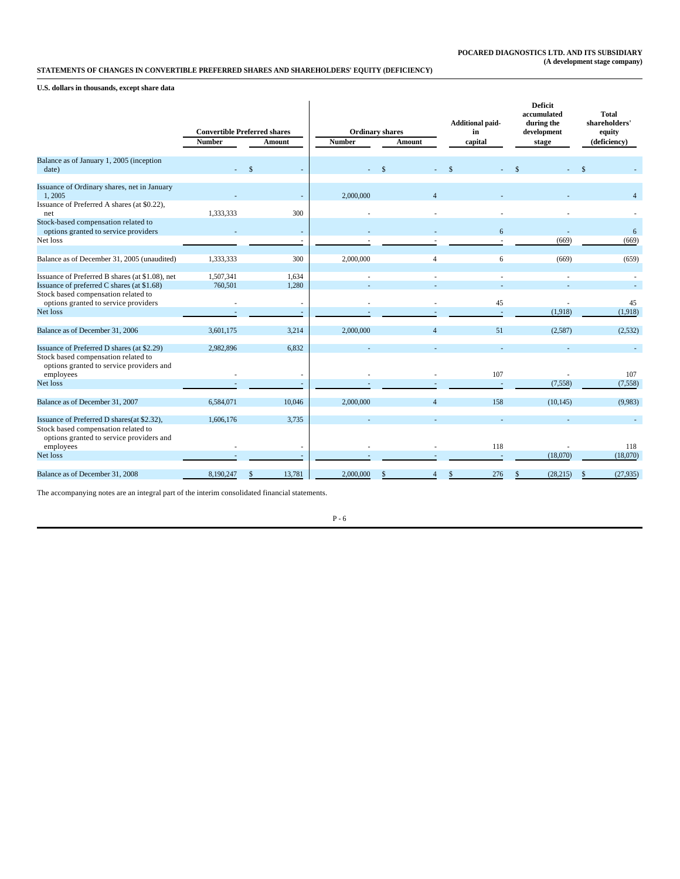**POCARED DIAGNOSTICS LTD. AND ITS SUBSIDIARY**
**(A development stage company)**

**STATEMENTS OF CHANGES IN CONVERTIBLE PREFERRED SHARES AND SHAREHOLDERS' EQUITY (DEFICIENCY)**

**U.S. dollars in thousands, except share data**

| | Convertible Preferred shares | | Ordinary shares | | Additional paid-in | Deficit accumulated during the development | Total shareholders' equity |
|---|---|---|---|---|---|---|---|
| | Number | Amount | Number | Amount | capital | stage | (deficiency) |
| Balance as of January 1, 2005 (inception date) | - | $ - | - | $ - | $ - | $ - | $ - |
| Issuance of Ordinary shares, net in January 1, 2005 | - | - | 2,000,000 | 4 | - | - | 4 |
| Issuance of Preferred A shares (at $0.22), net | 1,333,333 | 300 | - | - | - | - | - |
| Stock-based compensation related to options granted to service providers | - | - | - | - | 6 | - | 6 |
| Net loss | - | - | - | - | - | (669) | (669) |
| Balance as of December 31, 2005 (unaudited) | 1,333,333 | 300 | 2,000,000 | 4 | 6 | (669) | (659) |
| Issuance of Preferred B shares (at $1.08), net | 1,507,341 | 1,634 | - | - | - | - | - |
| Issuance of preferred C shares (at $1.68) | 760,501 | 1,280 | - | - | - | - | - |
| Stock based compensation related to options granted to service providers | - | - | - | - | 45 | - | 45 |
| Net loss | - | - | - | - | - | (1,918) | (1,918) |
| Balance as of December 31, 2006 | 3,601,175 | 3,214 | 2,000,000 | 4 | 51 | (2,587) | (2,532) |
| Issuance of Preferred D shares (at $2.29) | 2,982,896 | 6,832 | - | - | - | - | - |
| Stock based compensation related to options granted to service providers and employees | - | - | - | - | 107 | - | 107 |
| Net loss | - | - | - | - | - | (7,558) | (7,558) |
| Balance as of December 31, 2007 | 6,584,071 | 10,046 | 2,000,000 | 4 | 158 | (10,145) | (9,983) |
| Issuance of Preferred D shares(at $2.32), | 1,606,176 | 3,735 | - | - | - | - | - |
| Stock based compensation related to options granted to service providers and employees | - | - | - | - | 118 | - | 118 |
| Net loss | - | - | - | - | - | (18,070) | (18,070) |
| Balance as of December 31, 2008 | 8,190,247 | $ 13,781 | 2,000,000 | $ 4 | $ 276 | $ (28,215) | $ (27,935) |

The accompanying notes are an integral part of the interim consolidated financial statements.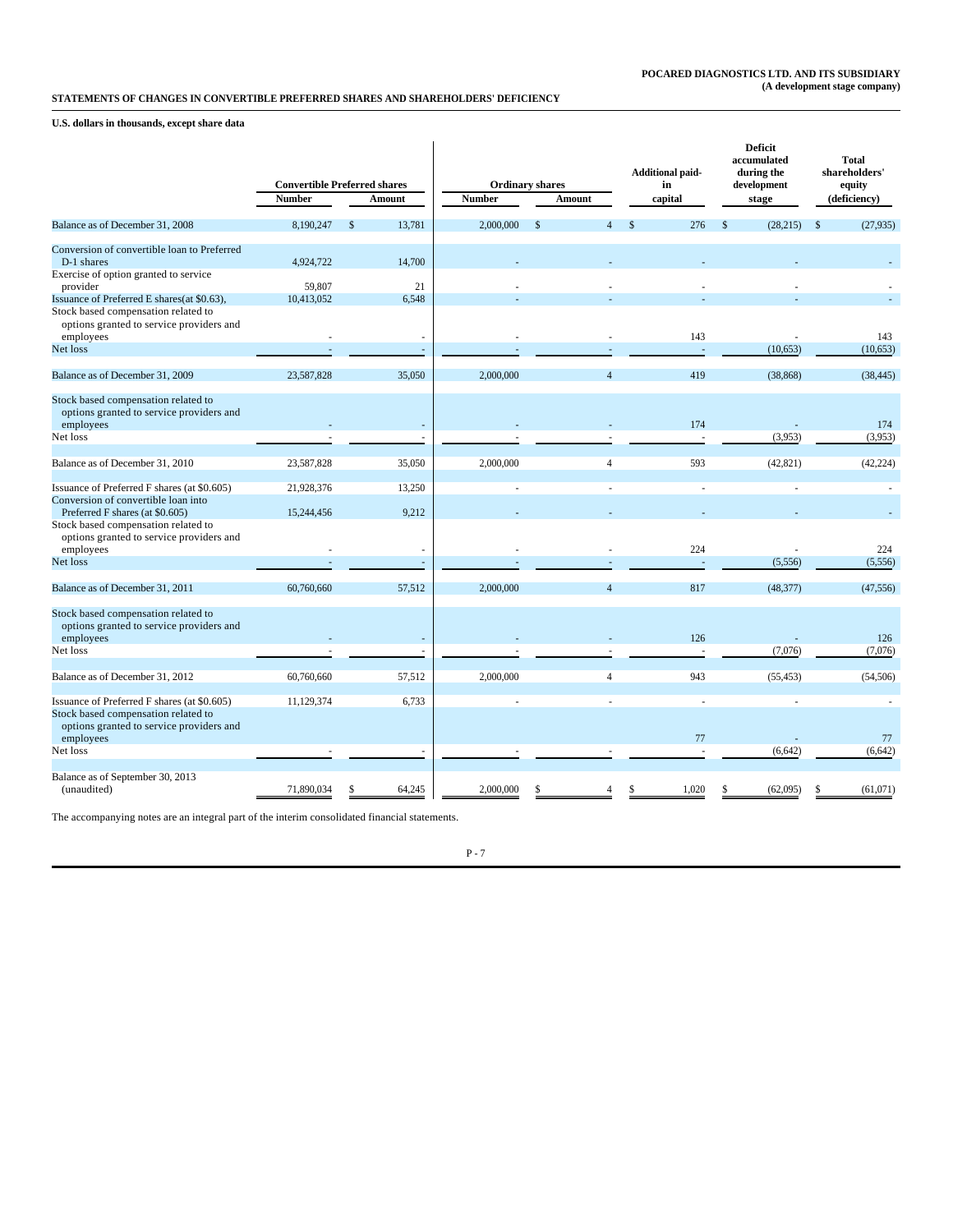**POCARED DIAGNOSTICS LTD. AND ITS SUBSIDIARY**
**(A development stage company)**

**STATEMENTS OF CHANGES IN CONVERTIBLE PREFERRED SHARES AND SHAREHOLDERS' DEFICIENCY**

**U.S. dollars in thousands, except share data**

| | Convertible Preferred shares | | Ordinary shares | | Additional paid-in | Deficit accumulated during the development | Total shareholders' equity |
|---|---|---|---|---|---|---|---|
| | Number | Amount | Number | Amount | capital | stage | (deficiency) |
| Balance as of December 31, 2008 | 8,190,247 | $ 13,781 | 2,000,000 | $ 4 | $ 276 | $ (28,215) | $ (27,935) |
| Conversion of convertible loan to Preferred D-1 shares | 4,924,722 | 14,700 | - | - | - | - | - |
| Exercise of option granted to service provider | 59,807 | 21 | - | - | - | - | - |
| Issuance of Preferred E shares(at $0.63), | 10,413,052 | 6,548 | - | - | - | - | - |
| Stock based compensation related to options granted to service providers and employees | - | - | - | - | 143 | - | 143 |
| Net loss | - | - | - | - | - | (10,653) | (10,653) |
| Balance as of December 31, 2009 | 23,587,828 | 35,050 | 2,000,000 | 4 | 419 | (38,868) | (38,445) |
| Stock based compensation related to options granted to service providers and employees | - | - | - | - | 174 | - | 174 |
| Net loss | - | - | - | - | - | (3,953) | (3,953) |
| Balance as of December 31, 2010 | 23,587,828 | 35,050 | 2,000,000 | 4 | 593 | (42,821) | (42,224) |
| Issuance of Preferred F shares (at $0.605) | 21,928,376 | 13,250 | - | - | - | - | - |
| Conversion of convertible loan into Preferred F shares (at $0.605) | 15,244,456 | 9,212 | - | - | - | - | - |
| Stock based compensation related to options granted to service providers and employees | - | - | - | - | 224 | - | 224 |
| Net loss | - | - | - | - | - | (5,556) | (5,556) |
| Balance as of December 31, 2011 | 60,760,660 | 57,512 | 2,000,000 | 4 | 817 | (48,377) | (47,556) |
| Stock based compensation related to options granted to service providers and employees | - | - | - | - | 126 | - | 126 |
| Net loss | - | - | - | - | - | (7,076) | (7,076) |
| Balance as of December 31, 2012 | 60,760,660 | 57,512 | 2,000,000 | 4 | 943 | (55,453) | (54,506) |
| Issuance of Preferred F shares (at $0.605) | 11,129,374 | 6,733 | - | - | - | - | - |
| Stock based compensation related to options granted to service providers and employees | | | | | 77 | - | 77 |
| Net loss | - | - | - | - | - | (6,642) | (6,642) |
| Balance as of September 30, 2013 (unaudited) | 71,890,034 | $ 64,245 | 2,000,000 | $ 4 | $ 1,020 | $ (62,095) | $ (61,071) |

The accompanying notes are an integral part of the interim consolidated financial statements.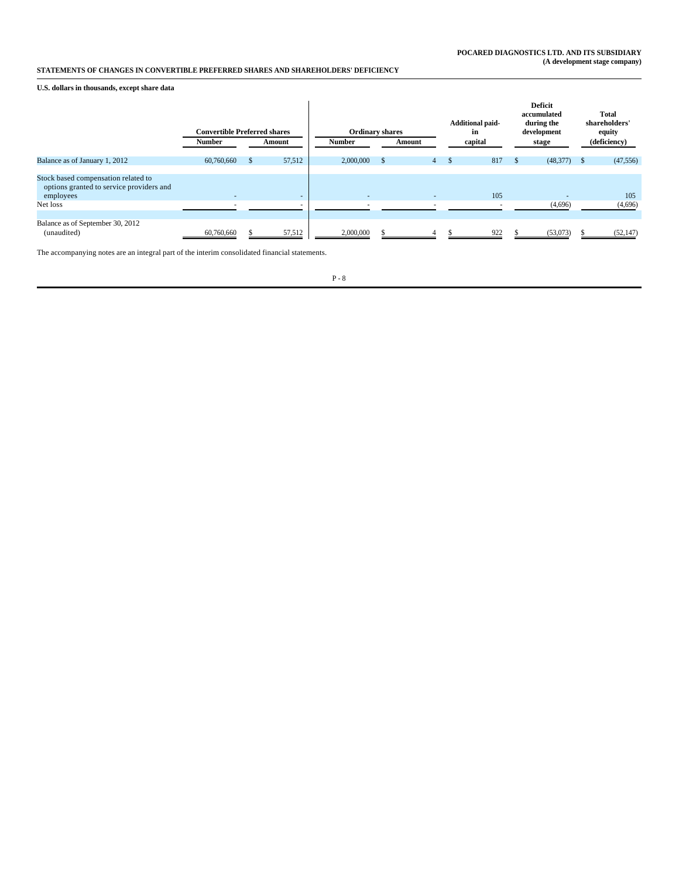**POCARED DIAGNOSTICS LTD. AND ITS SUBSIDIARY**
**(A development stage company)**

**STATEMENTS OF CHANGES IN CONVERTIBLE PREFERRED SHARES AND SHAREHOLDERS' DEFICIENCY**

**U.S. dollars in thousands, except share data**

| | Convertible Preferred shares | | Ordinary shares | | Additional paid-in capital | Deficit accumulated during the development stage | Total shareholders' equity (deficiency) |
|---|---|---|---|---|---|---|---|
| | Number | Amount | Number | Amount | | | |
| Balance as of January 1, 2012 | 60,760,660 | $ 57,512 | 2,000,000 | $ 4 | $ 817 | $ (48,377) | $ (47,556) |
| Stock based compensation related to options granted to service providers and employees | - | - | - | - | 105 | - | 105 |
| Net loss | - | - | - | - | - | (4,696) | (4,696) |
| Balance as of September 30, 2012 (unaudited) | 60,760,660 | $ 57,512 | 2,000,000 | $ 4 | $ 922 | $ (53,073) | $ (52,147) |

The accompanying notes are an integral part of the interim consolidated financial statements.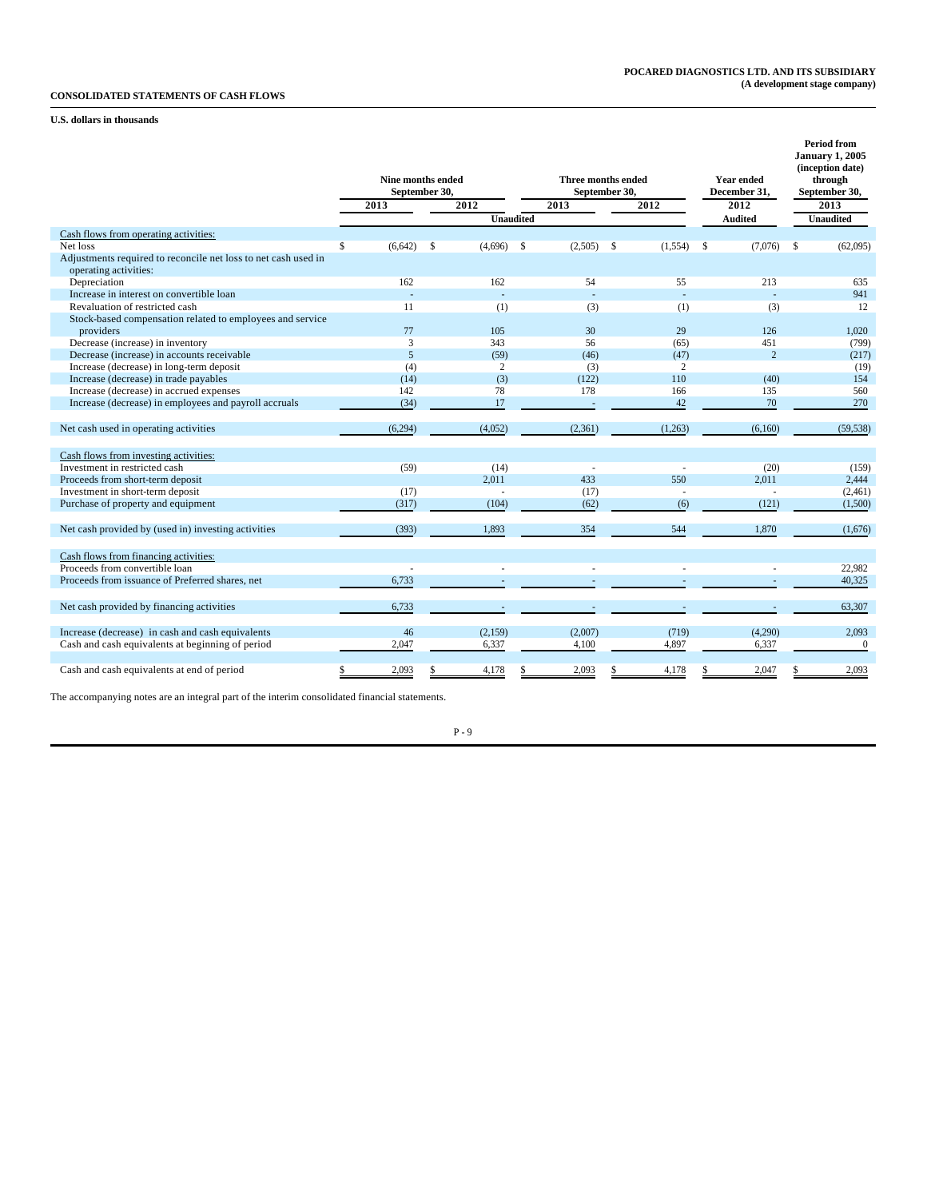**POCARED DIAGNOSTICS LTD. AND ITS SUBSIDIARY**
**(A development stage company)**

**CONSOLIDATED STATEMENTS OF CASH FLOWS**

**U.S. dollars in thousands**

| | Nine months ended September 30, | | Three months ended September 30, | | Year ended December 31, | Period from January 1, 2005 (inception date) through September 30, |
|---|---|---|---|---|---|---|
| | 2013 | 2012 | 2013 | 2012 | 2012 | 2013 |
| | Unaudited | | | | Audited | Unaudited |
| Cash flows from operating activities: | | | | | | |
| Net loss | $ (6,642) | $ (4,696) | $ (2,505) | $ (1,554) | $ (7,076) | $ (62,095) |
| Adjustments required to reconcile net loss to net cash used in operating activities: | | | | | | |
| Depreciation | 162 | 162 | 54 | 55 | 213 | 635 |
| Increase in interest on convertible loan | - | - | - | - | - | 941 |
| Revaluation of restricted cash | 11 | (1) | (3) | (1) | (3) | 12 |
| Stock-based compensation related to employees and service providers | 77 | 105 | 30 | 29 | 126 | 1,020 |
| Decrease (increase) in inventory | 3 | 343 | 56 | (65) | 451 | (799) |
| Decrease (increase) in accounts receivable | 5 | (59) | (46) | (47) | 2 | (217) |
| Increase (decrease) in long-term deposit | (4) | 2 | (3) | 2 | | (19) |
| Increase (decrease) in trade payables | (14) | (3) | (122) | 110 | (40) | 154 |
| Increase (decrease) in accrued expenses | 142 | 78 | 178 | 166 | 135 | 560 |
| Increase (decrease) in employees and payroll accruals | (34) | 17 | - | 42 | 70 | 270 |
| Net cash used in operating activities | (6,294) | (4,052) | (2,361) | (1,263) | (6,160) | (59,538) |
| Cash flows from investing activities: | | | | | | |
| Investment in restricted cash | (59) | (14) | - | - | (20) | (159) |
| Proceeds from short-term deposit | | 2,011 | 433 | 550 | 2,011 | 2,444 |
| Investment in short-term deposit | (17) | - | (17) | - | - | (2,461) |
| Purchase of property and equipment | (317) | (104) | (62) | (6) | (121) | (1,500) |
| Net cash provided by (used in) investing activities | (393) | 1,893 | 354 | 544 | 1,870 | (1,676) |
| Cash flows from financing activities: | | | | | | |
| Proceeds from convertible loan | - | - | - | - | - | 22,982 |
| Proceeds from issuance of Preferred shares, net | 6,733 | - | - | - | - | 40,325 |
| Net cash provided by financing activities | 6,733 | - | - | - | - | 63,307 |
| Increase (decrease) in cash and cash equivalents | 46 | (2,159) | (2,007) | (719) | (4,290) | 2,093 |
| Cash and cash equivalents at beginning of period | 2,047 | 6,337 | 4,100 | 4,897 | 6,337 | 0 |
| Cash and cash equivalents at end of period | $ 2,093 | $ 4,178 | $ 2,093 | $ 4,178 | $ 2,047 | $ 2,093 |

The accompanying notes are an integral part of the interim consolidated financial statements.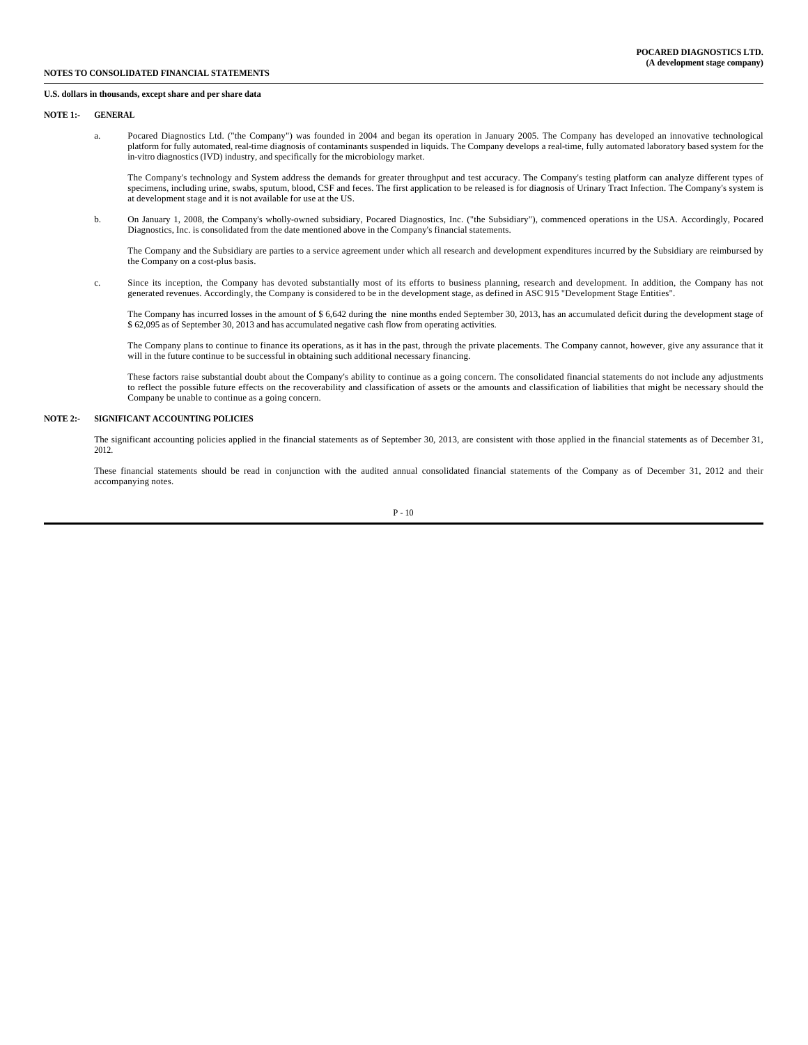**NOTES TO CONSOLIDATED FINANCIAL STATEMENTS**

**U.S. dollars in thousands, except share and per share data**

**NOTE 1:- GENERAL**

a. Pocared Diagnostics Ltd. ("the Company") was founded in 2004 and began its operation in January 2005. The Company has developed an innovative technological platform for fully automated, real-time diagnosis of contaminants suspended in liquids. The Company develops a real-time, fully automated laboratory based system for the in-vitro diagnostics (IVD) industry, and specifically for the microbiology market.

The Company's technology and System address the demands for greater throughput and test accuracy. The Company's testing platform can analyze different types of specimens, including urine, swabs, sputum, blood, CSF and feces. The first application to be released is for diagnosis of Urinary Tract Infection. The Company's system is at development stage and it is not available for use at the US.

b. On January 1, 2008, the Company's wholly-owned subsidiary, Pocared Diagnostics, Inc. ("the Subsidiary"), commenced operations in the USA. Accordingly, Pocared Diagnostics, Inc. is consolidated from the date mentioned above in the Company's financial statements.

The Company and the Subsidiary are parties to a service agreement under which all research and development expenditures incurred by the Subsidiary are reimbursed by the Company on a cost-plus basis.

c. Since its inception, the Company has devoted substantially most of its efforts to business planning, research and development. In addition, the Company has not generated revenues. Accordingly, the Company is considered to be in the development stage, as defined in ASC 915 "Development Stage Entities".

The Company has incurred losses in the amount of $ 6,642 during the nine months ended September 30, 2013, has an accumulated deficit during the development stage of $ 62,095 as of September 30, 2013 and has accumulated negative cash flow from operating activities.

The Company plans to continue to finance its operations, as it has in the past, through the private placements. The Company cannot, however, give any assurance that it will in the future continue to be successful in obtaining such additional necessary financing.

These factors raise substantial doubt about the Company's ability to continue as a going concern. The consolidated financial statements do not include any adjustments to reflect the possible future effects on the recoverability and classification of assets or the amounts and classification of liabilities that might be necessary should the Company be unable to continue as a going concern.

**NOTE 2:- SIGNIFICANT ACCOUNTING POLICIES**

The significant accounting policies applied in the financial statements as of September 30, 2013, are consistent with those applied in the financial statements as of December 31, 2012.

These financial statements should be read in conjunction with the audited annual consolidated financial statements of the Company as of December 31, 2012 and their accompanying notes.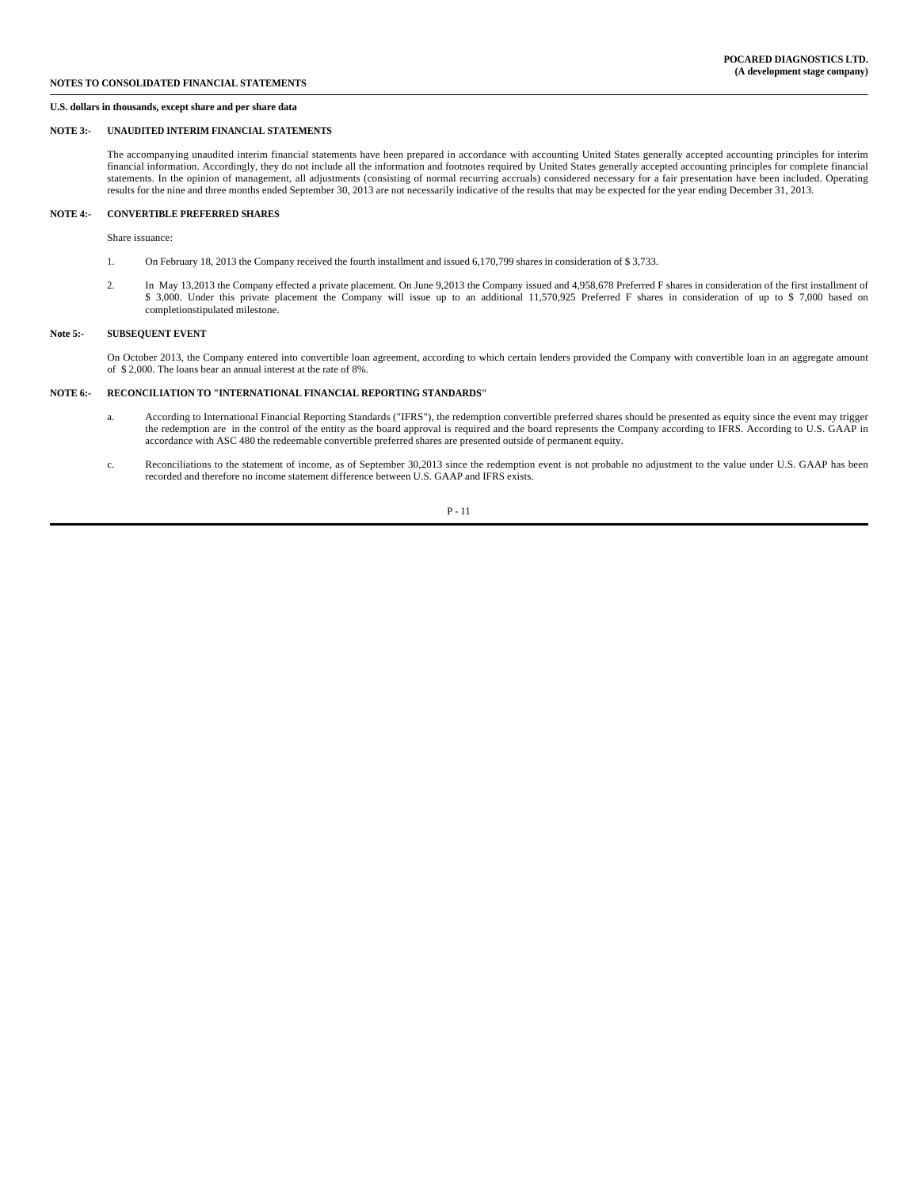**NOTES TO CONSOLIDATED FINANCIAL STATEMENTS**

**U.S. dollars in thousands, except share and per share data**

**NOTE 3:- UNAUDITED INTERIM FINANCIAL STATEMENTS**

The accompanying unaudited interim financial statements have been prepared in accordance with accounting United States generally accepted accounting principles for interim financial information. Accordingly, they do not include all the information and footnotes required by United States generally accepted accounting principles for complete financial statements. In the opinion of management, all adjustments (consisting of normal recurring accruals) considered necessary for a fair presentation have been included. Operating results for the nine and three months ended September 30, 2013 are not necessarily indicative of the results that may be expected for the year ending December 31, 2013.

**NOTE 4:- CONVERTIBLE PREFERRED SHARES**

Share issuance:

1. On February 18, 2013 the Company received the fourth installment and issued 6,170,799 shares in consideration of $ 3,733.

2. In May 13,2013 the Company effected a private placement. On June 9,2013 the Company issued and 4,958,678 Preferred F shares in consideration of the first installment of $ 3,000. Under this private placement the Company will issue up to an additional 11,570,925 Preferred F shares in consideration of up to $ 7,000 based on completionstipulated milestone.

**Note 5:- SUBSEQUENT EVENT**

On October 2013, the Company entered into convertible loan agreement, according to which certain lenders provided the Company with convertible loan in an aggregate amount of $ 2,000. The loans bear an annual interest at the rate of 8%.

**NOTE 6:- RECONCILIATION TO "INTERNATIONAL FINANCIAL REPORTING STANDARDS"**

a. According to International Financial Reporting Standards ("IFRS"), the redemption convertible preferred shares should be presented as equity since the event may trigger the redemption are in the control of the entity as the board approval is required and the board represents the Company according to IFRS. According to U.S. GAAP in accordance with ASC 480 the redeemable convertible preferred shares are presented outside of permanent equity.

c. Reconciliations to the statement of income, as of September 30,2013 since the redemption event is not probable no adjustment to the value under U.S. GAAP has been recorded and therefore no income statement difference between U.S. GAAP and IFRS exists.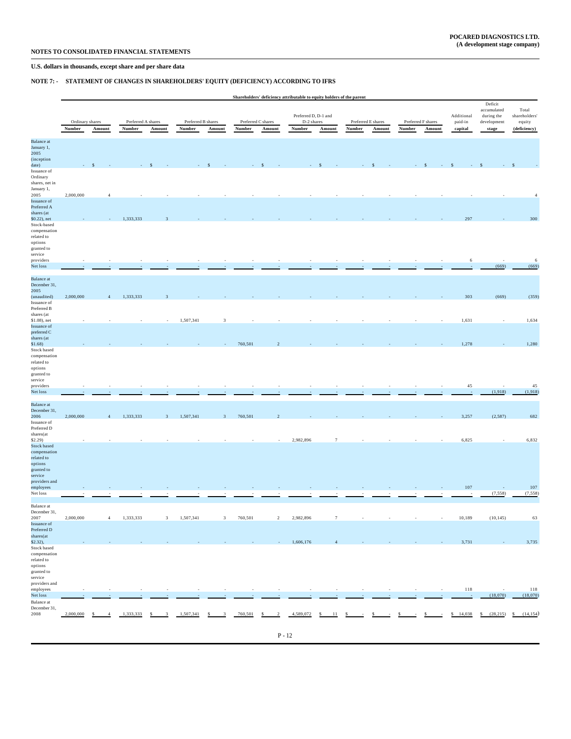**POCARED DIAGNOSTICS LTD.**
**(A development stage company)**

**NOTES TO CONSOLIDATED FINANCIAL STATEMENTS**

**U.S. dollars in thousands, except share and per share data**

## NOTE 7: - STATEMENT OF CHANGES IN SHAREHOLDERS' EQUITY (DEFICIENCY) ACCORDING TO IFRS

| | Shareholders' deficiency attributable to equity holders of the parent | | | | | | | | | | | | | | | | | | |
|---|---|---|---|---|---|---|---|---|---|---|---|---|---|---|---|---|---|---|---|
| | Ordinary shares | | Preferred A shares | | Preferred B shares | | Preferred C shares | | Preferred D, D-1 and D-2 shares | | Preferred E shares | | Preferred F shares | | Additional paid-in capital | Deficit accumulated during the development stage | Total shareholders' equity (deficiency) |
| | Number | Amount | Number | Amount | Number | Amount | Number | Amount | Number | Amount | Number | Amount | Number | Amount | | | |
| Balance at January 1, 2005 (inception date) | - | $ - | - | $ - | - | $ - | - | $ - | - | $ - | - | $ - | - | $ - | $ - | $ - | $ - |
| Issuance of Ordinary shares, net in January 1, 2005 | 2,000,000 | 4 | - | - | - | - | - | - | - | - | - | - | - | - | - | - | 4 |
| Issuance of Preferred A shares (at $0.22), net | - | - | 1,333,333 | 3 | - | - | - | - | - | - | - | - | - | - | 297 | - | 300 |
| Stock-based compensation related to options granted to service providers | - | - | - | - | - | - | - | - | - | - | - | - | - | - | 6 | - | 6 |
| Net loss | - | - | - | - | - | - | - | - | - | - | - | - | - | - | - | (669) | (669) |
| Balance at December 31, 2005 (unaudited) | 2,000,000 | 4 | 1,333,333 | 3 | - | - | - | - | - | - | - | - | - | - | 303 | (669) | (359) |
| Issuance of Preferred B shares (at $1.08), net | - | - | - | - | 1,507,341 | 3 | - | - | - | - | - | - | - | - | 1,631 | - | 1,634 |
| Issuance of preferred C shares (at $1.68) | - | - | - | - | - | - | 760,501 | 2 | - | - | - | - | - | - | 1,278 | - | 1,280 |
| Stock based compensation related to options granted to service providers | - | - | - | - | - | - | - | - | - | - | - | - | - | - | 45 | - | 45 |
| Net loss | - | - | - | - | - | - | - | - | - | - | - | - | - | - | - | (1,918) | (1,918) |
| Balance at December 31, 2006 | 2,000,000 | 4 | 1,333,333 | 3 | 1,507,341 | 3 | 760,501 | 2 | - | - | - | - | - | - | 3,257 | (2,587) | 682 |
| Issuance of Preferred D shares(at $2.29) | - | - | - | - | - | - | - | - | 2,982,896 | 7 | - | - | - | - | 6,825 | - | 6,832 |
| Stock based compensation related to options granted to service providers and employees | - | - | - | - | - | - | - | - | - | - | - | - | - | - | 107 | - | 107 |
| Net loss | - | - | - | - | - | - | - | - | - | - | - | - | - | - | - | (7,558) | (7,558) |
| Balance at December 31, 2007 | 2,000,000 | 4 | 1,333,333 | 3 | 1,507,341 | 3 | 760,501 | 2 | 2,982,896 | 7 | - | - | - | - | 10,189 | (10,145) | 63 |
| Issuance of Preferred D shares(at $2.32), | - | - | - | - | - | - | - | - | 1,606,176 | 4 | - | - | - | - | 3,731 | - | 3,735 |
| Stock based compensation related to options granted to service providers and employees | - | - | - | - | - | - | - | - | - | - | - | - | - | - | 118 | - | 118 |
| Net loss | - | - | - | - | - | - | - | - | - | - | - | - | - | - | - | (18,070) | (18,070) |
| Balance at December 31, 2008 | 2,000,000 | $ 4 | 1,333,333 | $ 3 | 1,507,341 | $ 3 | 760,501 | $ 2 | 4,589,072 | $ 11 | $ - | $ - | $ - | $ - | $ 14,038 | $ (28,215) | $ (14,154) |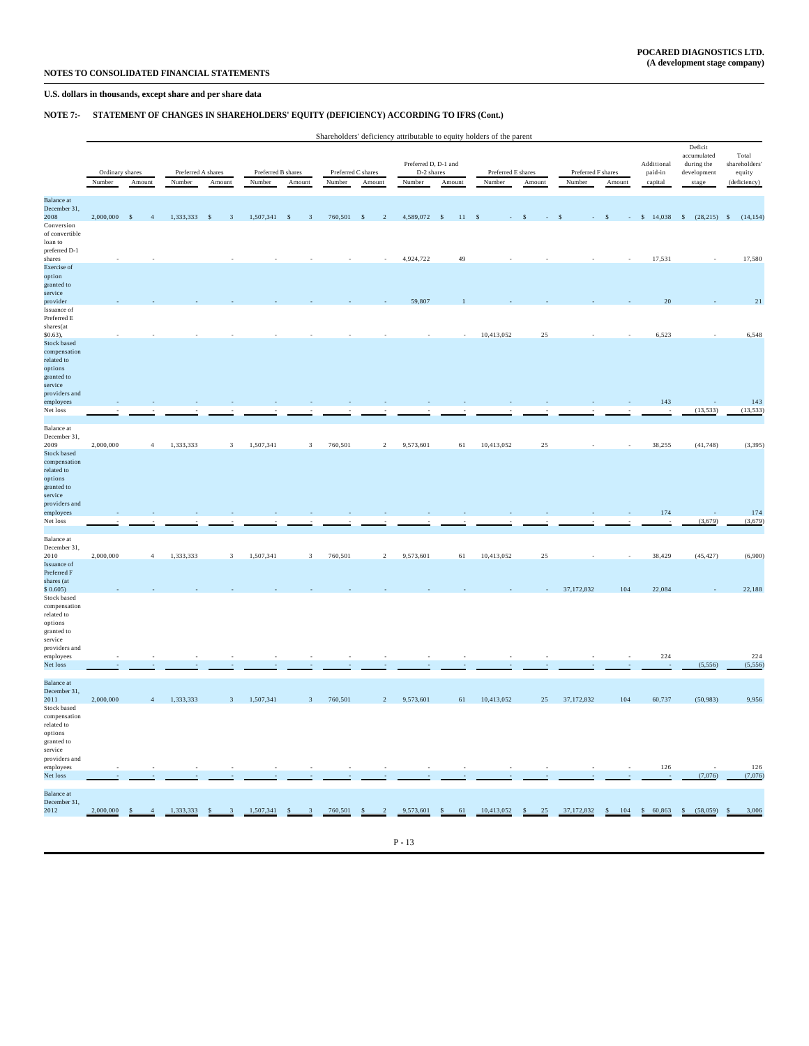**POCARED DIAGNOSTICS LTD.**
**(A development stage company)**

**NOTES TO CONSOLIDATED FINANCIAL STATEMENTS**

**U.S. dollars in thousands, except share and per share data**

**NOTE 7:- STATEMENT OF CHANGES IN SHAREHOLDERS' EQUITY (DEFICIENCY) ACCORDING TO IFRS (Cont.)**

| | Shareholders' deficiency attributable to equity holders of the parent | | | | | | | | | | | | | | | | |
|---|---|---|---|---|---|---|---|---|---|---|---|---|---|---|---|---|---|
| | Ordinary shares | | Preferred A shares | | Preferred B shares | | Preferred C shares | | Preferred D, D-1 and D-2 shares | | Preferred E shares | | Preferred F shares | | Additional paid-in capital | Deficit accumulated during the development stage | Total shareholders' equity (deficiency) |
| | Number | Amount | Number | Amount | Number | Amount | Number | Amount | Number | Amount | Number | Amount | Number | Amount | | | |
| Balance at December 31, 2008 | 2,000,000 | $ 4 | 1,333,333 | $ 3 | 1,507,341 | $ 3 | 760,501 | $ 2 | 4,589,072 | $ 11 | $ - | $ - | $ - | $ - | $ 14,038 | $ (28,215) | $ (14,154) |
| Conversion of convertible loan to preferred D-1 shares | - | - | | - | - | - | - | - | 4,924,722 | 49 | - | - | - | - | 17,531 | - | 17,580 |
| Exercise of option granted to service provider | - | - | - | - | - | - | - | - | 59,807 | 1 | - | - | - | - | 20 | - | 21 |
| Issuance of Preferred E shares(at $0.63), | - | - | - | - | - | - | - | - | - | - | 10,413,052 | 25 | - | - | 6,523 | - | 6,548 |
| Stock based compensation related to options granted to service providers and employees | - | - | - | - | - | - | - | - | - | - | - | - | - | - | 143 | - | 143 |
| Net loss | - | - | - | - | - | - | - | - | - | - | - | - | - | - | - | (13,533) | (13,533) |
| Balance at December 31, 2009 | 2,000,000 | 4 | 1,333,333 | 3 | 1,507,341 | 3 | 760,501 | 2 | 9,573,601 | 61 | 10,413,052 | 25 | - | - | 38,255 | (41,748) | (3,395) |
| Stock based compensation related to options granted to service providers and employees | - | - | - | - | - | - | - | - | - | - | - | - | - | - | 174 | - | 174 |
| Net loss | - | - | - | - | - | - | - | - | - | - | - | - | - | - | - | (3,679) | (3,679) |
| Balance at December 31, 2010 | 2,000,000 | 4 | 1,333,333 | 3 | 1,507,341 | 3 | 760,501 | 2 | 9,573,601 | 61 | 10,413,052 | 25 | - | - | 38,429 | (45,427) | (6,900) |
| Issuance of Preferred F shares (at $ 0.605) | - | - | - | - | - | - | - | - | - | - | - | - | 37,172,832 | 104 | 22,084 | - | 22,188 |
| Stock based compensation related to options granted to service providers and employees | - | - | - | - | - | - | - | - | - | - | - | - | - | - | 224 | - | 224 |
| Net loss | - | - | - | - | - | - | - | - | - | - | - | - | - | - | - | (5,556) | (5,556) |
| Balance at December 31, 2011 | 2,000,000 | 4 | 1,333,333 | 3 | 1,507,341 | 3 | 760,501 | 2 | 9,573,601 | 61 | 10,413,052 | 25 | 37,172,832 | 104 | 60,737 | (50,983) | 9,956 |
| Stock based compensation related to options granted to service providers and employees | - | - | - | - | - | - | - | - | - | - | - | - | - | - | 126 | - | 126 |
| Net loss | - | - | - | - | - | - | - | - | - | - | - | - | - | - | - | (7,076) | (7,076) |
| Balance at December 31, 2012 | 2,000,000 | $ 4 | 1,333,333 | $ 3 | 1,507,341 | $ 3 | 760,501 | $ 2 | 9,573,601 | $ 61 | 10,413,052 | $ 25 | 37,172,832 | $ 104 | $ 60,863 | $ (58,059) | $ 3,006 |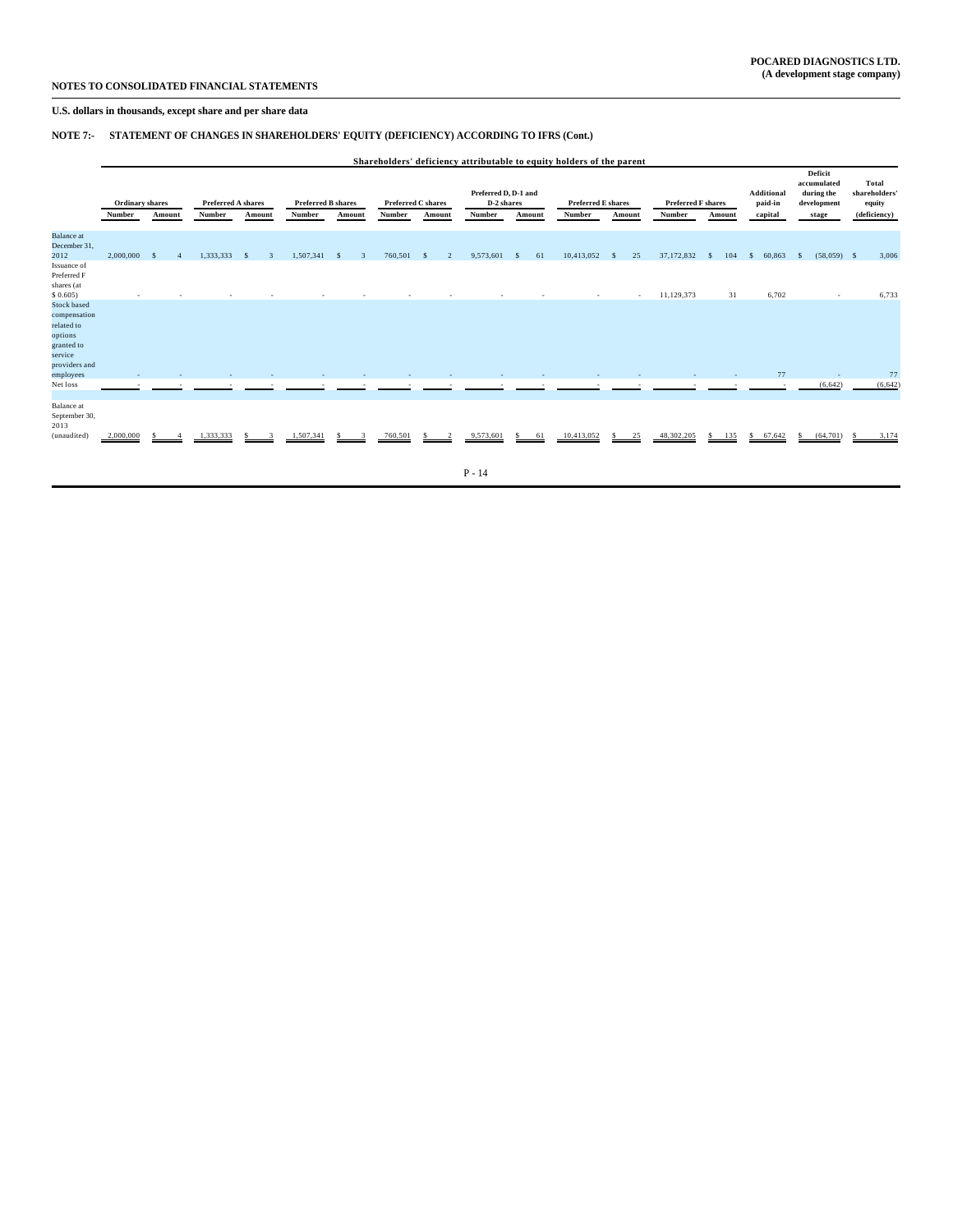**NOTES TO CONSOLIDATED FINANCIAL STATEMENTS**

**POCARED DIAGNOSTICS LTD.**
**(A development stage company)**

**U.S. dollars in thousands, except share and per share data**

**NOTE 7:- STATEMENT OF CHANGES IN SHAREHOLDERS' EQUITY (DEFICIENCY) ACCORDING TO IFRS (Cont.)**

| | Shareholders' deficiency attributable to equity holders of the parent | | | | | | | | | | | | | | | | | |
|---|---|---|---|---|---|---|---|---|---|---|---|---|---|---|---|---|---|---|
| | Ordinary shares | | Preferred A shares | | Preferred B shares | | Preferred C shares | | Preferred D, D-1 and D-2 shares | | Preferred E shares | | Preferred F shares | | Additional paid-in capital | Deficit accumulated during the development stage | Total shareholders' equity (deficiency) |
| | Number | Amount | Number | Amount | Number | Amount | Number | Amount | Number | Amount | Number | Amount | Number | Amount | | | |
| Balance at December 31, 2012 | 2,000,000 | $ 4 | 1,333,333 | $ 3 | 1,507,341 | $ 3 | 760,501 | $ 2 | 9,573,601 | $ 61 | 10,413,052 | $ 25 | 37,172,832 | $ 104 | $ 60,863 | $ (58,059) | $ 3,006 |
| Issuance of Preferred F shares (at $ 0.605) | - | - | - | - | - | - | - | - | - | - | - | - | 11,129,373 | 31 | 6,702 | - | 6,733 |
| Stock based compensation related to options granted to service providers and employees | - | - | - | - | - | - | - | - | - | - | - | - | - | - | 77 | - | 77 |
| Net loss | - | - | - | - | - | - | - | - | - | - | - | - | - | - | - | (6,642) | (6,642) |
| Balance at September 30, 2013 (unaudited) | 2,000,000 | $ 4 | 1,333,333 | $ 3 | 1,507,341 | $ 3 | 760,501 | $ 2 | 9,573,601 | $ 61 | 10,413,052 | $ 25 | 48,302,205 | $ 135 | $ 67,642 | $ (64,701) | $ 3,174 |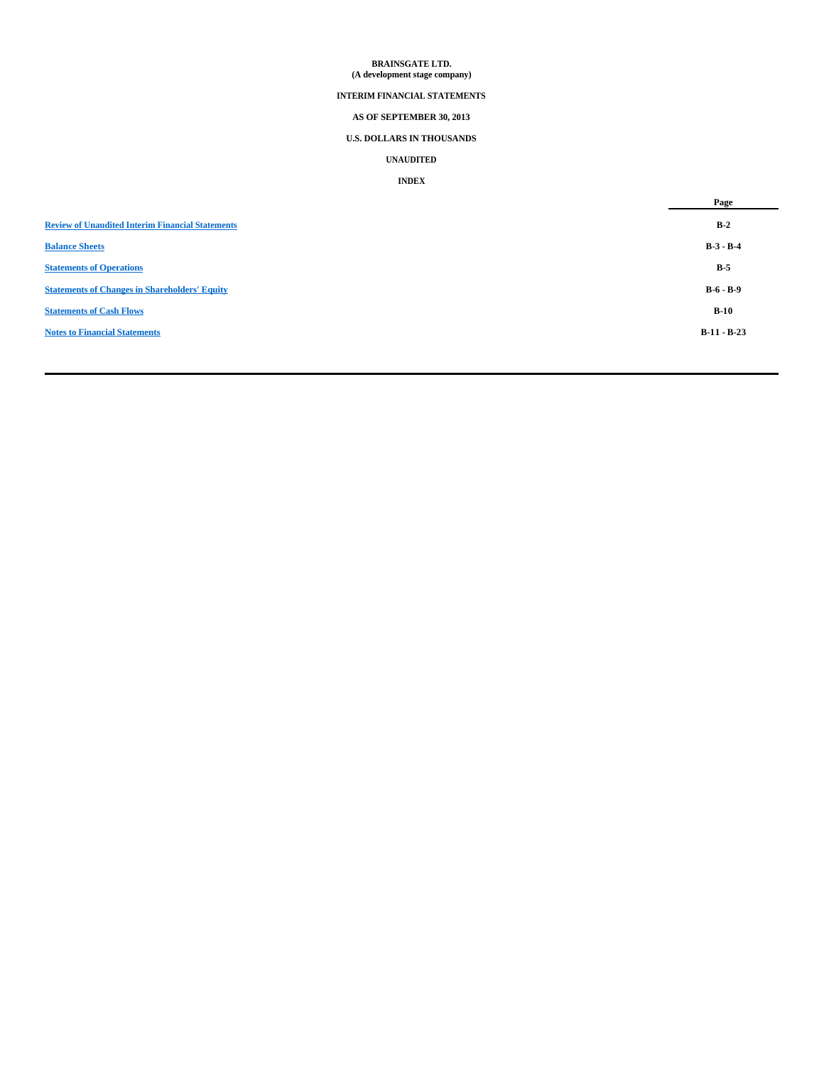**BRAINSGATE LTD.**
**(A development stage company)**

**INTERIM FINANCIAL STATEMENTS**

**AS OF SEPTEMBER 30, 2013**

**U.S. DOLLARS IN THOUSANDS**

**UNAUDITED**

**INDEX**

| | Page |
|---|---|
| Review of Unaudited Interim Financial Statements | B-2 |
| Balance Sheets | B-3 - B-4 |
| Statements of Operations | B-5 |
| Statements of Changes in Shareholders' Equity | B-6 - B-9 |
| Statements of Cash Flows | B-10 |
| Notes to Financial Statements | B-11 - B-23 |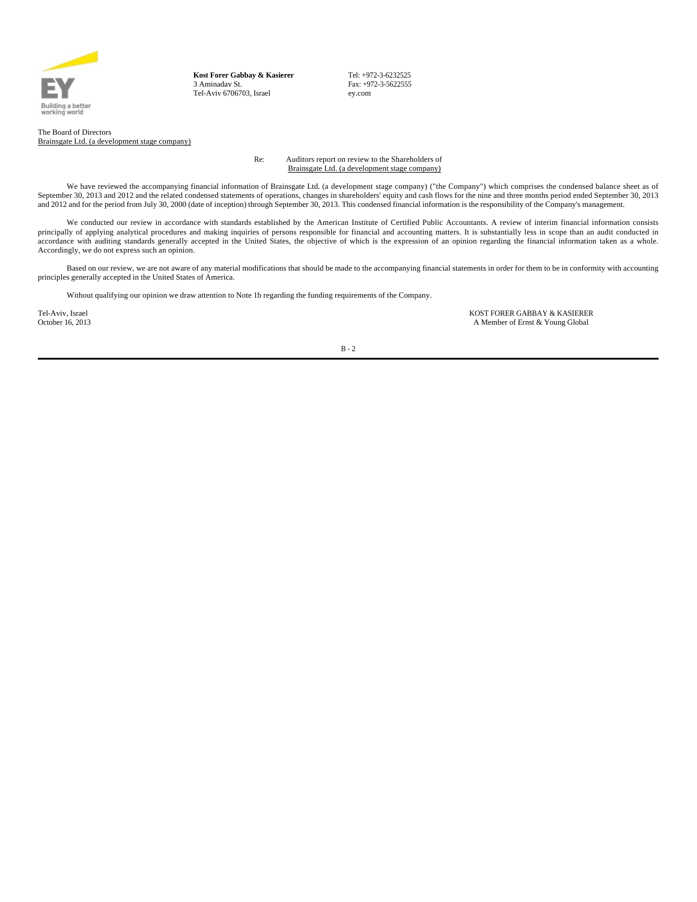Building a better working world

**Kost Forer Gabbay & Kasierer**
3 Aminadav St.
Tel-Aviv 6706703, Israel

Tel: +972-3-6232525
Fax: +972-3-5622555
ey.com

The Board of Directors
Brainsgate Ltd. (a development stage company)

Re: Auditors report on review to the Shareholders of Brainsgate Ltd. (a development stage company)

We have reviewed the accompanying financial information of Brainsgate Ltd. (a development stage company) ("the Company") which comprises the condensed balance sheet as of September 30, 2013 and 2012 and the related condensed statements of operations, changes in shareholders' equity and cash flows for the nine and three months period ended September 30, 2013 and 2012 and for the period from July 30, 2000 (date of inception) through September 30, 2013. This condensed financial information is the responsibility of the Company's management.

We conducted our review in accordance with standards established by the American Institute of Certified Public Accountants. A review of interim financial information consists principally of applying analytical procedures and making inquiries of persons responsible for financial and accounting matters. It is substantially less in scope than an audit conducted in accordance with auditing standards generally accepted in the United States, the objective of which is the expression of an opinion regarding the financial information taken as a whole. Accordingly, we do not express such an opinion.

Based on our review, we are not aware of any material modifications that should be made to the accompanying financial statements in order for them to be in conformity with accounting principles generally accepted in the United States of America.

Without qualifying our opinion we draw attention to Note 1b regarding the funding requirements of the Company.

Tel-Aviv, Israel
October 16, 2013

KOST FORER GABBAY & KASIERER
A Member of Ernst & Young Global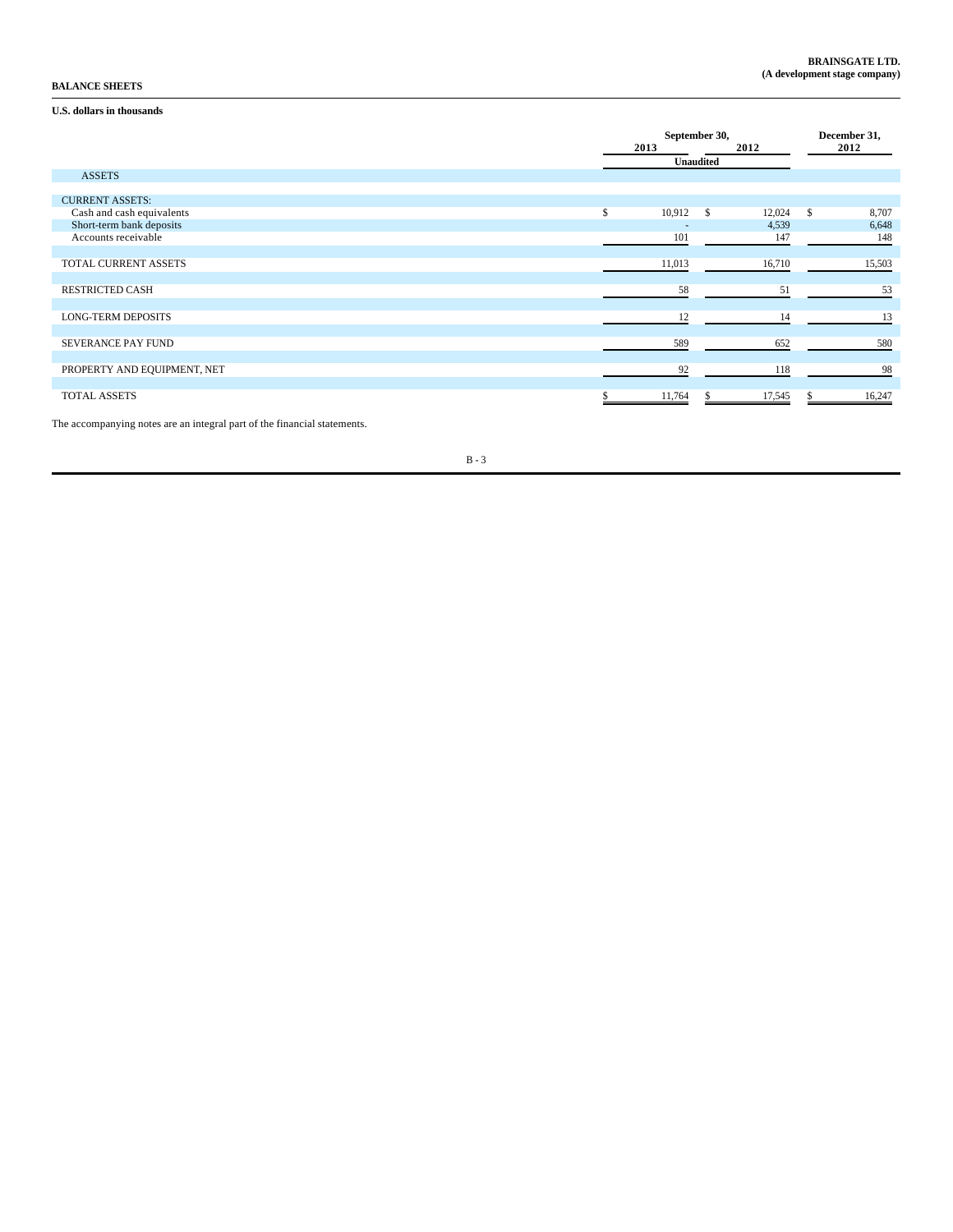**BRAINSGATE LTD.**
**(A development stage company)**

**BALANCE SHEETS**

**U.S. dollars in thousands**

| | September 30, 2013 | September 30, 2012 | December 31, 2012 |
|---|---|---|---|
| | Unaudited | Unaudited | |
| ASSETS | | | |
| CURRENT ASSETS: | | | |
| Cash and cash equivalents | $ 10,912 | $ 12,024 | $ 8,707 |
| Short-term bank deposits | - | 4,539 | 6,648 |
| Accounts receivable | 101 | 147 | 148 |
| TOTAL CURRENT ASSETS | 11,013 | 16,710 | 15,503 |
| RESTRICTED CASH | 58 | 51 | 53 |
| LONG-TERM DEPOSITS | 12 | 14 | 13 |
| SEVERANCE PAY FUND | 589 | 652 | 580 |
| PROPERTY AND EQUIPMENT, NET | 92 | 118 | 98 |
| TOTAL ASSETS | $ 11,764 | $ 17,545 | $ 16,247 |

The accompanying notes are an integral part of the financial statements.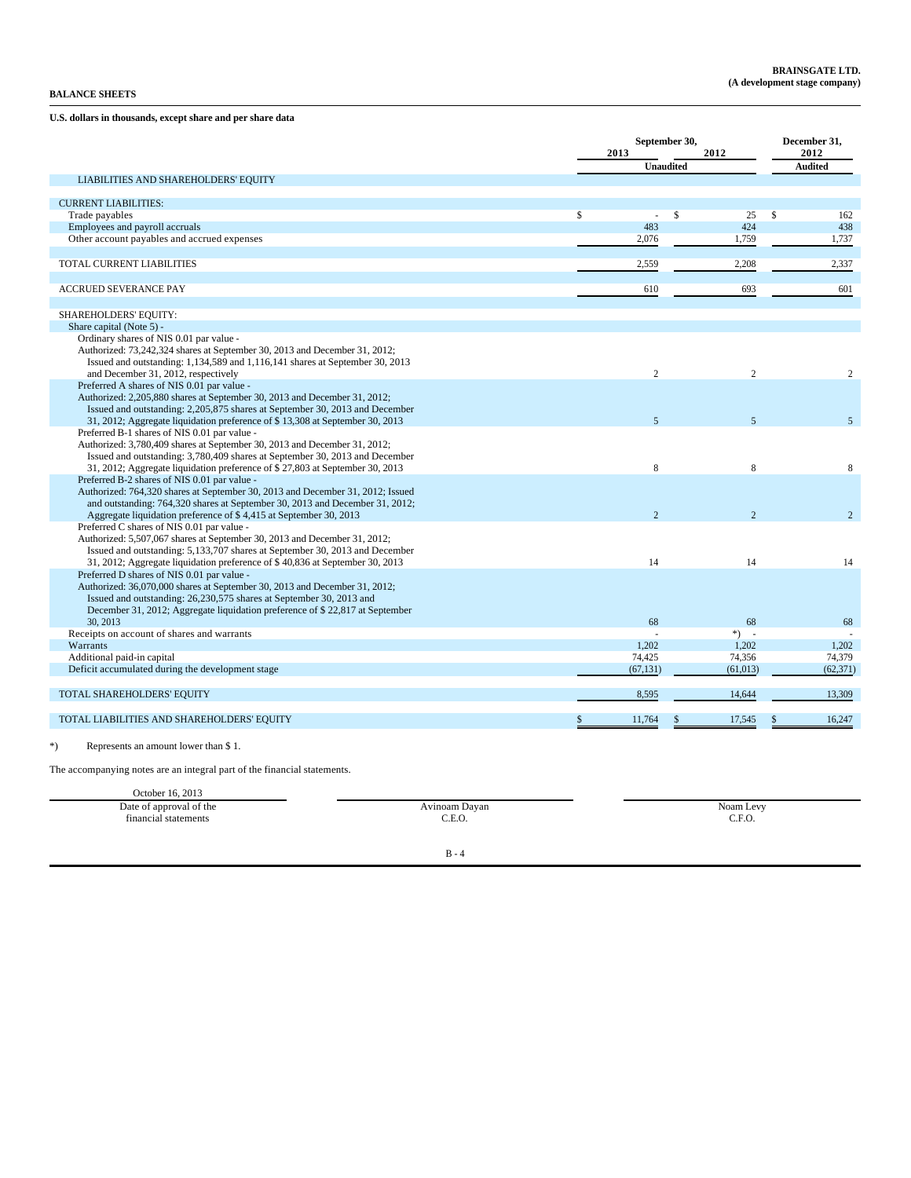**BRAINSGATE LTD.**
**(A development stage company)**

**BALANCE SHEETS**

**U.S. dollars in thousands, except share and per share data**

| | September 30, 2013 | September 30, 2012 | December 31, 2012 |
|---|---|---|---|
| | Unaudited | Unaudited | Audited |
| LIABILITIES AND SHAREHOLDERS' EQUITY | | | |
| CURRENT LIABILITIES: | | | |
| Trade payables | $ - | $ 25 | $ 162 |
| Employees and payroll accruals | 483 | 424 | 438 |
| Other account payables and accrued expenses | 2,076 | 1,759 | 1,737 |
| TOTAL CURRENT LIABILITIES | 2,559 | 2,208 | 2,337 |
| ACCRUED SEVERANCE PAY | 610 | 693 | 601 |
| SHAREHOLDERS' EQUITY: | | | |
| Share capital (Note 5) - | | | |
| Ordinary shares of NIS 0.01 par value - Authorized: 73,242,324 shares at September 30, 2013 and December 31, 2012; Issued and outstanding: 1,134,589 and 1,116,141 shares at September 30, 2013 and December 31, 2012, respectively | 2 | 2 | 2 |
| Preferred A shares of NIS 0.01 par value - Authorized: 2,205,880 shares at September 30, 2013 and December 31, 2012; Issued and outstanding: 2,205,875 shares at September 30, 2013 and December 31, 2012; Aggregate liquidation preference of $ 13,308 at September 30, 2013 | 5 | 5 | 5 |
| Preferred B-1 shares of NIS 0.01 par value - Authorized: 3,780,409 shares at September 30, 2013 and December 31, 2012; Issued and outstanding: 3,780,409 shares at September 30, 2013 and December 31, 2012; Aggregate liquidation preference of $ 27,803 at September 30, 2013 | 8 | 8 | 8 |
| Preferred B-2 shares of NIS 0.01 par value - Authorized: 764,320 shares at September 30, 2013 and December 31, 2012; Issued and outstanding: 764,320 shares at September 30, 2013 and December 31, 2012; Aggregate liquidation preference of $ 4,415 at September 30, 2013 | 2 | 2 | 2 |
| Preferred C shares of NIS 0.01 par value - Authorized: 5,507,067 shares at September 30, 2013 and December 31, 2012; Issued and outstanding: 5,133,707 shares at September 30, 2013 and December 31, 2012; Aggregate liquidation preference of $ 40,836 at September 30, 2013 | 14 | 14 | 14 |
| Preferred D shares of NIS 0.01 par value - Authorized: 36,070,000 shares at September 30, 2013 and December 31, 2012; Issued and outstanding: 26,230,575 shares at September 30, 2013 and December 31, 2012; Aggregate liquidation preference of $ 22,817 at September 30, 2013 | 68 | 68 | 68 |
| Receipts on account of shares and warrants | - | *) - | - |
| Warrants | 1,202 | 1,202 | 1,202 |
| Additional paid-in capital | 74,425 | 74,356 | 74,379 |
| Deficit accumulated during the development stage | (67,131) | (61,013) | (62,371) |
| TOTAL SHAREHOLDERS' EQUITY | 8,595 | 14,644 | 13,309 |
| TOTAL LIABILITIES AND SHAREHOLDERS' EQUITY | $ 11,764 | $ 17,545 | $ 16,247 |

*) Represents an amount lower than $ 1.

The accompanying notes are an integral part of the financial statements.

| October 16, 2013 | | |
|---|---|---|
| Date of approval of the financial statements | Avinoam Dayan C.E.O. | Noam Levy C.F.O. |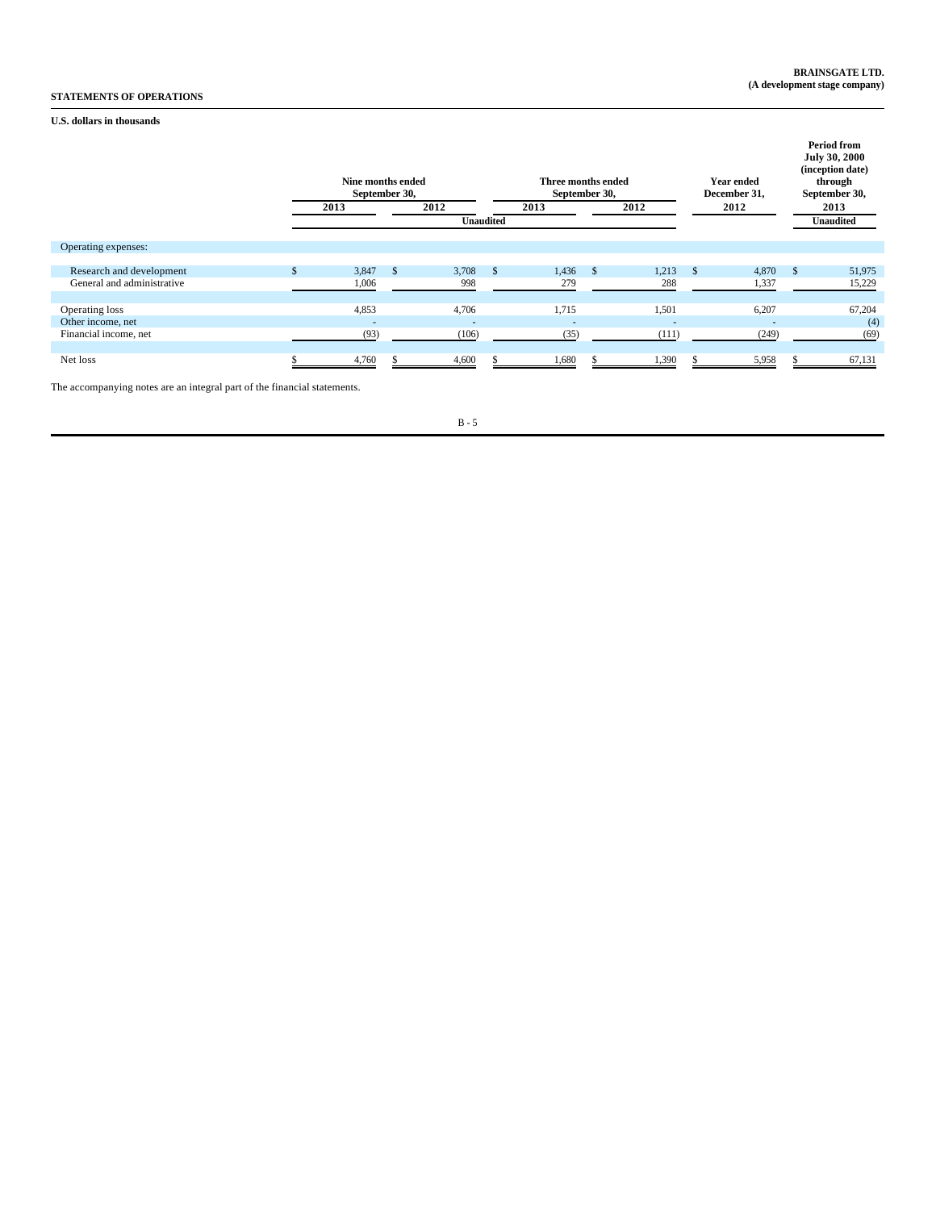**BRAINSGATE LTD.**
**(A development stage company)**

**STATEMENTS OF OPERATIONS**

**U.S. dollars in thousands**

| | Nine months ended September 30, | | Three months ended September 30, | | Year ended December 31, | Period from July 30, 2000 (inception date) through September 30, |
|---|---|---|---|---|---|---|
| | 2013 | 2012 | 2013 | 2012 | 2012 | 2013 |
| | Unaudited | | | | | Unaudited |
| Operating expenses: | | | | | | |
| Research and development | $ 3,847 | $ 3,708 | $ 1,436 | $ 1,213 | $ 4,870 | $ 51,975 |
| General and administrative | 1,006 | 998 | 279 | 288 | 1,337 | 15,229 |
| Operating loss | 4,853 | 4,706 | 1,715 | 1,501 | 6,207 | 67,204 |
| Other income, net | - | - | - | - | - | (4) |
| Financial income, net | (93) | (106) | (35) | (111) | (249) | (69) |
| Net loss | $ 4,760 | $ 4,600 | $ 1,680 | $ 1,390 | $ 5,958 | $ 67,131 |

The accompanying notes are an integral part of the financial statements.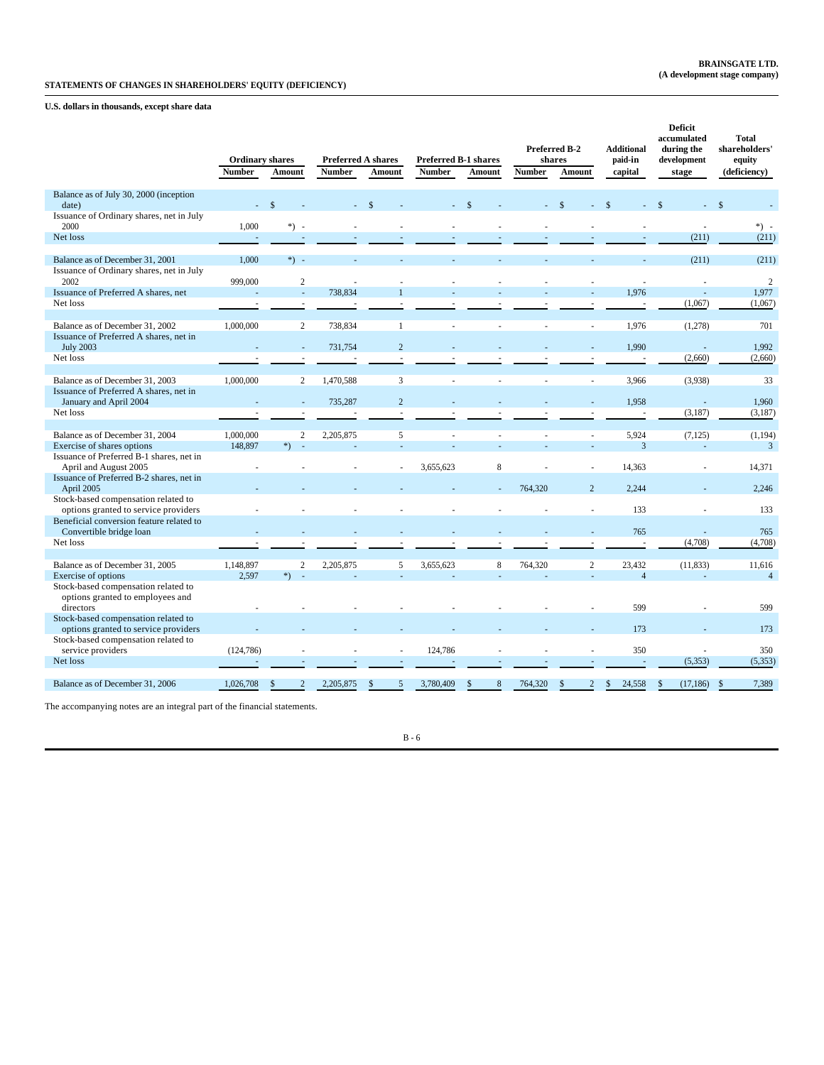**BRAINSGATE LTD.**
**(A development stage company)**

**STATEMENTS OF CHANGES IN SHAREHOLDERS' EQUITY (DEFICIENCY)**

**U.S. dollars in thousands, except share data**

| | Ordinary shares | | Preferred A shares | | Preferred B-1 shares | | Preferred B-2 shares | | Additional paid-in capital | Deficit accumulated during the development stage | Total shareholders' equity (deficiency) |
|---|---|---|---|---|---|---|---|---|---|---|---|
| | Number | Amount | Number | Amount | Number | Amount | Number | Amount | | | |
| Balance as of July 30, 2000 (inception date) | - | $ - | - | $ - | - | $ - | - | $ - | $ - | $ - | $ - |
| Issuance of Ordinary shares, net in July 2000 | 1,000 | *) - | - | - | - | - | - | - | - | - | *) - |
| Net loss | - | - | - | - | - | - | - | - | - | (211) | (211) |
| Balance as of December 31, 2001 | 1,000 | *) - | - | - | - | - | - | - | - | (211) | (211) |
| Issuance of Ordinary shares, net in July 2002 | 999,000 | 2 | - | - | - | - | - | - | - | - | 2 |
| Issuance of Preferred A shares, net | - | - | 738,834 | 1 | - | - | - | - | 1,976 | - | 1,977 |
| Net loss | - | - | - | - | - | - | - | - | - | (1,067) | (1,067) |
| Balance as of December 31, 2002 | 1,000,000 | 2 | 738,834 | 1 | - | - | - | - | 1,976 | (1,278) | 701 |
| Issuance of Preferred A shares, net in July 2003 | - | - | 731,754 | 2 | - | - | - | - | 1,990 | - | 1,992 |
| Net loss | - | - | - | - | - | - | - | - | - | (2,660) | (2,660) |
| Balance as of December 31, 2003 | 1,000,000 | 2 | 1,470,588 | 3 | - | - | - | - | 3,966 | (3,938) | 33 |
| Issuance of Preferred A shares, net in January and April 2004 | - | - | 735,287 | 2 | - | - | - | - | 1,958 | - | 1,960 |
| Net loss | - | - | - | - | - | - | - | - | - | (3,187) | (3,187) |
| Balance as of December 31, 2004 | 1,000,000 | 2 | 2,205,875 | 5 | - | - | - | - | 5,924 | (7,125) | (1,194) |
| Exercise of shares options | 148,897 | *) - | - | - | - | - | - | - | 3 | - | 3 |
| Issuance of Preferred B-1 shares, net in April and August 2005 | - | - | - | - | 3,655,623 | 8 | - | - | 14,363 | - | 14,371 |
| Issuance of Preferred B-2 shares, net in April 2005 | - | - | - | - | - | - | 764,320 | 2 | 2,244 | - | 2,246 |
| Stock-based compensation related to options granted to service providers | - | - | - | - | - | - | - | - | 133 | - | 133 |
| Beneficial conversion feature related to Convertible bridge loan | - | - | - | - | - | - | - | - | 765 | - | 765 |
| Net loss | - | - | - | - | - | - | - | - | - | (4,708) | (4,708) |
| Balance as of December 31, 2005 | 1,148,897 | 2 | 2,205,875 | 5 | 3,655,623 | 8 | 764,320 | 2 | 23,432 | (11,833) | 11,616 |
| Exercise of options | 2,597 | *) - | - | - | - | - | - | - | 4 | - | 4 |
| Stock-based compensation related to options granted to employees and directors | - | - | - | - | - | - | - | - | 599 | - | 599 |
| Stock-based compensation related to options granted to service providers | - | - | - | - | - | - | - | - | 173 | - | 173 |
| Stock-based compensation related to service providers | (124,786) | - | - | - | 124,786 | - | - | - | 350 | - | 350 |
| Net loss | - | - | - | - | - | - | - | - | - | (5,353) | (5,353) |
| Balance as of December 31, 2006 | 1,026,708 | $ 2 | 2,205,875 | $ 5 | 3,780,409 | $ 8 | 764,320 | $ 2 | $ 24,558 | $ (17,186) | $ 7,389 |

The accompanying notes are an integral part of the financial statements.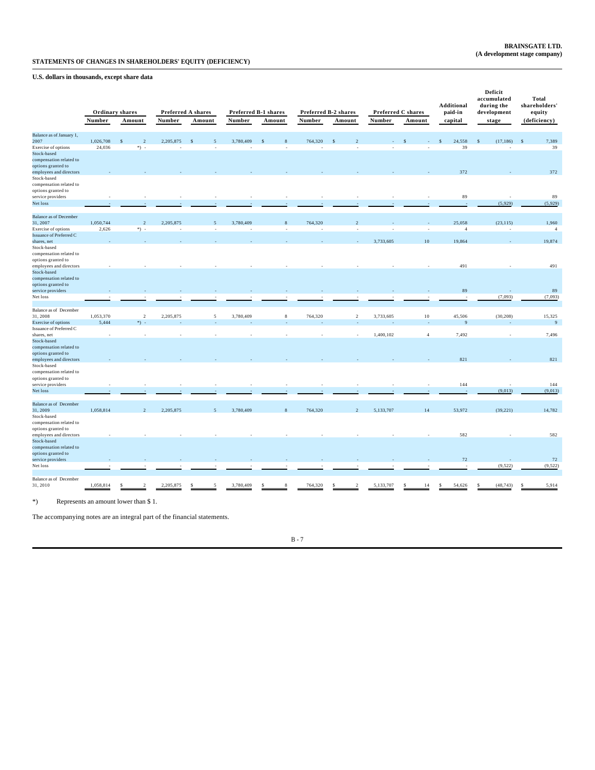**BRAINSGATE LTD.**
**(A development stage company)**

**STATEMENTS OF CHANGES IN SHAREHOLDERS' EQUITY (DEFICIENCY)**

**U.S. dollars in thousands, except share data**

| | Ordinary shares | | Preferred A shares | | Preferred B-1 shares | | Preferred B-2 shares | | Preferred C shares | | Additional paid-in capital | Deficit accumulated during the development stage | Total shareholders' equity (deficiency) |
|---|---|---|---|---|---|---|---|---|---|---|---|---|---|
| | Number | Amount | Number | Amount | Number | Amount | Number | Amount | Number | Amount | | | |
| Balance as of January 1, 2007 | 1,026,708 | $ 2 | 2,205,875 | $ 5 | 3,780,409 | $ 8 | 764,320 | $ 2 | - | $ - | $ 24,558 | $ (17,186) | $ 7,389 |
| Exercise of options | 24,036 | *) - | - | - | - | - | - | - | - | - | 39 | - | 39 |
| Stock-based compensation related to options granted to employees and directors | - | - | - | - | - | - | - | - | - | - | 372 | - | 372 |
| Stock-based compensation related to options granted to service providers | - | - | - | - | - | - | - | - | - | - | 89 | - | 89 |
| Net loss | - | - | - | - | - | - | - | - | - | - | - | (5,929) | (5,929) |
| Balance as of December 31, 2007 | 1,050,744 | 2 | 2,205,875 | 5 | 3,780,409 | 8 | 764,320 | 2 | - | - | 25,058 | (23,115) | 1,960 |
| Exercise of options | 2,626 | *) - | - | - | - | - | - | - | - | - | 4 | - | 4 |
| Issuance of Preferred C shares, net | - | - | - | - | - | - | - | - | 3,733,605 | 10 | 19,864 | - | 19,874 |
| Stock-based compensation related to options granted to employees and directors | - | - | - | - | - | - | - | - | - | - | 491 | - | 491 |
| Stock-based compensation related to options granted to service providers | - | - | - | - | - | - | - | - | - | - | 89 | - | 89 |
| Net loss | - | - | - | - | - | - | - | - | - | - | - | (7,093) | (7,093) |
| Balance as of December 31, 2008 | 1,053,370 | 2 | 2,205,875 | 5 | 3,780,409 | 8 | 764,320 | 2 | 3,733,605 | 10 | 45,506 | (30,208) | 15,325 |
| Exercise of options | 5,444 | *) - | - | - | - | - | - | - | - | - | 9 | - | 9 |
| Issuance of Preferred C shares, net | - | - | - | - | - | - | - | - | 1,400,102 | 4 | 7,492 | - | 7,496 |
| Stock-based compensation related to options granted to employees and directors | - | - | - | - | - | - | - | - | - | - | 821 | - | 821 |
| Stock-based compensation related to options granted to service providers | - | - | - | - | - | - | - | - | - | - | 144 | - | 144 |
| Net loss | - | - | - | - | - | - | - | - | - | - | - | (9,013) | (9,013) |
| Balance as of December 31, 2009 | 1,058,814 | 2 | 2,205,875 | 5 | 3,780,409 | 8 | 764,320 | 2 | 5,133,707 | 14 | 53,972 | (39,221) | 14,782 |
| Stock-based compensation related to options granted to employees and directors | - | - | - | - | - | - | - | - | - | - | 582 | - | 582 |
| Stock-based compensation related to options granted to service providers | - | - | - | - | - | - | - | - | - | - | 72 | - | 72 |
| Net loss | - | - | - | - | - | - | - | - | - | - | - | (9,522) | (9,522) |
| Balance as of December 31, 2010 | 1,058,814 | $ 2 | 2,205,875 | $ 5 | 3,780,409 | $ 8 | 764,320 | $ 2 | 5,133,707 | $ 14 | $ 54,626 | $ (48,743) | $ 5,914 |

*) Represents an amount lower than $ 1.

The accompanying notes are an integral part of the financial statements.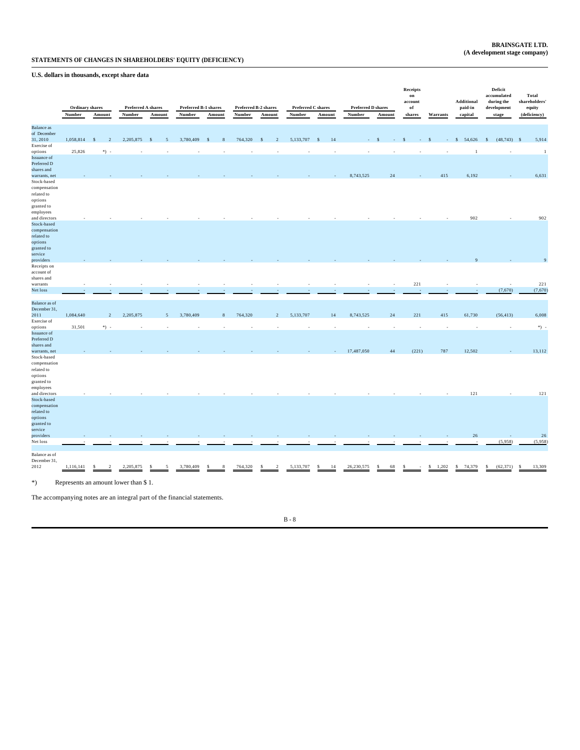**BRAINSGATE LTD.**
**(A development stage company)**

**STATEMENTS OF CHANGES IN SHAREHOLDERS' EQUITY (DEFICIENCY)**

**U.S. dollars in thousands, except share data**

| | Ordinary shares | | Preferred A shares | | Preferred B-1 shares | | Preferred B-2 shares | | Preferred C shares | | Preferred D shares | | Receipts on account of shares | Warrants | Additional paid-in capital | Deficit accumulated during the development stage | Total shareholders' equity (deficiency) |
|---|---|---|---|---|---|---|---|---|---|---|---|---|---|---|---|---|---|
| | Number | Amount | Number | Amount | Number | Amount | Number | Amount | Number | Amount | Number | Amount | | | | | |
| Balance as of December 31, 2010 | 1,058,814 | $ 2 | 2,205,875 | $ 5 | 3,780,409 | $ 8 | 764,320 | $ 2 | 5,133,707 | $ 14 | - | $ - | $ - | $ - | $ 54,626 | $ (48,743) | $ 5,914 |
| Exercise of options | 25,826 | *) - | - | - | - | - | - | - | - | - | - | - | - | - | 1 | - | 1 |
| Issuance of Preferred D shares and warrants, net | - | - | - | - | - | - | - | - | - | - | 8,743,525 | 24 | - | 415 | 6,192 | - | 6,631 |
| Stock-based compensation related to options granted to employees and directors | - | - | - | - | - | - | - | - | - | - | - | - | - | - | 902 | - | 902 |
| Stock-based compensation related to options granted to service providers | - | - | - | - | - | - | - | - | - | - | - | - | - | - | 9 | - | 9 |
| Receipts on account of shares and warrants | - | - | - | - | - | - | - | - | - | - | - | - | 221 | - | - | - | 221 |
| Net loss | - | - | - | - | - | - | - | - | - | - | - | - | - | - | - | (7,670) | (7,670) |
| Balance as of December 31, 2011 | 1,084,640 | 2 | 2,205,875 | 5 | 3,780,409 | 8 | 764,320 | 2 | 5,133,707 | 14 | 8,743,525 | 24 | 221 | 415 | 61,730 | (56,413) | 6,008 |
| Exercise of options | 31,501 | *) - | - | - | - | - | - | - | - | - | - | - | - | - | - | - | *) - |
| Issuance of Preferred D shares and warrants, net | - | - | - | - | - | - | - | - | - | - | 17,487,050 | 44 | (221) | 787 | 12,502 | - | 13,112 |
| Stock-based compensation related to options granted to employees and directors | - | - | - | - | - | - | - | - | - | - | - | - | - | - | 121 | - | 121 |
| Stock-based compensation related to options granted to service providers | - | - | - | - | - | - | - | - | - | - | - | - | - | - | 26 | - | 26 |
| Net loss | - | - | - | - | - | - | - | - | - | - | - | - | - | - | - | (5,958) | (5,958) |
| Balance as of December 31, 2012 | 1,116,141 | $ 2 | 2,205,875 | $ 5 | 3,780,409 | $ 8 | 764,320 | $ 2 | 5,133,707 | $ 14 | 26,230,575 | $ 68 | $ - | $ 1,202 | $ 74,379 | $ (62,371) | $ 13,309 |

*) Represents an amount lower than $ 1.

The accompanying notes are an integral part of the financial statements.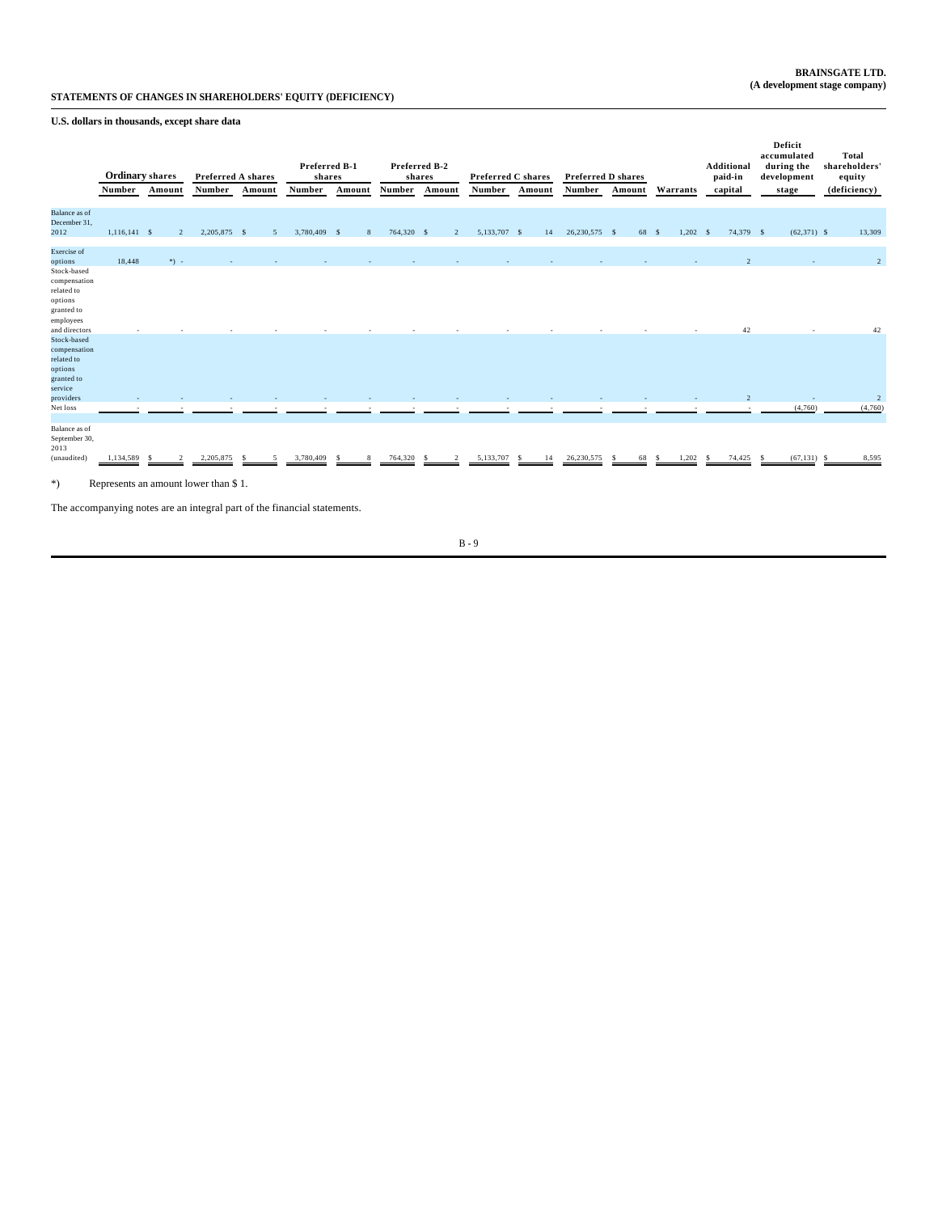**BRAINSGATE LTD.**
**(A development stage company)**

**STATEMENTS OF CHANGES IN SHAREHOLDERS' EQUITY (DEFICIENCY)**

**U.S. dollars in thousands, except share data**

| | Ordinary shares | | Preferred A shares | | Preferred B-1 shares | | Preferred B-2 shares | | Preferred C shares | | Preferred D shares | | | | | |
|---|---|---|---|---|---|---|---|---|---|---|---|---|---|---|---|---|
| | Number | Amount | Number | Amount | Number | Amount | Number | Amount | Number | Amount | Number | Amount | Warrants | Additional paid-in capital | Deficit accumulated during the development stage | Total shareholders' equity (deficiency) |
| Balance as of December 31, 2012 | 1,116,141 | $ 2 | 2,205,875 | $ 5 | 3,780,409 | $ 8 | 764,320 | $ 2 | 5,133,707 | $ 14 | 26,230,575 | $ 68 | $ 1,202 | $ 74,379 | $ (62,371) | $ 13,309 |
| Exercise of options | 18,448 | *) - | - | - | - | - | - | - | - | - | - | - | - | 2 | - | 2 |
| Stock-based compensation related to options granted to employees and directors | - | - | - | - | - | - | - | - | - | - | - | - | - | 42 | - | 42 |
| Stock-based compensation related to options granted to service providers | - | - | - | - | - | - | - | - | - | - | - | - | - | 2 | - | 2 |
| Net loss | - | - | - | - | - | - | - | - | - | - | - | - | - | - | (4,760) | (4,760) |
| Balance as of September 30, 2013 (unaudited) | 1,134,589 | $ 2 | 2,205,875 | $ 5 | 3,780,409 | $ 8 | 764,320 | $ 2 | 5,133,707 | $ 14 | 26,230,575 | $ 68 | $ 1,202 | $ 74,425 | $ (67,131) | $ 8,595 |

*) Represents an amount lower than $ 1.

The accompanying notes are an integral part of the financial statements.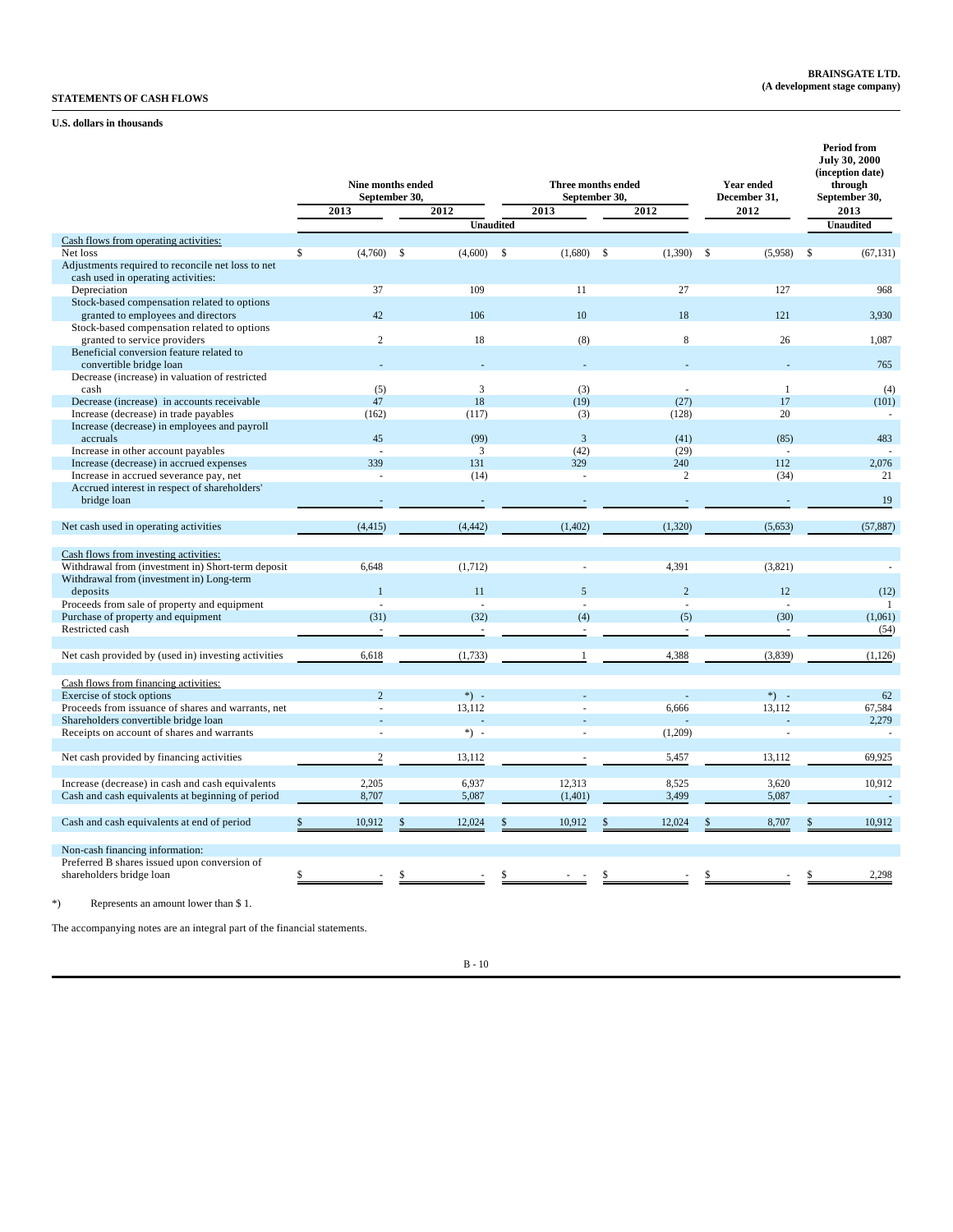**BRAINSGATE LTD.**
**(A development stage company)**

**STATEMENTS OF CASH FLOWS**

**U.S. dollars in thousands**

| | Nine months ended September 30, | | Three months ended September 30, | | Year ended December 31, | Period from July 30, 2000 (inception date) through September 30, |
|---|---|---|---|---|---|---|
| | 2013 | 2012 | 2013 | 2012 | 2012 | 2013 |
| | Unaudited | | | | | Unaudited |
| Cash flows from operating activities: | | | | | | |
| Net loss | $ (4,760) | $ (4,600) | $ (1,680) | $ (1,390) | $ (5,958) | $ (67,131) |
| Adjustments required to reconcile net loss to net cash used in operating activities: | | | | | | |
| Depreciation | 37 | 109 | 11 | 27 | 127 | 968 |
| Stock-based compensation related to options granted to employees and directors | 42 | 106 | 10 | 18 | 121 | 3,930 |
| Stock-based compensation related to options granted to service providers | 2 | 18 | (8) | 8 | 26 | 1,087 |
| Beneficial conversion feature related to convertible bridge loan | - | - | - | - | - | 765 |
| Decrease (increase) in valuation of restricted cash | (5) | 3 | (3) | - | 1 | (4) |
| Decrease (increase) in accounts receivable | 47 | 18 | (19) | (27) | 17 | (101) |
| Increase (decrease) in trade payables | (162) | (117) | (3) | (128) | 20 | - |
| Increase (decrease) in employees and payroll accruals | 45 | (99) | 3 | (41) | (85) | 483 |
| Increase in other account payables | - | 3 | (42) | (29) | - | - |
| Increase (decrease) in accrued expenses | 339 | 131 | 329 | 240 | 112 | 2,076 |
| Increase in accrued severance pay, net | - | (14) | - | 2 | (34) | 21 |
| Accrued interest in respect of shareholders' bridge loan | - | - | - | - | - | 19 |
| Net cash used in operating activities | (4,415) | (4,442) | (1,402) | (1,320) | (5,653) | (57,887) |
| Cash flows from investing activities: | | | | | | |
| Withdrawal from (investment in) Short-term deposit | 6,648 | (1,712) | - | 4,391 | (3,821) | - |
| Withdrawal from (investment in) Long-term deposits | 1 | 11 | 5 | 2 | 12 | (12) |
| Proceeds from sale of property and equipment | - | - | - | - | - | 1 |
| Purchase of property and equipment | (31) | (32) | (4) | (5) | (30) | (1,061) |
| Restricted cash | - | - | - | - | - | (54) |
| Net cash provided by (used in) investing activities | 6,618 | (1,733) | 1 | 4,388 | (3,839) | (1,126) |
| Cash flows from financing activities: | | | | | | |
| Exercise of stock options | 2 | *) - | - | - | *) - | 62 |
| Proceeds from issuance of shares and warrants, net | - | 13,112 | - | 6,666 | 13,112 | 67,584 |
| Shareholders convertible bridge loan | - | - | - | - | - | 2,279 |
| Receipts on account of shares and warrants | - | *) - | - | (1,209) | - | - |
| Net cash provided by financing activities | 2 | 13,112 | - | 5,457 | 13,112 | 69,925 |
| Increase (decrease) in cash and cash equivalents | 2,205 | 6,937 | 12,313 | 8,525 | 3,620 | 10,912 |
| Cash and cash equivalents at beginning of period | 8,707 | 5,087 | (1,401) | 3,499 | 5,087 | - |
| Cash and cash equivalents at end of period | $ 10,912 | $ 12,024 | $ 10,912 | $ 12,024 | $ 8,707 | $ 10,912 |
| Non-cash financing information: | | | | | | |
| Preferred B shares issued upon conversion of shareholders bridge loan | $ - | $ - | $ - - | $ - | $ - | $ 2,298 |

*) Represents an amount lower than $ 1.

The accompanying notes are an integral part of the financial statements.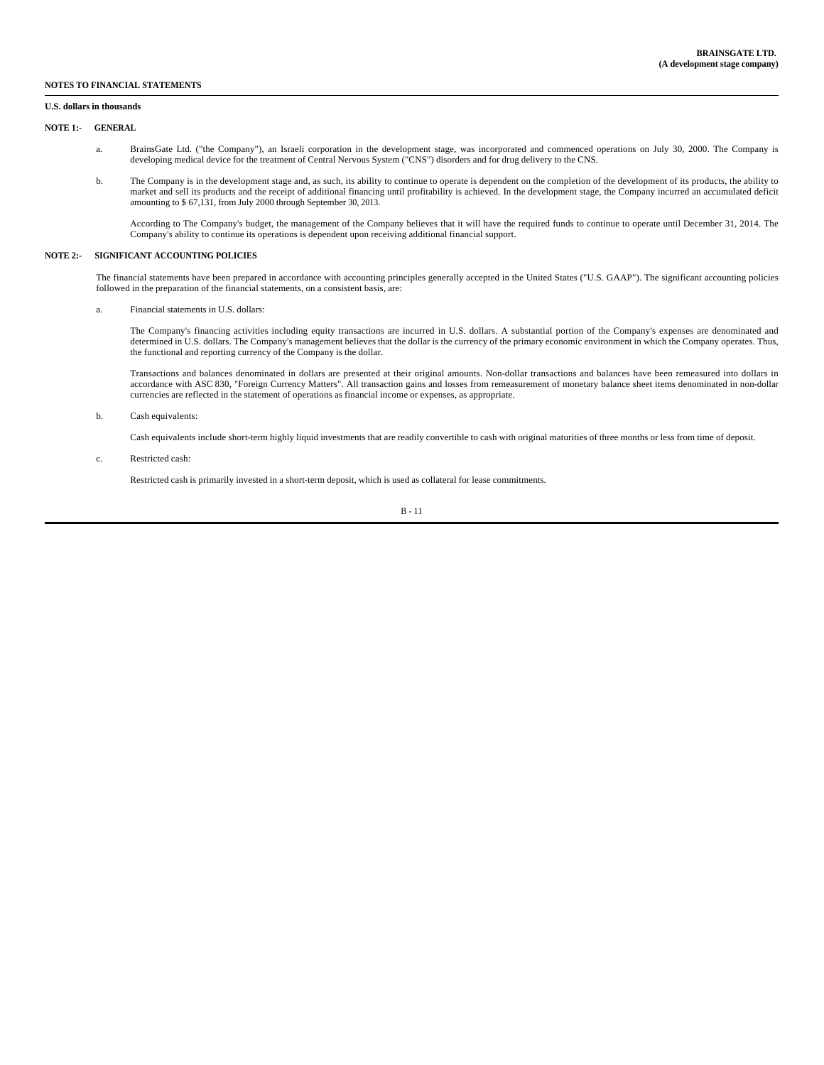**BRAINSGATE LTD.**
**(A development stage company)**

**NOTES TO FINANCIAL STATEMENTS**

**U.S. dollars in thousands**

**NOTE 1:- GENERAL**

a. BrainsGate Ltd. ("the Company"), an Israeli corporation in the development stage, was incorporated and commenced operations on July 30, 2000. The Company is developing medical device for the treatment of Central Nervous System ("CNS") disorders and for drug delivery to the CNS.

b. The Company is in the development stage and, as such, its ability to continue to operate is dependent on the completion of the development of its products, the ability to market and sell its products and the receipt of additional financing until profitability is achieved. In the development stage, the Company incurred an accumulated deficit amounting to $ 67,131, from July 2000 through September 30, 2013.

According to The Company's budget, the management of the Company believes that it will have the required funds to continue to operate until December 31, 2014. The Company's ability to continue its operations is dependent upon receiving additional financial support.

**NOTE 2:- SIGNIFICANT ACCOUNTING POLICIES**

The financial statements have been prepared in accordance with accounting principles generally accepted in the United States ("U.S. GAAP"). The significant accounting policies followed in the preparation of the financial statements, on a consistent basis, are:

a. Financial statements in U.S. dollars:

The Company's financing activities including equity transactions are incurred in U.S. dollars. A substantial portion of the Company's expenses are denominated and determined in U.S. dollars. The Company's management believes that the dollar is the currency of the primary economic environment in which the Company operates. Thus, the functional and reporting currency of the Company is the dollar.

Transactions and balances denominated in dollars are presented at their original amounts. Non-dollar transactions and balances have been remeasured into dollars in accordance with ASC 830, "Foreign Currency Matters". All transaction gains and losses from remeasurement of monetary balance sheet items denominated in non-dollar currencies are reflected in the statement of operations as financial income or expenses, as appropriate.

b. Cash equivalents:

Cash equivalents include short-term highly liquid investments that are readily convertible to cash with original maturities of three months or less from time of deposit.

c. Restricted cash:

Restricted cash is primarily invested in a short-term deposit, which is used as collateral for lease commitments.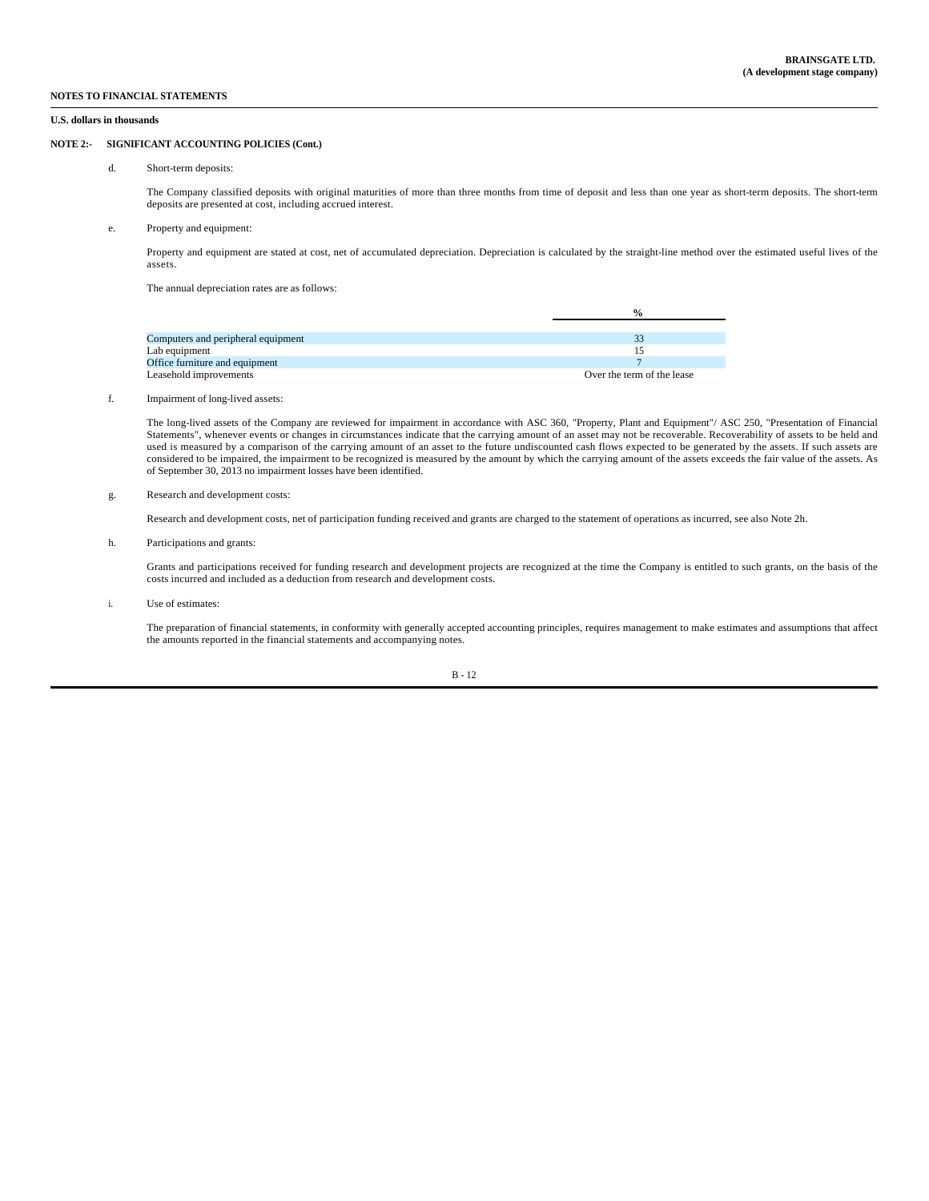**NOTES TO FINANCIAL STATEMENTS**

**U.S. dollars in thousands**

**NOTE 2:- SIGNIFICANT ACCOUNTING POLICIES (Cont.)**

d. Short-term deposits:

The Company classified deposits with original maturities of more than three months from time of deposit and less than one year as short-term deposits. The short-term deposits are presented at cost, including accrued interest.

e. Property and equipment:

Property and equipment are stated at cost, net of accumulated depreciation. Depreciation is calculated by the straight-line method over the estimated useful lives of the assets.

The annual depreciation rates are as follows:

| | % |
|---|---|
| Computers and peripheral equipment | 33 |
| Lab equipment | 15 |
| Office furniture and equipment | 7 |
| Leasehold improvements | Over the term of the lease |

f. Impairment of long-lived assets:

The long-lived assets of the Company are reviewed for impairment in accordance with ASC 360, "Property, Plant and Equipment"/ ASC 250, "Presentation of Financial Statements", whenever events or changes in circumstances indicate that the carrying amount of an asset may not be recoverable. Recoverability of assets to be held and used is measured by a comparison of the carrying amount of an asset to the future undiscounted cash flows expected to be generated by the assets. If such assets are considered to be impaired, the impairment to be recognized is measured by the amount by which the carrying amount of the assets exceeds the fair value of the assets. As of September 30, 2013 no impairment losses have been identified.

g. Research and development costs:

Research and development costs, net of participation funding received and grants are charged to the statement of operations as incurred, see also Note 2h.

h. Participations and grants:

Grants and participations received for funding research and development projects are recognized at the time the Company is entitled to such grants, on the basis of the costs incurred and included as a deduction from research and development costs.

i. Use of estimates:

The preparation of financial statements, in conformity with generally accepted accounting principles, requires management to make estimates and assumptions that affect the amounts reported in the financial statements and accompanying notes.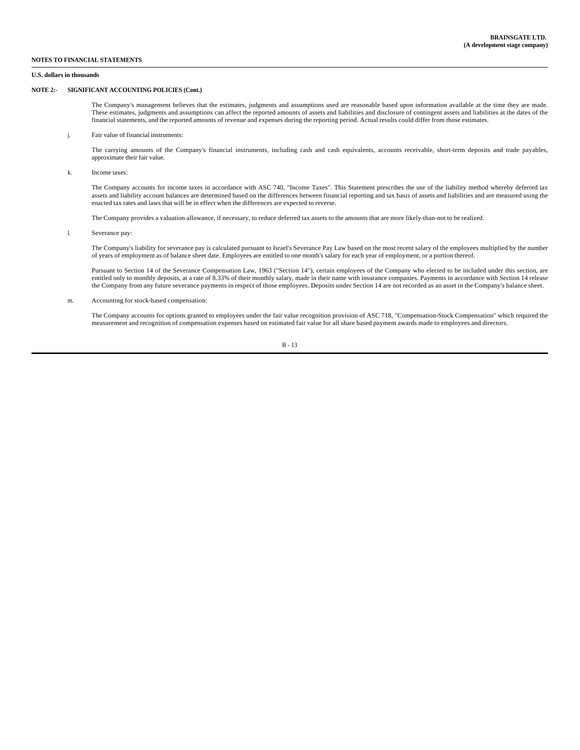**NOTES TO FINANCIAL STATEMENTS**

**U.S. dollars in thousands**

**NOTE 2:- SIGNIFICANT ACCOUNTING POLICIES (Cont.)**

The Company's management believes that the estimates, judgments and assumptions used are reasonable based upon information available at the time they are made. These estimates, judgments and assumptions can affect the reported amounts of assets and liabilities and disclosure of contingent assets and liabilities at the dates of the financial statements, and the reported amounts of revenue and expenses during the reporting period. Actual results could differ from those estimates.

j. Fair value of financial instruments:

The carrying amounts of the Company's financial instruments, including cash and cash equivalents, accounts receivable, short-term deposits and trade payables, approximate their fair value.

k. Income taxes:

The Company accounts for income taxes in accordance with ASC 740, "Income Taxes". This Statement prescribes the use of the liability method whereby deferred tax assets and liability account balances are determined based on the differences between financial reporting and tax basis of assets and liabilities and are measured using the enacted tax rates and laws that will be in effect when the differences are expected to reverse.

The Company provides a valuation allowance, if necessary, to reduce deferred tax assets to the amounts that are more likely-than-not to be realized.

l. Severance pay:

The Company's liability for severance pay is calculated pursuant to Israel's Severance Pay Law based on the most recent salary of the employees multiplied by the number of years of employment as of balance sheet date. Employees are entitled to one month's salary for each year of employment, or a portion thereof.

Pursuant to Section 14 of the Severance Compensation Law, 1963 ("Section 14"), certain employees of the Company who elected to be included under this section, are entitled only to monthly deposits, at a rate of 8.33% of their monthly salary, made in their name with insurance companies. Payments in accordance with Section 14 release the Company from any future severance payments in respect of those employees. Deposits under Section 14 are not recorded as an asset in the Company's balance sheet.

m. Accounting for stock-based compensation:

The Company accounts for options granted to employees under the fair value recognition provision of ASC 718, "Compensation-Stock Compensation" which required the measurement and recognition of compensation expenses based on estimated fair value for all share based payment awards made to employees and directors.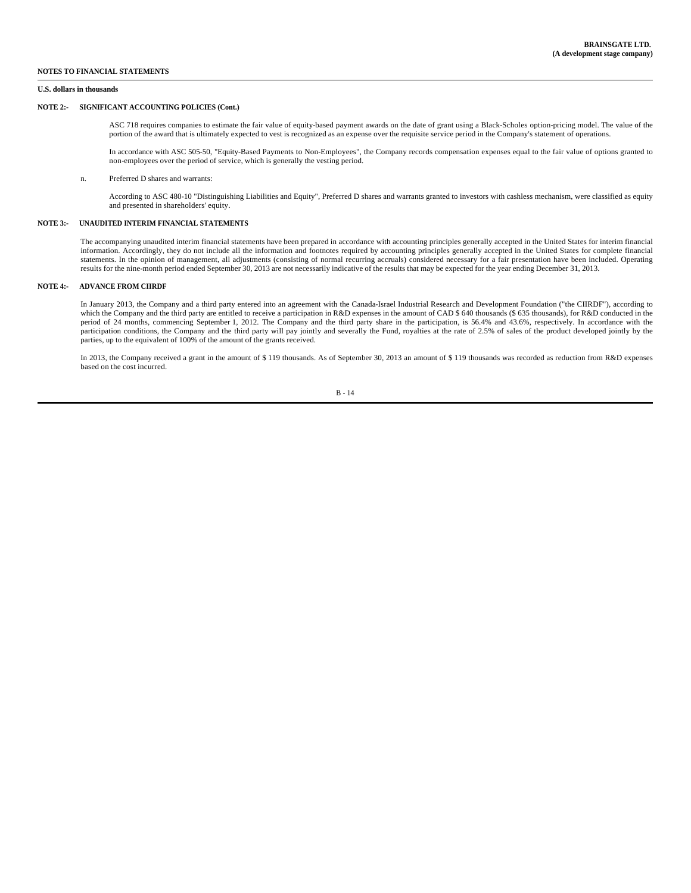**NOTES TO FINANCIAL STATEMENTS**

**U.S. dollars in thousands**

**NOTE 2:- SIGNIFICANT ACCOUNTING POLICIES (Cont.)**

ASC 718 requires companies to estimate the fair value of equity-based payment awards on the date of grant using a Black-Scholes option-pricing model. The value of the portion of the award that is ultimately expected to vest is recognized as an expense over the requisite service period in the Company's statement of operations.

In accordance with ASC 505-50, "Equity-Based Payments to Non-Employees", the Company records compensation expenses equal to the fair value of options granted to non-employees over the period of service, which is generally the vesting period.

n. Preferred D shares and warrants:

According to ASC 480-10 "Distinguishing Liabilities and Equity", Preferred D shares and warrants granted to investors with cashless mechanism, were classified as equity and presented in shareholders' equity.

**NOTE 3:- UNAUDITED INTERIM FINANCIAL STATEMENTS**

The accompanying unaudited interim financial statements have been prepared in accordance with accounting principles generally accepted in the United States for interim financial information. Accordingly, they do not include all the information and footnotes required by accounting principles generally accepted in the United States for complete financial statements. In the opinion of management, all adjustments (consisting of normal recurring accruals) considered necessary for a fair presentation have been included. Operating results for the nine-month period ended September 30, 2013 are not necessarily indicative of the results that may be expected for the year ending December 31, 2013.

**NOTE 4:- ADVANCE FROM CIIRDF**

In January 2013, the Company and a third party entered into an agreement with the Canada-Israel Industrial Research and Development Foundation ("the CIIRDF"), according to which the Company and the third party are entitled to receive a participation in R&D expenses in the amount of CAD $ 640 thousands ($ 635 thousands), for R&D conducted in the period of 24 months, commencing September 1, 2012. The Company and the third party share in the participation, is 56.4% and 43.6%, respectively. In accordance with the participation conditions, the Company and the third party will pay jointly and severally the Fund, royalties at the rate of 2.5% of sales of the product developed jointly by the parties, up to the equivalent of 100% of the amount of the grants received.

In 2013, the Company received a grant in the amount of $ 119 thousands. As of September 30, 2013 an amount of $ 119 thousands was recorded as reduction from R&D expenses based on the cost incurred.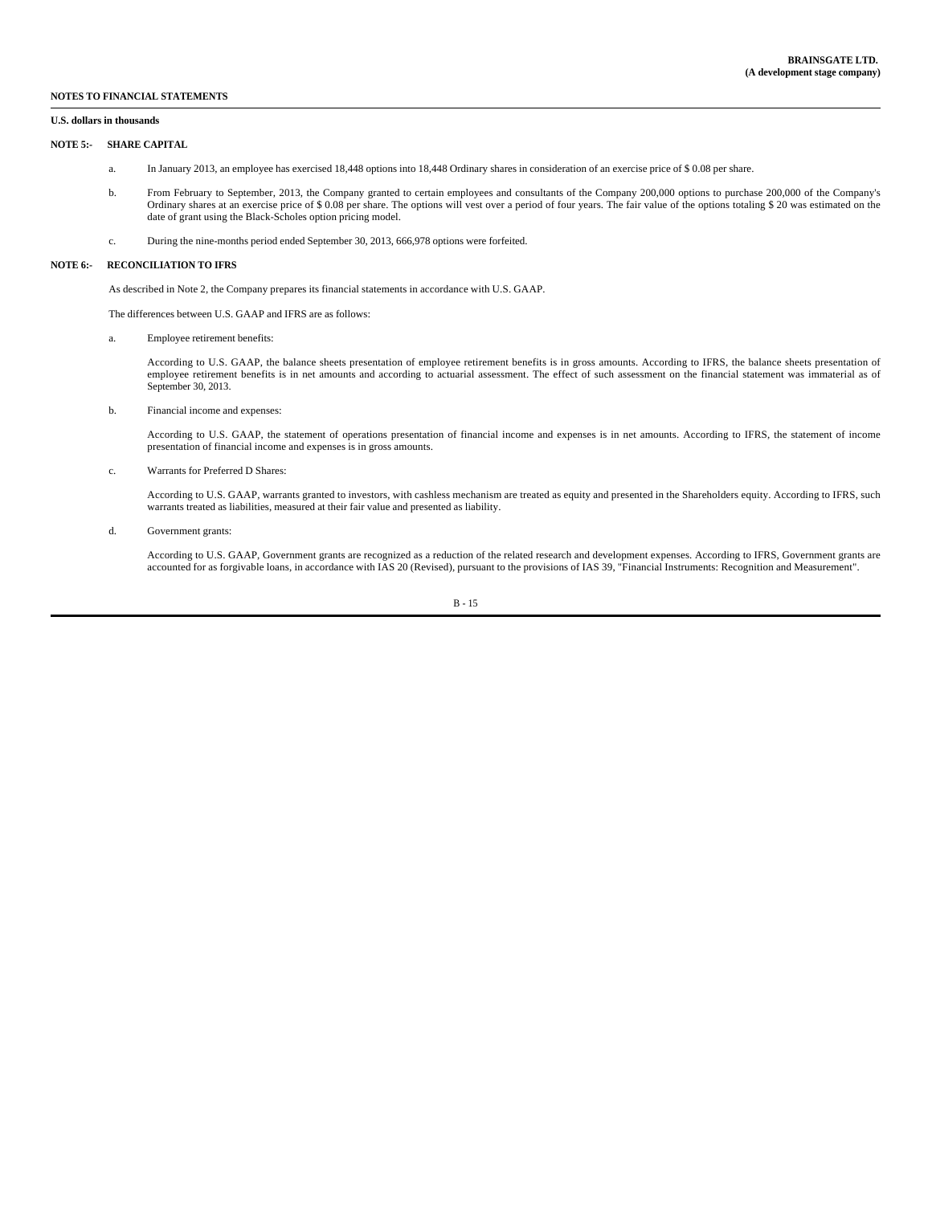**NOTES TO FINANCIAL STATEMENTS**

**U.S. dollars in thousands**

**NOTE 5:- SHARE CAPITAL**

a. In January 2013, an employee has exercised 18,448 options into 18,448 Ordinary shares in consideration of an exercise price of $ 0.08 per share.

b. From February to September, 2013, the Company granted to certain employees and consultants of the Company 200,000 options to purchase 200,000 of the Company's Ordinary shares at an exercise price of $ 0.08 per share. The options will vest over a period of four years. The fair value of the options totaling $ 20 was estimated on the date of grant using the Black-Scholes option pricing model.

c. During the nine-months period ended September 30, 2013, 666,978 options were forfeited.

**NOTE 6:- RECONCILIATION TO IFRS**

As described in Note 2, the Company prepares its financial statements in accordance with U.S. GAAP.

The differences between U.S. GAAP and IFRS are as follows:

a. Employee retirement benefits:

According to U.S. GAAP, the balance sheets presentation of employee retirement benefits is in gross amounts. According to IFRS, the balance sheets presentation of employee retirement benefits is in net amounts and according to actuarial assessment. The effect of such assessment on the financial statement was immaterial as of September 30, 2013.

b. Financial income and expenses:

According to U.S. GAAP, the statement of operations presentation of financial income and expenses is in net amounts. According to IFRS, the statement of income presentation of financial income and expenses is in gross amounts.

c. Warrants for Preferred D Shares:

According to U.S. GAAP, warrants granted to investors, with cashless mechanism are treated as equity and presented in the Shareholders equity. According to IFRS, such warrants treated as liabilities, measured at their fair value and presented as liability.

d. Government grants:

According to U.S. GAAP, Government grants are recognized as a reduction of the related research and development expenses. According to IFRS, Government grants are accounted for as forgivable loans, in accordance with IAS 20 (Revised), pursuant to the provisions of IAS 39, "Financial Instruments: Recognition and Measurement".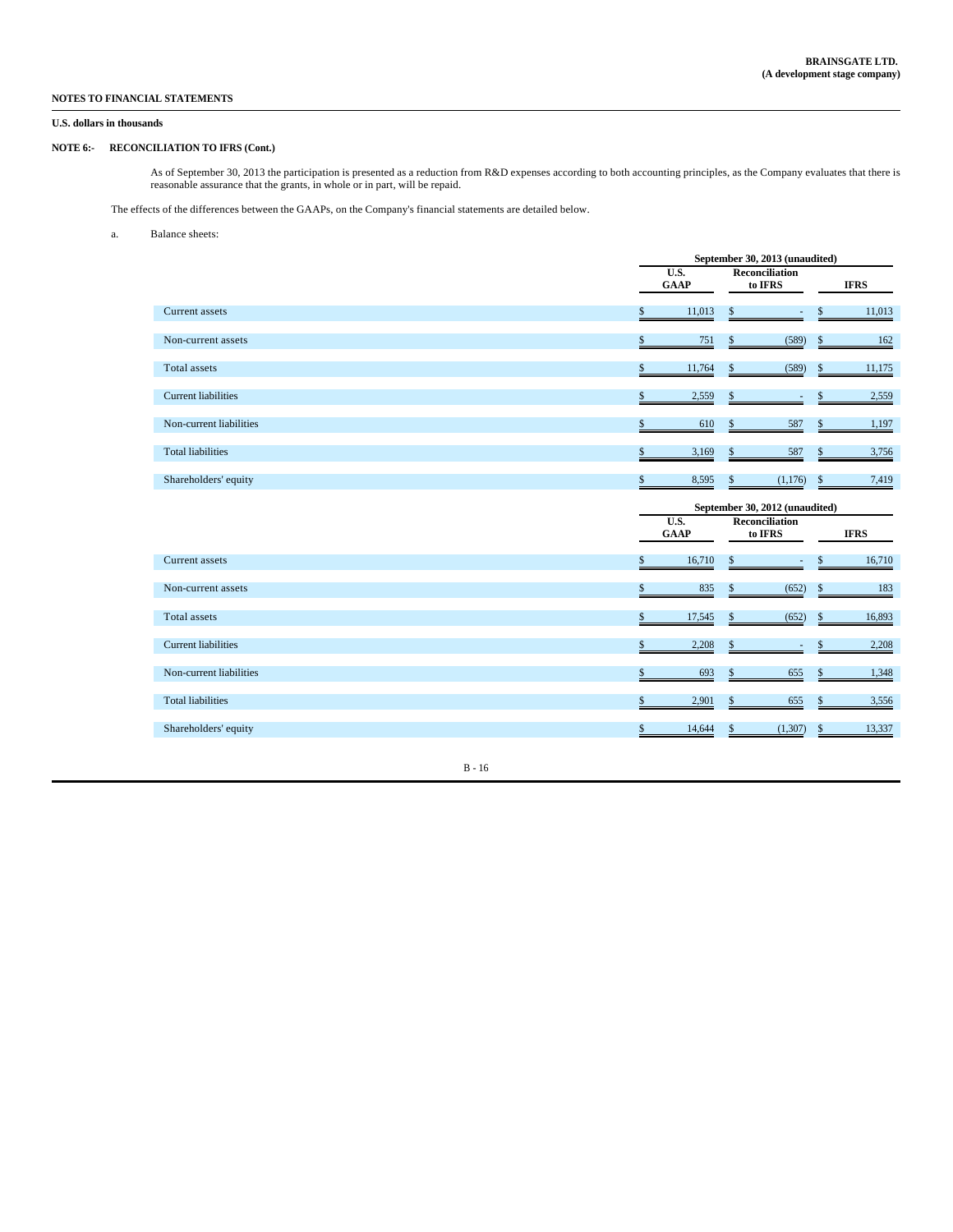**NOTES TO FINANCIAL STATEMENTS**

**U.S. dollars in thousands**

**NOTE 6:- RECONCILIATION TO IFRS (Cont.)**

As of September 30, 2013 the participation is presented as a reduction from R&D expenses according to both accounting principles, as the Company evaluates that there is reasonable assurance that the grants, in whole or in part, will be repaid.

The effects of the differences between the GAAPs, on the Company's financial statements are detailed below.

a. Balance sheets:

| | September 30, 2013 (unaudited) | | |
|---|---|---|---|
| | U.S. GAAP | Reconciliation to IFRS | IFRS |
| Current assets | $ 11,013 | $ - | $ 11,013 |
| Non-current assets | $ 751 | $ (589) | $ 162 |
| Total assets | $ 11,764 | $ (589) | $ 11,175 |
| Current liabilities | $ 2,559 | $ - | $ 2,559 |
| Non-current liabilities | $ 610 | $ 587 | $ 1,197 |
| Total liabilities | $ 3,169 | $ 587 | $ 3,756 |
| Shareholders' equity | $ 8,595 | $ (1,176) | $ 7,419 |

| | September 30, 2012 (unaudited) | | |
|---|---|---|---|
| | U.S. GAAP | Reconciliation to IFRS | IFRS |
| Current assets | $ 16,710 | $ - | $ 16,710 |
| Non-current assets | $ 835 | $ (652) | $ 183 |
| Total assets | $ 17,545 | $ (652) | $ 16,893 |
| Current liabilities | $ 2,208 | $ - | $ 2,208 |
| Non-current liabilities | $ 693 | $ 655 | $ 1,348 |
| Total liabilities | $ 2,901 | $ 655 | $ 3,556 |
| Shareholders' equity | $ 14,644 | $ (1,307) | $ 13,337 |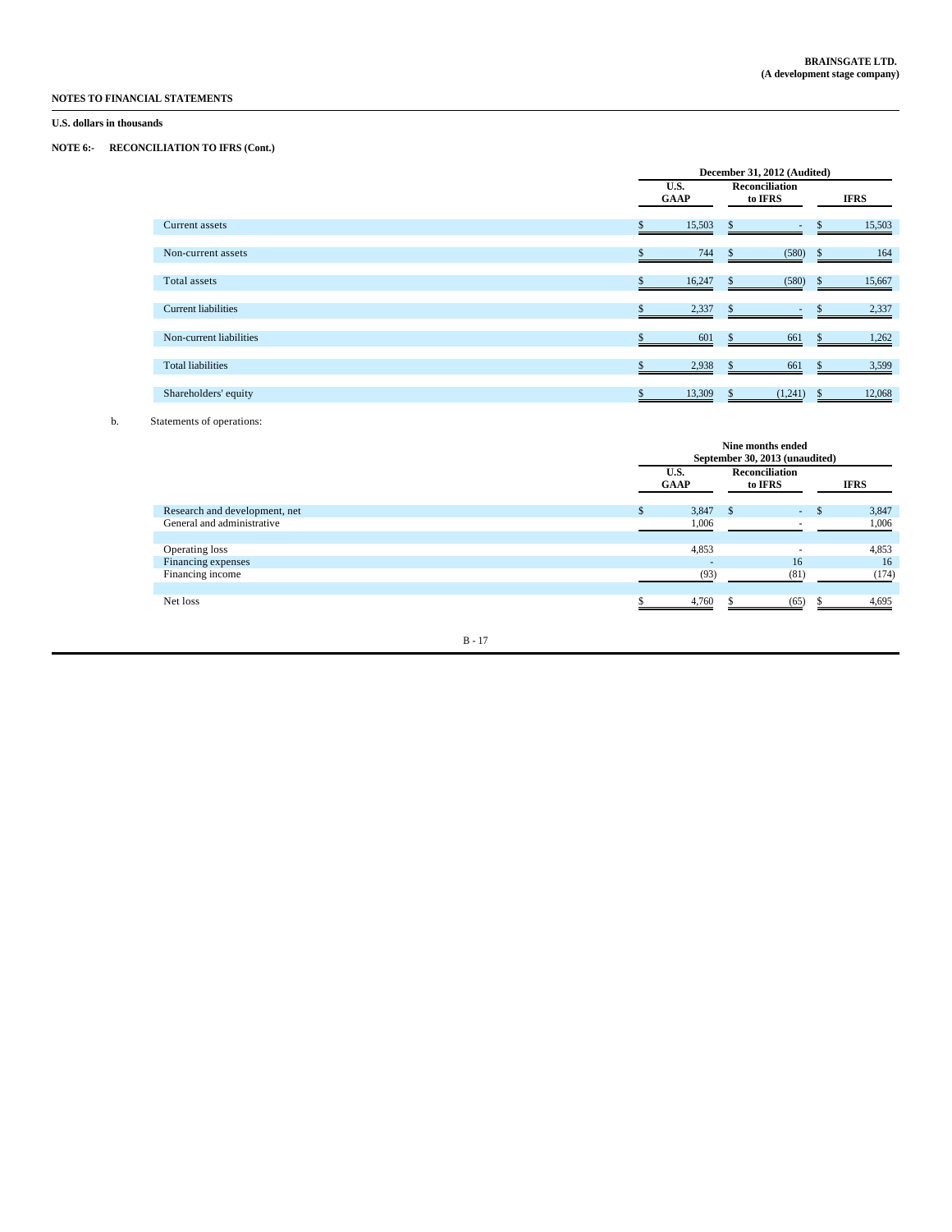**NOTES TO FINANCIAL STATEMENTS**

**U.S. dollars in thousands**

**NOTE 6:- RECONCILIATION TO IFRS (Cont.)**

| | December 31, 2012 (Audited) | | |
|---|---|---|---|
| | U.S. GAAP | Reconciliation to IFRS | IFRS |
| Current assets | $ 15,503 | $ - | $ 15,503 |
| Non-current assets | $ 744 | $ (580) | $ 164 |
| Total assets | $ 16,247 | $ (580) | $ 15,667 |
| Current liabilities | $ 2,337 | $ - | $ 2,337 |
| Non-current liabilities | $ 601 | $ 661 | $ 1,262 |
| Total liabilities | $ 2,938 | $ 661 | $ 3,599 |
| Shareholders' equity | $ 13,309 | $ (1,241) | $ 12,068 |

b. Statements of operations:

| | Nine months ended September 30, 2013 (unaudited) | | |
|---|---|---|---|
| | U.S. GAAP | Reconciliation to IFRS | IFRS |
| Research and development, net | $ 3,847 | $ - | $ 3,847 |
| General and administrative | 1,006 | - | 1,006 |
| | | | |
| Operating loss | 4,853 | - | 4,853 |
| Financing expenses | - | 16 | 16 |
| Financing income | (93) | (81) | (174) |
| | | | |
| Net loss | $ 4,760 | $ (65) | $ 4,695 |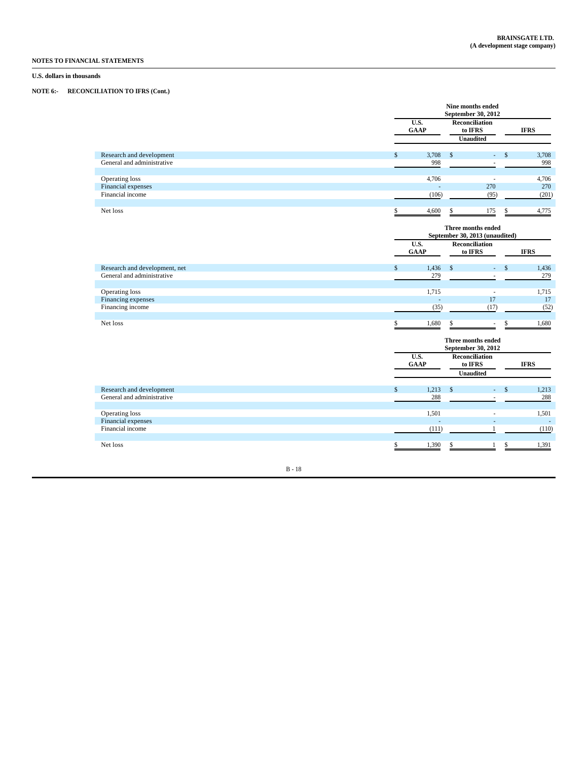**BRAINSGATE LTD.**
**(A development stage company)**

**NOTES TO FINANCIAL STATEMENTS**

**U.S. dollars in thousands**

**NOTE 6:- RECONCILIATION TO IFRS (Cont.)**

| | Nine months ended September 30, 2012 | | |
|---|---|---|---|
| | U.S. GAAP | Reconciliation to IFRS | IFRS |
| | | Unaudited | |
| Research and development | $ 3,708 | $ - | $ 3,708 |
| General and administrative | 998 | - | 998 |
| Operating loss | 4,706 | - | 4,706 |
| Financial expenses | - | 270 | 270 |
| Financial income | (106) | (95) | (201) |
| Net loss | $ 4,600 | $ 175 | $ 4,775 |

| | Three months ended September 30, 2013 (unaudited) | | |
|---|---|---|---|
| | U.S. GAAP | Reconciliation to IFRS | IFRS |
| Research and development, net | $ 1,436 | $ - | $ 1,436 |
| General and administrative | 279 | - | 279 |
| Operating loss | 1,715 | - | 1,715 |
| Financing expenses | - | 17 | 17 |
| Financing income | (35) | (17) | (52) |
| Net loss | $ 1,680 | $ - | $ 1,680 |

| | Three months ended September 30, 2012 | | |
|---|---|---|---|
| | U.S. GAAP | Reconciliation to IFRS | IFRS |
| | | Unaudited | |
| Research and development | $ 1,213 | $ - | $ 1,213 |
| General and administrative | 288 | - | 288 |
| Operating loss | 1,501 | - | 1,501 |
| Financial expenses | - | - | - |
| Financial income | (111) | 1 | (110) |
| Net loss | $ 1,390 | $ 1 | $ 1,391 |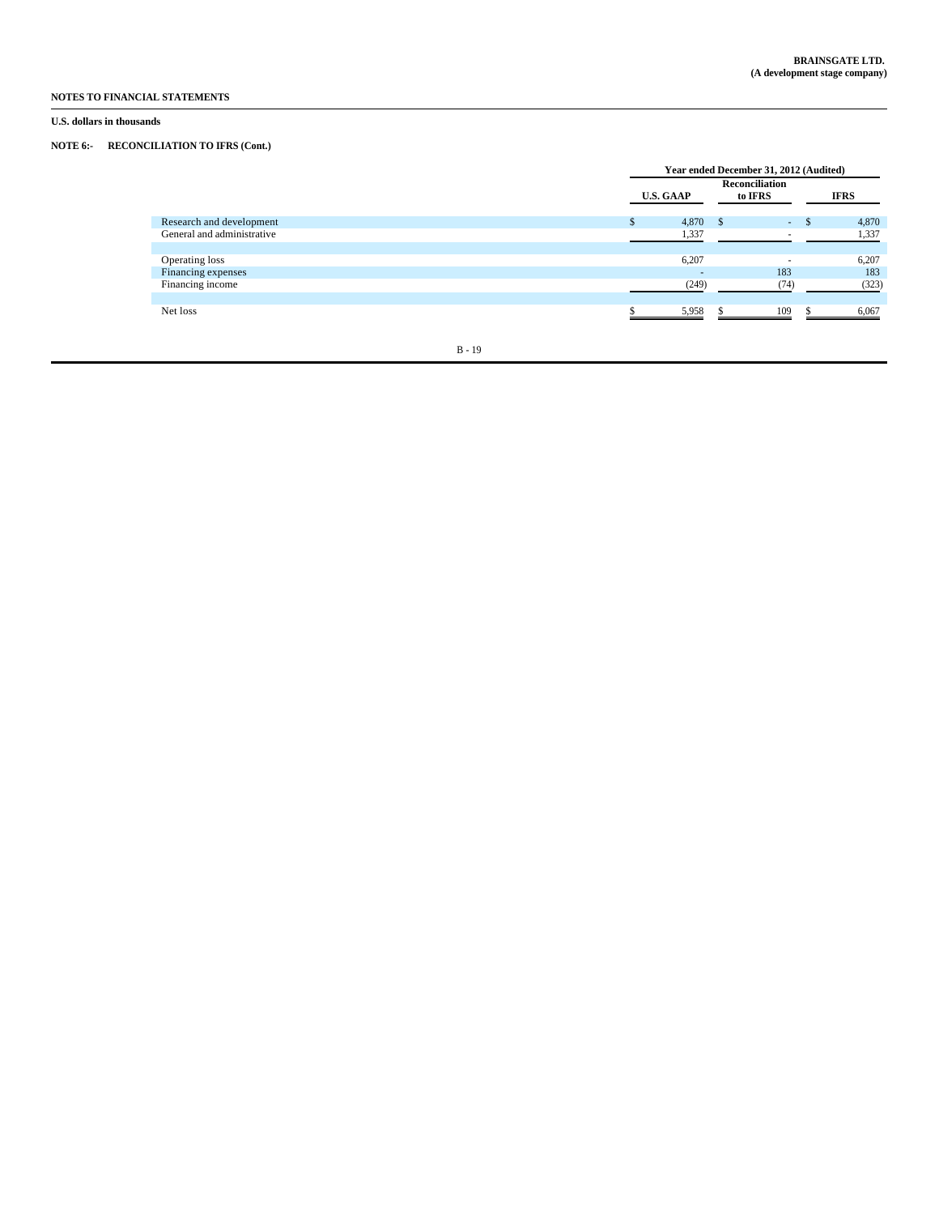**NOTES TO FINANCIAL STATEMENTS**

**U.S. dollars in thousands**

**NOTE 6:- RECONCILIATION TO IFRS (Cont.)**

| | Year ended December 31, 2012 (Audited) | | |
|---|---|---|---|
| | U.S. GAAP | Reconciliation to IFRS | IFRS |
| Research and development | $ 4,870 | $ - | $ 4,870 |
| General and administrative | 1,337 | - | 1,337 |
| Operating loss | 6,207 | - | 6,207 |
| Financing expenses | - | 183 | 183 |
| Financing income | (249) | (74) | (323) |
| Net loss | $ 5,958 | $ 109 | $ 6,067 |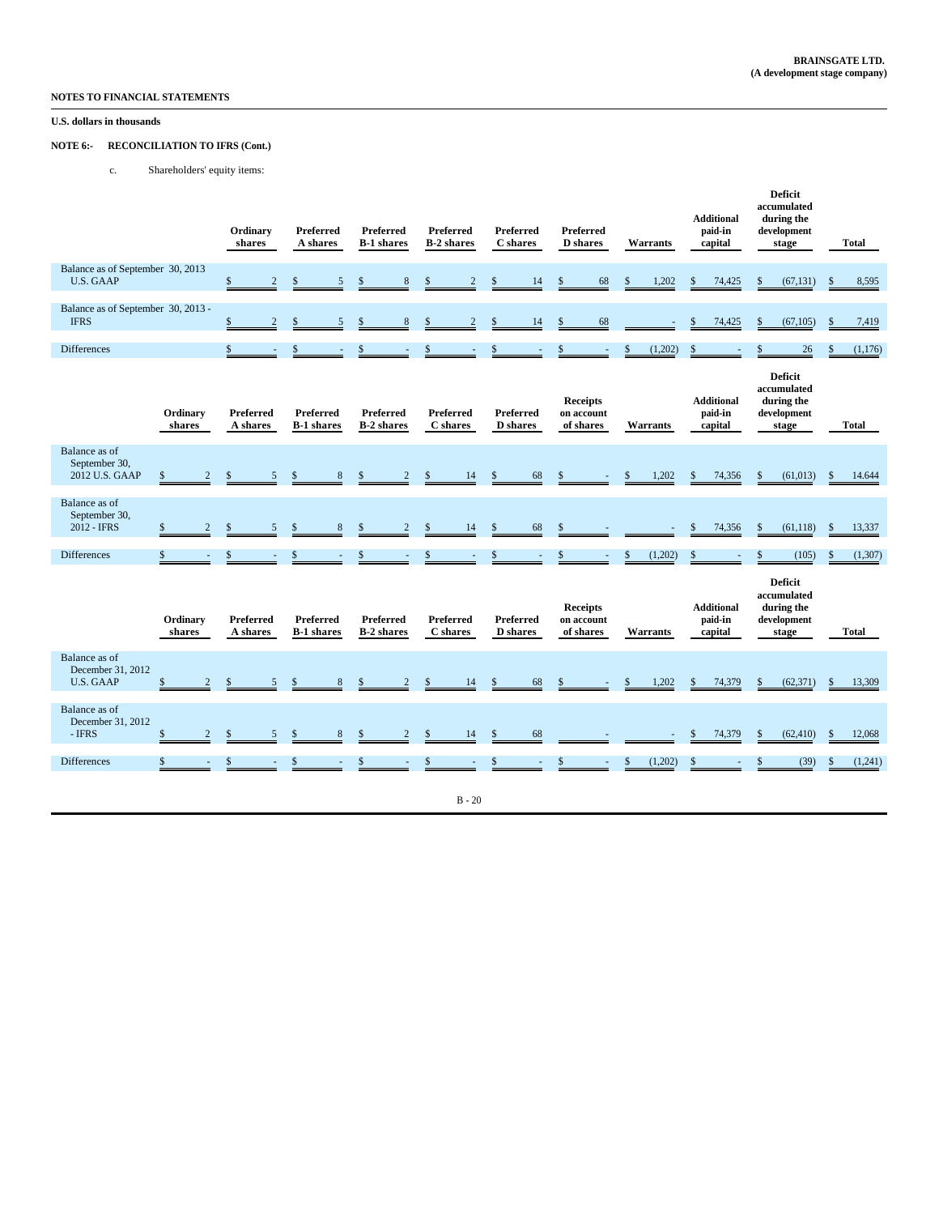**NOTES TO FINANCIAL STATEMENTS**

**U.S. dollars in thousands**

**NOTE 6:- RECONCILIATION TO IFRS (Cont.)**

c. Shareholders' equity items:

| | Ordinary shares | Preferred A shares | Preferred B-1 shares | Preferred B-2 shares | Preferred C shares | Preferred D shares | Warrants | Additional paid-in capital | Deficit accumulated during the development stage | Total |
|---|---|---|---|---|---|---|---|---|---|---|
| Balance as of September 30, 2013 U.S. GAAP | $ 2 | $ 5 | $ 8 | $ 2 | $ 14 | $ 68 | $ 1,202 | $ 74,425 | $ (67,131) | $ 8,595 |
| Balance as of September 30, 2013 - IFRS | $ 2 | $ 5 | $ 8 | $ 2 | $ 14 | $ 68 | - | $ 74,425 | $ (67,105) | $ 7,419 |
| Differences | $ - | $ - | $ - | $ - | $ - | $ - | $ (1,202) | $ - | $ 26 | $ (1,176) |

| | Ordinary shares | Preferred A shares | Preferred B-1 shares | Preferred B-2 shares | Preferred C shares | Preferred D shares | Receipts on account of shares | Warrants | Additional paid-in capital | Deficit accumulated during the development stage | Total |
|---|---|---|---|---|---|---|---|---|---|---|---|
| Balance as of September 30, 2012 U.S. GAAP | $ 2 | $ 5 | $ 8 | $ 2 | $ 14 | $ 68 | $ - | $ 1,202 | $ 74,356 | $ (61,013) | $ 14,644 |
| Balance as of September 30, 2012 - IFRS | $ 2 | $ 5 | $ 8 | $ 2 | $ 14 | $ 68 | $ - | - | $ 74,356 | $ (61,118) | $ 13,337 |
| Differences | $ - | $ - | $ - | $ - | $ - | $ - | $ - | $ (1,202) | $ - | $ (105) | $ (1,307) |

| | Ordinary shares | Preferred A shares | Preferred B-1 shares | Preferred B-2 shares | Preferred C shares | Preferred D shares | Receipts on account of shares | Warrants | Additional paid-in capital | Deficit accumulated during the development stage | Total |
|---|---|---|---|---|---|---|---|---|---|---|---|
| Balance as of December 31, 2012 U.S. GAAP | $ 2 | $ 5 | $ 8 | $ 2 | $ 14 | $ 68 | $ - | $ 1,202 | $ 74,379 | $ (62,371) | $ 13,309 |
| Balance as of December 31, 2012 - IFRS | $ 2 | $ 5 | $ 8 | $ 2 | $ 14 | $ 68 | - | - | $ 74,379 | $ (62,410) | $ 12,068 |
| Differences | $ - | $ - | $ - | $ - | $ - | $ - | $ - | $ (1,202) | $ - | $ (39) | $ (1,241) |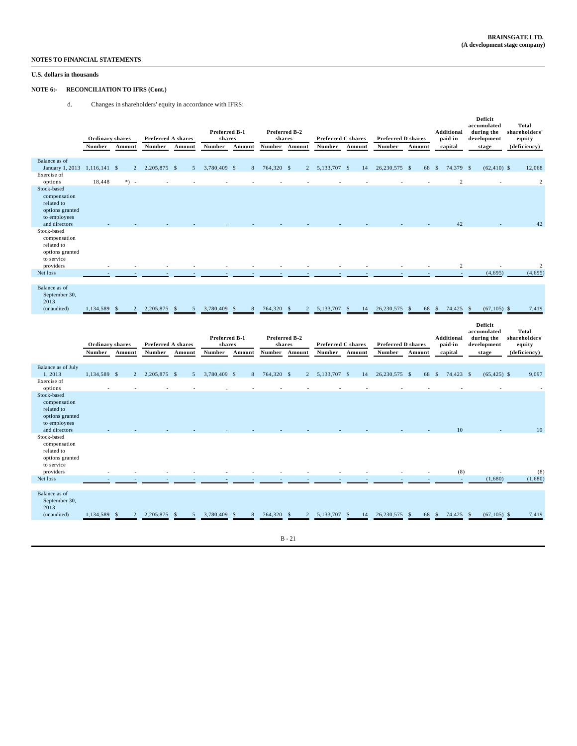**NOTES TO FINANCIAL STATEMENTS**

**U.S. dollars in thousands**

**NOTE 6:- RECONCILIATION TO IFRS (Cont.)**

d. Changes in shareholders' equity in accordance with IFRS:

| | Ordinary shares | | Preferred A shares | | Preferred B-1 shares | | Preferred B-2 shares | | Preferred C shares | | Preferred D shares | | Additional paid-in capital | Deficit accumulated during the development stage | Total shareholders' equity (deficiency) |
|---|---|---|---|---|---|---|---|---|---|---|---|---|---|---|---|
| | Number | Amount | Number | Amount | Number | Amount | Number | Amount | Number | Amount | Number | Amount | | | |
| Balance as of January 1, 2013 | 1,116,141 | $ 2 | 2,205,875 | $ 5 | 3,780,409 | $ 8 | 764,320 | $ 2 | 5,133,707 | $ 14 | 26,230,575 | $ 68 | $ 74,379 | $ (62,410) | $ 12,068 |
| Exercise of options | 18,448 | *) - | - | - | - | - | - | - | - | - | - | - | 2 | - | 2 |
| Stock-based compensation related to options granted to employees and directors | - | - | - | - | - | - | - | - | - | - | - | - | 42 | - | 42 |
| Stock-based compensation related to options granted to service providers | - | - | - | - | - | - | - | - | - | - | - | - | 2 | - | 2 |
| Net loss | - | - | - | - | - | - | - | - | - | - | - | - | - | (4,695) | (4,695) |
| Balance as of September 30, 2013 (unaudited) | 1,134,589 | $ 2 | 2,205,875 | $ 5 | 3,780,409 | $ 8 | 764,320 | $ 2 | 5,133,707 | $ 14 | 26,230,575 | $ 68 | $ 74,425 | $ (67,105) | $ 7,419 |

| | Ordinary shares | | Preferred A shares | | Preferred B-1 shares | | Preferred B-2 shares | | Preferred C shares | | Preferred D shares | | Additional paid-in capital | Deficit accumulated during the development stage | Total shareholders' equity (deficiency) |
|---|---|---|---|---|---|---|---|---|---|---|---|---|---|---|---|
| | Number | Amount | Number | Amount | Number | Amount | Number | Amount | Number | Amount | Number | Amount | | | |
| Balance as of July 1, 2013 | 1,134,589 | $ 2 | 2,205,875 | $ 5 | 3,780,409 | $ 8 | 764,320 | $ 2 | 5,133,707 | $ 14 | 26,230,575 | $ 68 | $ 74,423 | $ (65,425) | $ 9,097 |
| Exercise of options | - | - | - | - | - | - | - | - | - | - | - | - | - | - | - |
| Stock-based compensation related to options granted to employees and directors | - | - | - | - | - | - | - | - | - | - | - | - | 10 | - | 10 |
| Stock-based compensation related to options granted to service providers | - | - | - | - | - | - | - | - | - | - | - | - | (8) | - | (8) |
| Net loss | - | - | - | - | - | - | - | - | - | - | - | - | - | (1,680) | (1,680) |
| Balance as of September 30, 2013 (unaudited) | 1,134,589 | $ 2 | 2,205,875 | $ 5 | 3,780,409 | $ 8 | 764,320 | $ 2 | 5,133,707 | $ 14 | 26,230,575 | $ 68 | $ 74,425 | $ (67,105) | $ 7,419 |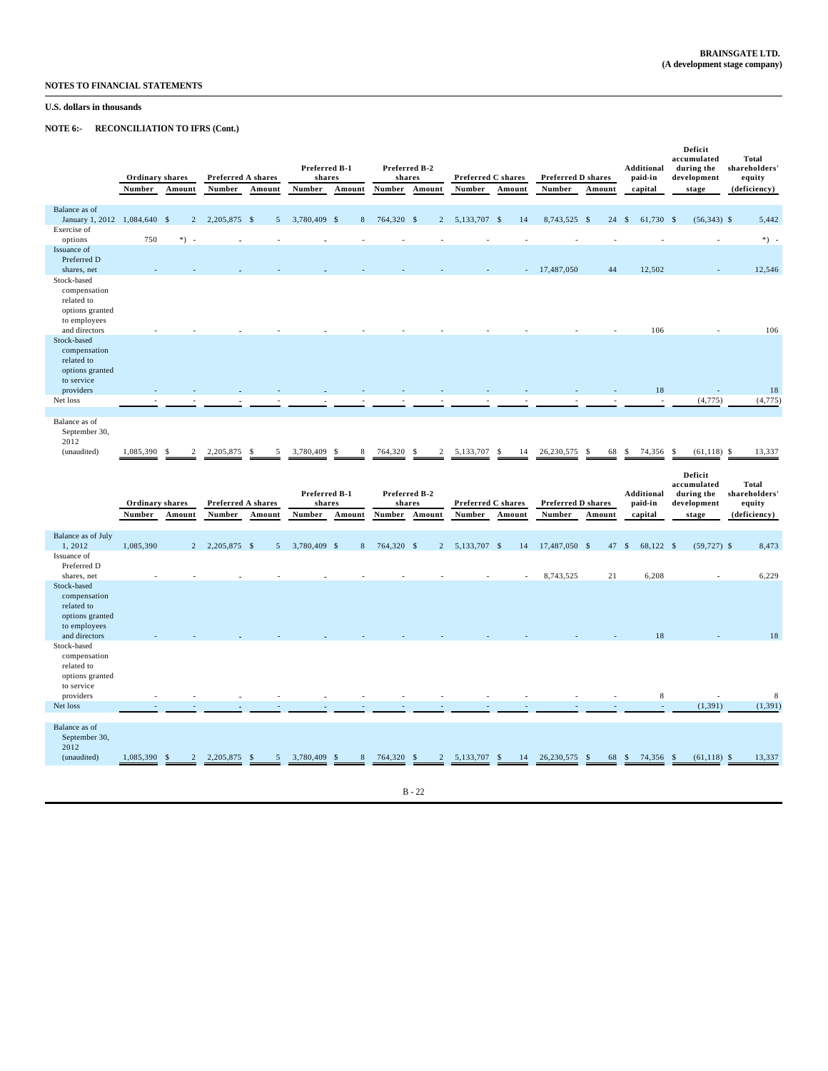**BRAINSGATE LTD.**
**(A development stage company)**

**NOTES TO FINANCIAL STATEMENTS**

**U.S. dollars in thousands**

**NOTE 6:- RECONCILIATION TO IFRS (Cont.)**

| | Ordinary shares | | Preferred A shares | | Preferred B-1 shares | | Preferred B-2 shares | | Preferred C shares | | Preferred D shares | | Additional paid-in capital | Deficit accumulated during the development stage | Total shareholders' equity (deficiency) |
|---|---|---|---|---|---|---|---|---|---|---|---|---|---|---|---|
| | Number | Amount | Number | Amount | Number | Amount | Number | Amount | Number | Amount | Number | Amount | | | |
| Balance as of January 1, 2012 | 1,084,640 | $ 2 | 2,205,875 | $ 5 | 3,780,409 | $ 8 | 764,320 | $ 2 | 5,133,707 | $ 14 | 8,743,525 | $ 24 | $ 61,730 | $ (56,343) | $ 5,442 |
| Exercise of options | 750 | *) - | - | - | - | - | - | - | - | - | - | - | - | - | *) - |
| Issuance of Preferred D shares, net | - | - | - | - | - | - | - | - | - | - | 17,487,050 | 44 | 12,502 | - | 12,546 |
| Stock-based compensation related to options granted to employees and directors | - | - | - | - | - | - | - | - | - | - | - | - | 106 | - | 106 |
| Stock-based compensation related to options granted to service providers | - | - | - | - | - | - | - | - | - | - | - | - | 18 | - | 18 |
| Net loss | - | - | - | - | - | - | - | - | - | - | - | - | - | (4,775) | (4,775) |
| Balance as of September 30, 2012 (unaudited) | 1,085,390 | $ 2 | 2,205,875 | $ 5 | 3,780,409 | $ 8 | 764,320 | $ 2 | 5,133,707 | $ 14 | 26,230,575 | $ 68 | $ 74,356 | $ (61,118) | $ 13,337 |

| | Ordinary shares | | Preferred A shares | | Preferred B-1 shares | | Preferred B-2 shares | | Preferred C shares | | Preferred D shares | | Additional paid-in capital | Deficit accumulated during the development stage | Total shareholders' equity (deficiency) |
|---|---|---|---|---|---|---|---|---|---|---|---|---|---|---|---|
| | Number | Amount | Number | Amount | Number | Amount | Number | Amount | Number | Amount | Number | Amount | | | |
| Balance as of July 1, 2012 | 1,085,390 | 2 | 2,205,875 | $ 5 | 3,780,409 | $ 8 | 764,320 | $ 2 | 5,133,707 | $ 14 | 17,487,050 | $ 47 | $ 68,122 | $ (59,727) | $ 8,473 |
| Issuance of Preferred D shares, net | - | - | - | - | - | - | - | - | - | - | 8,743,525 | 21 | 6,208 | - | 6,229 |
| Stock-based compensation related to options granted to employees and directors | - | - | - | - | - | - | - | - | - | - | - | - | 18 | - | 18 |
| Stock-based compensation related to options granted to service providers | - | - | - | - | - | - | - | - | - | - | - | - | 8 | - | 8 |
| Net loss | - | - | - | - | - | - | - | - | - | - | - | - | - | (1,391) | (1,391) |
| Balance as of September 30, 2012 (unaudited) | 1,085,390 | $ 2 | 2,205,875 | $ 5 | 3,780,409 | $ 8 | 764,320 | $ 2 | 5,133,707 | $ 14 | 26,230,575 | $ 68 | $ 74,356 | $ (61,118) | $ 13,337 |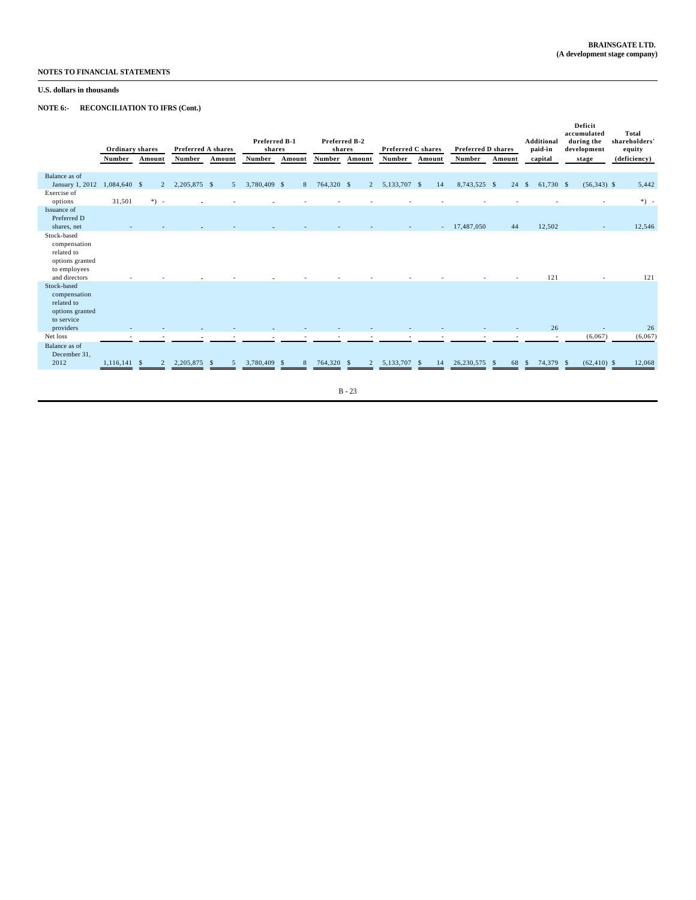NOTES TO FINANCIAL STATEMENTS

U.S. dollars in thousands

**NOTE 6:- RECONCILIATION TO IFRS (Cont.)**

| | Ordinary shares | | Preferred A shares | | Preferred B-1 shares | | Preferred B-2 shares | | Preferred C shares | | Preferred D shares | | Additional paid-in capital | Deficit accumulated during the development stage | Total shareholders' equity (deficiency) |
|---|---|---|---|---|---|---|---|---|---|---|---|---|---|---|---|
| | Number | Amount | Number | Amount | Number | Amount | Number | Amount | Number | Amount | Number | Amount | | | |
| Balance as of January 1, 2012 | 1,084,640 | $ 2 | 2,205,875 | $ 5 | 3,780,409 | $ 8 | 764,320 | $ 2 | 5,133,707 | $ 14 | 8,743,525 | $ 24 | $ 61,730 | $ (56,343) | $ 5,442 |
| Exercise of options | 31,501 | *) - | - | - | - | - | - | - | - | - | - | - | - | - | *) - |
| Issuance of Preferred D shares, net | - | - | - | - | - | - | - | - | - | - | 17,487,050 | 44 | 12,502 | - | 12,546 |
| Stock-based compensation related to options granted to employees and directors | - | - | - | - | - | - | - | - | - | - | - | - | 121 | - | 121 |
| Stock-based compensation related to options granted to service providers | - | - | - | - | - | - | - | - | - | - | - | - | 26 | - | 26 |
| Net loss | - | - | - | - | - | - | - | - | - | - | - | - | - | (6,067) | (6,067) |
| Balance as of December 31, 2012 | 1,116,141 | $ 2 | 2,205,875 | $ 5 | 3,780,409 | $ 8 | 764,320 | $ 2 | 5,133,707 | $ 14 | 26,230,575 | $ 68 | $ 74,379 | $ (62,410) | $ 12,068 |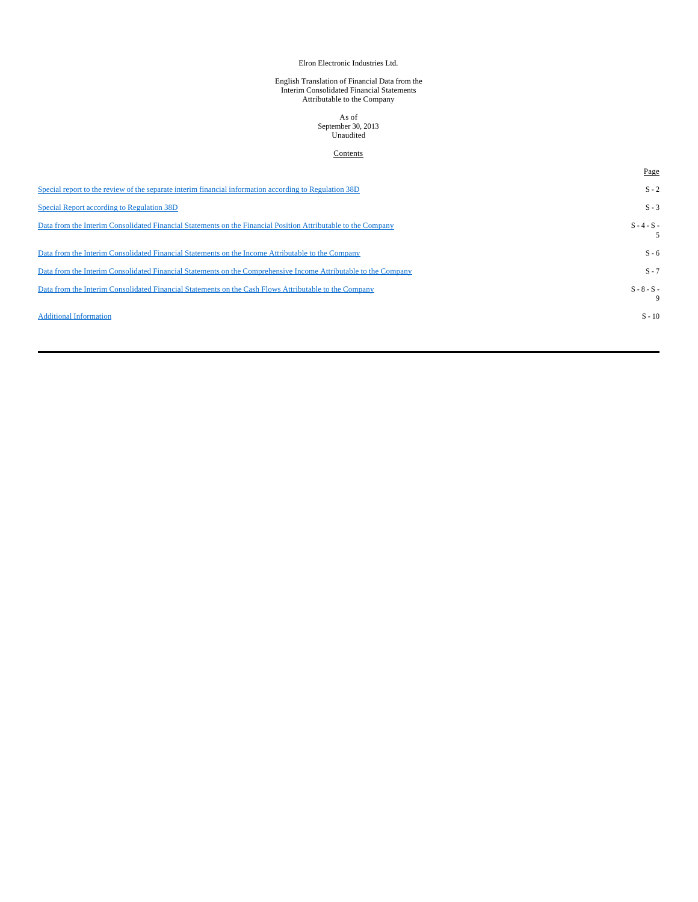Elron Electronic Industries Ltd.

English Translation of Financial Data from the Interim Consolidated Financial Statements Attributable to the Company

As of
September 30, 2013
Unaudited

## Contents

| | Page |
|---|---|
| Special report to the review of the separate interim financial information according to Regulation 38D | S - 2 |
| Special Report according to Regulation 38D | S - 3 |
| Data from the Interim Consolidated Financial Statements on the Financial Position Attributable to the Company | S - 4 - S - 5 |
| Data from the Interim Consolidated Financial Statements on the Income Attributable to the Company | S - 6 |
| Data from the Interim Consolidated Financial Statements on the Comprehensive Income Attributable to the Company | S - 7 |
| Data from the Interim Consolidated Financial Statements on the Cash Flows Attributable to the Company | S - 8 - S - 9 |
| Additional Information | S - 10 |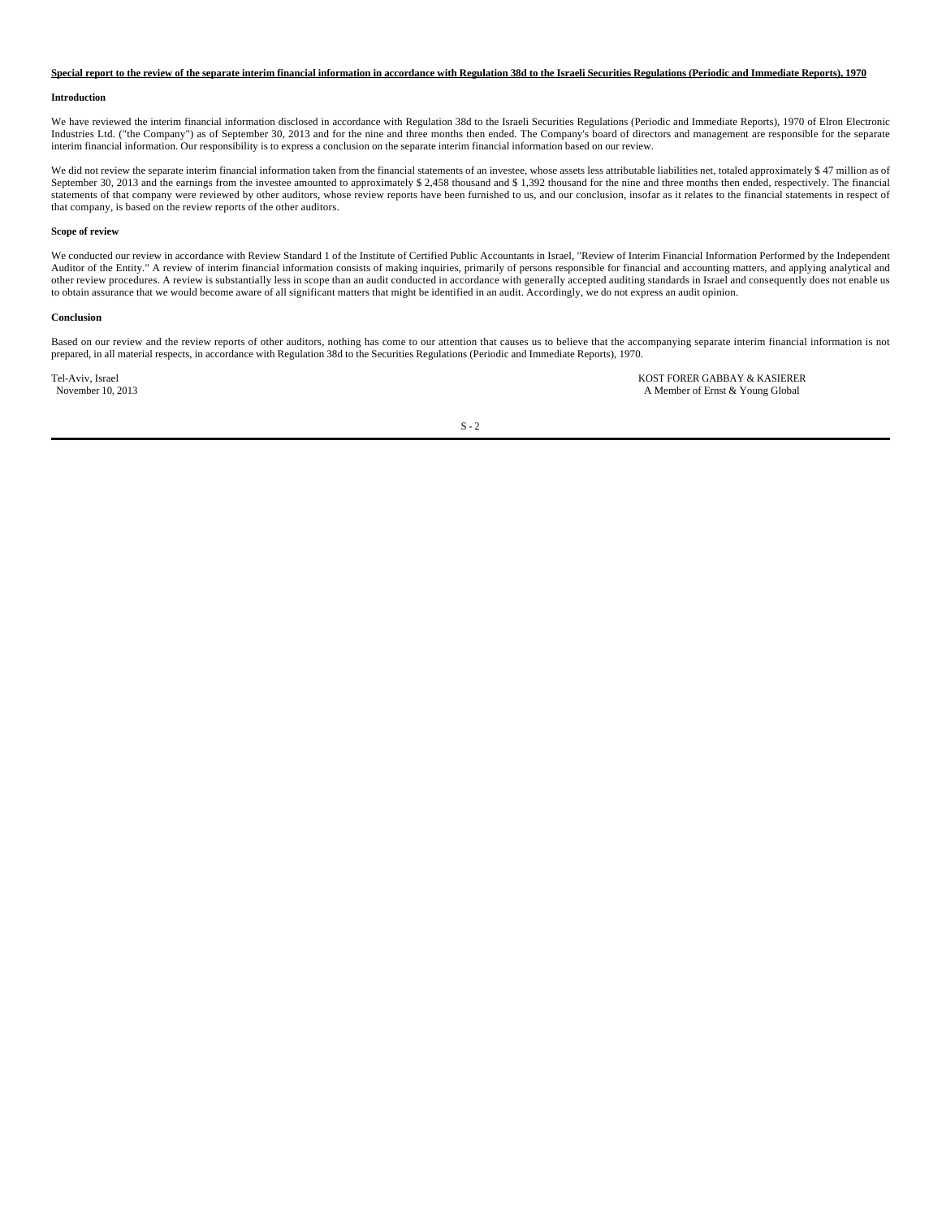**Special report to the review of the separate interim financial information in accordance with Regulation 38d to the Israeli Securities Regulations (Periodic and Immediate Reports), 1970**

**Introduction**

We have reviewed the interim financial information disclosed in accordance with Regulation 38d to the Israeli Securities Regulations (Periodic and Immediate Reports), 1970 of Elron Electronic Industries Ltd. ("the Company") as of September 30, 2013 and for the nine and three months then ended. The Company's board of directors and management are responsible for the separate interim financial information. Our responsibility is to express a conclusion on the separate interim financial information based on our review.

We did not review the separate interim financial information taken from the financial statements of an investee, whose assets less attributable liabilities net, totaled approximately $ 47 million as of September 30, 2013 and the earnings from the investee amounted to approximately $ 2,458 thousand and $ 1,392 thousand for the nine and three months then ended, respectively. The financial statements of that company were reviewed by other auditors, whose review reports have been furnished to us, and our conclusion, insofar as it relates to the financial statements in respect of that company, is based on the review reports of the other auditors.

**Scope of review**

We conducted our review in accordance with Review Standard 1 of the Institute of Certified Public Accountants in Israel, "Review of Interim Financial Information Performed by the Independent Auditor of the Entity." A review of interim financial information consists of making inquiries, primarily of persons responsible for financial and accounting matters, and applying analytical and other review procedures. A review is substantially less in scope than an audit conducted in accordance with generally accepted auditing standards in Israel and consequently does not enable us to obtain assurance that we would become aware of all significant matters that might be identified in an audit. Accordingly, we do not express an audit opinion.

**Conclusion**

Based on our review and the review reports of other auditors, nothing has come to our attention that causes us to believe that the accompanying separate interim financial information is not prepared, in all material respects, in accordance with Regulation 38d to the Securities Regulations (Periodic and Immediate Reports), 1970.

Tel-Aviv, Israel
November 10, 2013

KOST FORER GABBAY & KASIERER
A Member of Ernst & Young Global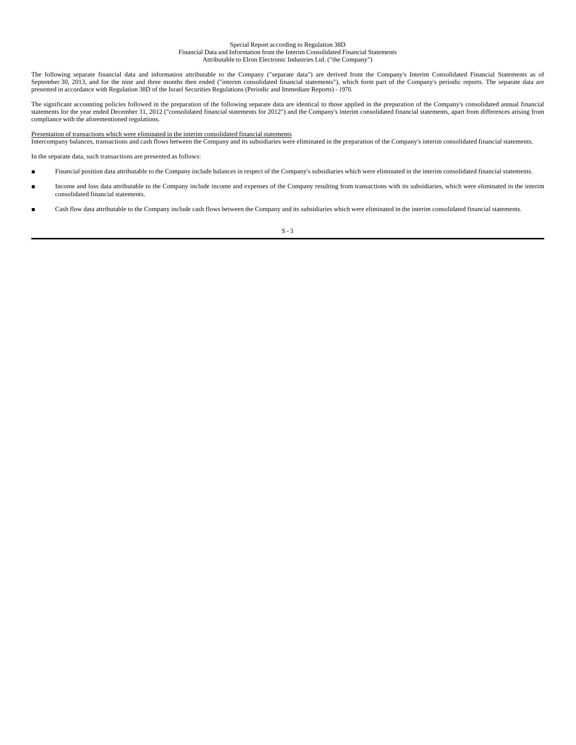Special Report according to Regulation 38D
Financial Data and Information from the Interim Consolidated Financial Statements
Attributable to Elron Electronic Industries Ltd. ("the Company")

The following separate financial data and information attributable to the Company ("separate data") are derived from the Company's Interim Consolidated Financial Statements as of September 30, 2013, and for the nine and three months then ended ("interim consolidated financial statements"), which form part of the Company's periodic reports. The separate data are presented in accordance with Regulation 38D of the Israel Securities Regulations (Periodic and Immediate Reports) - 1970.

The significant accounting policies followed in the preparation of the following separate data are identical to those applied in the preparation of the Company's consolidated annual financial statements for the year ended December 31, 2012 ("consolidated financial statements for 2012") and the Company's interim consolidated financial statements, apart from differences arising from compliance with the aforementioned regulations.

Presentation of transactions which were eliminated in the interim consolidated financial statements

Intercompany balances, transactions and cash flows between the Company and its subsidiaries were eliminated in the preparation of the Company's interim consolidated financial statements.

In the separate data, such transactions are presented as follows:

- Financial position data attributable to the Company include balances in respect of the Company's subsidiaries which were eliminated in the interim consolidated financial statements.
- Income and loss data attributable to the Company include income and expenses of the Company resulting from transactions with its subsidiaries, which were eliminated in the interim consolidated financial statements.
- Cash flow data attributable to the Company include cash flows between the Company and its subsidiaries which were eliminated in the interim consolidated financial statements.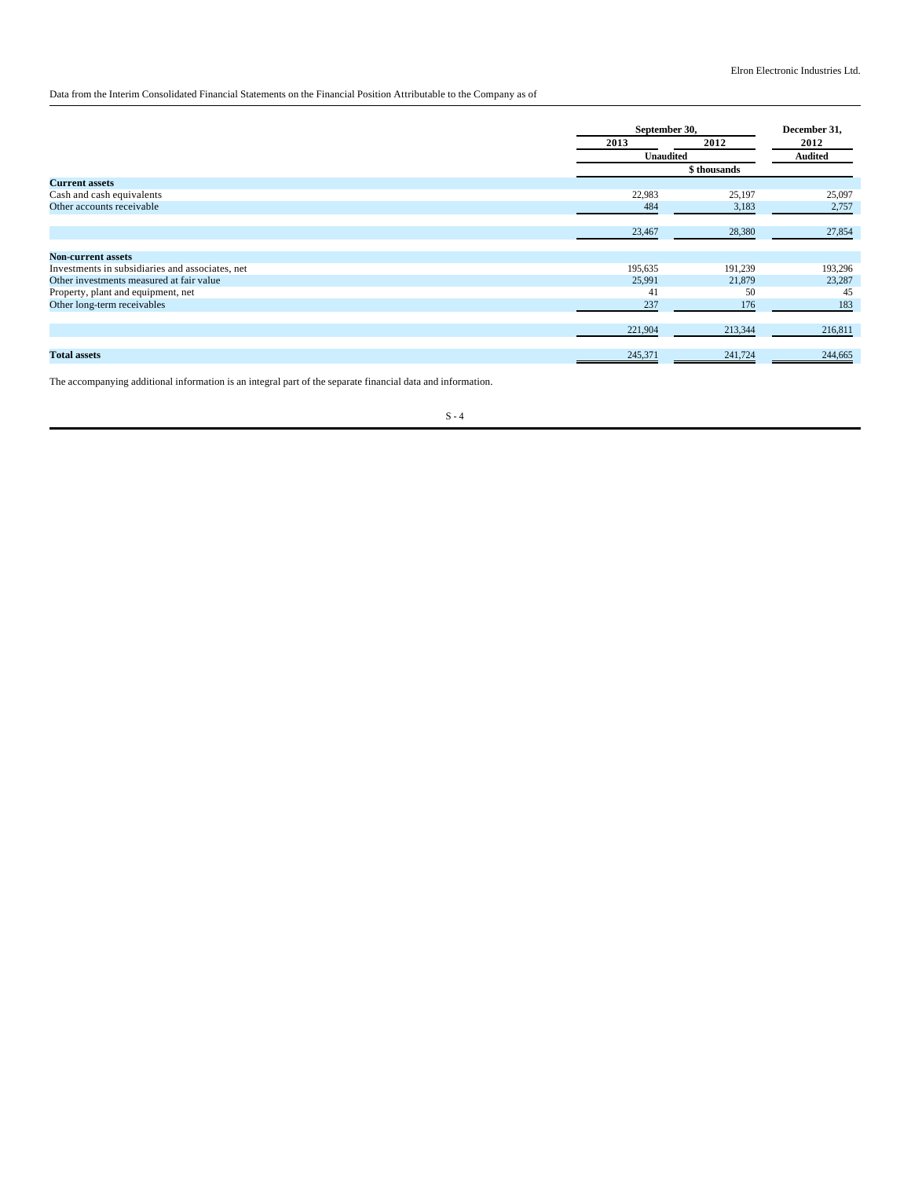Data from the Interim Consolidated Financial Statements on the Financial Position Attributable to the Company as of

| | September 30, | | December 31, |
|---|---|---|---|
| | 2013 | 2012 | 2012 |
| | Unaudited | | Audited |
| | $ thousands | | |
| **Current assets** | | | |
| Cash and cash equivalents | 22,983 | 25,197 | 25,097 |
| Other accounts receivable | 484 | 3,183 | 2,757 |
| | 23,467 | 28,380 | 27,854 |
| **Non-current assets** | | | |
| Investments in subsidiaries and associates, net | 195,635 | 191,239 | 193,296 |
| Other investments measured at fair value | 25,991 | 21,879 | 23,287 |
| Property, plant and equipment, net | 41 | 50 | 45 |
| Other long-term receivables | 237 | 176 | 183 |
| | 221,904 | 213,344 | 216,811 |
| **Total assets** | 245,371 | 241,724 | 244,665 |

The accompanying additional information is an integral part of the separate financial data and information.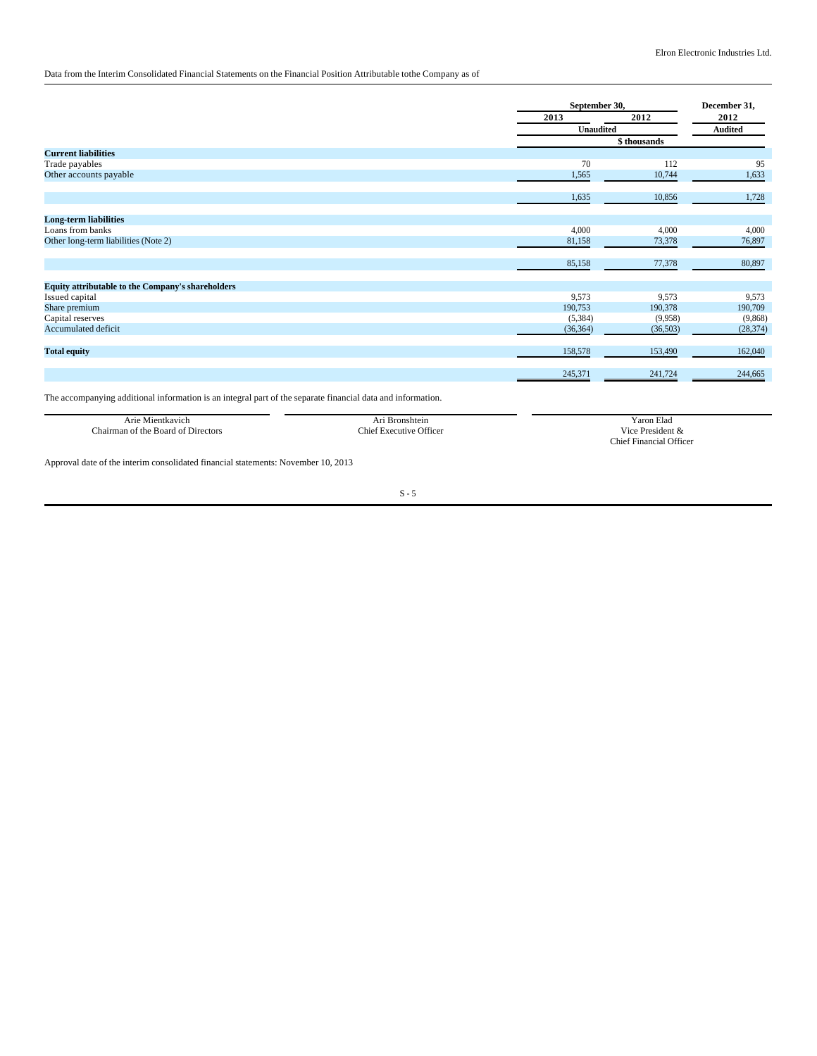Data from the Interim Consolidated Financial Statements on the Financial Position Attributable tothe Company as of

| | September 30, | | December 31, |
|---|---|---|---|
| | 2013 | 2012 | 2012 |
| | Unaudited | | Audited |
| | $ thousands | | |
| **Current liabilities** | | | |
| Trade payables | 70 | 112 | 95 |
| Other accounts payable | 1,565 | 10,744 | 1,633 |
| | 1,635 | 10,856 | 1,728 |
| **Long-term liabilities** | | | |
| Loans from banks | 4,000 | 4,000 | 4,000 |
| Other long-term liabilities (Note 2) | 81,158 | 73,378 | 76,897 |
| | 85,158 | 77,378 | 80,897 |
| **Equity attributable to the Company's shareholders** | | | |
| Issued capital | 9,573 | 9,573 | 9,573 |
| Share premium | 190,753 | 190,378 | 190,709 |
| Capital reserves | (5,384) | (9,958) | (9,868) |
| Accumulated deficit | (36,364) | (36,503) | (28,374) |
| **Total equity** | 158,578 | 153,490 | 162,040 |
| | 245,371 | 241,724 | 244,665 |

The accompanying additional information is an integral part of the separate financial data and information.

| Arie Mientkavich | Ari Bronshtein | Yaron Elad |
|---|---|---|
| Chairman of the Board of Directors | Chief Executive Officer | Vice President & Chief Financial Officer |

Approval date of the interim consolidated financial statements: November 10, 2013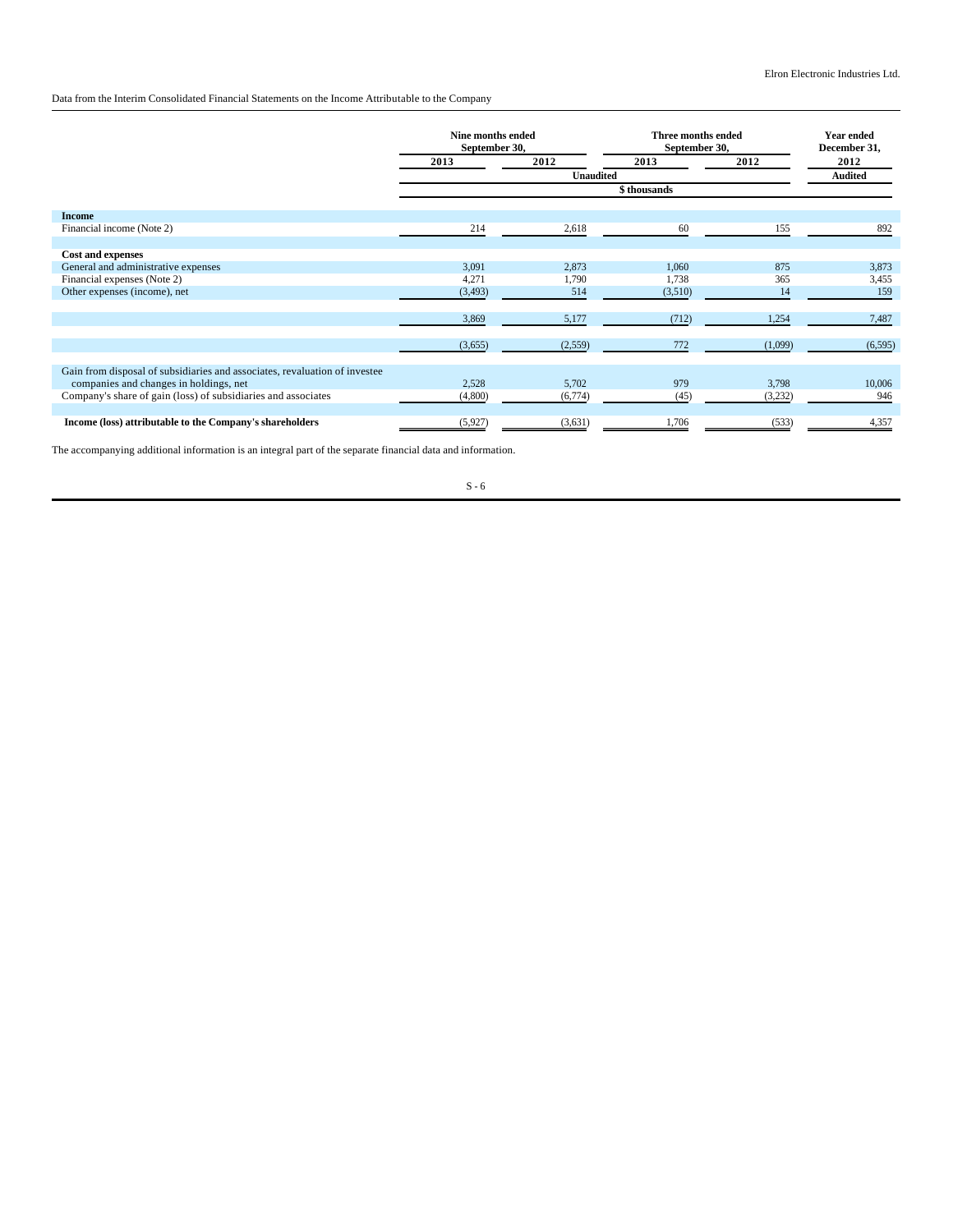Data from the Interim Consolidated Financial Statements on the Income Attributable to the Company

| | Nine months ended September 30, | | Three months ended September 30, | | Year ended December 31, |
|---|---|---|---|---|---|
| | 2013 | 2012 | 2013 | 2012 | 2012 |
| | Unaudited | | | | Audited |
| | $ thousands | | | | |
| **Income** | | | | | |
| Financial income (Note 2) | 214 | 2,618 | 60 | 155 | 892 |
| **Cost and expenses** | | | | | |
| General and administrative expenses | 3,091 | 2,873 | 1,060 | 875 | 3,873 |
| Financial expenses (Note 2) | 4,271 | 1,790 | 1,738 | 365 | 3,455 |
| Other expenses (income), net | (3,493) | 514 | (3,510) | 14 | 159 |
| | 3,869 | 5,177 | (712) | 1,254 | 7,487 |
| | (3,655) | (2,559) | 772 | (1,099) | (6,595) |
| Gain from disposal of subsidiaries and associates, revaluation of investee companies and changes in holdings, net | 2,528 | 5,702 | 979 | 3,798 | 10,006 |
| Company's share of gain (loss) of subsidiaries and associates | (4,800) | (6,774) | (45) | (3,232) | 946 |
| **Income (loss) attributable to the Company's shareholders** | (5,927) | (3,631) | 1,706 | (533) | 4,357 |

The accompanying additional information is an integral part of the separate financial data and information.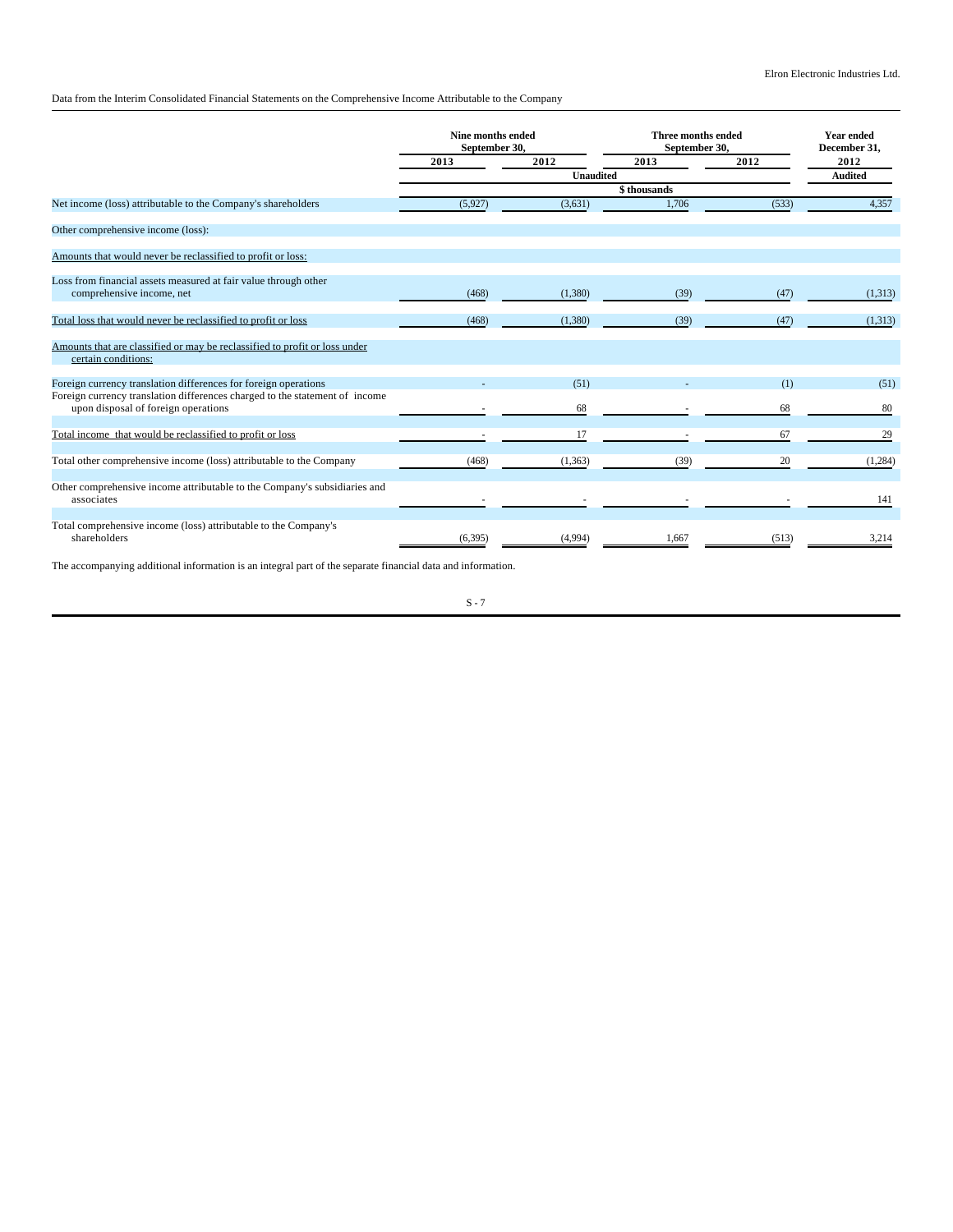Data from the Interim Consolidated Financial Statements on the Comprehensive Income Attributable to the Company

| | Nine months ended September 30, | | Three months ended September 30, | | Year ended December 31, |
|---|---|---|---|---|---|
| | 2013 | 2012 | 2013 | 2012 | 2012 |
| | Unaudited | | | | Audited |
| | $ thousands | | | | |
| Net income (loss) attributable to the Company's shareholders | (5,927) | (3,631) | 1,706 | (533) | 4,357 |
| Other comprehensive income (loss): | | | | | |
| Amounts that would never be reclassified to profit or loss: | | | | | |
| Loss from financial assets measured at fair value through other comprehensive income, net | (468) | (1,380) | (39) | (47) | (1,313) |
| Total loss that would never be reclassified to profit or loss | (468) | (1,380) | (39) | (47) | (1,313) |
| Amounts that are classified or may be reclassified to profit or loss under certain conditions: | | | | | |
| Foreign currency translation differences for foreign operations | - | (51) | - | (1) | (51) |
| Foreign currency translation differences charged to the statement of income upon disposal of foreign operations | - | 68 | - | 68 | 80 |
| Total income that would be reclassified to profit or loss | - | 17 | - | 67 | 29 |
| Total other comprehensive income (loss) attributable to the Company | (468) | (1,363) | (39) | 20 | (1,284) |
| Other comprehensive income attributable to the Company's subsidiaries and associates | - | - | - | - | 141 |
| Total comprehensive income (loss) attributable to the Company's shareholders | (6,395) | (4,994) | 1,667 | (513) | 3,214 |

The accompanying additional information is an integral part of the separate financial data and information.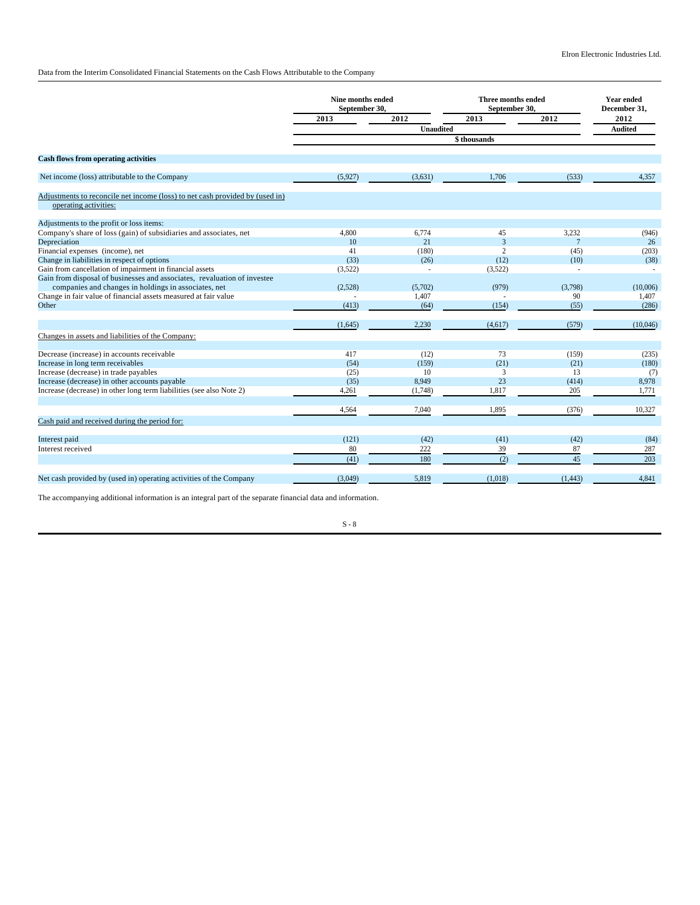Data from the Interim Consolidated Financial Statements on the Cash Flows Attributable to the Company

| | Nine months ended September 30, | | Three months ended September 30, | | Year ended December 31, |
|---|---|---|---|---|---|
| | 2013 | 2012 | 2013 | 2012 | 2012 |
| | Unaudited | | | | Audited |
| | $ thousands | | | | |
| **Cash flows from operating activities** | | | | | |
| Net income (loss) attributable to the Company | (5,927) | (3,631) | 1,706 | (533) | 4,357 |
| Adjustments to reconcile net income (loss) to net cash provided by (used in) operating activities: | | | | | |
| Adjustments to the profit or loss items: | | | | | |
| Company's share of loss (gain) of subsidiaries and associates, net | 4,800 | 6,774 | 45 | 3,232 | (946) |
| Depreciation | 10 | 21 | 3 | 7 | 26 |
| Financial expenses (income), net | 41 | (180) | 2 | (45) | (203) |
| Change in liabilities in respect of options | (33) | (26) | (12) | (10) | (38) |
| Gain from cancellation of impairment in financial assets | (3,522) | - | (3,522) | - | - |
| Gain from disposal of businesses and associates, revaluation of investee companies and changes in holdings in associates, net | (2,528) | (5,702) | (979) | (3,798) | (10,006) |
| Change in fair value of financial assets measured at fair value | - | 1,407 | - | 90 | 1,407 |
| Other | (413) | (64) | (154) | (55) | (286) |
| | (1,645) | 2,230 | (4,617) | (579) | (10,046) |
| Changes in assets and liabilities of the Company: | | | | | |
| Decrease (increase) in accounts receivable | 417 | (12) | 73 | (159) | (235) |
| Increase in long term receivables | (54) | (159) | (21) | (21) | (180) |
| Increase (decrease) in trade payables | (25) | 10 | 3 | 13 | (7) |
| Increase (decrease) in other accounts payable | (35) | 8,949 | 23 | (414) | 8,978 |
| Increase (decrease) in other long term liabilities (see also Note 2) | 4,261 | (1,748) | 1,817 | 205 | 1,771 |
| | 4,564 | 7,040 | 1,895 | (376) | 10,327 |
| Cash paid and received during the period for: | | | | | |
| Interest paid | (121) | (42) | (41) | (42) | (84) |
| Interest received | 80 | 222 | 39 | 87 | 287 |
| | (41) | 180 | (2) | 45 | 203 |
| Net cash provided by (used in) operating activities of the Company | (3,049) | 5,819 | (1,018) | (1,443) | 4,841 |

The accompanying additional information is an integral part of the separate financial data and information.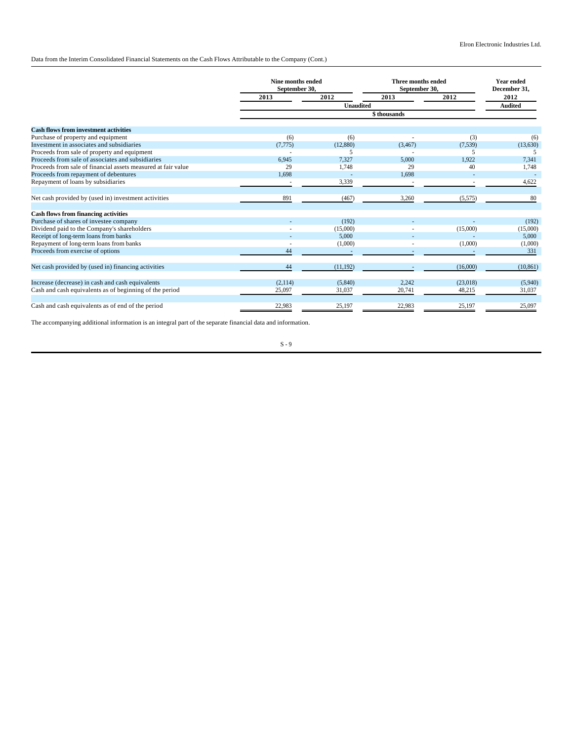Data from the Interim Consolidated Financial Statements on the Cash Flows Attributable to the Company (Cont.)

| | Nine months ended September 30, | | Three months ended September 30, | | Year ended December 31, |
|---|---|---|---|---|---|
| | 2013 | 2012 | 2013 | 2012 | 2012 |
| | Unaudited | | | | Audited |
| | $ thousands | | | | |
| **Cash flows from investment activities** | | | | | |
| Purchase of property and equipment | (6) | (6) | - | (3) | (6) |
| Investment in associates and subsidiaries | (7,775) | (12,880) | (3,467) | (7,539) | (13,630) |
| Proceeds from sale of property and equipment | - | 5 | - | 5 | 5 |
| Proceeds from sale of associates and subsidiaries | 6,945 | 7,327 | 5,000 | 1,922 | 7,341 |
| Proceeds from sale of financial assets measured at fair value | 29 | 1,748 | 29 | 40 | 1,748 |
| Proceeds from repayment of debentures | 1,698 | - | 1,698 | - | - |
| Repayment of loans by subsidiaries | - | 3,339 | - | - | 4,622 |
| Net cash provided by (used in) investment activities | 891 | (467) | 3,260 | (5,575) | 80 |
| **Cash flows from financing activities** | | | | | |
| Purchase of shares of investee company | - | (192) | - | - | (192) |
| Dividend paid to the Company's shareholders | - | (15,000) | - | (15,000) | (15,000) |
| Receipt of long-term loans from banks | - | 5,000 | - | - | 5,000 |
| Repayment of long-term loans from banks | - | (1,000) | - | (1,000) | (1,000) |
| Proceeds from exercise of options | 44 | - | - | - | 331 |
| Net cash provided by (used in) financing activities | 44 | (11,192) | - | (16,000) | (10,861) |
| Increase (decrease) in cash and cash equivalents | (2,114) | (5,840) | 2,242 | (23,018) | (5,940) |
| Cash and cash equivalents as of beginning of the period | 25,097 | 31,037 | 20,741 | 48,215 | 31,037 |
| Cash and cash equivalents as of end of the period | 22,983 | 25,197 | 22,983 | 25,197 | 25,097 |

The accompanying additional information is an integral part of the separate financial data and information.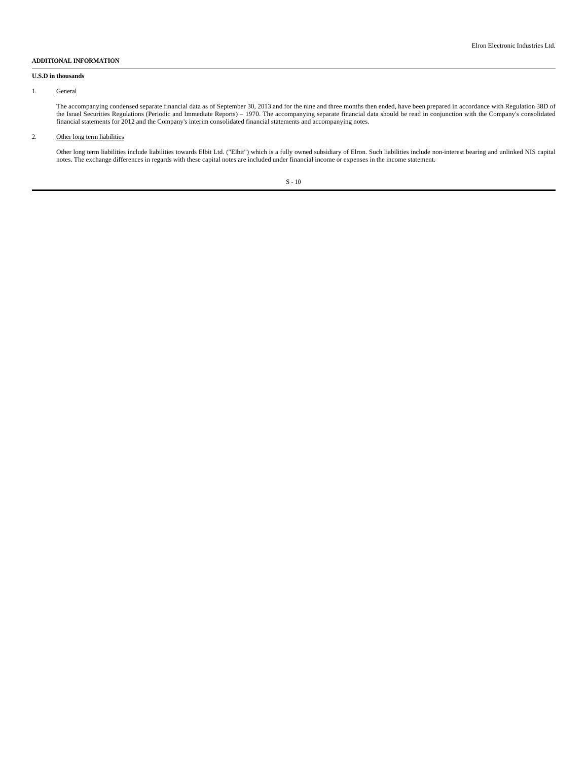**ADDITIONAL INFORMATION**

**U.S.D in thousands**

1. General

The accompanying condensed separate financial data as of September 30, 2013 and for the nine and three months then ended, have been prepared in accordance with Regulation 38D of the Israel Securities Regulations (Periodic and Immediate Reports) – 1970. The accompanying separate financial data should be read in conjunction with the Company's consolidated financial statements for 2012 and the Company's interim consolidated financial statements and accompanying notes.

2. Other long term liabilities

Other long term liabilities include liabilities towards Elbit Ltd. ("Elbit") which is a fully owned subsidiary of Elron. Such liabilities include non-interest bearing and unlinked NIS capital notes. The exchange differences in regards with these capital notes are included under financial income or expenses in the income statement.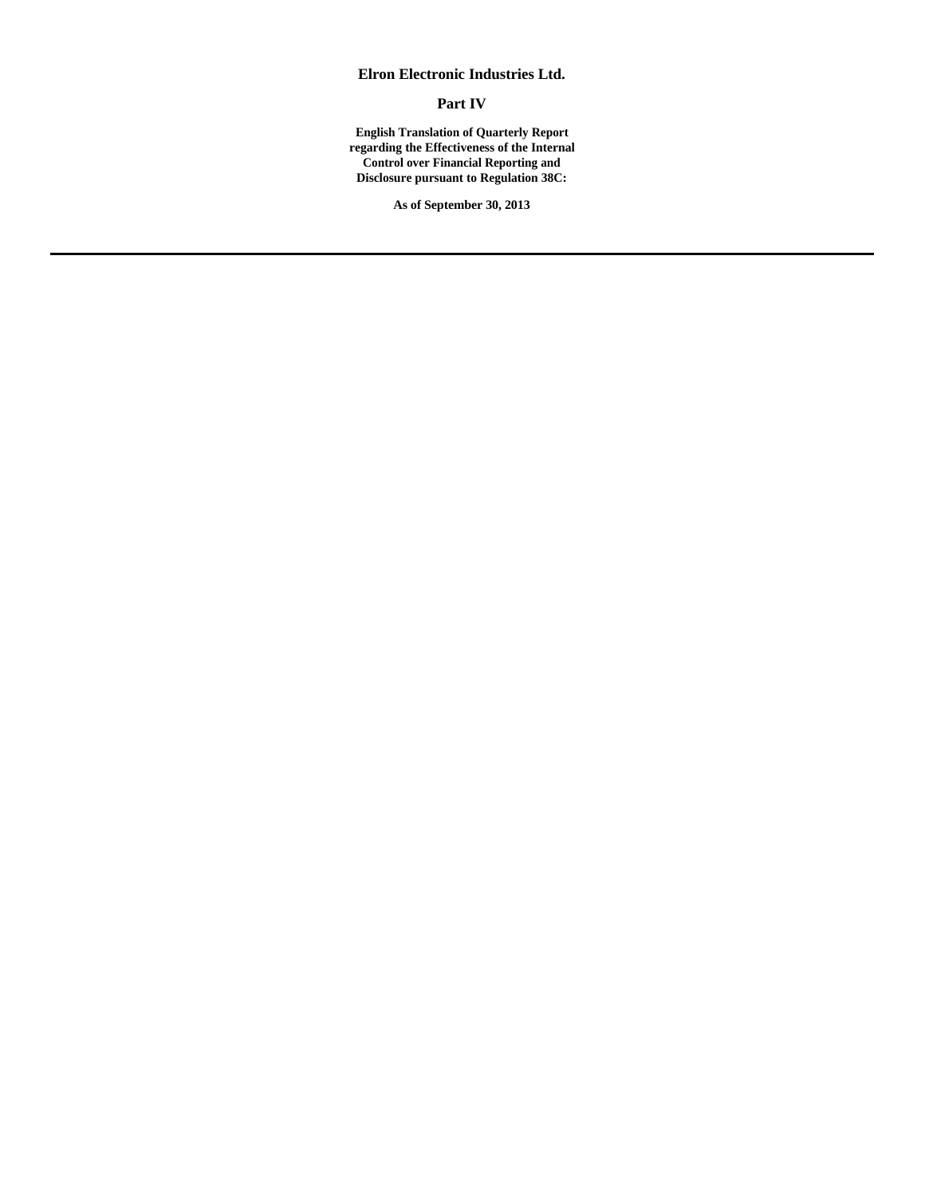# Elron Electronic Industries Ltd.

## Part IV

**English Translation of Quarterly Report regarding the Effectiveness of the Internal Control over Financial Reporting and Disclosure pursuant to Regulation 38C:**

**As of September 30, 2013**

---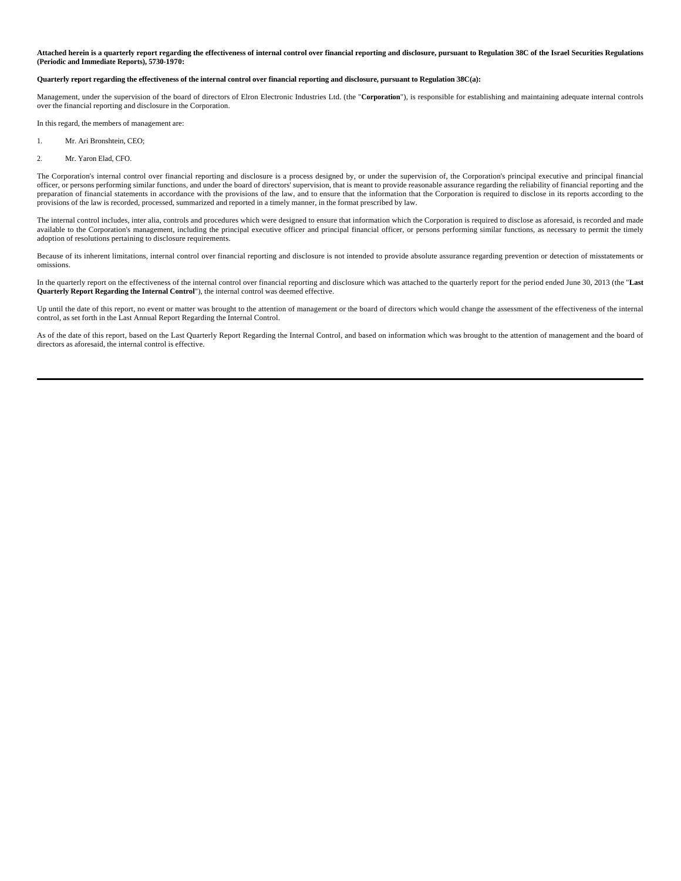**Attached herein is a quarterly report regarding the effectiveness of internal control over financial reporting and disclosure, pursuant to Regulation 38C of the Israel Securities Regulations (Periodic and Immediate Reports), 5730-1970:**

**Quarterly report regarding the effectiveness of the internal control over financial reporting and disclosure, pursuant to Regulation 38C(a):**

Management, under the supervision of the board of directors of Elron Electronic Industries Ltd. (the "**Corporation**"), is responsible for establishing and maintaining adequate internal controls over the financial reporting and disclosure in the Corporation.

In this regard, the members of management are:

1. Mr. Ari Bronshtein, CEO;
2. Mr. Yaron Elad, CFO.

The Corporation's internal control over financial reporting and disclosure is a process designed by, or under the supervision of, the Corporation's principal executive and principal financial officer, or persons performing similar functions, and under the board of directors' supervision, that is meant to provide reasonable assurance regarding the reliability of financial reporting and the preparation of financial statements in accordance with the provisions of the law, and to ensure that the information that the Corporation is required to disclose in its reports according to the provisions of the law is recorded, processed, summarized and reported in a timely manner, in the format prescribed by law.

The internal control includes, inter alia, controls and procedures which were designed to ensure that information which the Corporation is required to disclose as aforesaid, is recorded and made available to the Corporation's management, including the principal executive officer and principal financial officer, or persons performing similar functions, as necessary to permit the timely adoption of resolutions pertaining to disclosure requirements.

Because of its inherent limitations, internal control over financial reporting and disclosure is not intended to provide absolute assurance regarding prevention or detection of misstatements or omissions.

In the quarterly report on the effectiveness of the internal control over financial reporting and disclosure which was attached to the quarterly report for the period ended June 30, 2013 (the "**Last Quarterly Report Regarding the Internal Control**"), the internal control was deemed effective.

Up until the date of this report, no event or matter was brought to the attention of management or the board of directors which would change the assessment of the effectiveness of the internal control, as set forth in the Last Annual Report Regarding the Internal Control.

As of the date of this report, based on the Last Quarterly Report Regarding the Internal Control, and based on information which was brought to the attention of management and the board of directors as aforesaid, the internal control is effective.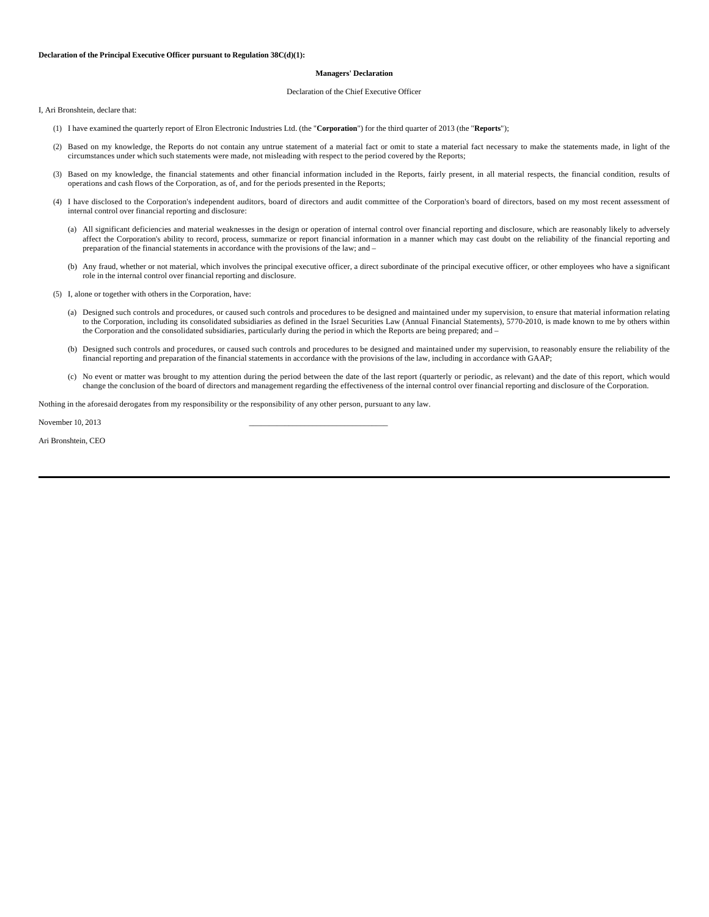**Declaration of the Principal Executive Officer pursuant to Regulation 38C(d)(1):**

**Managers' Declaration**

Declaration of the Chief Executive Officer

I, Ari Bronshtein, declare that:

(1) I have examined the quarterly report of Elron Electronic Industries Ltd. (the "**Corporation**") for the third quarter of 2013 (the "**Reports**");

(2) Based on my knowledge, the Reports do not contain any untrue statement of a material fact or omit to state a material fact necessary to make the statements made, in light of the circumstances under which such statements were made, not misleading with respect to the period covered by the Reports;

(3) Based on my knowledge, the financial statements and other financial information included in the Reports, fairly present, in all material respects, the financial condition, results of operations and cash flows of the Corporation, as of, and for the periods presented in the Reports;

(4) I have disclosed to the Corporation's independent auditors, board of directors and audit committee of the Corporation's board of directors, based on my most recent assessment of internal control over financial reporting and disclosure:

(a) All significant deficiencies and material weaknesses in the design or operation of internal control over financial reporting and disclosure, which are reasonably likely to adversely affect the Corporation's ability to record, process, summarize or report financial information in a manner which may cast doubt on the reliability of the financial reporting and preparation of the financial statements in accordance with the provisions of the law; and –

(b) Any fraud, whether or not material, which involves the principal executive officer, a direct subordinate of the principal executive officer, or other employees who have a significant role in the internal control over financial reporting and disclosure.

(5) I, alone or together with others in the Corporation, have:

(a) Designed such controls and procedures, or caused such controls and procedures to be designed and maintained under my supervision, to ensure that material information relating to the Corporation, including its consolidated subsidiaries as defined in the Israel Securities Law (Annual Financial Statements), 5770-2010, is made known to me by others within the Corporation and the consolidated subsidiaries, particularly during the period in which the Reports are being prepared; and –

(b) Designed such controls and procedures, or caused such controls and procedures to be designed and maintained under my supervision, to reasonably ensure the reliability of the financial reporting and preparation of the financial statements in accordance with the provisions of the law, including in accordance with GAAP;

(c) No event or matter was brought to my attention during the period between the date of the last report (quarterly or periodic, as relevant) and the date of this report, which would change the conclusion of the board of directors and management regarding the effectiveness of the internal control over financial reporting and disclosure of the Corporation.

Nothing in the aforesaid derogates from my responsibility or the responsibility of any other person, pursuant to any law.

November 10, 2013 ________________________________

Ari Bronshtein, CEO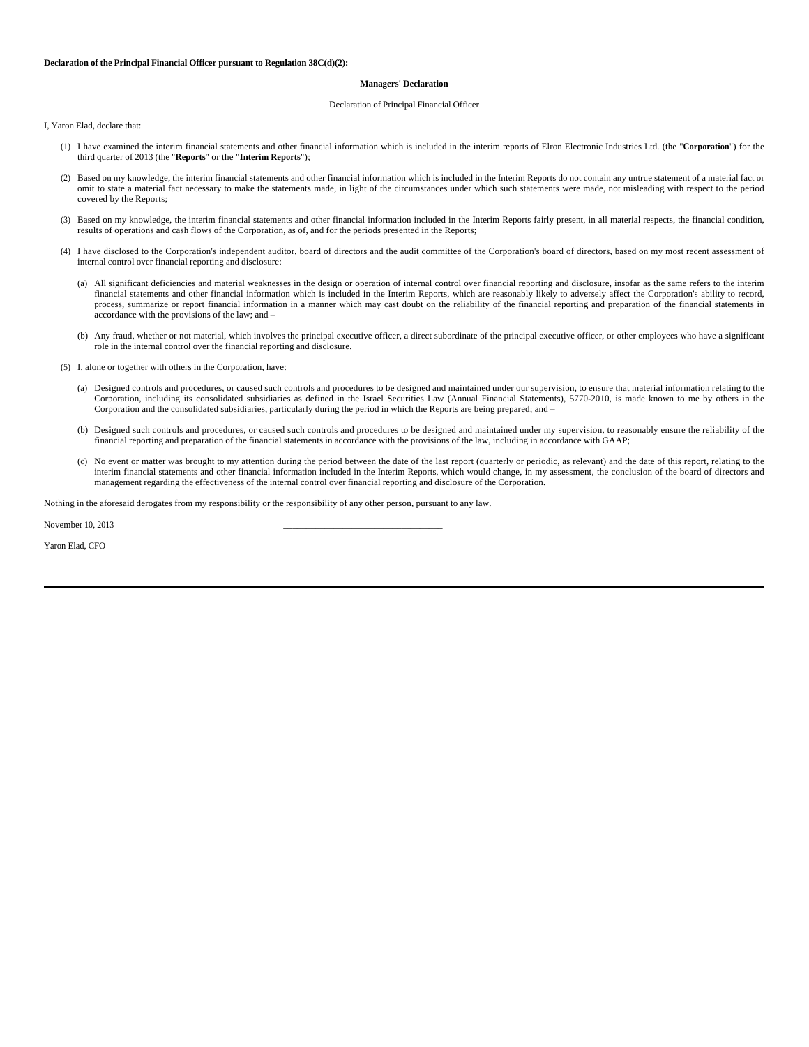**Declaration of the Principal Financial Officer pursuant to Regulation 38C(d)(2):**

**Managers' Declaration**

Declaration of Principal Financial Officer

I, Yaron Elad, declare that:

(1) I have examined the interim financial statements and other financial information which is included in the interim reports of Elron Electronic Industries Ltd. (the "**Corporation**") for the third quarter of 2013 (the "**Reports**" or the "**Interim Reports**");

(2) Based on my knowledge, the interim financial statements and other financial information which is included in the Interim Reports do not contain any untrue statement of a material fact or omit to state a material fact necessary to make the statements made, in light of the circumstances under which such statements were made, not misleading with respect to the period covered by the Reports;

(3) Based on my knowledge, the interim financial statements and other financial information included in the Interim Reports fairly present, in all material respects, the financial condition, results of operations and cash flows of the Corporation, as of, and for the periods presented in the Reports;

(4) I have disclosed to the Corporation's independent auditor, board of directors and the audit committee of the Corporation's board of directors, based on my most recent assessment of internal control over financial reporting and disclosure:

(a) All significant deficiencies and material weaknesses in the design or operation of internal control over financial reporting and disclosure, insofar as the same refers to the interim financial statements and other financial information which is included in the Interim Reports, which are reasonably likely to adversely affect the Corporation's ability to record, process, summarize or report financial information in a manner which may cast doubt on the reliability of the financial reporting and preparation of the financial statements in accordance with the provisions of the law; and –

(b) Any fraud, whether or not material, which involves the principal executive officer, a direct subordinate of the principal executive officer, or other employees who have a significant role in the internal control over the financial reporting and disclosure.

(5) I, alone or together with others in the Corporation, have:

(a) Designed controls and procedures, or caused such controls and procedures to be designed and maintained under our supervision, to ensure that material information relating to the Corporation, including its consolidated subsidiaries as defined in the Israel Securities Law (Annual Financial Statements), 5770-2010, is made known to me by others in the Corporation and the consolidated subsidiaries, particularly during the period in which the Reports are being prepared; and –

(b) Designed such controls and procedures, or caused such controls and procedures to be designed and maintained under my supervision, to reasonably ensure the reliability of the financial reporting and preparation of the financial statements in accordance with the provisions of the law, including in accordance with GAAP;

(c) No event or matter was brought to my attention during the period between the date of the last report (quarterly or periodic, as relevant) and the date of this report, relating to the interim financial statements and other financial information included in the Interim Reports, which would change, in my assessment, the conclusion of the board of directors and management regarding the effectiveness of the internal control over financial reporting and disclosure of the Corporation.

Nothing in the aforesaid derogates from my responsibility or the responsibility of any other person, pursuant to any law.

November 10, 2013 \_\_\_\_\_\_\_\_\_\_\_\_\_\_\_\_\_\_\_\_\_\_\_\_\_\_\_\_\_\_\_\_\_\_

Yaron Elad, CFO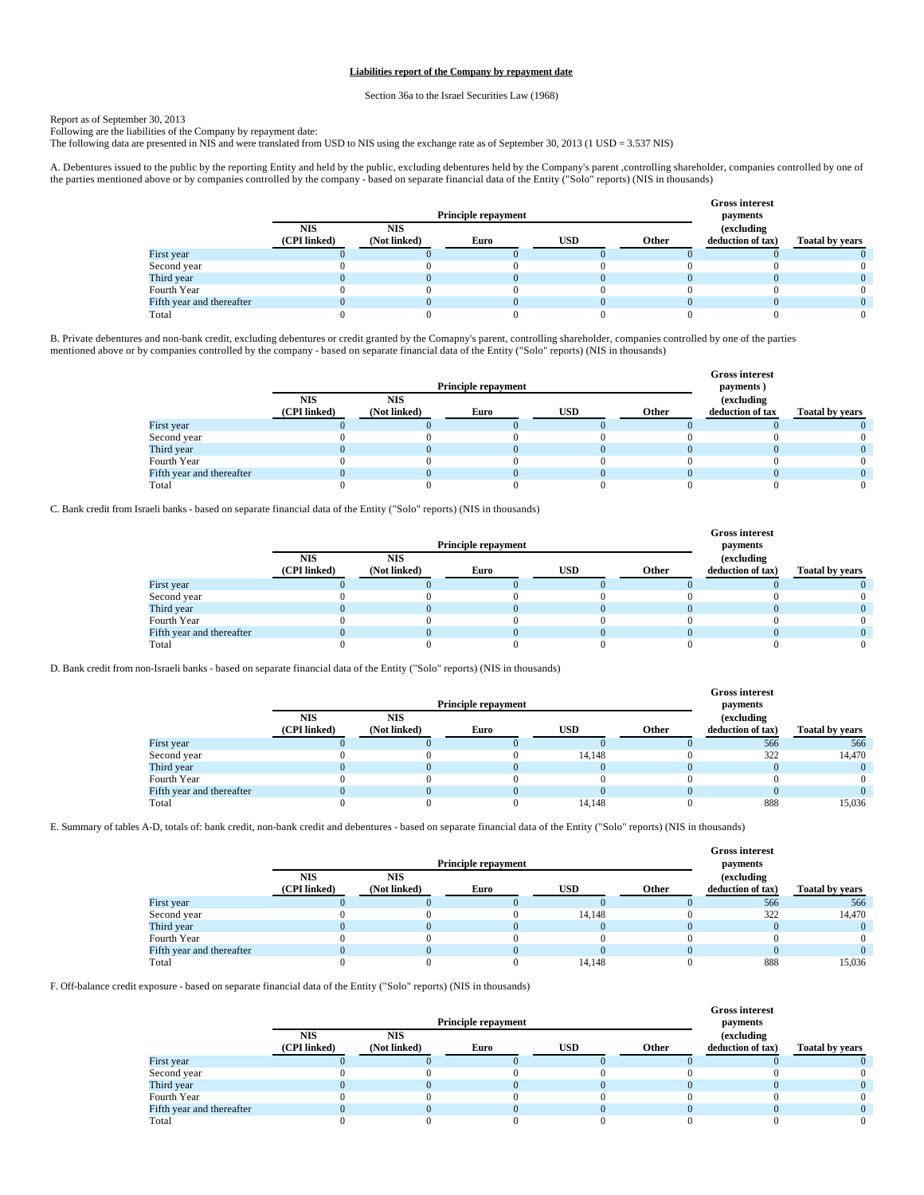**Liabilities report of the Company by repayment date**

Section 36a to the Israel Securities Law (1968)

Report as of September 30, 2013
Following are the liabilities of the Company by repayment date:
The following data are presented in NIS and were translated from USD to NIS using the exchange rate as of September 30, 2013 (1 USD = 3.537 NIS)

A. Debentures issued to the public by the reporting Entity and held by the public, excluding debentures held by the Company's parent ,controlling shareholder, companies controlled by one of the parties mentioned above or by companies controlled by the company - based on separate financial data of the Entity ("Solo" reports) (NIS in thousands)

| | Principle repayment | | | | | Gross interest payments (excluding deduction of tax) | Toatal by years |
|---|---|---|---|---|---|---|---|
| | NIS (CPI linked) | NIS (Not linked) | Euro | USD | Other | | |
| First year | 0 | 0 | 0 | 0 | 0 | 0 | 0 |
| Second year | 0 | 0 | 0 | 0 | 0 | 0 | 0 |
| Third year | 0 | 0 | 0 | 0 | 0 | 0 | 0 |
| Fourth Year | 0 | 0 | 0 | 0 | 0 | 0 | 0 |
| Fifth year and thereafter | 0 | 0 | 0 | 0 | 0 | 0 | 0 |
| Total | 0 | 0 | 0 | 0 | 0 | 0 | 0 |

B. Private debentures and non-bank credit, excluding debentures or credit granted by the Comapny's parent, controlling shareholder, companies controlled by one of the parties mentioned above or by companies controlled by the company - based on separate financial data of the Entity ("Solo" reports) (NIS in thousands)

| | Principle repayment | | | | | Gross interest payments ) (excluding deduction of tax | Toatal by years |
|---|---|---|---|---|---|---|---|
| | NIS (CPI linked) | NIS (Not linked) | Euro | USD | Other | | |
| First year | 0 | 0 | 0 | 0 | 0 | 0 | 0 |
| Second year | 0 | 0 | 0 | 0 | 0 | 0 | 0 |
| Third year | 0 | 0 | 0 | 0 | 0 | 0 | 0 |
| Fourth Year | 0 | 0 | 0 | 0 | 0 | 0 | 0 |
| Fifth year and thereafter | 0 | 0 | 0 | 0 | 0 | 0 | 0 |
| Total | 0 | 0 | 0 | 0 | 0 | 0 | 0 |

C. Bank credit from Israeli banks - based on separate financial data of the Entity ("Solo" reports) (NIS in thousands)

| | Principle repayment | | | | | Gross interest payments (excluding deduction of tax) | Toatal by years |
|---|---|---|---|---|---|---|---|
| | NIS (CPI linked) | NIS (Not linked) | Euro | USD | Other | | |
| First year | 0 | 0 | 0 | 0 | 0 | 0 | 0 |
| Second year | 0 | 0 | 0 | 0 | 0 | 0 | 0 |
| Third year | 0 | 0 | 0 | 0 | 0 | 0 | 0 |
| Fourth Year | 0 | 0 | 0 | 0 | 0 | 0 | 0 |
| Fifth year and thereafter | 0 | 0 | 0 | 0 | 0 | 0 | 0 |
| Total | 0 | 0 | 0 | 0 | 0 | 0 | 0 |

D. Bank credit from non-Israeli banks - based on separate financial data of the Entity ("Solo" reports) (NIS in thousands)

| | Principle repayment | | | | | Gross interest payments (excluding deduction of tax) | Toatal by years |
|---|---|---|---|---|---|---|---|
| | NIS (CPI linked) | NIS (Not linked) | Euro | USD | Other | | |
| First year | 0 | 0 | 0 | 0 | 0 | 566 | 566 |
| Second year | 0 | 0 | 0 | 14,148 | 0 | 322 | 14,470 |
| Third year | 0 | 0 | 0 | 0 | 0 | 0 | 0 |
| Fourth Year | 0 | 0 | 0 | 0 | 0 | 0 | 0 |
| Fifth year and thereafter | 0 | 0 | 0 | 0 | 0 | 0 | 0 |
| Total | 0 | 0 | 0 | 14,148 | 0 | 888 | 15,036 |

E. Summary of tables A-D, totals of: bank credit, non-bank credit and debentures - based on separate financial data of the Entity ("Solo" reports) (NIS in thousands)

| | Principle repayment | | | | | Gross interest payments (excluding deduction of tax) | Toatal by years |
|---|---|---|---|---|---|---|---|
| | NIS (CPI linked) | NIS (Not linked) | Euro | USD | Other | | |
| First year | 0 | 0 | 0 | 0 | 0 | 566 | 566 |
| Second year | 0 | 0 | 0 | 14,148 | 0 | 322 | 14,470 |
| Third year | 0 | 0 | 0 | 0 | 0 | 0 | 0 |
| Fourth Year | 0 | 0 | 0 | 0 | 0 | 0 | 0 |
| Fifth year and thereafter | 0 | 0 | 0 | 0 | 0 | 0 | 0 |
| Total | 0 | 0 | 0 | 14,148 | 0 | 888 | 15,036 |

F. Off-balance credit exposure - based on separate financial data of the Entity ("Solo" reports) (NIS in thousands)

| | Principle repayment | | | | | Gross interest payments (excluding deduction of tax) | Toatal by years |
|---|---|---|---|---|---|---|---|
| | NIS (CPI linked) | NIS (Not linked) | Euro | USD | Other | | |
| First year | 0 | 0 | 0 | 0 | 0 | 0 | 0 |
| Second year | 0 | 0 | 0 | 0 | 0 | 0 | 0 |
| Third year | 0 | 0 | 0 | 0 | 0 | 0 | 0 |
| Fourth Year | 0 | 0 | 0 | 0 | 0 | 0 | 0 |
| Fifth year and thereafter | 0 | 0 | 0 | 0 | 0 | 0 | 0 |
| Total | 0 | 0 | 0 | 0 | 0 | 0 | 0 |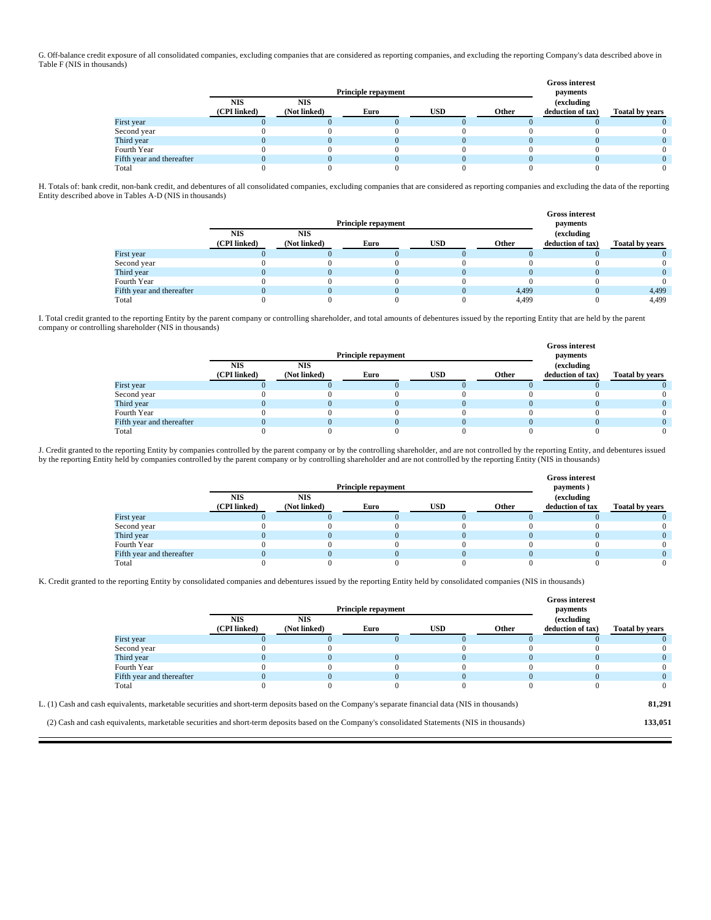G. Off-balance credit exposure of all consolidated companies, excluding companies that are considered as reporting companies, and excluding the reporting Company's data described above in Table F (NIS in thousands)

| | Principle repayment | | | | | Gross interest payments (excluding deduction of tax) | Toatal by years |
|---|---|---|---|---|---|---|---|
| | NIS (CPI linked) | NIS (Not linked) | Euro | USD | Other | | |
| First year | 0 | 0 | 0 | 0 | 0 | 0 | 0 |
| Second year | 0 | 0 | 0 | 0 | 0 | 0 | 0 |
| Third year | 0 | 0 | 0 | 0 | 0 | 0 | 0 |
| Fourth Year | 0 | 0 | 0 | 0 | 0 | 0 | 0 |
| Fifth year and thereafter | 0 | 0 | 0 | 0 | 0 | 0 | 0 |
| Total | 0 | 0 | 0 | 0 | 0 | 0 | 0 |

H. Totals of: bank credit, non-bank credit, and debentures of all consolidated companies, excluding companies that are considered as reporting companies and excluding the data of the reporting Entity described above in Tables A-D (NIS in thousands)

| | Principle repayment | | | | | Gross interest payments (excluding deduction of tax) | Toatal by years |
|---|---|---|---|---|---|---|---|
| | NIS (CPI linked) | NIS (Not linked) | Euro | USD | Other | | |
| First year | 0 | 0 | 0 | 0 | 0 | 0 | 0 |
| Second year | 0 | 0 | 0 | 0 | 0 | 0 | 0 |
| Third year | 0 | 0 | 0 | 0 | 0 | 0 | 0 |
| Fourth Year | 0 | 0 | 0 | 0 | 0 | 0 | 0 |
| Fifth year and thereafter | 0 | 0 | 0 | 0 | 4,499 | 0 | 4,499 |
| Total | 0 | 0 | 0 | 0 | 4,499 | 0 | 4,499 |

I. Total credit granted to the reporting Entity by the parent company or controlling shareholder, and total amounts of debentures issued by the reporting Entity that are held by the parent company or controlling shareholder (NIS in thousands)

| | Principle repayment | | | | | Gross interest payments (excluding deduction of tax) | Toatal by years |
|---|---|---|---|---|---|---|---|
| | NIS (CPI linked) | NIS (Not linked) | Euro | USD | Other | | |
| First year | 0 | 0 | 0 | 0 | 0 | 0 | 0 |
| Second year | 0 | 0 | 0 | 0 | 0 | 0 | 0 |
| Third year | 0 | 0 | 0 | 0 | 0 | 0 | 0 |
| Fourth Year | 0 | 0 | 0 | 0 | 0 | 0 | 0 |
| Fifth year and thereafter | 0 | 0 | 0 | 0 | 0 | 0 | 0 |
| Total | 0 | 0 | 0 | 0 | 0 | 0 | 0 |

J. Credit granted to the reporting Entity by companies controlled by the parent company or by the controlling shareholder, and are not controlled by the reporting Entity, and debentures issued by the reporting Entity held by companies controlled by the parent company or by controlling shareholder and are not controlled by the reporting Entity (NIS in thousands)

| | Principle repayment | | | | | Gross interest payments ) (excluding deduction of tax | Toatal by years |
|---|---|---|---|---|---|---|---|
| | NIS (CPI linked) | NIS (Not linked) | Euro | USD | Other | | |
| First year | 0 | 0 | 0 | 0 | 0 | 0 | 0 |
| Second year | 0 | 0 | 0 | 0 | 0 | 0 | 0 |
| Third year | 0 | 0 | 0 | 0 | 0 | 0 | 0 |
| Fourth Year | 0 | 0 | 0 | 0 | 0 | 0 | 0 |
| Fifth year and thereafter | 0 | 0 | 0 | 0 | 0 | 0 | 0 |
| Total | 0 | 0 | 0 | 0 | 0 | 0 | 0 |

K. Credit granted to the reporting Entity by consolidated companies and debentures issued by the reporting Entity held by consolidated companies (NIS in thousands)

| | Principle repayment | | | | | Gross interest payments (excluding deduction of tax) | Toatal by years |
|---|---|---|---|---|---|---|---|
| | NIS (CPI linked) | NIS (Not linked) | Euro | USD | Other | | |
| First year | 0 | 0 | 0 | 0 | 0 | 0 | 0 |
| Second year | 0 | 0 | | 0 | 0 | 0 | 0 |
| Third year | 0 | 0 | 0 | 0 | 0 | 0 | 0 |
| Fourth Year | 0 | 0 | 0 | 0 | 0 | 0 | 0 |
| Fifth year and thereafter | 0 | 0 | 0 | 0 | 0 | 0 | 0 |
| Total | 0 | 0 | 0 | 0 | 0 | 0 | 0 |

| | |
|---|---|
| L. (1) Cash and cash equivalents, marketable securities and short-term deposits based on the Company's separate financial data (NIS in thousands) | **81,291** |
| (2) Cash and cash equivalents, marketable securities and short-term deposits based on the Company's consolidated Statements (NIS in thousands) | **133,051** |